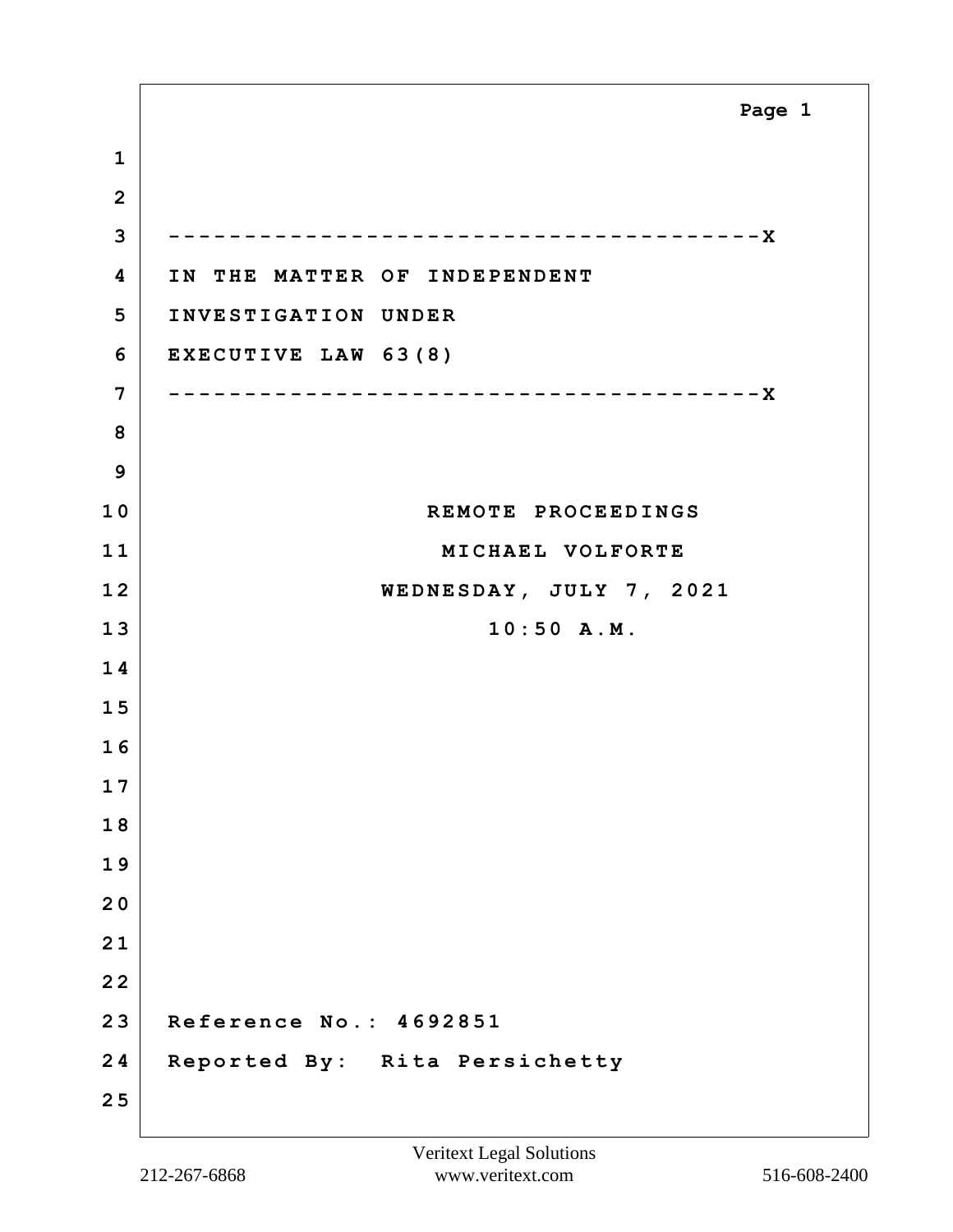---------------------------------------X

IN THE MATTER OF INDEPENDENT
INVESTIGATION UNDER
EXECUTIVE LAW 63(8)

---------------------------------------X

REMOTE PROCEEDINGS

MICHAEL VOLFORTE

WEDNESDAY, JULY 7, 2021

10:50 A.M.

Reference No.: 4692851

Reported By: Rita Persichetty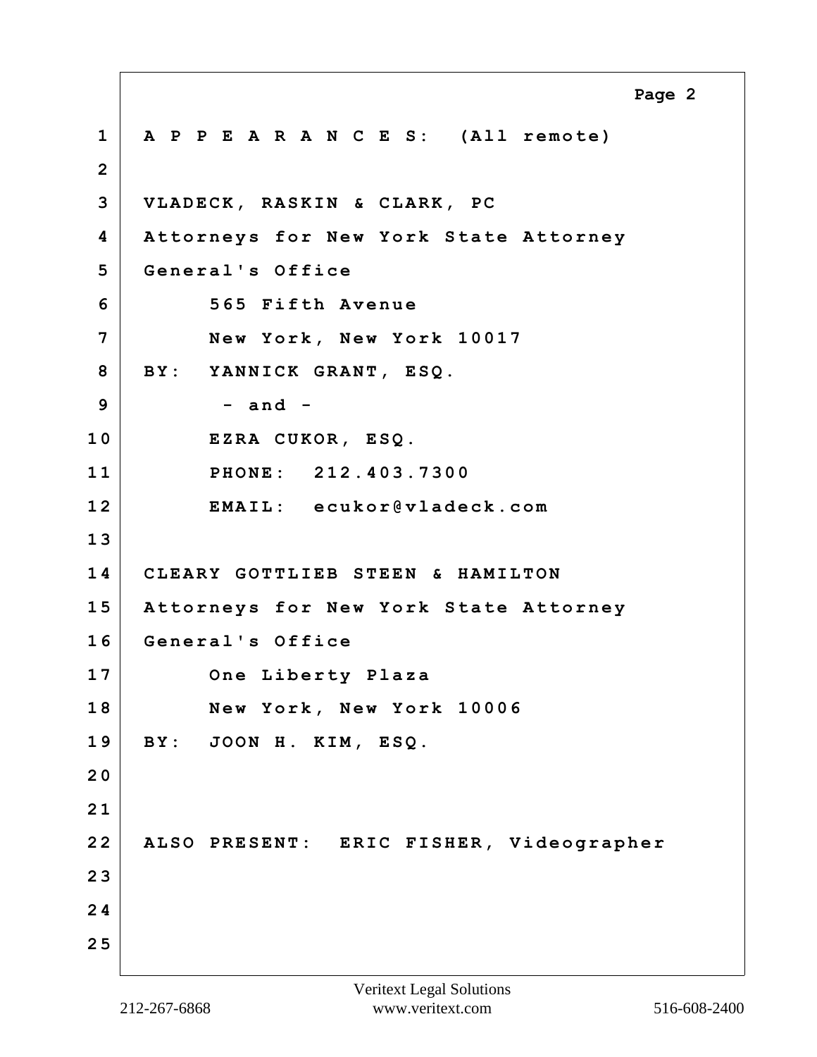A P P E A R A N C E S: (All remote)

VLADECK, RASKIN & CLARK, PC
Attorneys for New York State Attorney General's Office
565 Fifth Avenue
New York, New York 10017
BY: YANNICK GRANT, ESQ.
- and -
EZRA CUKOR, ESQ.
PHONE: 212.403.7300
EMAIL: ecukor@vladeck.com

CLEARY GOTTLIEB STEEN & HAMILTON
Attorneys for New York State Attorney General's Office
One Liberty Plaza
New York, New York 10006
BY: JOON H. KIM, ESQ.

ALSO PRESENT: ERIC FISHER, Videographer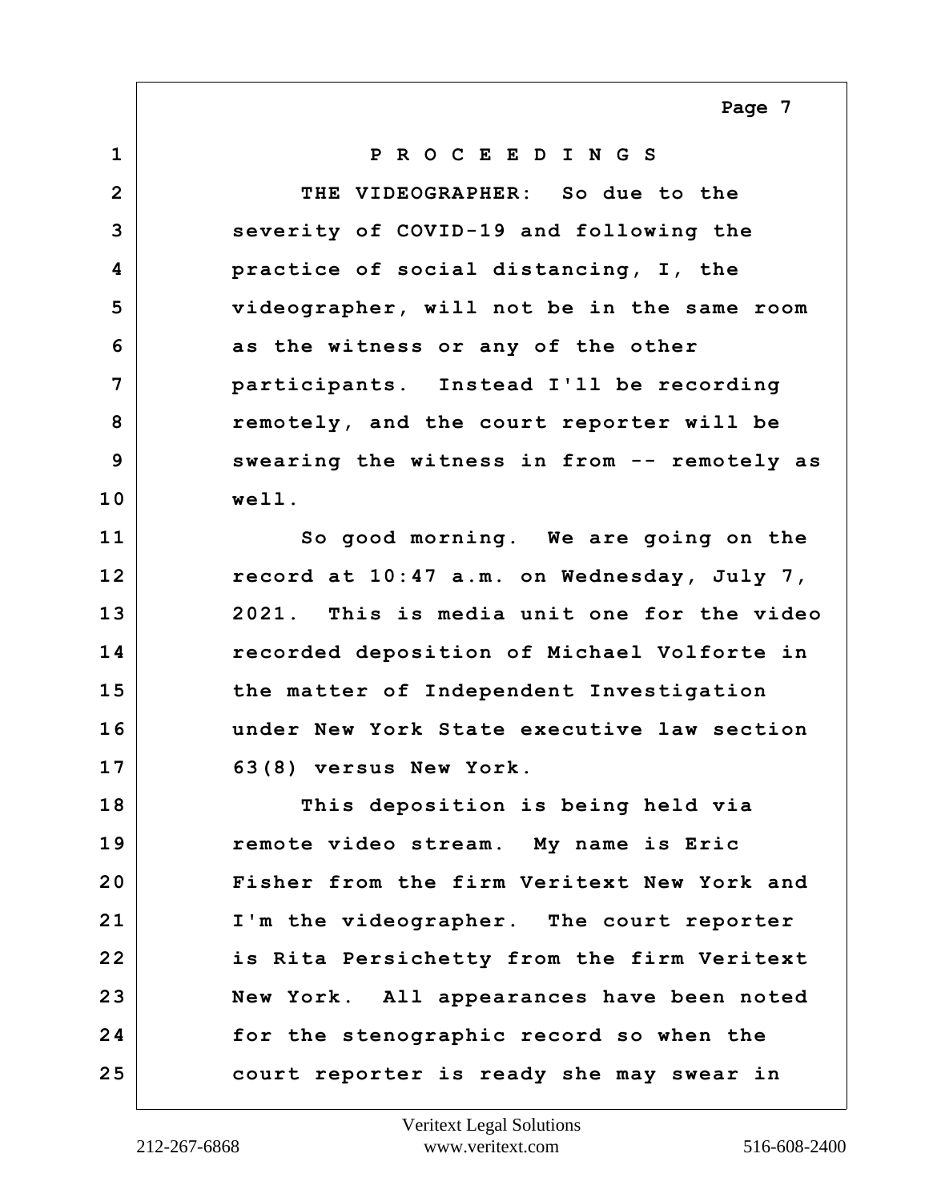P R O C E E D I N G S

THE VIDEOGRAPHER: So due to the severity of COVID-19 and following the practice of social distancing, I, the videographer, will not be in the same room as the witness or any of the other participants. Instead I'll be recording remotely, and the court reporter will be swearing the witness in from -- remotely as well.

So good morning. We are going on the record at 10:47 a.m. on Wednesday, July 7, 2021. This is media unit one for the video recorded deposition of Michael Volforte in the matter of Independent Investigation under New York State executive law section 63(8) versus New York.

This deposition is being held via remote video stream. My name is Eric Fisher from the firm Veritext New York and I'm the videographer. The court reporter is Rita Persichetty from the firm Veritext New York. All appearances have been noted for the stenographic record so when the court reporter is ready she may swear in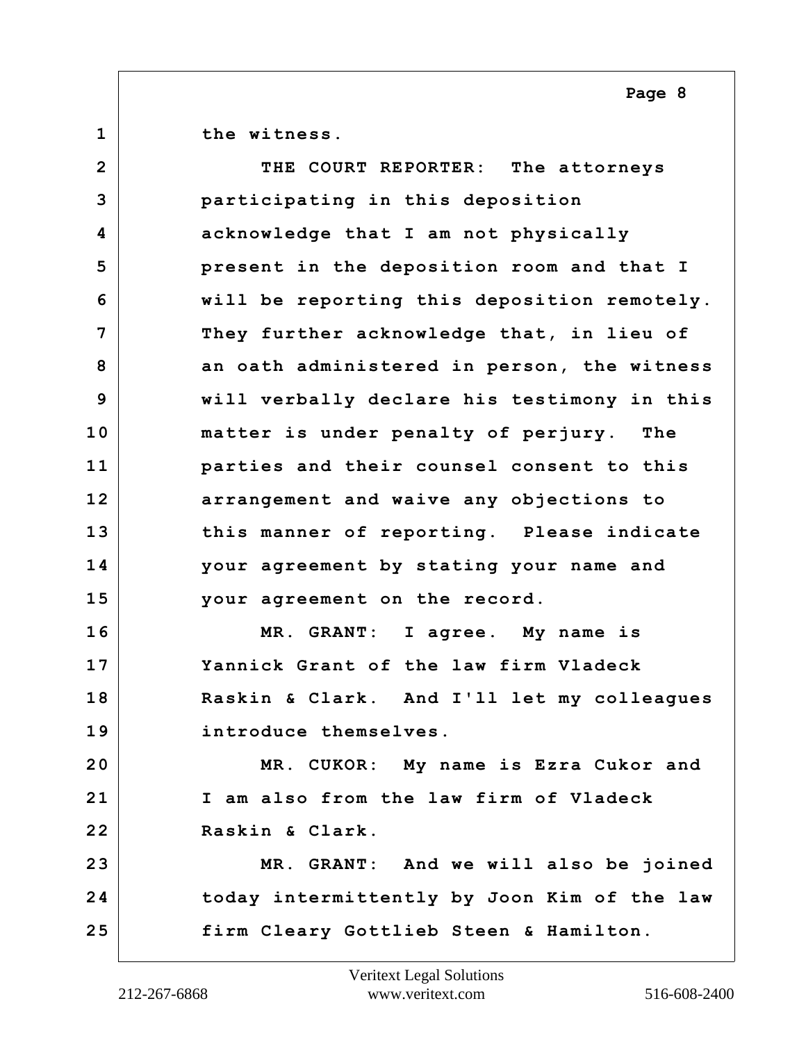1 the witness.

2 THE COURT REPORTER: The attorneys

3 participating in this deposition

4 acknowledge that I am not physically

5 present in the deposition room and that I

6 will be reporting this deposition remotely.

7 They further acknowledge that, in lieu of

8 an oath administered in person, the witness

9 will verbally declare his testimony in this

10 matter is under penalty of perjury. The

11 parties and their counsel consent to this

12 arrangement and waive any objections to

13 this manner of reporting. Please indicate

14 your agreement by stating your name and

15 your agreement on the record.

16 MR. GRANT: I agree. My name is

17 Yannick Grant of the law firm Vladeck

18 Raskin & Clark. And I'll let my colleagues

19 introduce themselves.

20 MR. CUKOR: My name is Ezra Cukor and

21 I am also from the law firm of Vladeck

22 Raskin & Clark.

23 MR. GRANT: And we will also be joined

24 today intermittently by Joon Kim of the law

25 firm Cleary Gottlieb Steen & Hamilton.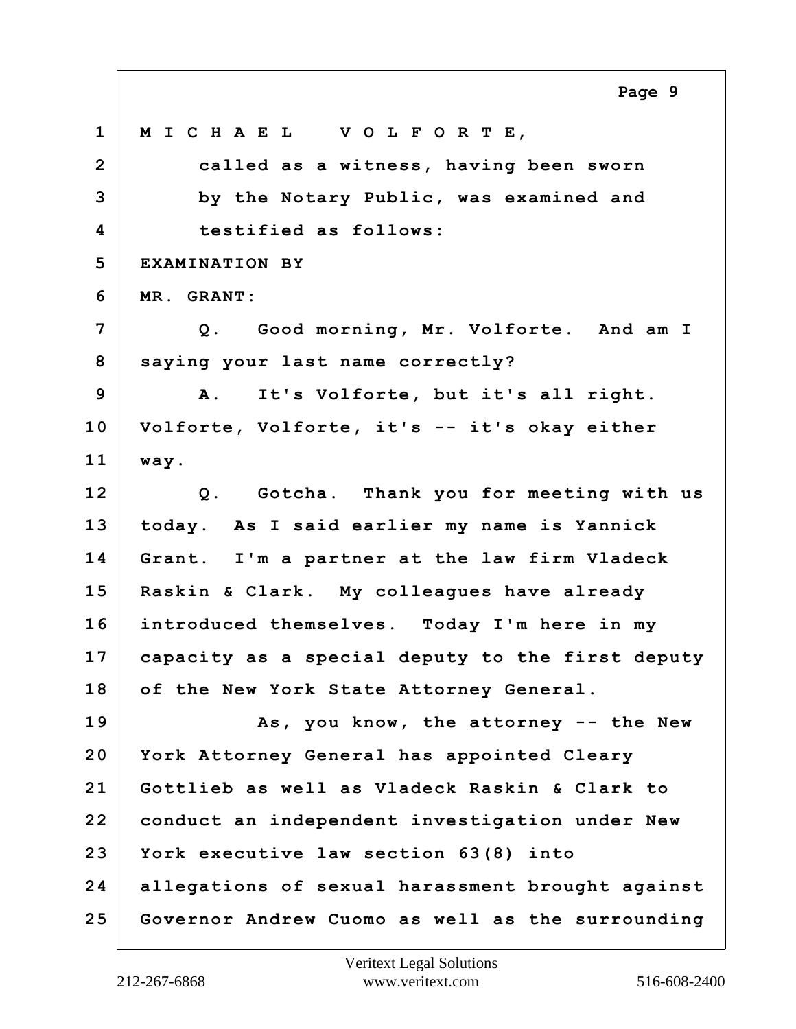1 M I C H A E L V O L F O R T E,

2 called as a witness, having been sworn

3 by the Notary Public, was examined and

4 testified as follows:

5 EXAMINATION BY

6 MR. GRANT:

7 Q. Good morning, Mr. Volforte. And am I

8 saying your last name correctly?

9 A. It's Volforte, but it's all right.

10 Volforte, Volforte, it's -- it's okay either

11 way.

12 Q. Gotcha. Thank you for meeting with us

13 today. As I said earlier my name is Yannick

14 Grant. I'm a partner at the law firm Vladeck

15 Raskin & Clark. My colleagues have already

16 introduced themselves. Today I'm here in my

17 capacity as a special deputy to the first deputy

18 of the New York State Attorney General.

19 As, you know, the attorney -- the New

20 York Attorney General has appointed Cleary

21 Gottlieb as well as Vladeck Raskin & Clark to

22 conduct an independent investigation under New

23 York executive law section 63(8) into

24 allegations of sexual harassment brought against

25 Governor Andrew Cuomo as well as the surrounding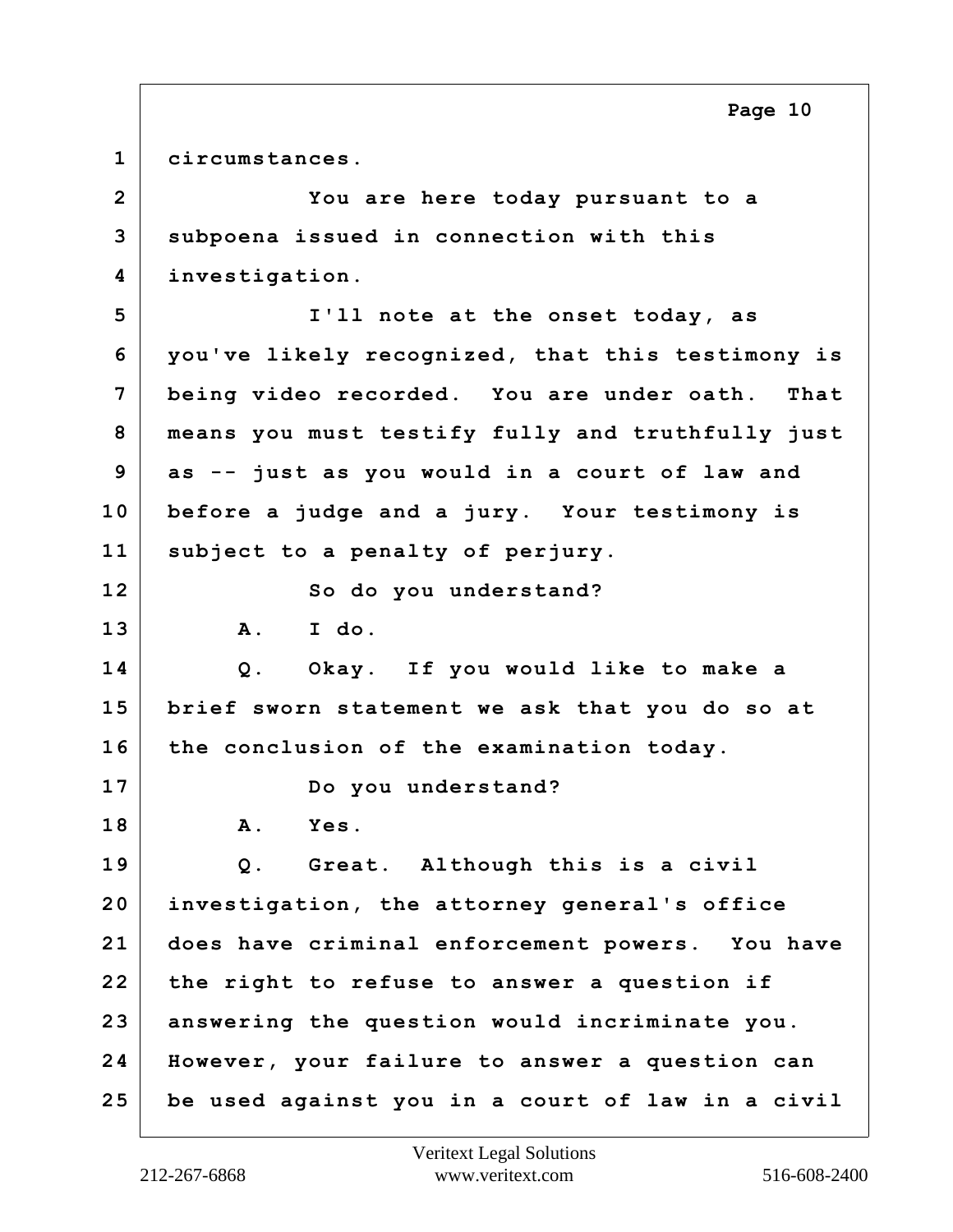1 circumstances.

2 You are here today pursuant to a

3 subpoena issued in connection with this

4 investigation.

5 I'll note at the onset today, as

6 you've likely recognized, that this testimony is

7 being video recorded. You are under oath. That

8 means you must testify fully and truthfully just

9 as -- just as you would in a court of law and

10 before a judge and a jury. Your testimony is

11 subject to a penalty of perjury.

12 So do you understand?

13 A. I do.

14 Q. Okay. If you would like to make a

15 brief sworn statement we ask that you do so at

16 the conclusion of the examination today.

17 Do you understand?

18 A. Yes.

19 Q. Great. Although this is a civil

20 investigation, the attorney general's office

21 does have criminal enforcement powers. You have

22 the right to refuse to answer a question if

23 answering the question would incriminate you.

24 However, your failure to answer a question can

25 be used against you in a court of law in a civil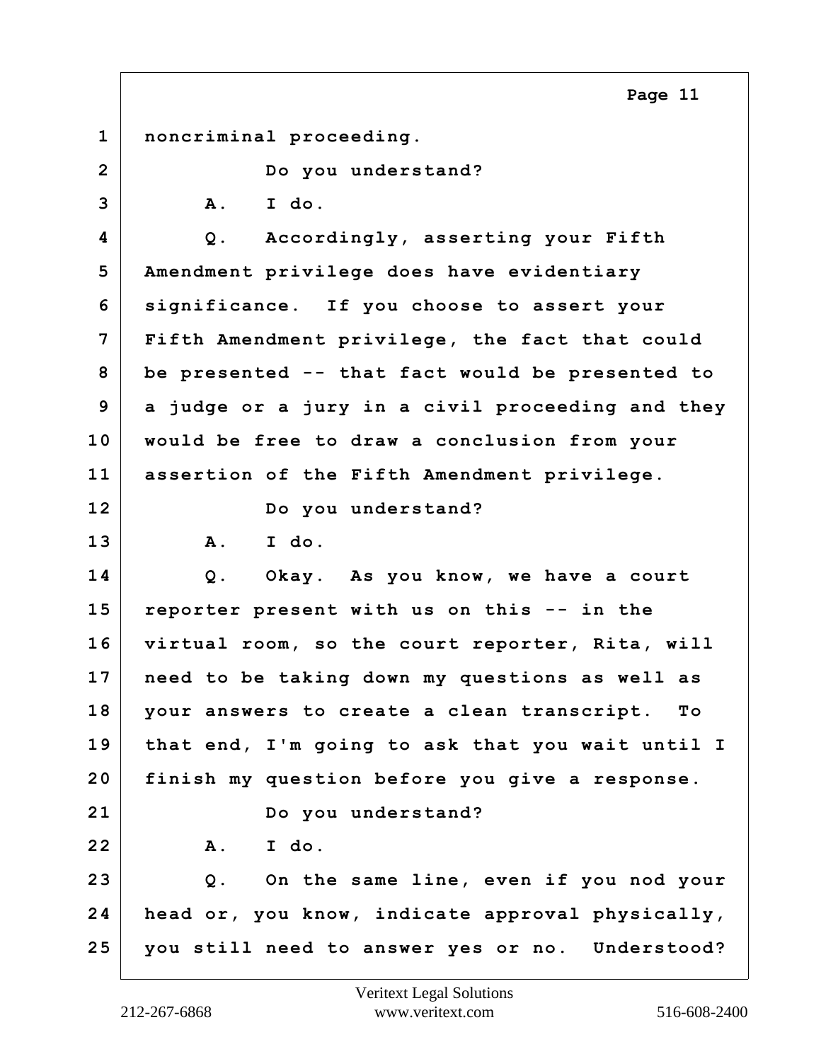1 noncriminal proceeding.

2 Do you understand?

3 A. I do.

4 Q. Accordingly, asserting your Fifth

5 Amendment privilege does have evidentiary

6 significance. If you choose to assert your

7 Fifth Amendment privilege, the fact that could

8 be presented -- that fact would be presented to

9 a judge or a jury in a civil proceeding and they

10 would be free to draw a conclusion from your

11 assertion of the Fifth Amendment privilege.

12 Do you understand?

13 A. I do.

14 Q. Okay. As you know, we have a court

15 reporter present with us on this -- in the

16 virtual room, so the court reporter, Rita, will

17 need to be taking down my questions as well as

18 your answers to create a clean transcript. To

19 that end, I'm going to ask that you wait until I

20 finish my question before you give a response.

21 Do you understand?

22 A. I do.

23 Q. On the same line, even if you nod your

24 head or, you know, indicate approval physically,

25 you still need to answer yes or no. Understood?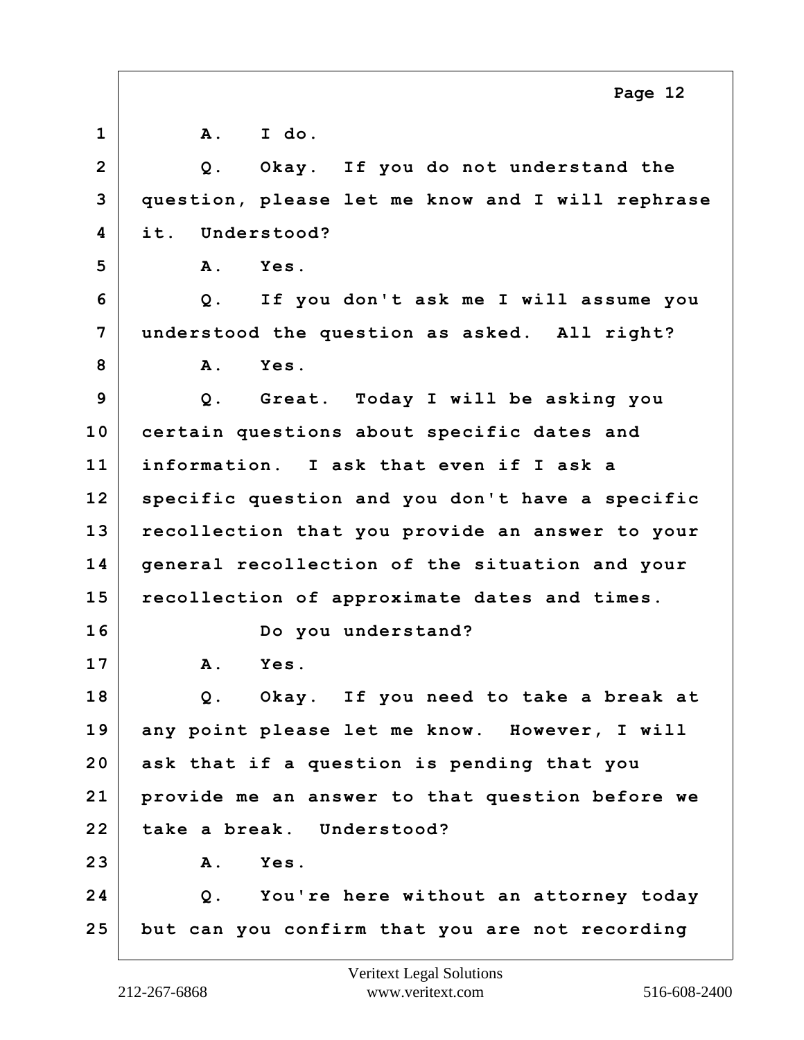1 A. I do.

2 Q. Okay. If you do not understand the

3 question, please let me know and I will rephrase

4 it. Understood?

5 A. Yes.

6 Q. If you don't ask me I will assume you

7 understood the question as asked. All right?

8 A. Yes.

9 Q. Great. Today I will be asking you

10 certain questions about specific dates and

11 information. I ask that even if I ask a

12 specific question and you don't have a specific

13 recollection that you provide an answer to your

14 general recollection of the situation and your

15 recollection of approximate dates and times.

16 Do you understand?

17 A. Yes.

18 Q. Okay. If you need to take a break at

19 any point please let me know. However, I will

20 ask that if a question is pending that you

21 provide me an answer to that question before we

22 take a break. Understood?

23 A. Yes.

24 Q. You're here without an attorney today

25 but can you confirm that you are not recording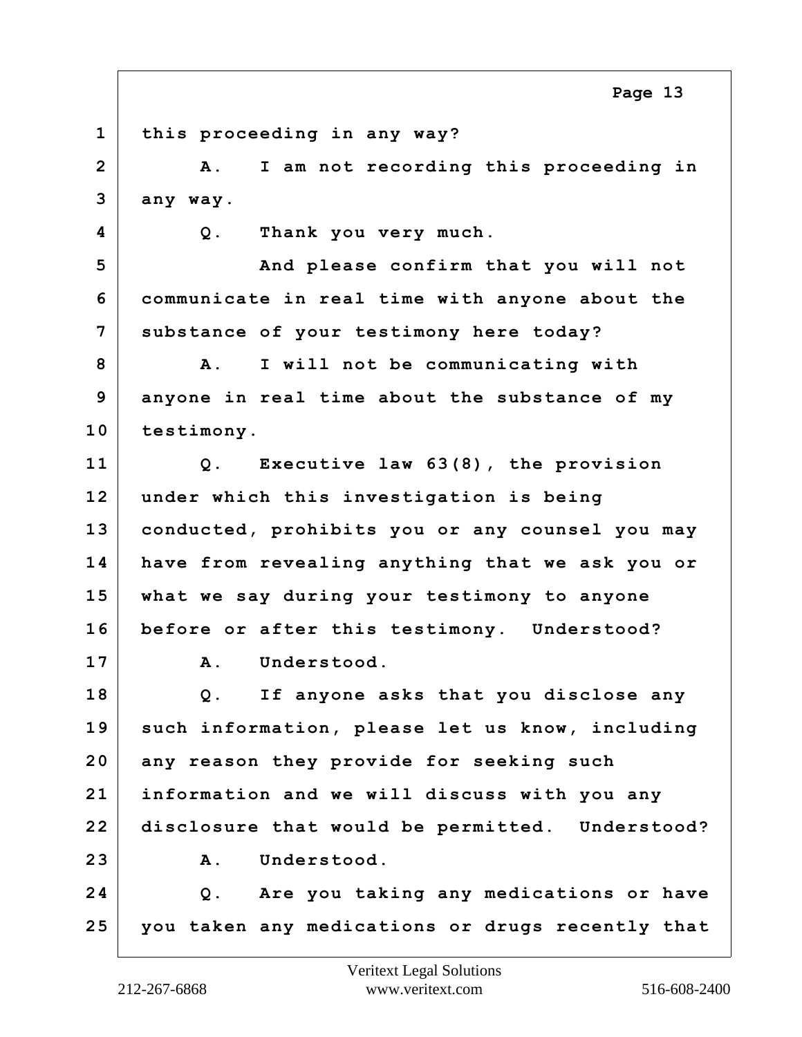1 this proceeding in any way?

2 A. I am not recording this proceeding in

3 any way.

4 Q. Thank you very much.

5 And please confirm that you will not

6 communicate in real time with anyone about the

7 substance of your testimony here today?

8 A. I will not be communicating with

9 anyone in real time about the substance of my

10 testimony.

11 Q. Executive law 63(8), the provision

12 under which this investigation is being

13 conducted, prohibits you or any counsel you may

14 have from revealing anything that we ask you or

15 what we say during your testimony to anyone

16 before or after this testimony. Understood?

17 A. Understood.

18 Q. If anyone asks that you disclose any

19 such information, please let us know, including

20 any reason they provide for seeking such

21 information and we will discuss with you any

22 disclosure that would be permitted. Understood?

23 A. Understood.

24 Q. Are you taking any medications or have

25 you taken any medications or drugs recently that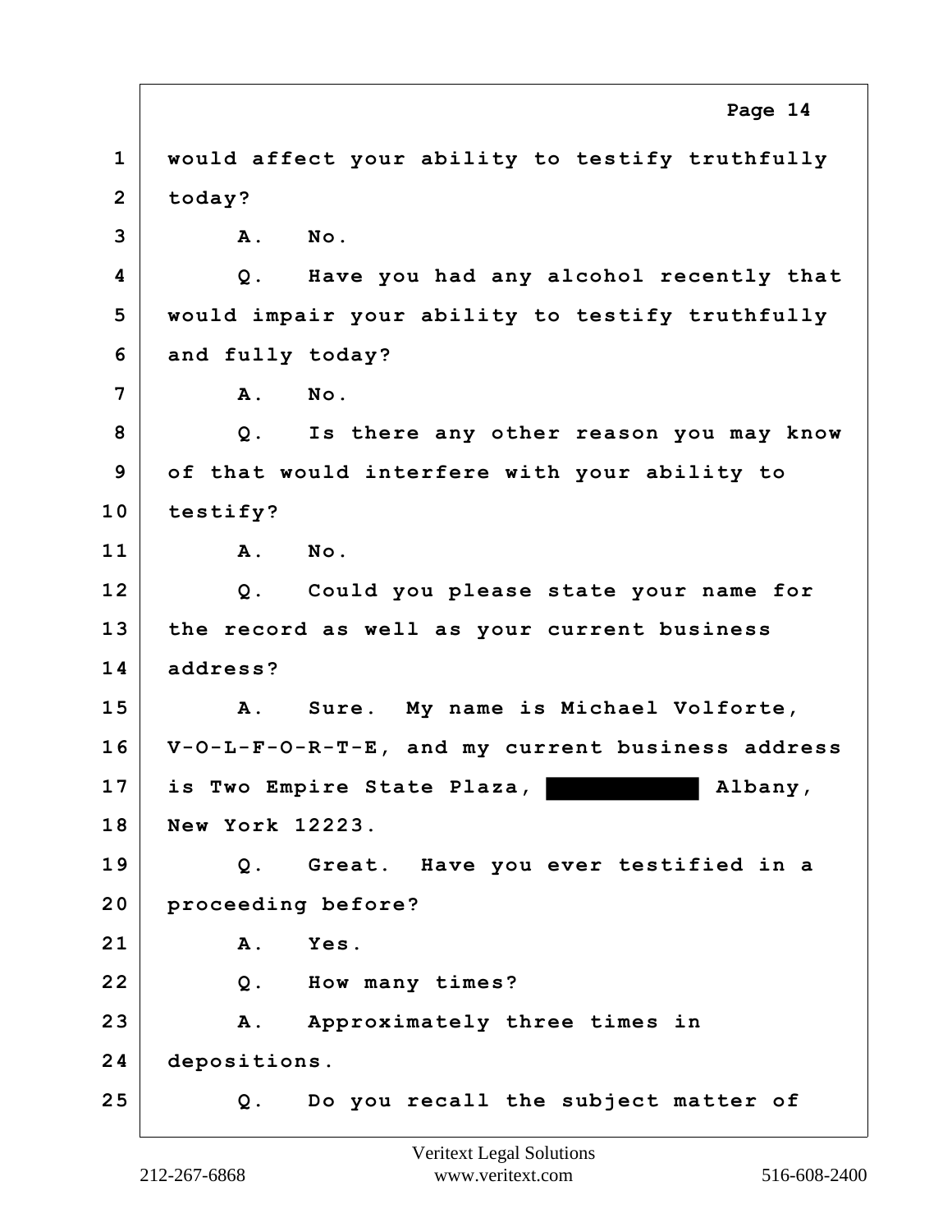1 would affect your ability to testify truthfully
2 today?
3 A. No.
4 Q. Have you had any alcohol recently that
5 would impair your ability to testify truthfully
6 and fully today?
7 A. No.
8 Q. Is there any other reason you may know
9 of that would interfere with your ability to
10 testify?
11 A. No.
12 Q. Could you please state your name for
13 the record as well as your current business
14 address?
15 A. Sure. My name is Michael Volforte,
16 V-O-L-F-O-R-T-E, and my current business address
17 is Two Empire State Plaza, [REDACTED] Albany,
18 New York 12223.
19 Q. Great. Have you ever testified in a
20 proceeding before?
21 A. Yes.
22 Q. How many times?
23 A. Approximately three times in
24 depositions.
25 Q. Do you recall the subject matter of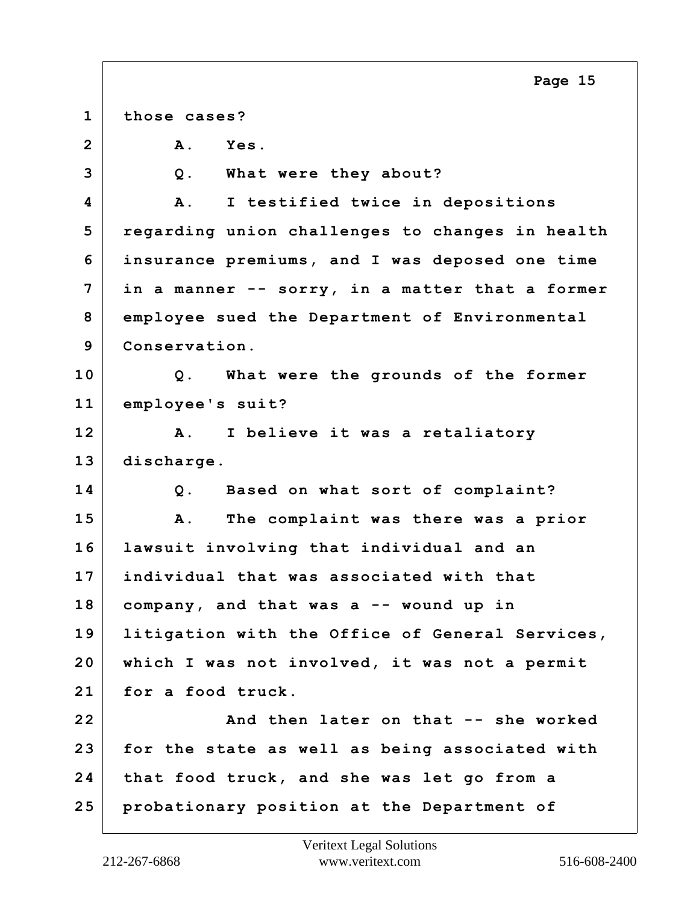1 those cases?

2 A. Yes.

3 Q. What were they about?

4 A. I testified twice in depositions

5 regarding union challenges to changes in health

6 insurance premiums, and I was deposed one time

7 in a manner -- sorry, in a matter that a former

8 employee sued the Department of Environmental

9 Conservation.

10 Q. What were the grounds of the former

11 employee's suit?

12 A. I believe it was a retaliatory

13 discharge.

14 Q. Based on what sort of complaint?

15 A. The complaint was there was a prior

16 lawsuit involving that individual and an

17 individual that was associated with that

18 company, and that was a -- wound up in

19 litigation with the Office of General Services,

20 which I was not involved, it was not a permit

21 for a food truck.

22 And then later on that -- she worked

23 for the state as well as being associated with

24 that food truck, and she was let go from a

25 probationary position at the Department of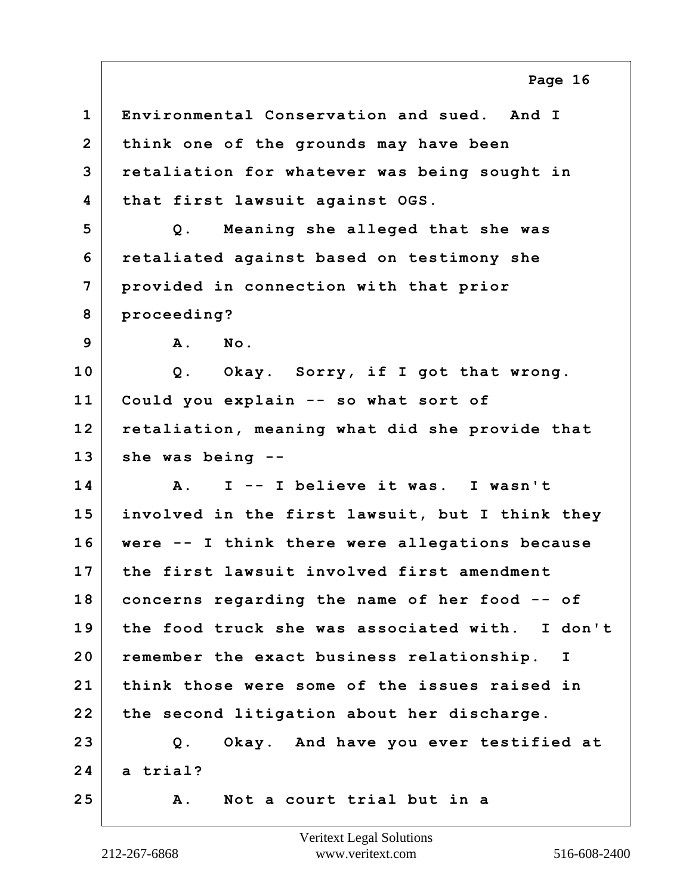1 Environmental Conservation and sued. And I
2 think one of the grounds may have been
3 retaliation for whatever was being sought in
4 that first lawsuit against OGS.
5 Q. Meaning she alleged that she was
6 retaliated against based on testimony she
7 provided in connection with that prior
8 proceeding?
9 A. No.
10 Q. Okay. Sorry, if I got that wrong.
11 Could you explain -- so what sort of
12 retaliation, meaning what did she provide that
13 she was being --
14 A. I -- I believe it was. I wasn't
15 involved in the first lawsuit, but I think they
16 were -- I think there were allegations because
17 the first lawsuit involved first amendment
18 concerns regarding the name of her food -- of
19 the food truck she was associated with. I don't
20 remember the exact business relationship. I
21 think those were some of the issues raised in
22 the second litigation about her discharge.
23 Q. Okay. And have you ever testified at
24 a trial?
25 A. Not a court trial but in a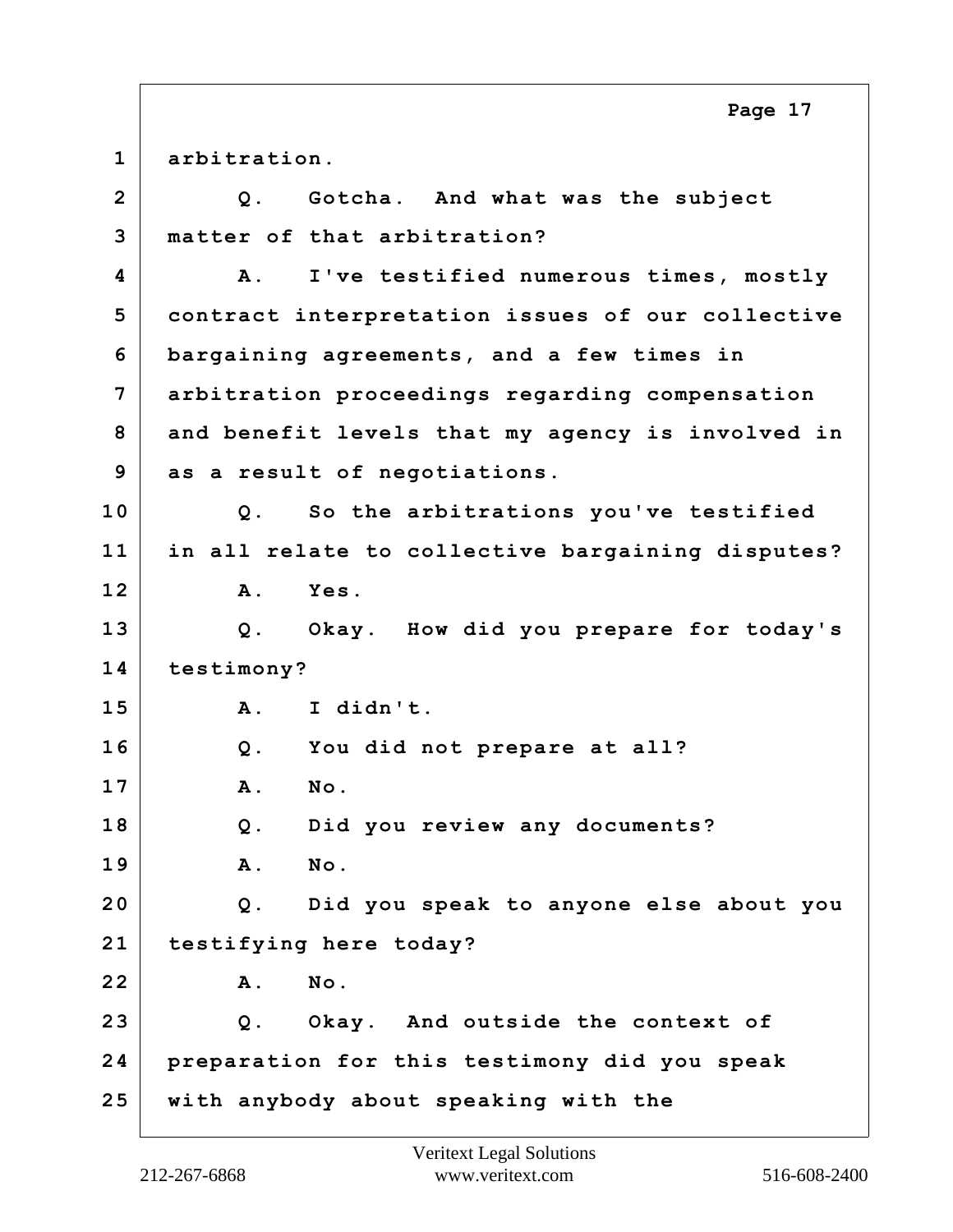1 arbitration.

2 Q. Gotcha. And what was the subject

3 matter of that arbitration?

4 A. I've testified numerous times, mostly

5 contract interpretation issues of our collective

6 bargaining agreements, and a few times in

7 arbitration proceedings regarding compensation

8 and benefit levels that my agency is involved in

9 as a result of negotiations.

10 Q. So the arbitrations you've testified

11 in all relate to collective bargaining disputes?

12 A. Yes.

13 Q. Okay. How did you prepare for today's

14 testimony?

15 A. I didn't.

16 Q. You did not prepare at all?

17 A. No.

18 Q. Did you review any documents?

19 A. No.

20 Q. Did you speak to anyone else about you

21 testifying here today?

22 A. No.

23 Q. Okay. And outside the context of

24 preparation for this testimony did you speak

25 with anybody about speaking with the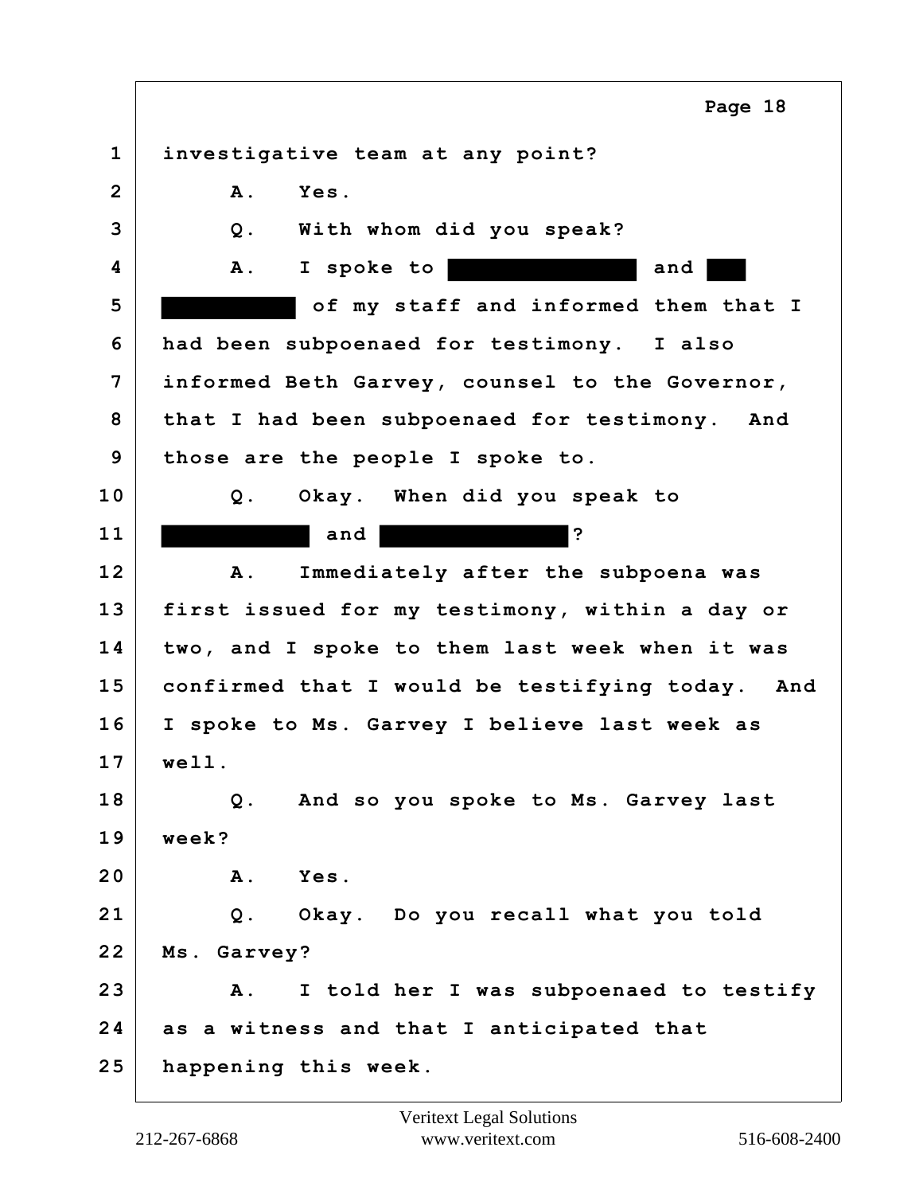1 investigative team at any point?

2 A. Yes.

3 Q. With whom did you speak?

4 A. I spoke to [REDACTED] and [REDACTED]

5 [REDACTED] of my staff and informed them that I

6 had been subpoenaed for testimony. I also

7 informed Beth Garvey, counsel to the Governor,

8 that I had been subpoenaed for testimony. And

9 those are the people I spoke to.

10 Q. Okay. When did you speak to

11 [REDACTED] and [REDACTED]?

12 A. Immediately after the subpoena was

13 first issued for my testimony, within a day or

14 two, and I spoke to them last week when it was

15 confirmed that I would be testifying today. And

16 I spoke to Ms. Garvey I believe last week as

17 well.

18 Q. And so you spoke to Ms. Garvey last

19 week?

20 A. Yes.

21 Q. Okay. Do you recall what you told

22 Ms. Garvey?

23 A. I told her I was subpoenaed to testify

24 as a witness and that I anticipated that

25 happening this week.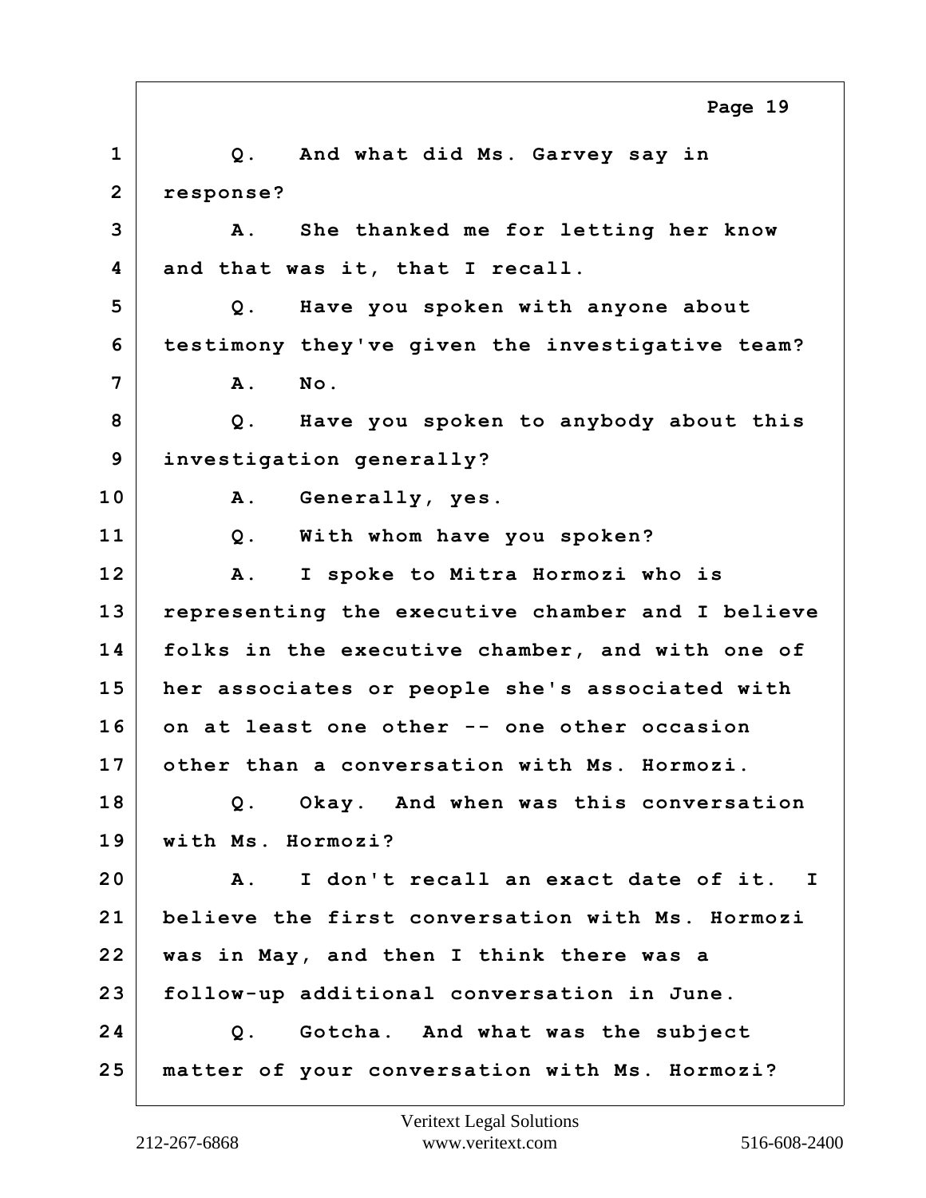1 Q. And what did Ms. Garvey say in
2 response?
3 A. She thanked me for letting her know
4 and that was it, that I recall.
5 Q. Have you spoken with anyone about
6 testimony they've given the investigative team?
7 A. No.
8 Q. Have you spoken to anybody about this
9 investigation generally?
10 A. Generally, yes.
11 Q. With whom have you spoken?
12 A. I spoke to Mitra Hormozi who is
13 representing the executive chamber and I believe
14 folks in the executive chamber, and with one of
15 her associates or people she's associated with
16 on at least one other -- one other occasion
17 other than a conversation with Ms. Hormozi.
18 Q. Okay. And when was this conversation
19 with Ms. Hormozi?
20 A. I don't recall an exact date of it. I
21 believe the first conversation with Ms. Hormozi
22 was in May, and then I think there was a
23 follow-up additional conversation in June.
24 Q. Gotcha. And what was the subject
25 matter of your conversation with Ms. Hormozi?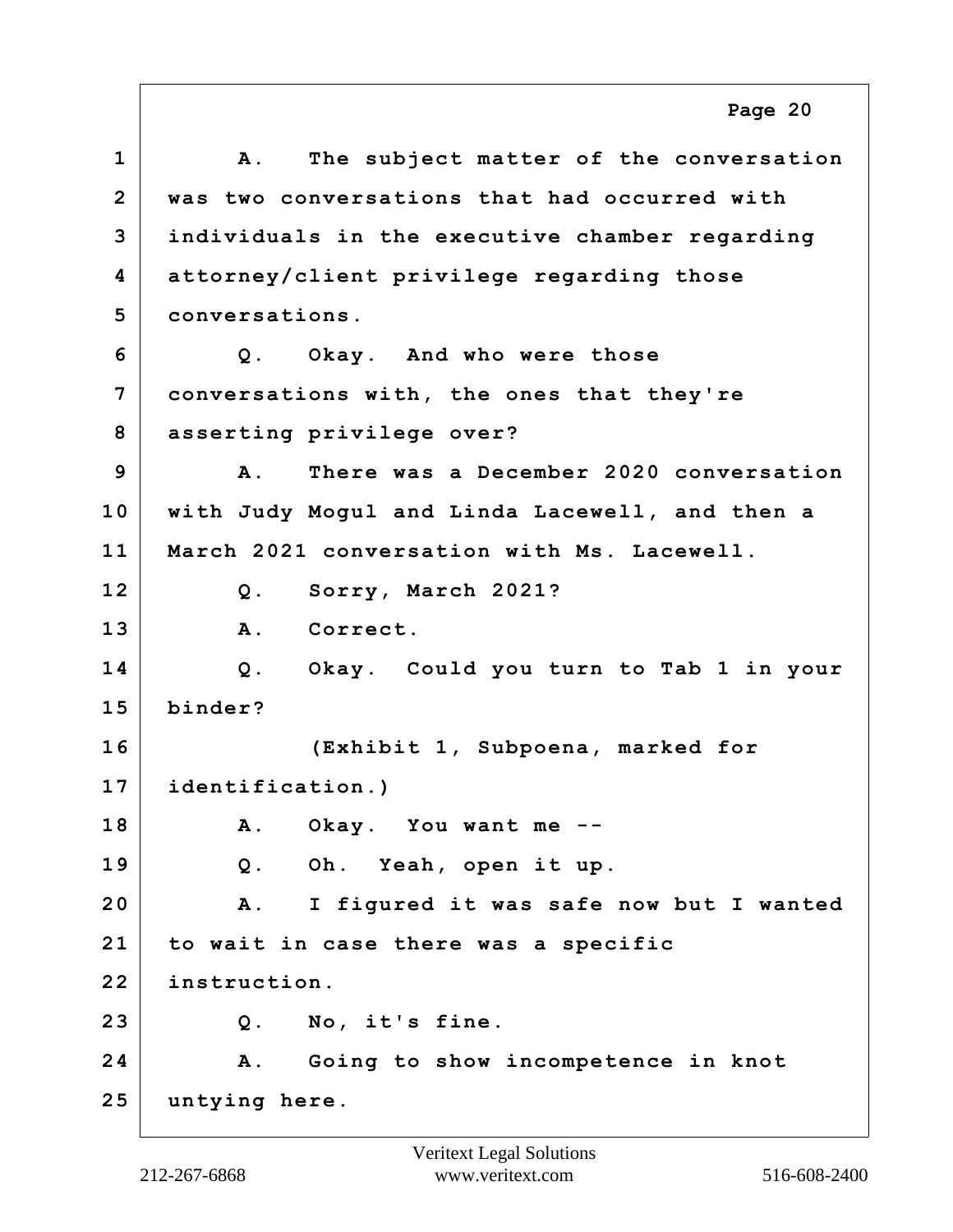1 A. The subject matter of the conversation
2 was two conversations that had occurred with
3 individuals in the executive chamber regarding
4 attorney/client privilege regarding those
5 conversations.
6 Q. Okay. And who were those
7 conversations with, the ones that they're
8 asserting privilege over?
9 A. There was a December 2020 conversation
10 with Judy Mogul and Linda Lacewell, and then a
11 March 2021 conversation with Ms. Lacewell.
12 Q. Sorry, March 2021?
13 A. Correct.
14 Q. Okay. Could you turn to Tab 1 in your
15 binder?
16 (Exhibit 1, Subpoena, marked for
17 identification.)
18 A. Okay. You want me --
19 Q. Oh. Yeah, open it up.
20 A. I figured it was safe now but I wanted
21 to wait in case there was a specific
22 instruction.
23 Q. No, it's fine.
24 A. Going to show incompetence in knot
25 untying here.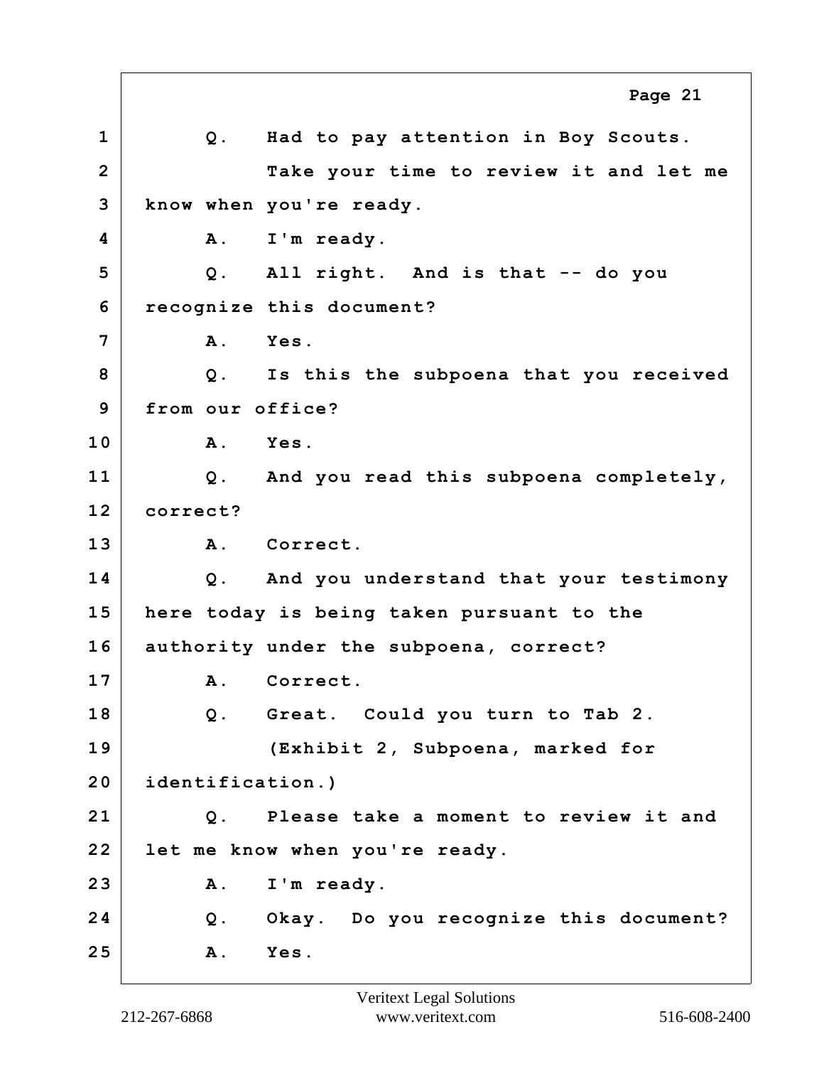1 Q. Had to pay attention in Boy Scouts.
2 Take your time to review it and let me
3 know when you're ready.
4 A. I'm ready.
5 Q. All right. And is that -- do you
6 recognize this document?
7 A. Yes.
8 Q. Is this the subpoena that you received
9 from our office?
10 A. Yes.
11 Q. And you read this subpoena completely,
12 correct?
13 A. Correct.
14 Q. And you understand that your testimony
15 here today is being taken pursuant to the
16 authority under the subpoena, correct?
17 A. Correct.
18 Q. Great. Could you turn to Tab 2.
19 (Exhibit 2, Subpoena, marked for
20 identification.)
21 Q. Please take a moment to review it and
22 let me know when you're ready.
23 A. I'm ready.
24 Q. Okay. Do you recognize this document?
25 A. Yes.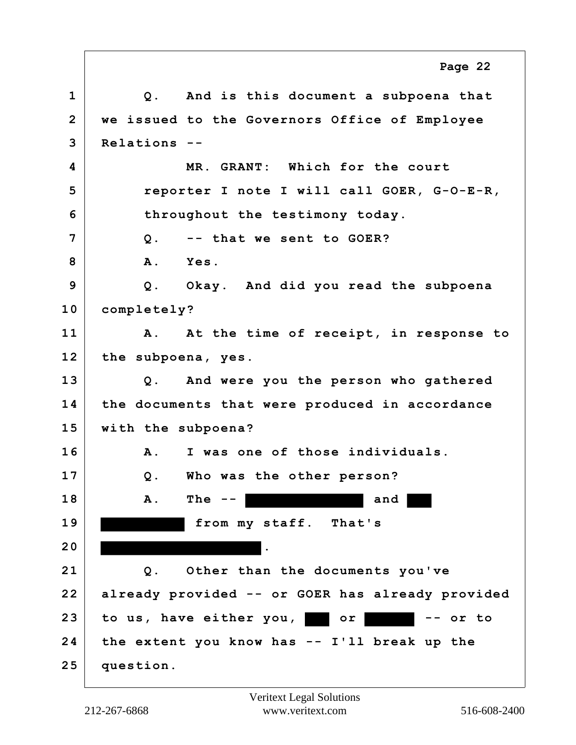1 Q. And is this document a subpoena that
2 we issued to the Governors Office of Employee
3 Relations --
4 MR. GRANT: Which for the court
5 reporter I note I will call GOER, G-O-E-R,
6 throughout the testimony today.
7 Q. -- that we sent to GOER?
8 A. Yes.
9 Q. Okay. And did you read the subpoena
10 completely?
11 A. At the time of receipt, in response to
12 the subpoena, yes.
13 Q. And were you the person who gathered
14 the documents that were produced in accordance
15 with the subpoena?
16 A. I was one of those individuals.
17 Q. Who was the other person?
18 A. The -- [REDACTED] and [REDACTED]
19 [REDACTED] from my staff. That's
20 [REDACTED].
21 Q. Other than the documents you've
22 already provided -- or GOER has already provided
23 to us, have either you, [REDACTED] or [REDACTED] -- or to
24 the extent you know has -- I'll break up the
25 question.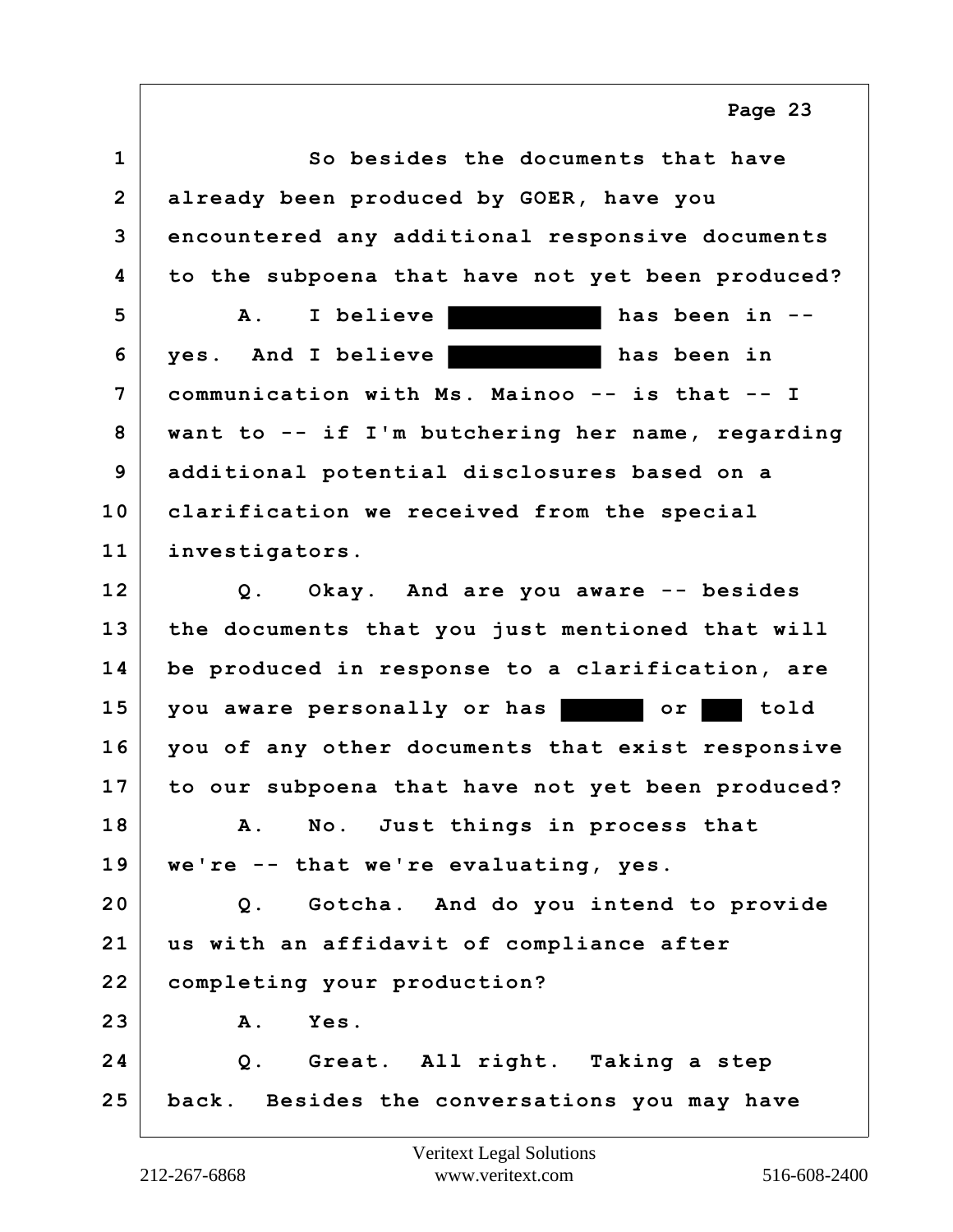1 So besides the documents that have
2 already been produced by GOER, have you
3 encountered any additional responsive documents
4 to the subpoena that have not yet been produced?
5 A. I believe [REDACTED] has been in --
6 yes. And I believe [REDACTED] has been in
7 communication with Ms. Mainoo -- is that -- I
8 want to -- if I'm butchering her name, regarding
9 additional potential disclosures based on a
10 clarification we received from the special
11 investigators.
12 Q. Okay. And are you aware -- besides
13 the documents that you just mentioned that will
14 be produced in response to a clarification, are
15 you aware personally or has [REDACTED] or [REDACTED] told
16 you of any other documents that exist responsive
17 to our subpoena that have not yet been produced?
18 A. No. Just things in process that
19 we're -- that we're evaluating, yes.
20 Q. Gotcha. And do you intend to provide
21 us with an affidavit of compliance after
22 completing your production?
23 A. Yes.
24 Q. Great. All right. Taking a step
25 back. Besides the conversations you may have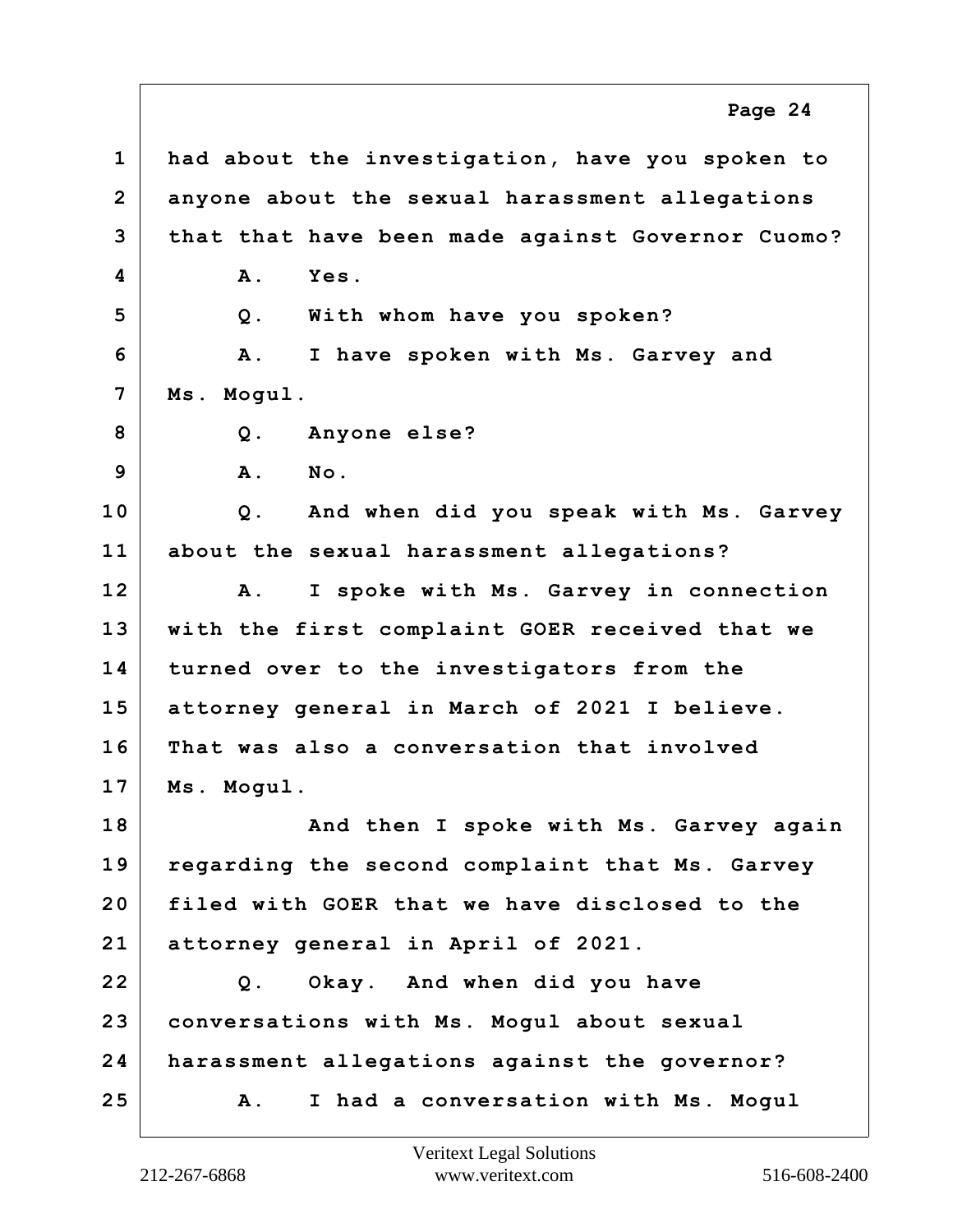1 had about the investigation, have you spoken to
2 anyone about the sexual harassment allegations
3 that that have been made against Governor Cuomo?
4 A. Yes.
5 Q. With whom have you spoken?
6 A. I have spoken with Ms. Garvey and
7 Ms. Mogul.
8 Q. Anyone else?
9 A. No.
10 Q. And when did you speak with Ms. Garvey
11 about the sexual harassment allegations?
12 A. I spoke with Ms. Garvey in connection
13 with the first complaint GOER received that we
14 turned over to the investigators from the
15 attorney general in March of 2021 I believe.
16 That was also a conversation that involved
17 Ms. Mogul.
18 And then I spoke with Ms. Garvey again
19 regarding the second complaint that Ms. Garvey
20 filed with GOER that we have disclosed to the
21 attorney general in April of 2021.
22 Q. Okay. And when did you have
23 conversations with Ms. Mogul about sexual
24 harassment allegations against the governor?
25 A. I had a conversation with Ms. Mogul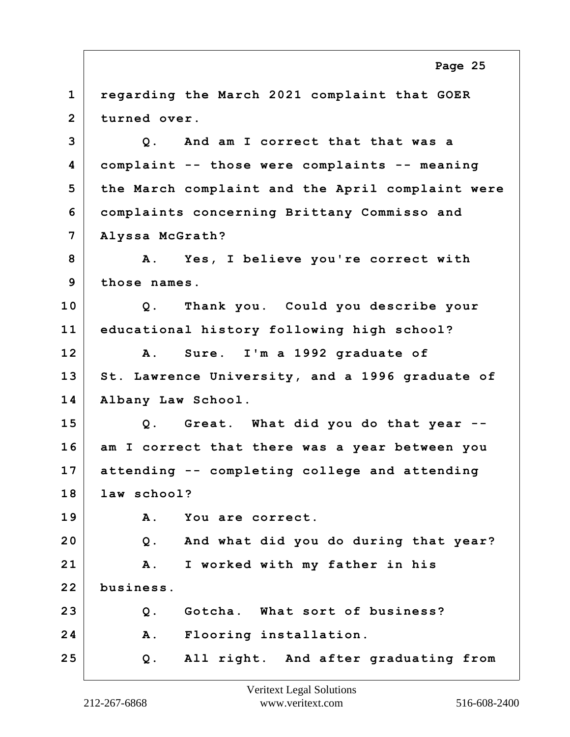1 regarding the March 2021 complaint that GOER
2 turned over.
3 Q. And am I correct that that was a
4 complaint -- those were complaints -- meaning
5 the March complaint and the April complaint were
6 complaints concerning Brittany Commisso and
7 Alyssa McGrath?
8 A. Yes, I believe you're correct with
9 those names.
10 Q. Thank you. Could you describe your
11 educational history following high school?
12 A. Sure. I'm a 1992 graduate of
13 St. Lawrence University, and a 1996 graduate of
14 Albany Law School.
15 Q. Great. What did you do that year --
16 am I correct that there was a year between you
17 attending -- completing college and attending
18 law school?
19 A. You are correct.
20 Q. And what did you do during that year?
21 A. I worked with my father in his
22 business.
23 Q. Gotcha. What sort of business?
24 A. Flooring installation.
25 Q. All right. And after graduating from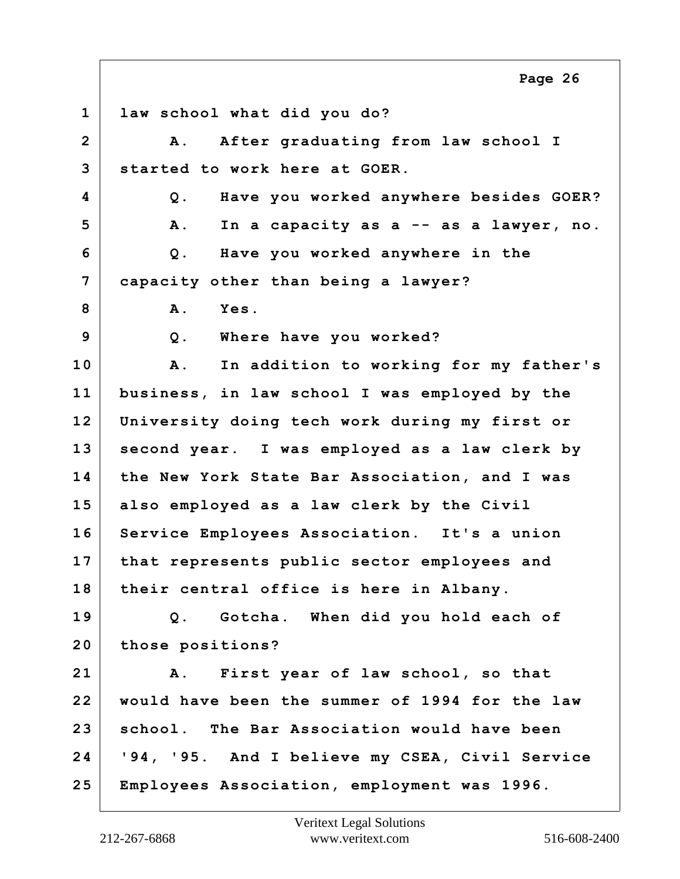1 law school what did you do?

2 A. After graduating from law school I

3 started to work here at GOER.

4 Q. Have you worked anywhere besides GOER?

5 A. In a capacity as a -- as a lawyer, no.

6 Q. Have you worked anywhere in the

7 capacity other than being a lawyer?

8 A. Yes.

9 Q. Where have you worked?

10 A. In addition to working for my father's

11 business, in law school I was employed by the

12 University doing tech work during my first or

13 second year. I was employed as a law clerk by

14 the New York State Bar Association, and I was

15 also employed as a law clerk by the Civil

16 Service Employees Association. It's a union

17 that represents public sector employees and

18 their central office is here in Albany.

19 Q. Gotcha. When did you hold each of

20 those positions?

21 A. First year of law school, so that

22 would have been the summer of 1994 for the law

23 school. The Bar Association would have been

24 '94, '95. And I believe my CSEA, Civil Service

25 Employees Association, employment was 1996.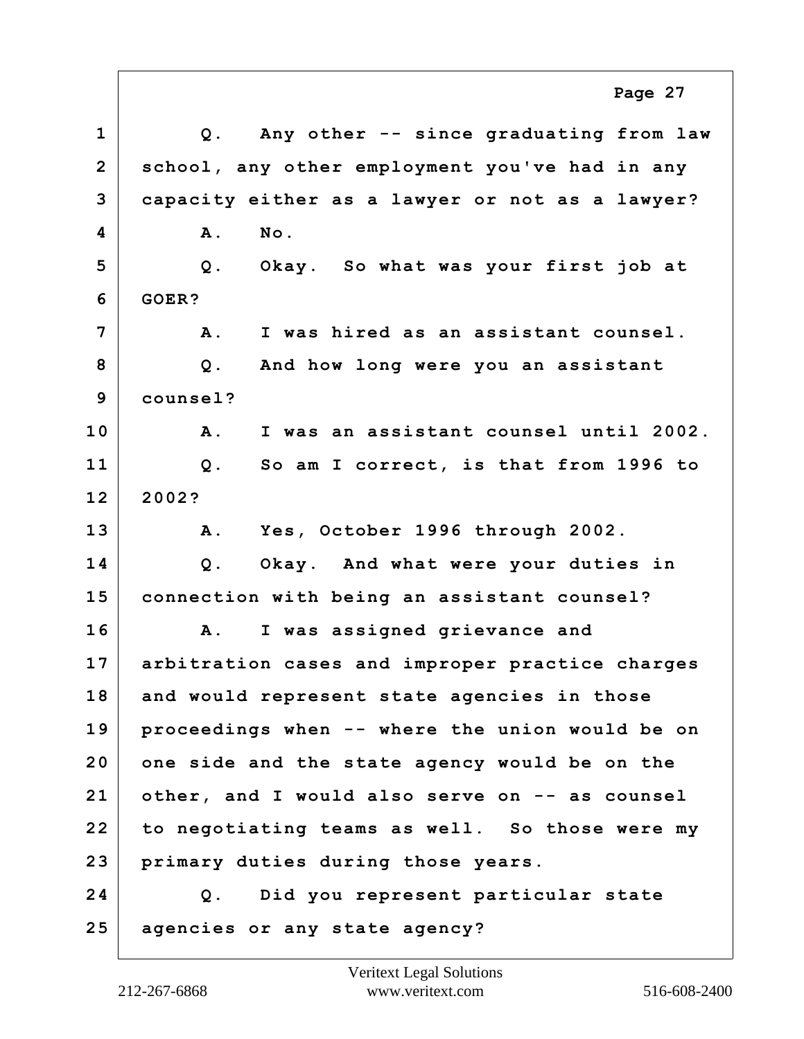1 Q. Any other -- since graduating from law
2 school, any other employment you've had in any
3 capacity either as a lawyer or not as a lawyer?
4 A. No.
5 Q. Okay. So what was your first job at
6 GOER?
7 A. I was hired as an assistant counsel.
8 Q. And how long were you an assistant
9 counsel?
10 A. I was an assistant counsel until 2002.
11 Q. So am I correct, is that from 1996 to
12 2002?
13 A. Yes, October 1996 through 2002.
14 Q. Okay. And what were your duties in
15 connection with being an assistant counsel?
16 A. I was assigned grievance and
17 arbitration cases and improper practice charges
18 and would represent state agencies in those
19 proceedings when -- where the union would be on
20 one side and the state agency would be on the
21 other, and I would also serve on -- as counsel
22 to negotiating teams as well. So those were my
23 primary duties during those years.
24 Q. Did you represent particular state
25 agencies or any state agency?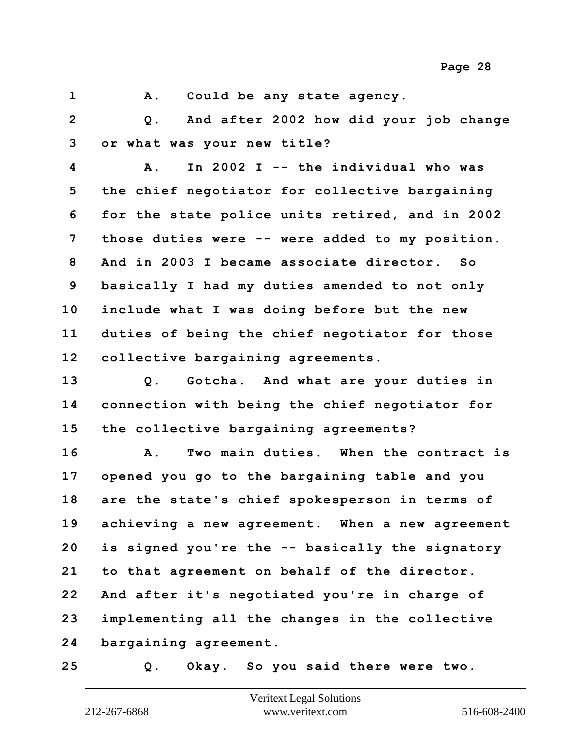1 A. Could be any state agency.

2 Q. And after 2002 how did your job change

3 or what was your new title?

4 A. In 2002 I -- the individual who was

5 the chief negotiator for collective bargaining

6 for the state police units retired, and in 2002

7 those duties were -- were added to my position.

8 And in 2003 I became associate director. So

9 basically I had my duties amended to not only

10 include what I was doing before but the new

11 duties of being the chief negotiator for those

12 collective bargaining agreements.

13 Q. Gotcha. And what are your duties in

14 connection with being the chief negotiator for

15 the collective bargaining agreements?

16 A. Two main duties. When the contract is

17 opened you go to the bargaining table and you

18 are the state's chief spokesperson in terms of

19 achieving a new agreement. When a new agreement

20 is signed you're the -- basically the signatory

21 to that agreement on behalf of the director.

22 And after it's negotiated you're in charge of

23 implementing all the changes in the collective

24 bargaining agreement.

25 Q. Okay. So you said there were two.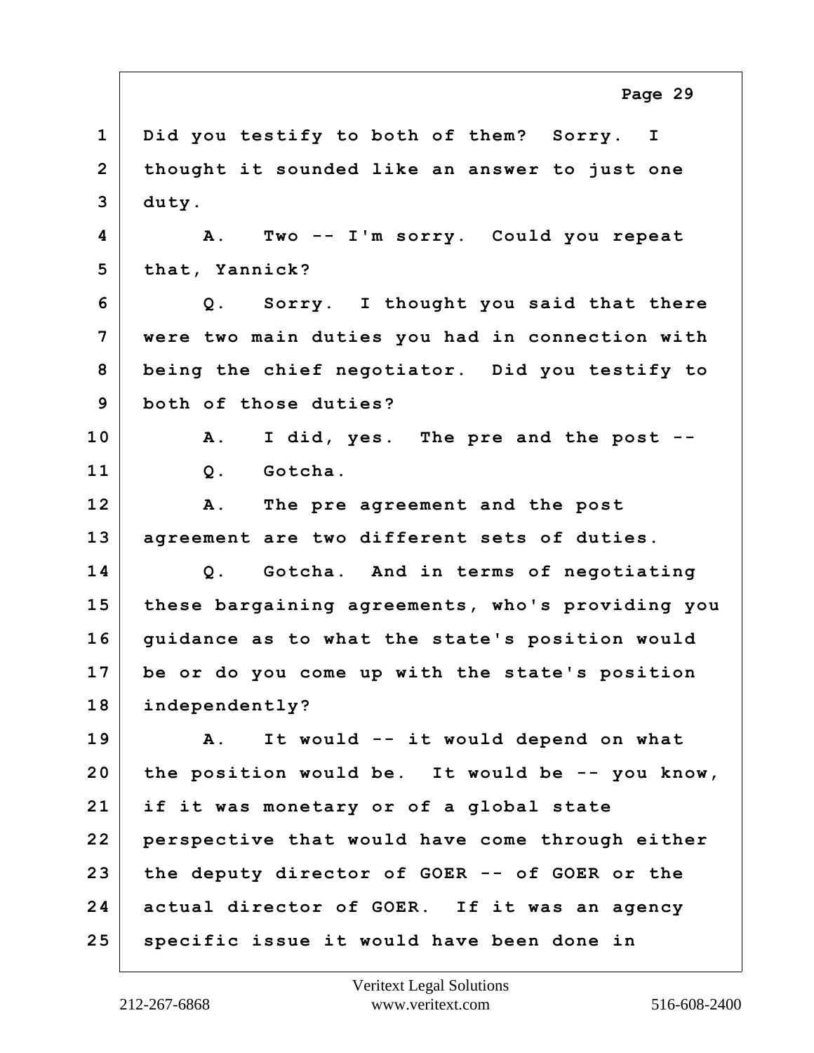1 Did you testify to both of them? Sorry. I
2 thought it sounded like an answer to just one
3 duty.
4 A. Two -- I'm sorry. Could you repeat
5 that, Yannick?
6 Q. Sorry. I thought you said that there
7 were two main duties you had in connection with
8 being the chief negotiator. Did you testify to
9 both of those duties?
10 A. I did, yes. The pre and the post --
11 Q. Gotcha.
12 A. The pre agreement and the post
13 agreement are two different sets of duties.
14 Q. Gotcha. And in terms of negotiating
15 these bargaining agreements, who's providing you
16 guidance as to what the state's position would
17 be or do you come up with the state's position
18 independently?
19 A. It would -- it would depend on what
20 the position would be. It would be -- you know,
21 if it was monetary or of a global state
22 perspective that would have come through either
23 the deputy director of GOER -- of GOER or the
24 actual director of GOER. If it was an agency
25 specific issue it would have been done in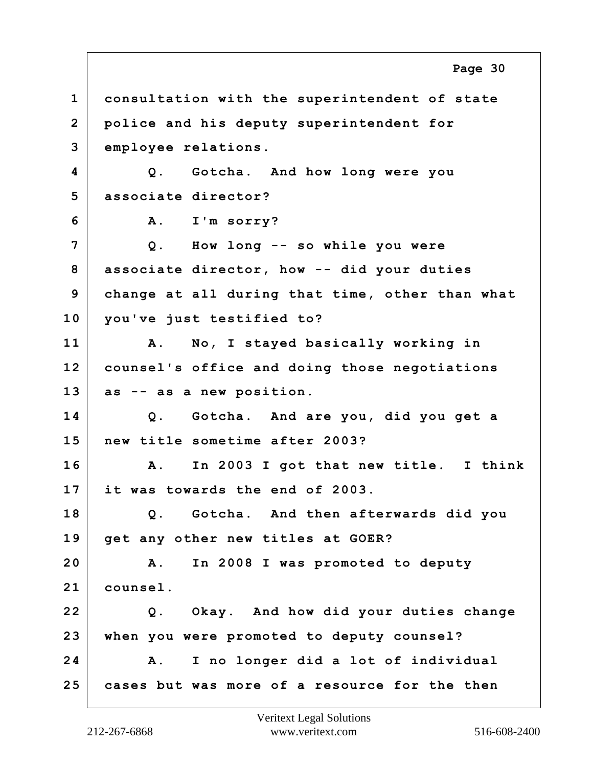consultation with the superintendent of state police and his deputy superintendent for employee relations.

Q. Gotcha. And how long were you associate director?

A. I'm sorry?

Q. How long -- so while you were associate director, how -- did your duties change at all during that time, other than what you've just testified to?

A. No, I stayed basically working in counsel's office and doing those negotiations as -- as a new position.

Q. Gotcha. And are you, did you get a new title sometime after 2003?

A. In 2003 I got that new title. I think it was towards the end of 2003.

Q. Gotcha. And then afterwards did you get any other new titles at GOER?

A. In 2008 I was promoted to deputy counsel.

Q. Okay. And how did your duties change when you were promoted to deputy counsel?

A. I no longer did a lot of individual cases but was more of a resource for the then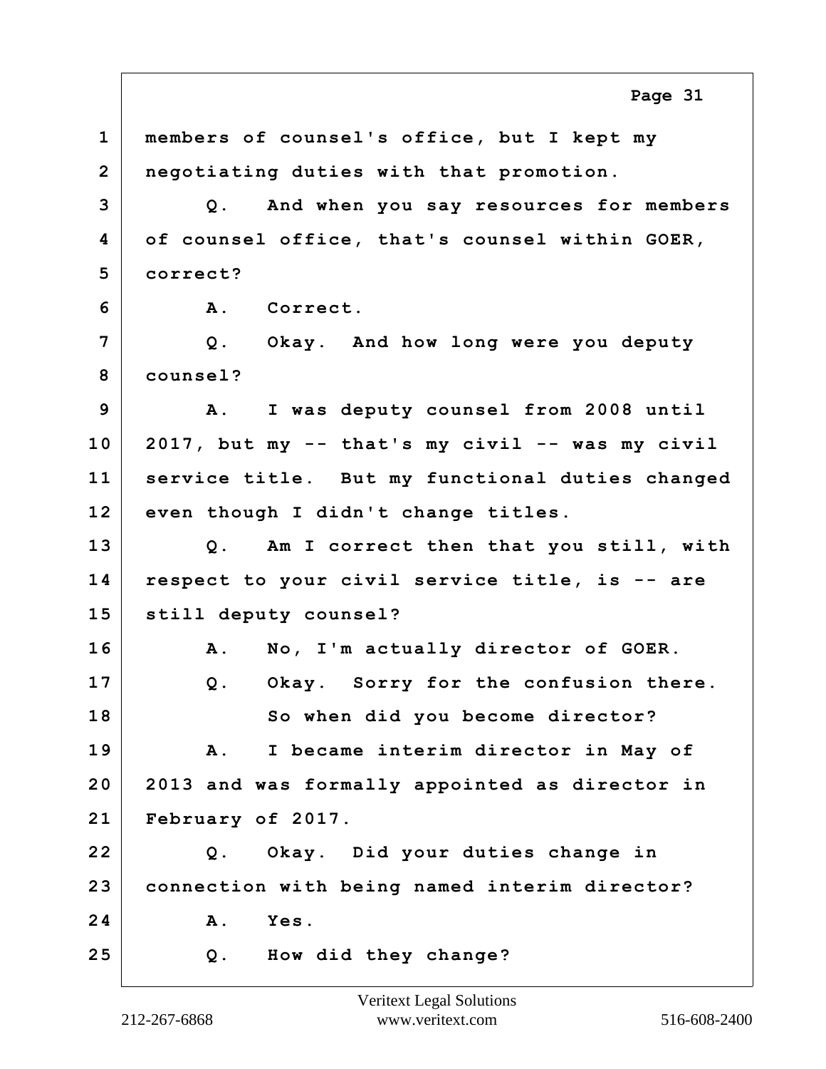1 members of counsel's office, but I kept my
2 negotiating duties with that promotion.
3 Q. And when you say resources for members
4 of counsel office, that's counsel within GOER,
5 correct?
6 A. Correct.
7 Q. Okay. And how long were you deputy
8 counsel?
9 A. I was deputy counsel from 2008 until
10 2017, but my -- that's my civil -- was my civil
11 service title. But my functional duties changed
12 even though I didn't change titles.
13 Q. Am I correct then that you still, with
14 respect to your civil service title, is -- are
15 still deputy counsel?
16 A. No, I'm actually director of GOER.
17 Q. Okay. Sorry for the confusion there.
18 So when did you become director?
19 A. I became interim director in May of
20 2013 and was formally appointed as director in
21 February of 2017.
22 Q. Okay. Did your duties change in
23 connection with being named interim director?
24 A. Yes.
25 Q. How did they change?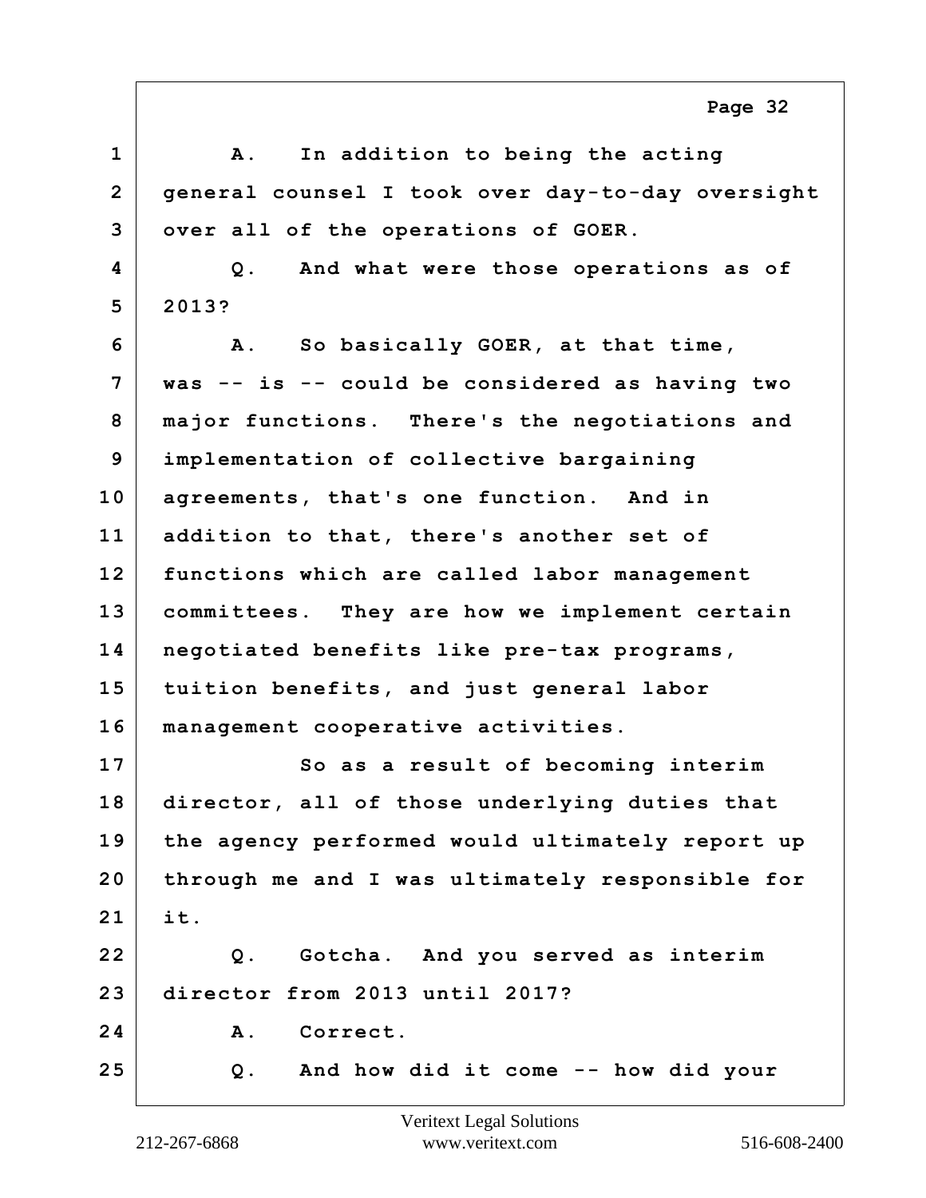1 A. In addition to being the acting
2 general counsel I took over day-to-day oversight
3 over all of the operations of GOER.
4 Q. And what were those operations as of
5 2013?
6 A. So basically GOER, at that time,
7 was -- is -- could be considered as having two
8 major functions. There's the negotiations and
9 implementation of collective bargaining
10 agreements, that's one function. And in
11 addition to that, there's another set of
12 functions which are called labor management
13 committees. They are how we implement certain
14 negotiated benefits like pre-tax programs,
15 tuition benefits, and just general labor
16 management cooperative activities.
17 So as a result of becoming interim
18 director, all of those underlying duties that
19 the agency performed would ultimately report up
20 through me and I was ultimately responsible for
21 it.
22 Q. Gotcha. And you served as interim
23 director from 2013 until 2017?
24 A. Correct.
25 Q. And how did it come -- how did your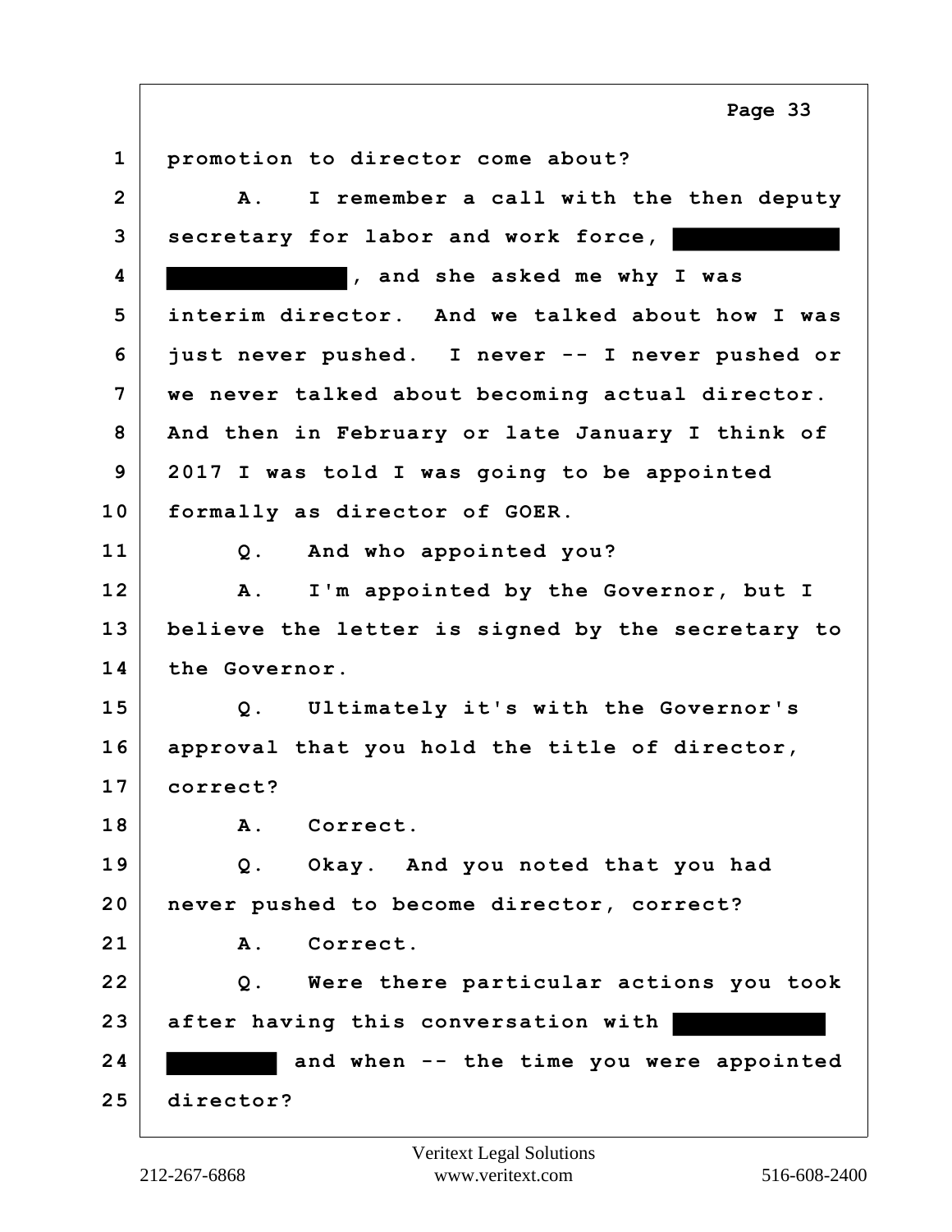1 promotion to director come about?

2 A. I remember a call with the then deputy

3 secretary for labor and work force, [REDACTED]

4 [REDACTED], and she asked me why I was

5 interim director. And we talked about how I was

6 just never pushed. I never -- I never pushed or

7 we never talked about becoming actual director.

8 And then in February or late January I think of

9 2017 I was told I was going to be appointed

10 formally as director of GOER.

11 Q. And who appointed you?

12 A. I'm appointed by the Governor, but I

13 believe the letter is signed by the secretary to

14 the Governor.

15 Q. Ultimately it's with the Governor's

16 approval that you hold the title of director,

17 correct?

18 A. Correct.

19 Q. Okay. And you noted that you had

20 never pushed to become director, correct?

21 A. Correct.

22 Q. Were there particular actions you took

23 after having this conversation with [REDACTED]

24 [REDACTED] and when -- the time you were appointed

25 director?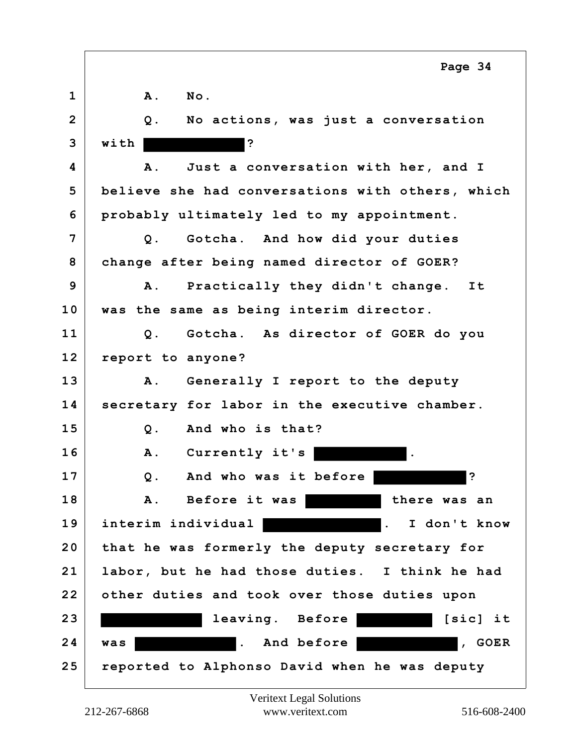1 A. No.

2 Q. No actions, was just a conversation

3 with ████████?

4 A. Just a conversation with her, and I

5 believe she had conversations with others, which

6 probably ultimately led to my appointment.

7 Q. Gotcha. And how did your duties

8 change after being named director of GOER?

9 A. Practically they didn't change. It

10 was the same as being interim director.

11 Q. Gotcha. As director of GOER do you

12 report to anyone?

13 A. Generally I report to the deputy

14 secretary for labor in the executive chamber.

15 Q. And who is that?

16 A. Currently it's ████████.

17 Q. And who was it before ████████?

18 A. Before it was ████████ there was an

19 interim individual ████████. I don't know

20 that he was formerly the deputy secretary for

21 labor, but he had those duties. I think he had

22 other duties and took over those duties upon

23 ████████ leaving. Before ████████ [sic] it

24 was ████████. And before ████████, GOER

25 reported to Alphonso David when he was deputy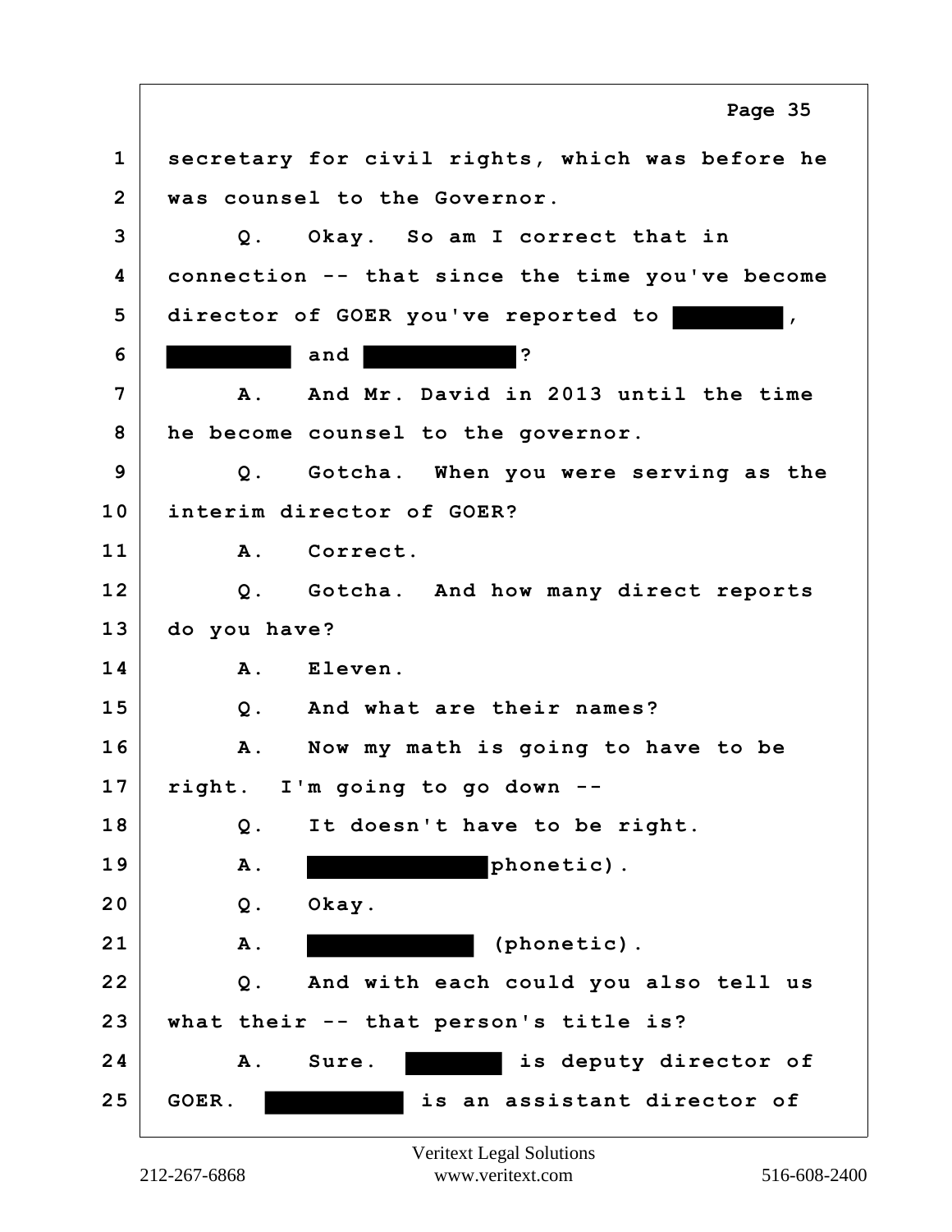1 secretary for civil rights, which was before he
2 was counsel to the Governor.
3 Q. Okay. So am I correct that in
4 connection -- that since the time you've become
5 director of GOER you've reported to ██████,
6 ██████ and ██████?
7 A. And Mr. David in 2013 until the time
8 he become counsel to the governor.
9 Q. Gotcha. When you were serving as the
10 interim director of GOER?
11 A. Correct.
12 Q. Gotcha. And how many direct reports
13 do you have?
14 A. Eleven.
15 Q. And what are their names?
16 A. Now my math is going to have to be
17 right. I'm going to go down --
18 Q. It doesn't have to be right.
19 A. ██████ phonetic).
20 Q. Okay.
21 A. ██████ (phonetic).
22 Q. And with each could you also tell us
23 what their -- that person's title is?
24 A. Sure. ██████ is deputy director of
25 GOER. ██████ is an assistant director of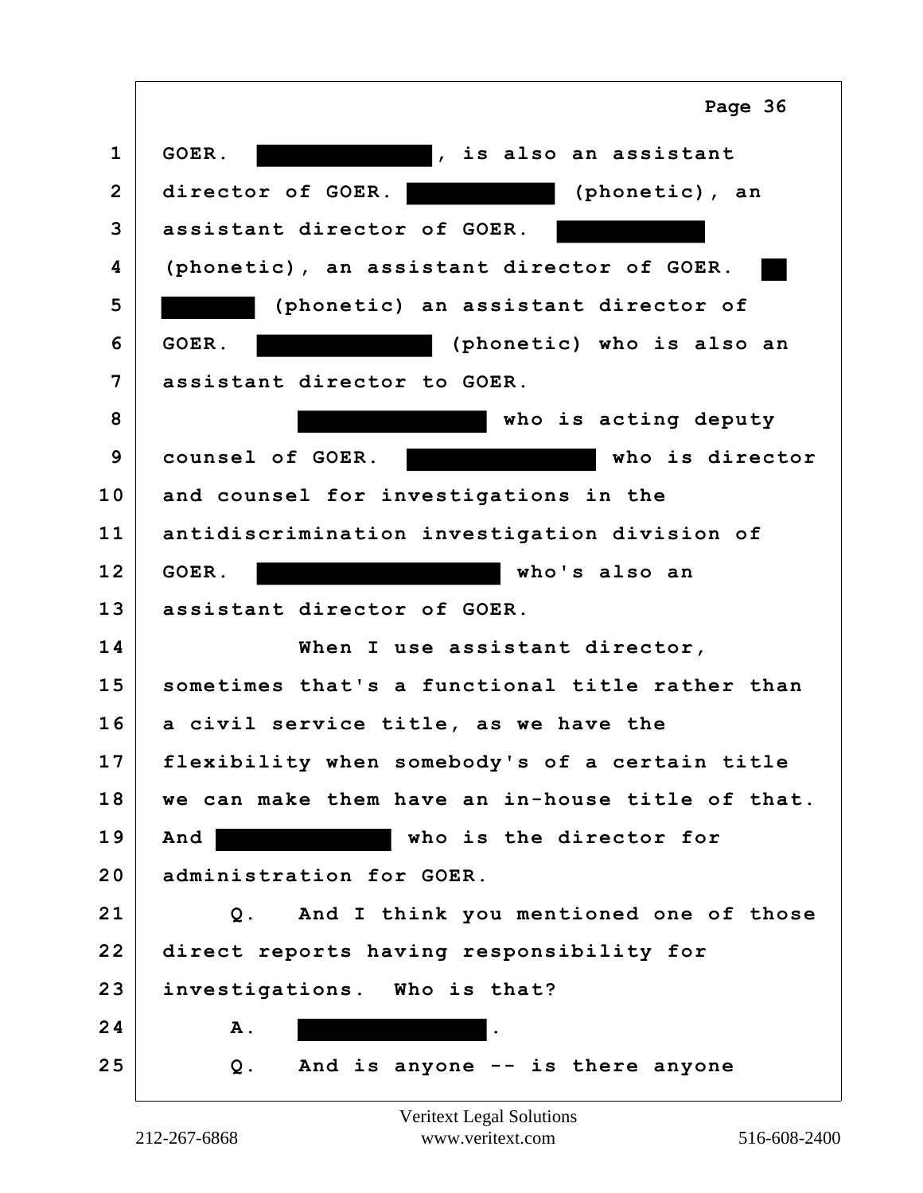1 GOER. [REDACTED], is also an assistant
2 director of GOER. [REDACTED] (phonetic), an
3 assistant director of GOER. [REDACTED]
4 (phonetic), an assistant director of GOER. [REDACTED]
5 [REDACTED] (phonetic) an assistant director of
6 GOER. [REDACTED] (phonetic) who is also an
7 assistant director to GOER.
8 [REDACTED] who is acting deputy
9 counsel of GOER. [REDACTED] who is director
10 and counsel for investigations in the
11 antidiscrimination investigation division of
12 GOER. [REDACTED] who's also an
13 assistant director of GOER.
14 When I use assistant director,
15 sometimes that's a functional title rather than
16 a civil service title, as we have the
17 flexibility when somebody's of a certain title
18 we can make them have an in-house title of that.
19 And [REDACTED] who is the director for
20 administration for GOER.
21 Q. And I think you mentioned one of those
22 direct reports having responsibility for
23 investigations. Who is that?
24 A. [REDACTED].
25 Q. And is anyone -- is there anyone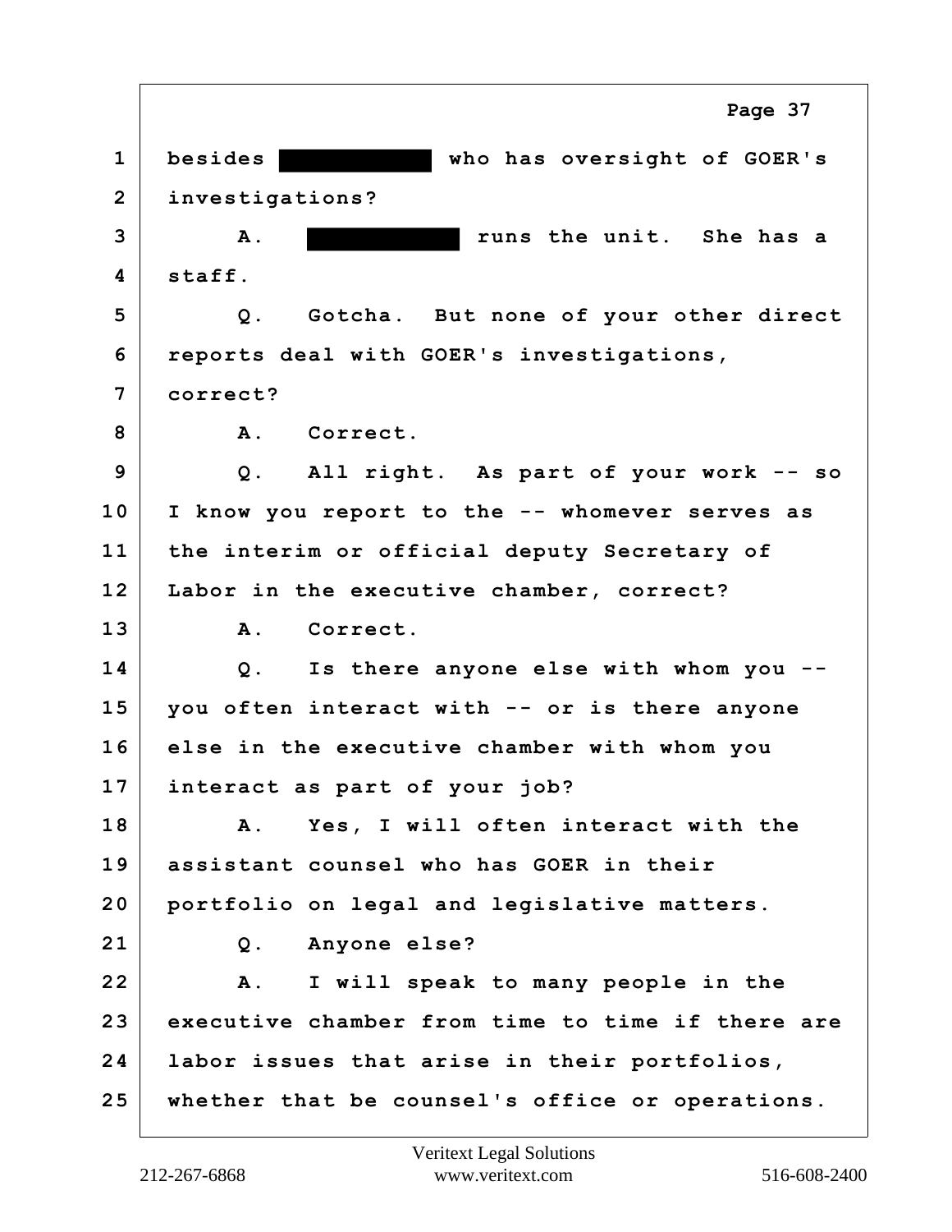1 besides ██████████ who has oversight of GOER's
2 investigations?
3 A. ██████████ runs the unit. She has a
4 staff.
5 Q. Gotcha. But none of your other direct
6 reports deal with GOER's investigations,
7 correct?
8 A. Correct.
9 Q. All right. As part of your work -- so
10 I know you report to the -- whomever serves as
11 the interim or official deputy Secretary of
12 Labor in the executive chamber, correct?
13 A. Correct.
14 Q. Is there anyone else with whom you --
15 you often interact with -- or is there anyone
16 else in the executive chamber with whom you
17 interact as part of your job?
18 A. Yes, I will often interact with the
19 assistant counsel who has GOER in their
20 portfolio on legal and legislative matters.
21 Q. Anyone else?
22 A. I will speak to many people in the
23 executive chamber from time to time if there are
24 labor issues that arise in their portfolios,
25 whether that be counsel's office or operations.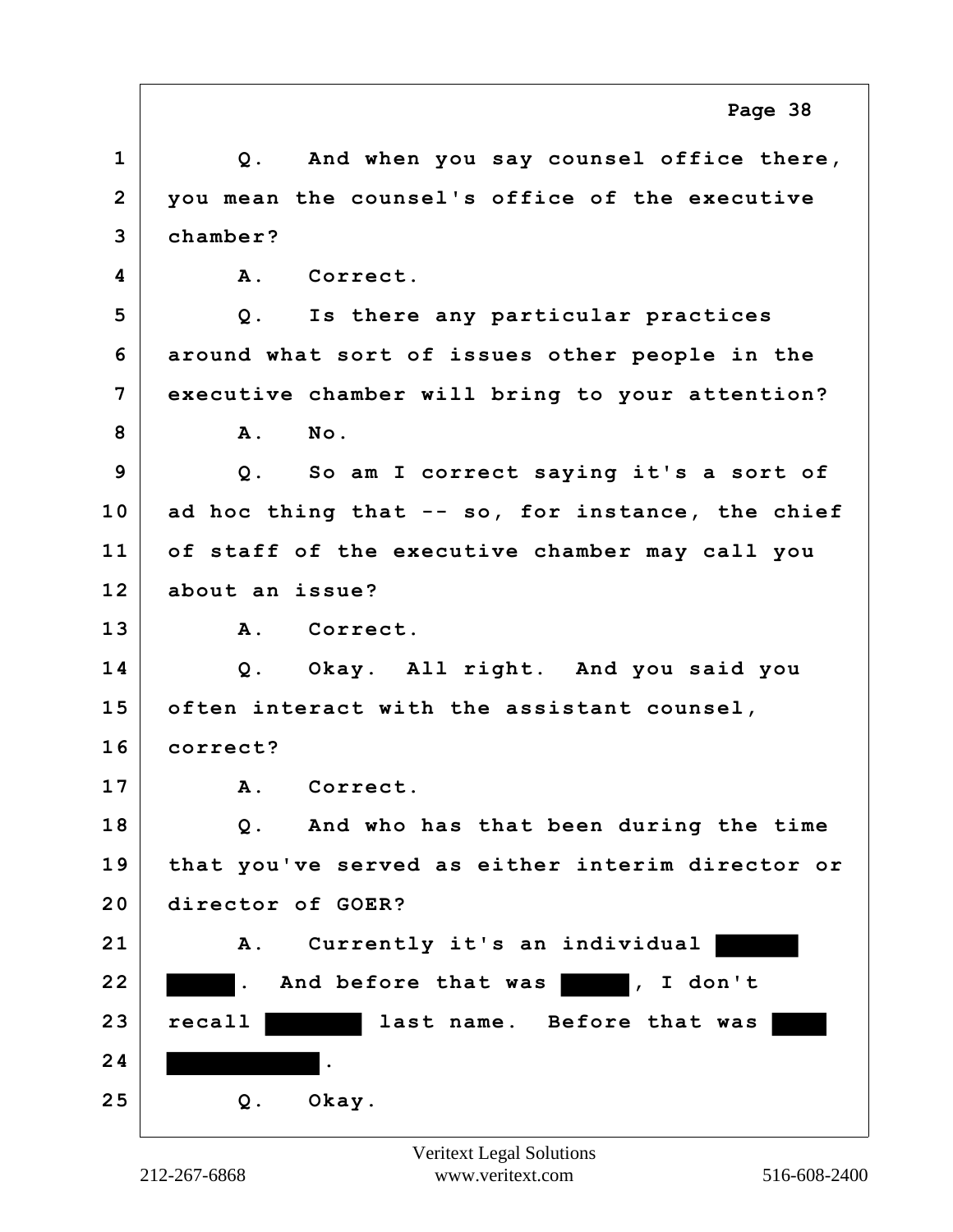1 Q. And when you say counsel office there,
2 you mean the counsel's office of the executive
3 chamber?
4 A. Correct.
5 Q. Is there any particular practices
6 around what sort of issues other people in the
7 executive chamber will bring to your attention?
8 A. No.
9 Q. So am I correct saying it's a sort of
10 ad hoc thing that -- so, for instance, the chief
11 of staff of the executive chamber may call you
12 about an issue?
13 A. Correct.
14 Q. Okay. All right. And you said you
15 often interact with the assistant counsel,
16 correct?
17 A. Correct.
18 Q. And who has that been during the time
19 that you've served as either interim director or
20 director of GOER?
21 A. Currently it's an individual ██████
22 ████. And before that was ████, I don't
23 recall ██████ last name. Before that was ████
24 ██████████.
25 Q. Okay.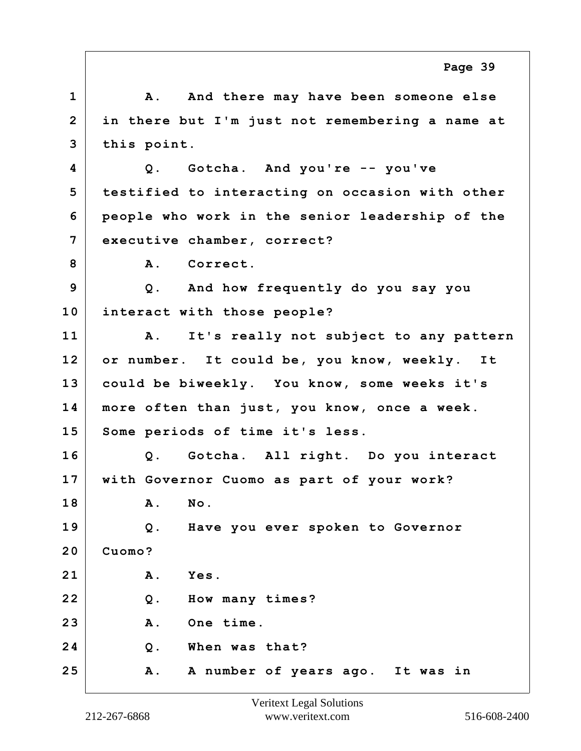1 A. And there may have been someone else
2 in there but I'm just not remembering a name at
3 this point.
4 Q. Gotcha. And you're -- you've
5 testified to interacting on occasion with other
6 people who work in the senior leadership of the
7 executive chamber, correct?
8 A. Correct.
9 Q. And how frequently do you say you
10 interact with those people?
11 A. It's really not subject to any pattern
12 or number. It could be, you know, weekly. It
13 could be biweekly. You know, some weeks it's
14 more often than just, you know, once a week.
15 Some periods of time it's less.
16 Q. Gotcha. All right. Do you interact
17 with Governor Cuomo as part of your work?
18 A. No.
19 Q. Have you ever spoken to Governor
20 Cuomo?
21 A. Yes.
22 Q. How many times?
23 A. One time.
24 Q. When was that?
25 A. A number of years ago. It was in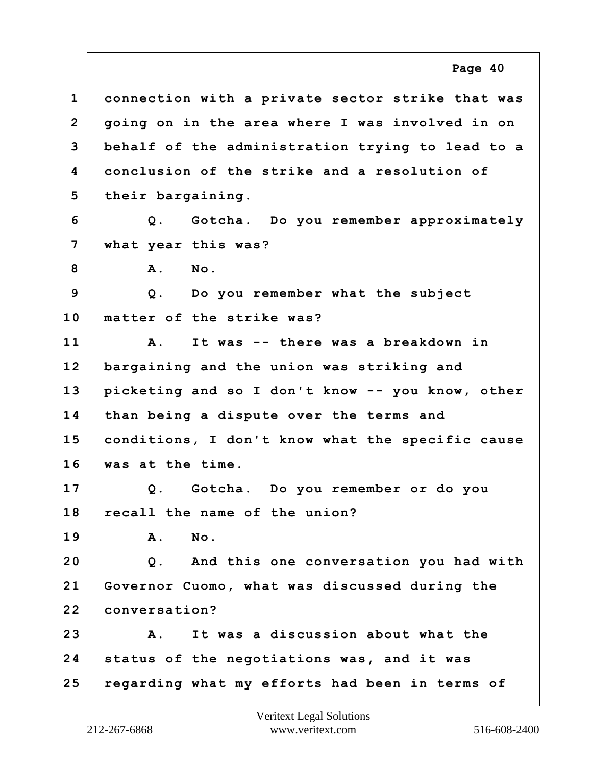1 connection with a private sector strike that was
2 going on in the area where I was involved in on
3 behalf of the administration trying to lead to a
4 conclusion of the strike and a resolution of
5 their bargaining.
6 Q. Gotcha. Do you remember approximately
7 what year this was?
8 A. No.
9 Q. Do you remember what the subject
10 matter of the strike was?
11 A. It was -- there was a breakdown in
12 bargaining and the union was striking and
13 picketing and so I don't know -- you know, other
14 than being a dispute over the terms and
15 conditions, I don't know what the specific cause
16 was at the time.
17 Q. Gotcha. Do you remember or do you
18 recall the name of the union?
19 A. No.
20 Q. And this one conversation you had with
21 Governor Cuomo, what was discussed during the
22 conversation?
23 A. It was a discussion about what the
24 status of the negotiations was, and it was
25 regarding what my efforts had been in terms of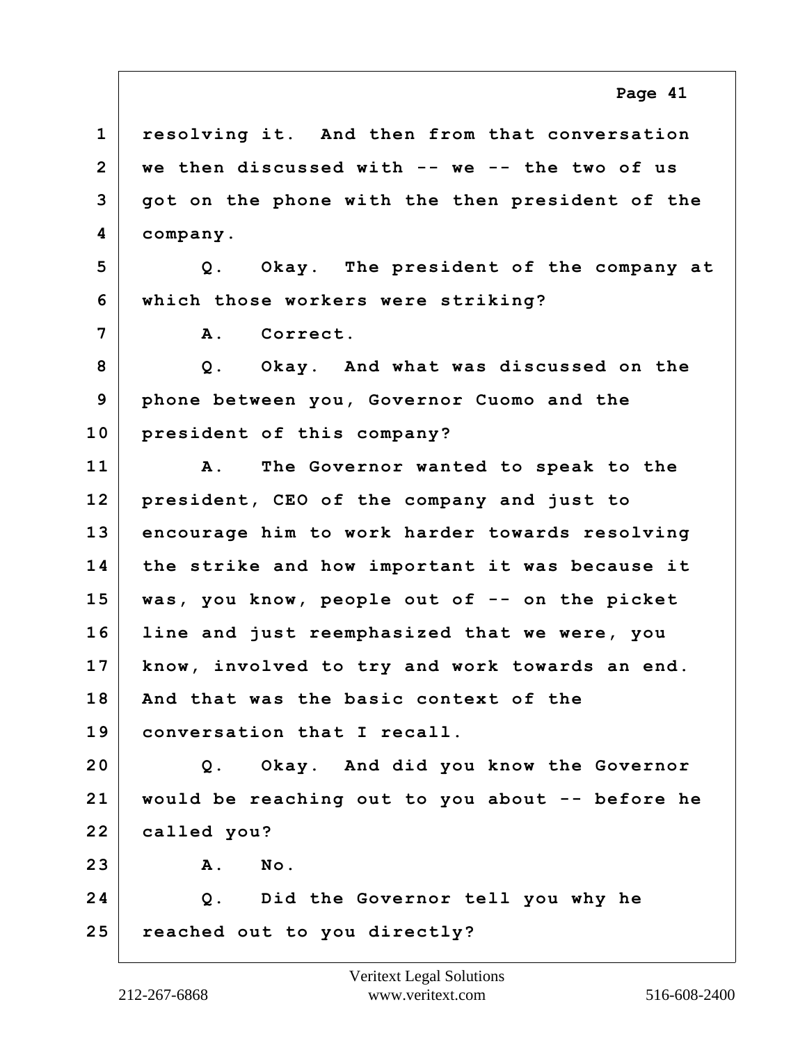1 resolving it. And then from that conversation
2 we then discussed with -- we -- the two of us
3 got on the phone with the then president of the
4 company.

5 Q. Okay. The president of the company at
6 which those workers were striking?

7 A. Correct.

8 Q. Okay. And what was discussed on the
9 phone between you, Governor Cuomo and the
10 president of this company?

11 A. The Governor wanted to speak to the
12 president, CEO of the company and just to
13 encourage him to work harder towards resolving
14 the strike and how important it was because it
15 was, you know, people out of -- on the picket
16 line and just reemphasized that we were, you
17 know, involved to try and work towards an end.
18 And that was the basic context of the
19 conversation that I recall.

20 Q. Okay. And did you know the Governor
21 would be reaching out to you about -- before he
22 called you?

23 A. No.

24 Q. Did the Governor tell you why he
25 reached out to you directly?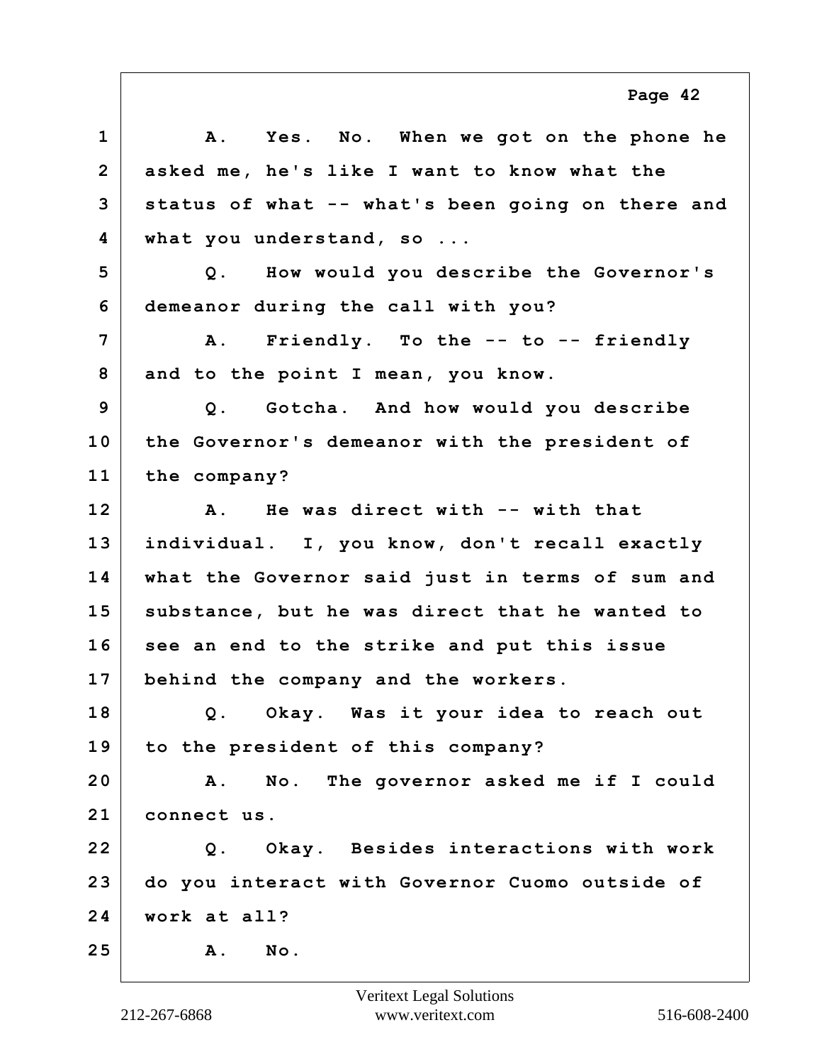A. Yes. No. When we got on the phone he asked me, he's like I want to know what the status of what -- what's been going on there and what you understand, so ...

Q. How would you describe the Governor's demeanor during the call with you?

A. Friendly. To the -- to -- friendly and to the point I mean, you know.

Q. Gotcha. And how would you describe the Governor's demeanor with the president of the company?

A. He was direct with -- with that individual. I, you know, don't recall exactly what the Governor said just in terms of sum and substance, but he was direct that he wanted to see an end to the strike and put this issue behind the company and the workers.

Q. Okay. Was it your idea to reach out to the president of this company?

A. No. The governor asked me if I could connect us.

Q. Okay. Besides interactions with work do you interact with Governor Cuomo outside of work at all?

A. No.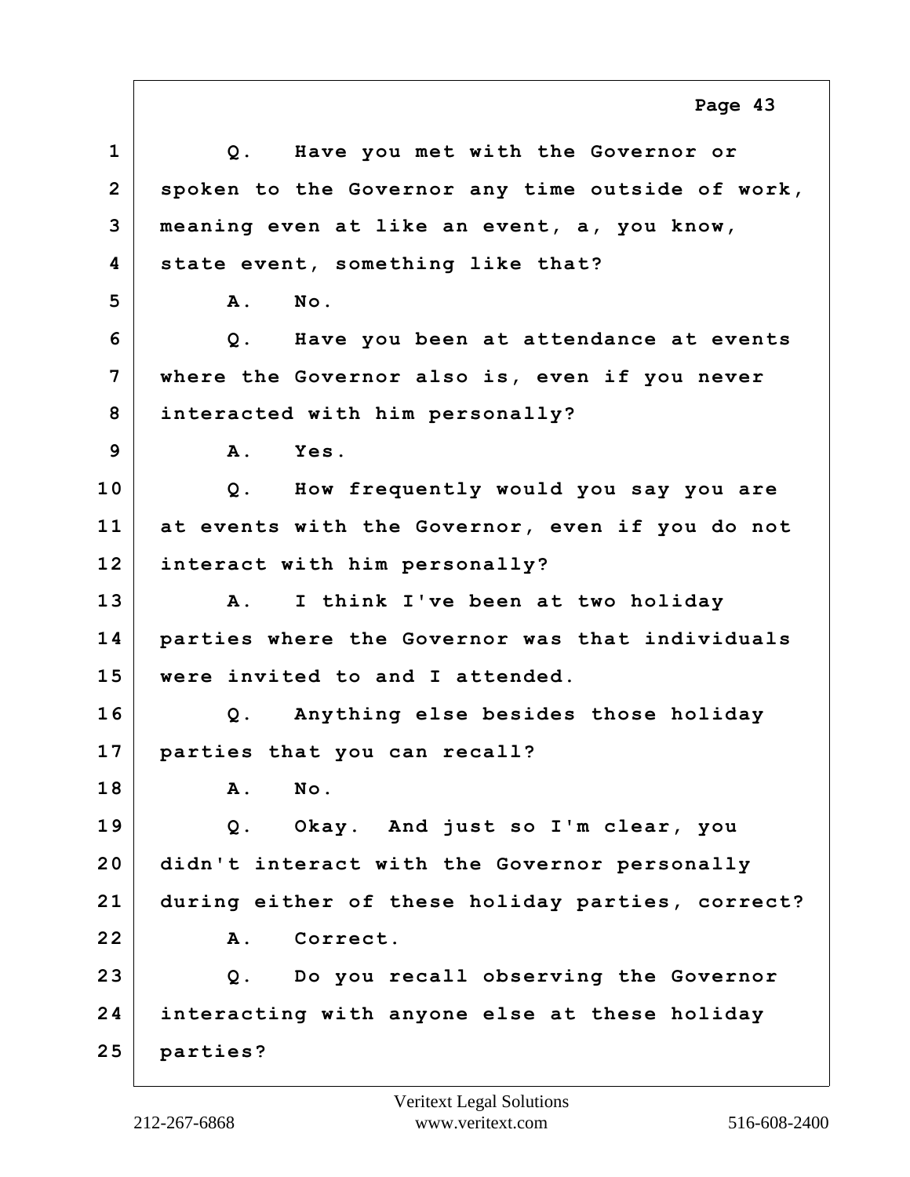1 Q. Have you met with the Governor or
2 spoken to the Governor any time outside of work,
3 meaning even at like an event, a, you know,
4 state event, something like that?
5 A. No.
6 Q. Have you been at attendance at events
7 where the Governor also is, even if you never
8 interacted with him personally?
9 A. Yes.
10 Q. How frequently would you say you are
11 at events with the Governor, even if you do not
12 interact with him personally?
13 A. I think I've been at two holiday
14 parties where the Governor was that individuals
15 were invited to and I attended.
16 Q. Anything else besides those holiday
17 parties that you can recall?
18 A. No.
19 Q. Okay. And just so I'm clear, you
20 didn't interact with the Governor personally
21 during either of these holiday parties, correct?
22 A. Correct.
23 Q. Do you recall observing the Governor
24 interacting with anyone else at these holiday
25 parties?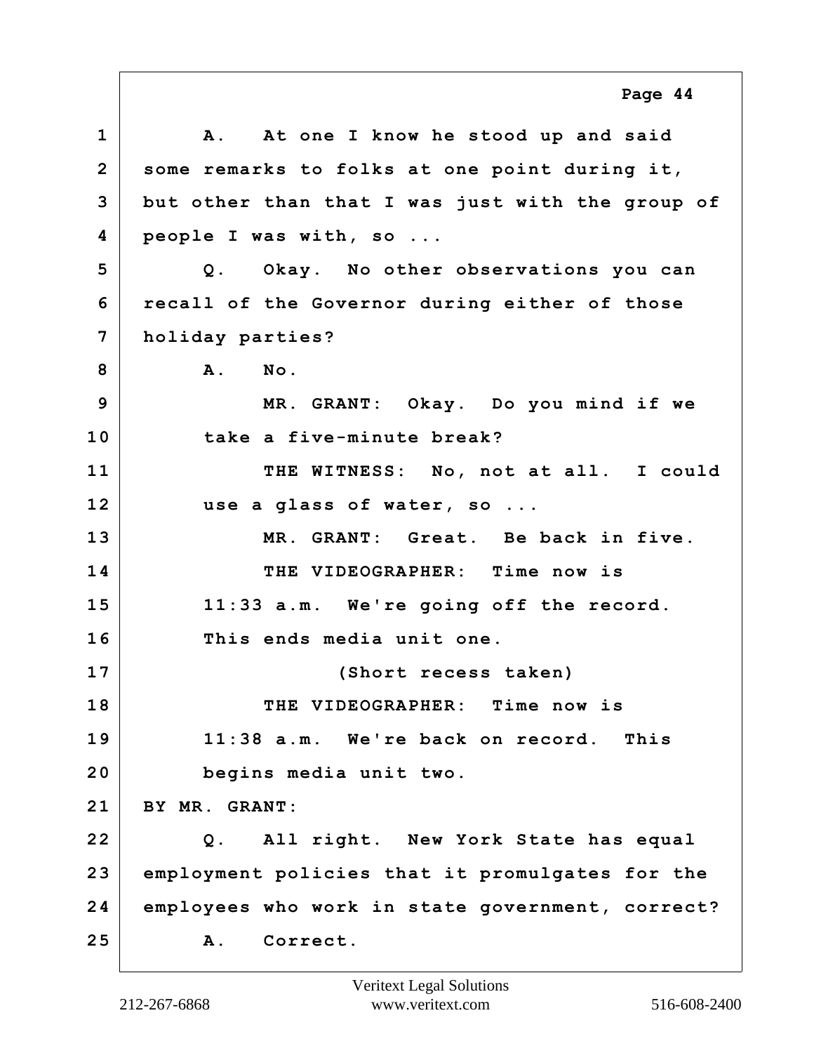1 A. At one I know he stood up and said
2 some remarks to folks at one point during it,
3 but other than that I was just with the group of
4 people I was with, so ...
5 Q. Okay. No other observations you can
6 recall of the Governor during either of those
7 holiday parties?
8 A. No.
9 MR. GRANT: Okay. Do you mind if we
10 take a five-minute break?
11 THE WITNESS: No, not at all. I could
12 use a glass of water, so ...
13 MR. GRANT: Great. Be back in five.
14 THE VIDEOGRAPHER: Time now is
15 11:33 a.m. We're going off the record.
16 This ends media unit one.
17 (Short recess taken)
18 THE VIDEOGRAPHER: Time now is
19 11:38 a.m. We're back on record. This
20 begins media unit two.
21 BY MR. GRANT:
22 Q. All right. New York State has equal
23 employment policies that it promulgates for the
24 employees who work in state government, correct?
25 A. Correct.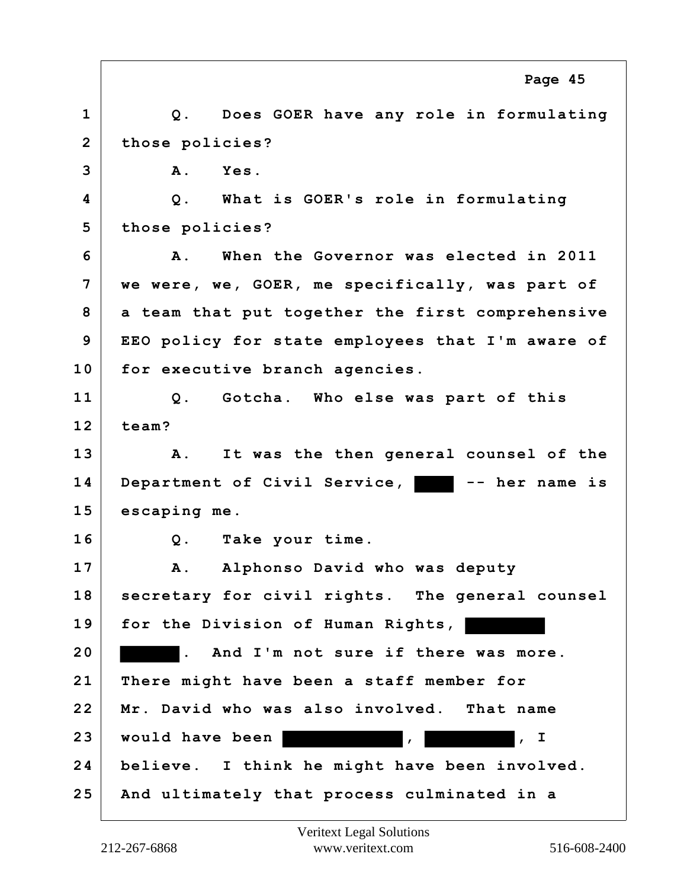Page 45

1 Q. Does GOER have any role in formulating
2 those policies?
3 A. Yes.
4 Q. What is GOER's role in formulating
5 those policies?
6 A. When the Governor was elected in 2011
7 we were, we, GOER, me specifically, was part of
8 a team that put together the first comprehensive
9 EEO policy for state employees that I'm aware of
10 for executive branch agencies.
11 Q. Gotcha. Who else was part of this
12 team?
13 A. It was the then general counsel of the
14 Department of Civil Service, ████ -- her name is
15 escaping me.
16 Q. Take your time.
17 A. Alphonso David who was deputy
18 secretary for civil rights. The general counsel
19 for the Division of Human Rights, ████████
20 ██████. And I'm not sure if there was more.
21 There might have been a staff member for
22 Mr. David who was also involved. That name
23 would have been ████████████, █████████, I
24 believe. I think he might have been involved.
25 And ultimately that process culminated in a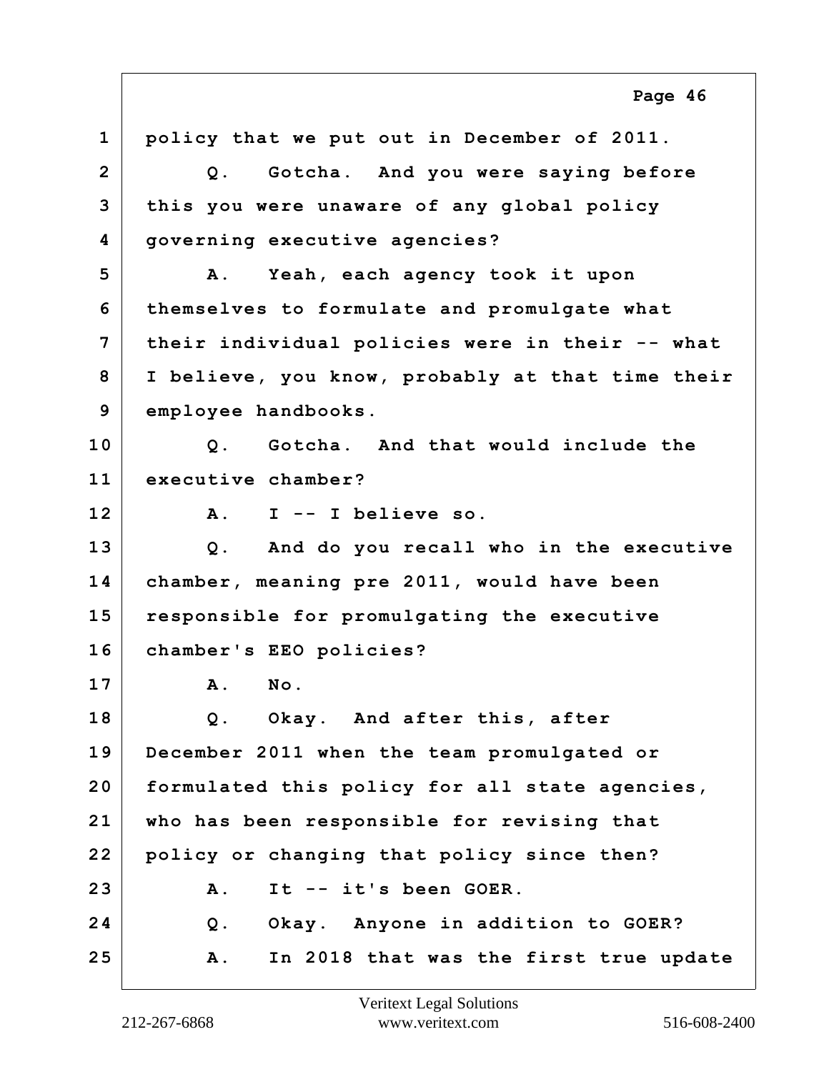1 policy that we put out in December of 2011.

2 Q. Gotcha. And you were saying before

3 this you were unaware of any global policy

4 governing executive agencies?

5 A. Yeah, each agency took it upon

6 themselves to formulate and promulgate what

7 their individual policies were in their -- what

8 I believe, you know, probably at that time their

9 employee handbooks.

10 Q. Gotcha. And that would include the

11 executive chamber?

12 A. I -- I believe so.

13 Q. And do you recall who in the executive

14 chamber, meaning pre 2011, would have been

15 responsible for promulgating the executive

16 chamber's EEO policies?

17 A. No.

18 Q. Okay. And after this, after

19 December 2011 when the team promulgated or

20 formulated this policy for all state agencies,

21 who has been responsible for revising that

22 policy or changing that policy since then?

23 A. It -- it's been GOER.

24 Q. Okay. Anyone in addition to GOER?

25 A. In 2018 that was the first true update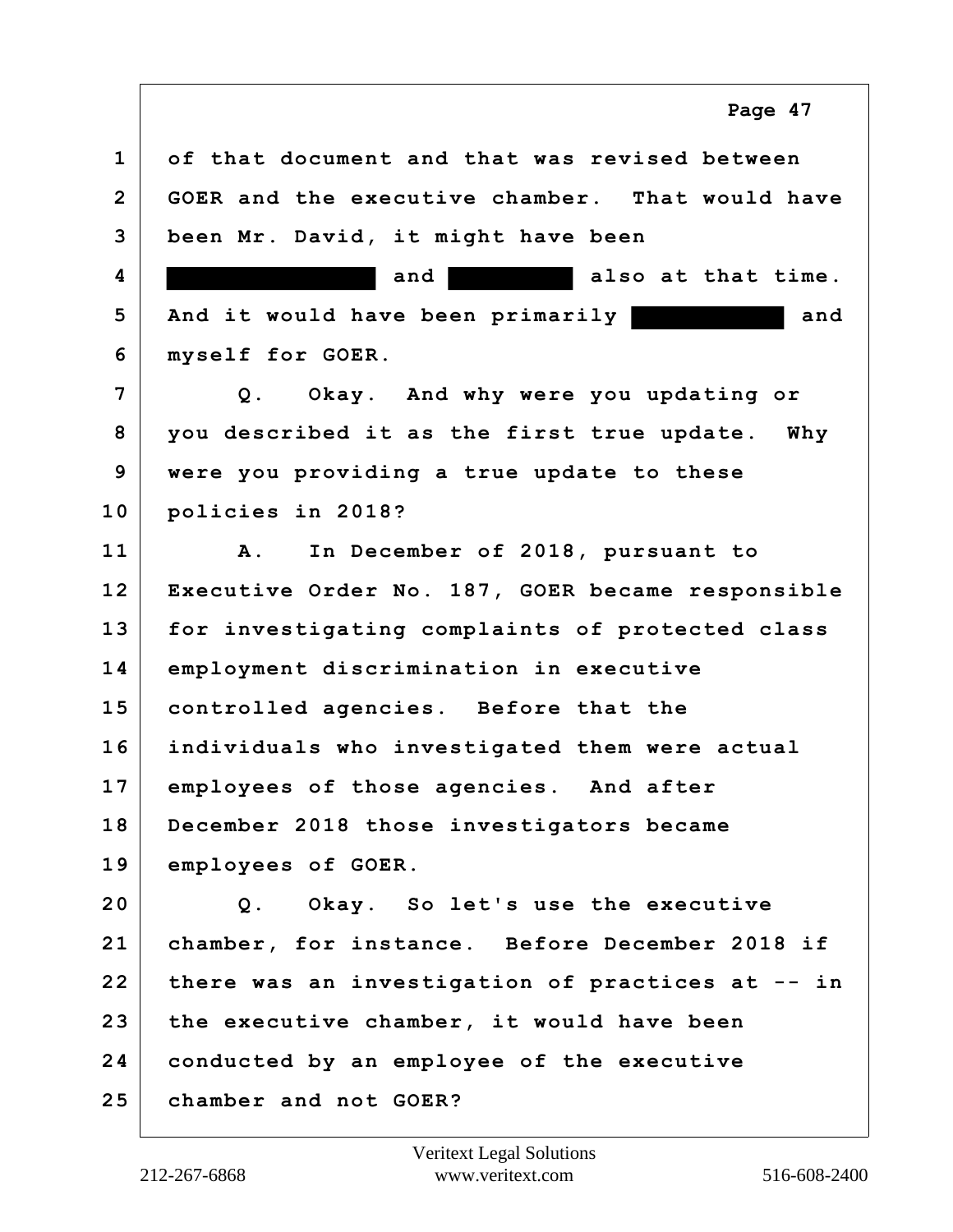1 of that document and that was revised between
2 GOER and the executive chamber. That would have
3 been Mr. David, it might have been
4 [REDACTED] and [REDACTED] also at that time.
5 And it would have been primarily [REDACTED] and
6 myself for GOER.
7 Q. Okay. And why were you updating or
8 you described it as the first true update. Why
9 were you providing a true update to these
10 policies in 2018?
11 A. In December of 2018, pursuant to
12 Executive Order No. 187, GOER became responsible
13 for investigating complaints of protected class
14 employment discrimination in executive
15 controlled agencies. Before that the
16 individuals who investigated them were actual
17 employees of those agencies. And after
18 December 2018 those investigators became
19 employees of GOER.
20 Q. Okay. So let's use the executive
21 chamber, for instance. Before December 2018 if
22 there was an investigation of practices at -- in
23 the executive chamber, it would have been
24 conducted by an employee of the executive
25 chamber and not GOER?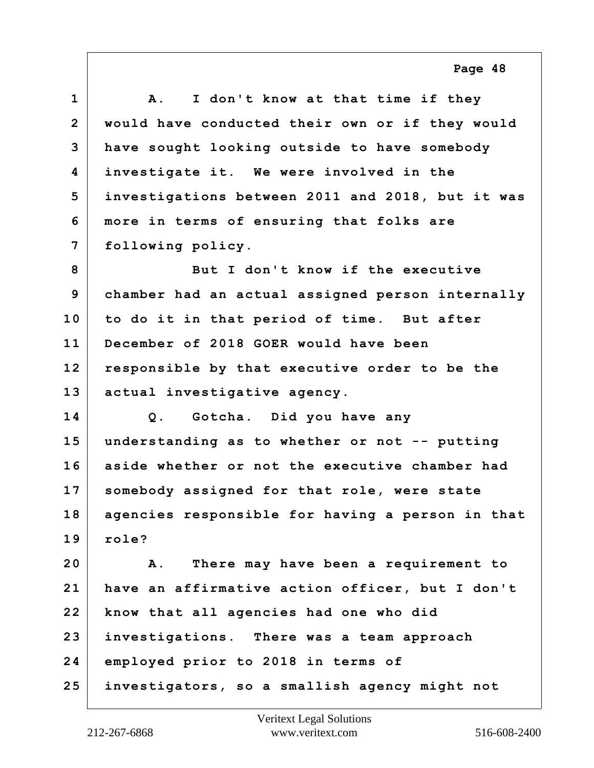A. I don't know at that time if they would have conducted their own or if they would have sought looking outside to have somebody investigate it. We were involved in the investigations between 2011 and 2018, but it was more in terms of ensuring that folks are following policy.

But I don't know if the executive chamber had an actual assigned person internally to do it in that period of time. But after December of 2018 GOER would have been responsible by that executive order to be the actual investigative agency.

Q. Gotcha. Did you have any understanding as to whether or not -- putting aside whether or not the executive chamber had somebody assigned for that role, were state agencies responsible for having a person in that role?

A. There may have been a requirement to have an affirmative action officer, but I don't know that all agencies had one who did investigations. There was a team approach employed prior to 2018 in terms of investigators, so a smallish agency might not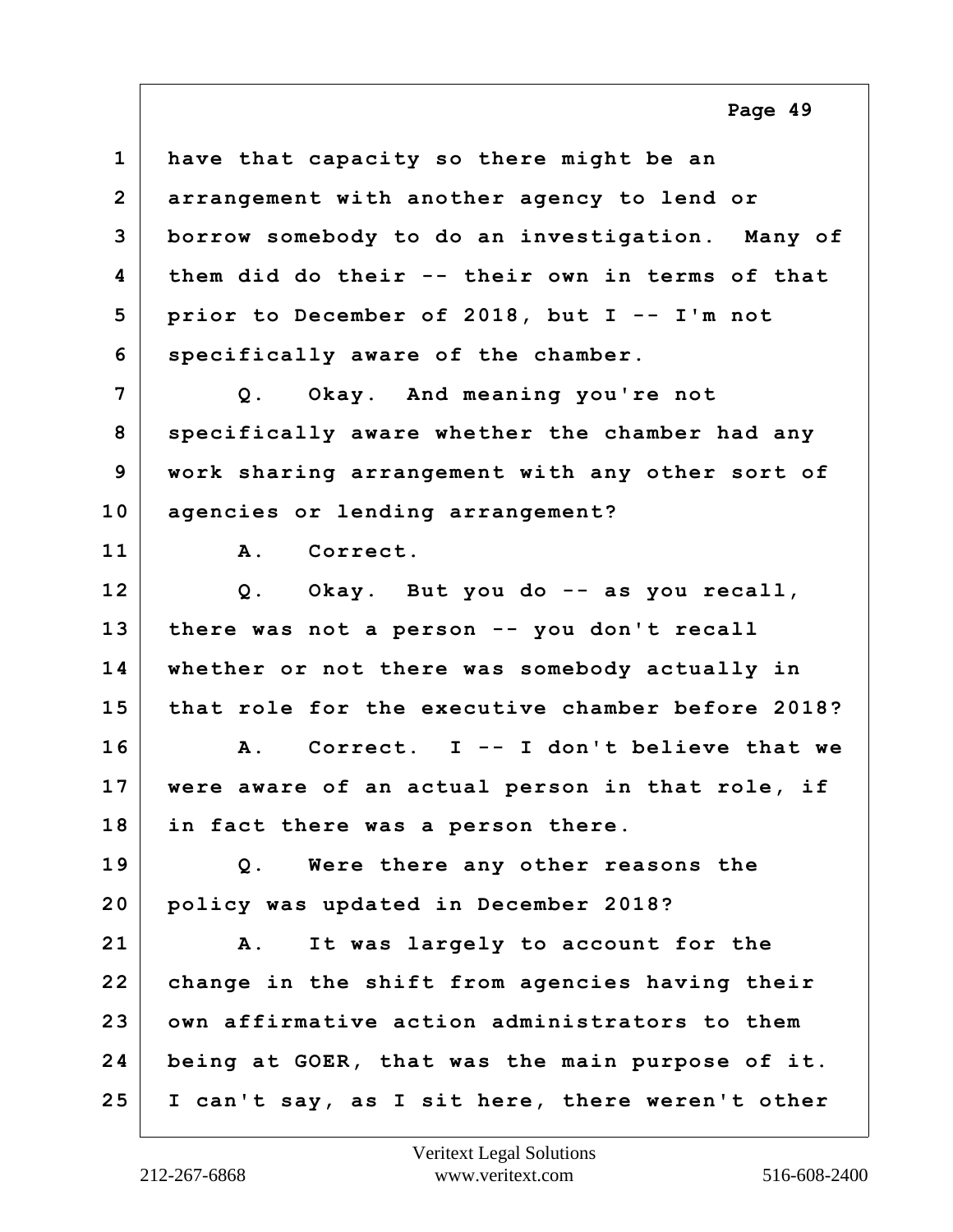1 have that capacity so there might be an
2 arrangement with another agency to lend or
3 borrow somebody to do an investigation. Many of
4 them did do their -- their own in terms of that
5 prior to December of 2018, but I -- I'm not
6 specifically aware of the chamber.
7 Q. Okay. And meaning you're not
8 specifically aware whether the chamber had any
9 work sharing arrangement with any other sort of
10 agencies or lending arrangement?
11 A. Correct.
12 Q. Okay. But you do -- as you recall,
13 there was not a person -- you don't recall
14 whether or not there was somebody actually in
15 that role for the executive chamber before 2018?
16 A. Correct. I -- I don't believe that we
17 were aware of an actual person in that role, if
18 in fact there was a person there.
19 Q. Were there any other reasons the
20 policy was updated in December 2018?
21 A. It was largely to account for the
22 change in the shift from agencies having their
23 own affirmative action administrators to them
24 being at GOER, that was the main purpose of it.
25 I can't say, as I sit here, there weren't other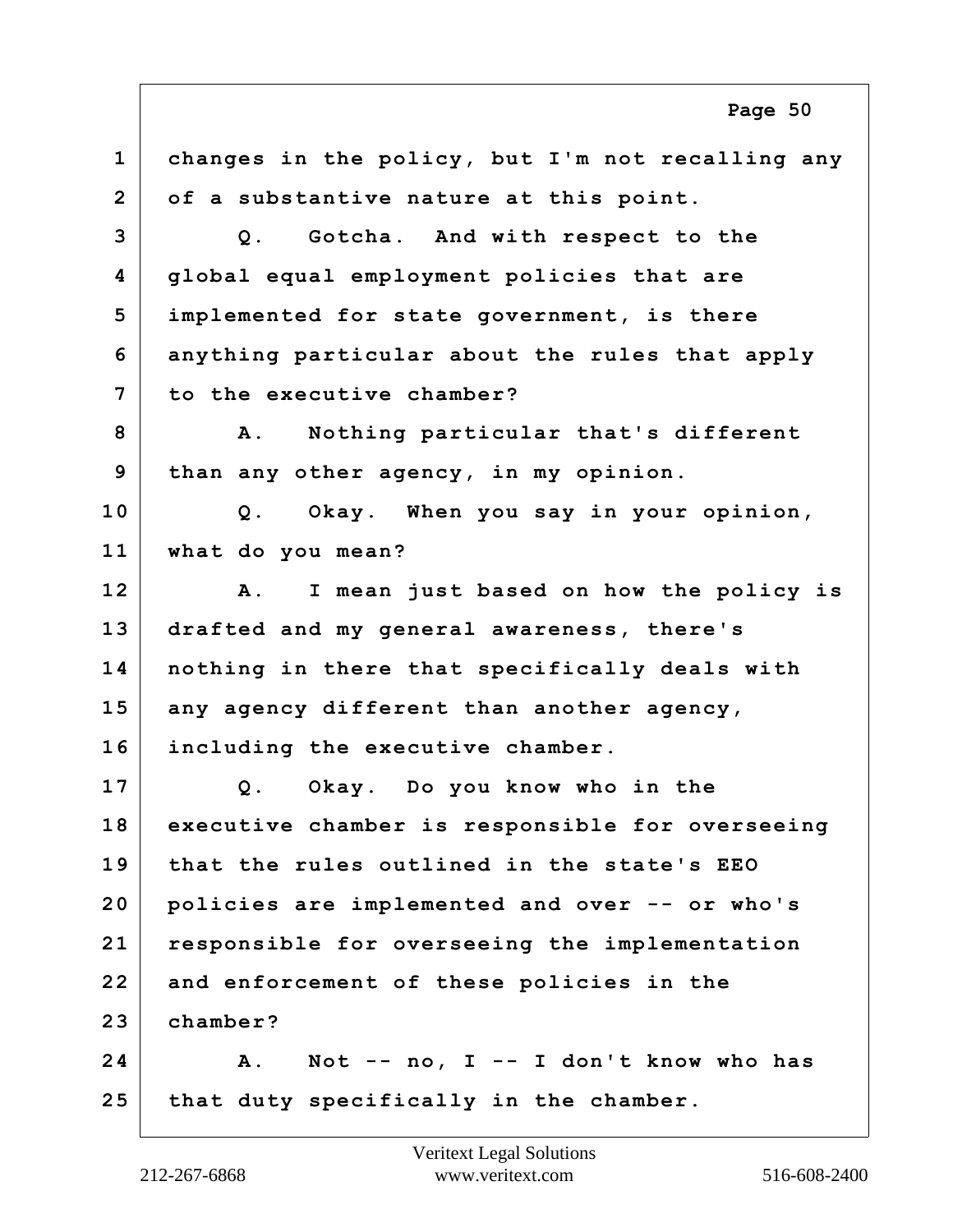1 changes in the policy, but I'm not recalling any
2 of a substantive nature at this point.
3 Q. Gotcha. And with respect to the
4 global equal employment policies that are
5 implemented for state government, is there
6 anything particular about the rules that apply
7 to the executive chamber?
8 A. Nothing particular that's different
9 than any other agency, in my opinion.
10 Q. Okay. When you say in your opinion,
11 what do you mean?
12 A. I mean just based on how the policy is
13 drafted and my general awareness, there's
14 nothing in there that specifically deals with
15 any agency different than another agency,
16 including the executive chamber.
17 Q. Okay. Do you know who in the
18 executive chamber is responsible for overseeing
19 that the rules outlined in the state's EEO
20 policies are implemented and over -- or who's
21 responsible for overseeing the implementation
22 and enforcement of these policies in the
23 chamber?
24 A. Not -- no, I -- I don't know who has
25 that duty specifically in the chamber.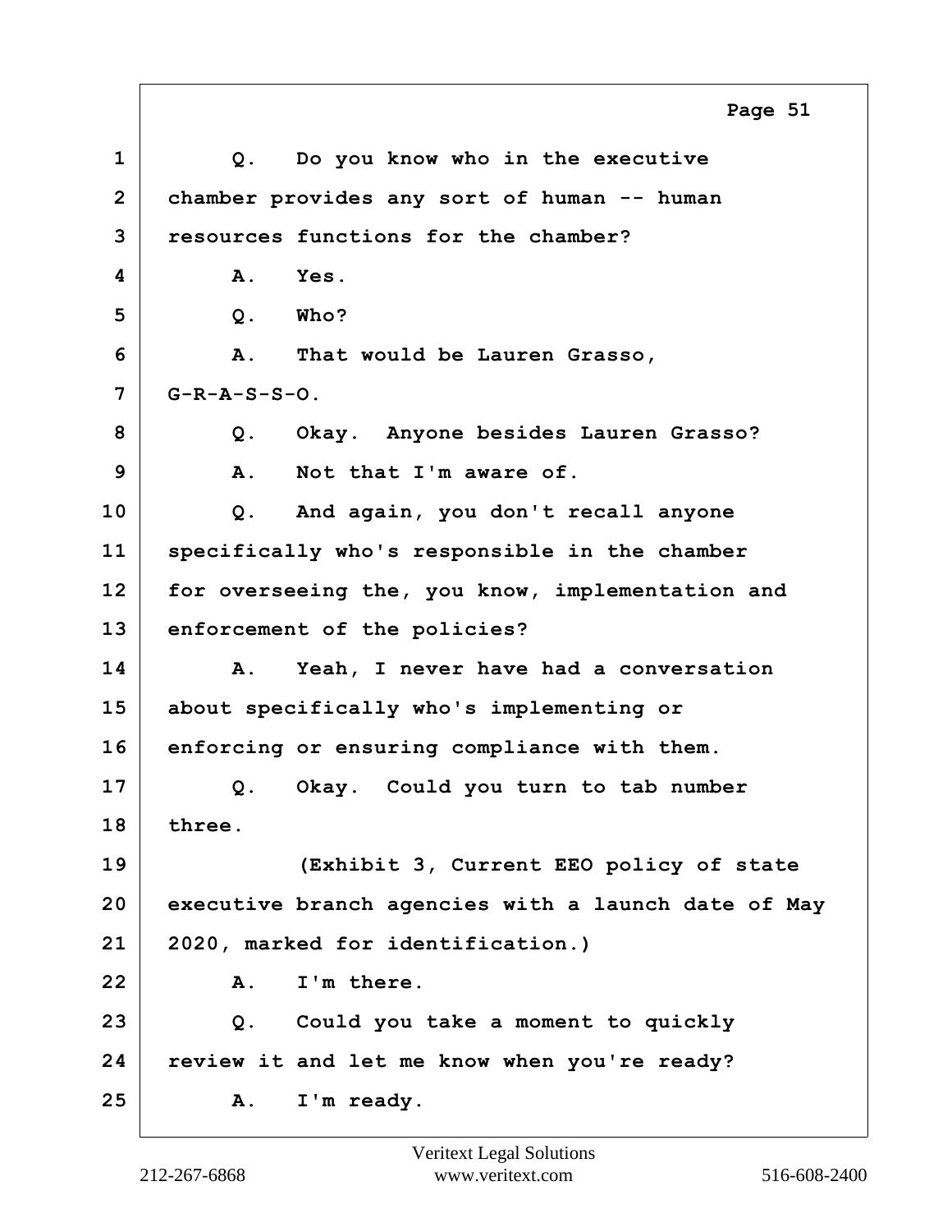1 Q. Do you know who in the executive
2 chamber provides any sort of human -- human
3 resources functions for the chamber?
4 A. Yes.
5 Q. Who?
6 A. That would be Lauren Grasso,
7 G-R-A-S-S-O.
8 Q. Okay. Anyone besides Lauren Grasso?
9 A. Not that I'm aware of.
10 Q. And again, you don't recall anyone
11 specifically who's responsible in the chamber
12 for overseeing the, you know, implementation and
13 enforcement of the policies?
14 A. Yeah, I never have had a conversation
15 about specifically who's implementing or
16 enforcing or ensuring compliance with them.
17 Q. Okay. Could you turn to tab number
18 three.
19 (Exhibit 3, Current EEO policy of state
20 executive branch agencies with a launch date of May
21 2020, marked for identification.)
22 A. I'm there.
23 Q. Could you take a moment to quickly
24 review it and let me know when you're ready?
25 A. I'm ready.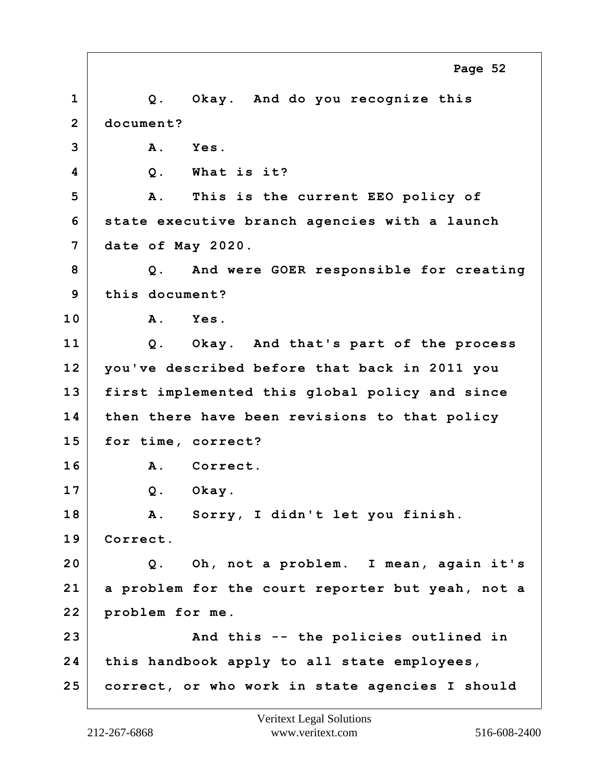1 Q. Okay. And do you recognize this
2 document?
3 A. Yes.
4 Q. What is it?
5 A. This is the current EEO policy of
6 state executive branch agencies with a launch
7 date of May 2020.
8 Q. And were GOER responsible for creating
9 this document?
10 A. Yes.
11 Q. Okay. And that's part of the process
12 you've described before that back in 2011 you
13 first implemented this global policy and since
14 then there have been revisions to that policy
15 for time, correct?
16 A. Correct.
17 Q. Okay.
18 A. Sorry, I didn't let you finish.
19 Correct.
20 Q. Oh, not a problem. I mean, again it's
21 a problem for the court reporter but yeah, not a
22 problem for me.
23 And this -- the policies outlined in
24 this handbook apply to all state employees,
25 correct, or who work in state agencies I should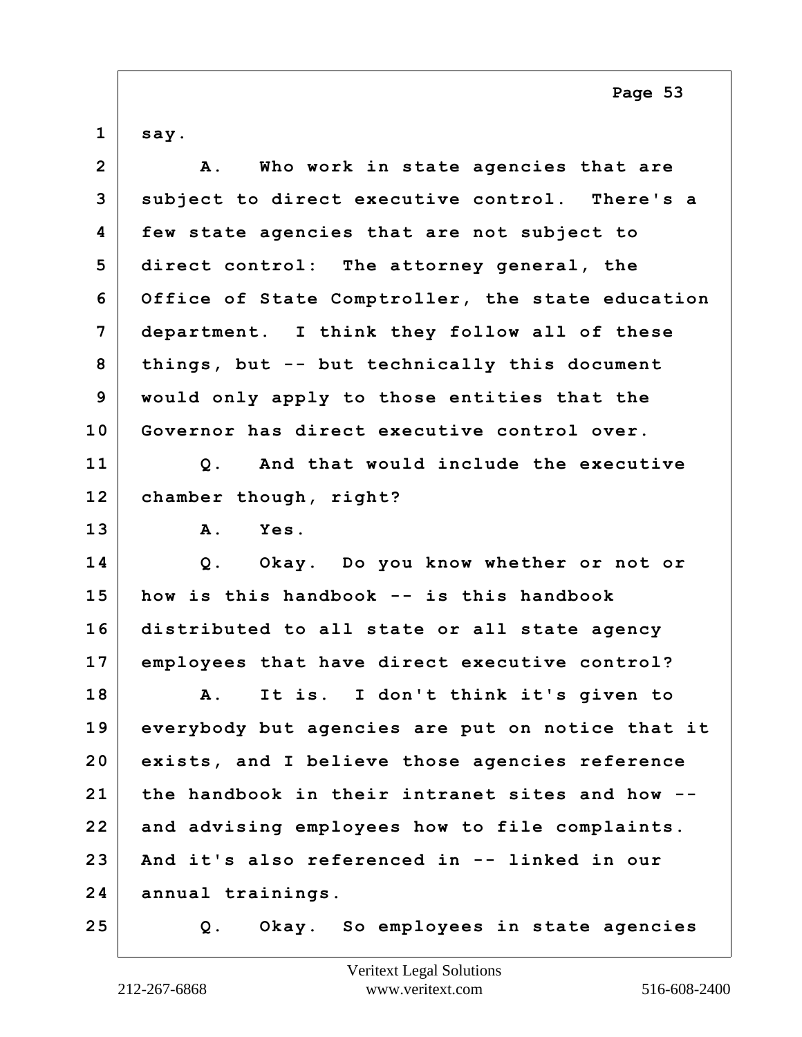1 say.

2 A. Who work in state agencies that are
3 subject to direct executive control. There's a
4 few state agencies that are not subject to
5 direct control: The attorney general, the
6 Office of State Comptroller, the state education
7 department. I think they follow all of these
8 things, but -- but technically this document
9 would only apply to those entities that the
10 Governor has direct executive control over.

11 Q. And that would include the executive
12 chamber though, right?

13 A. Yes.

14 Q. Okay. Do you know whether or not or
15 how is this handbook -- is this handbook
16 distributed to all state or all state agency
17 employees that have direct executive control?

18 A. It is. I don't think it's given to
19 everybody but agencies are put on notice that it
20 exists, and I believe those agencies reference
21 the handbook in their intranet sites and how --
22 and advising employees how to file complaints.
23 And it's also referenced in -- linked in our
24 annual trainings.

25 Q. Okay. So employees in state agencies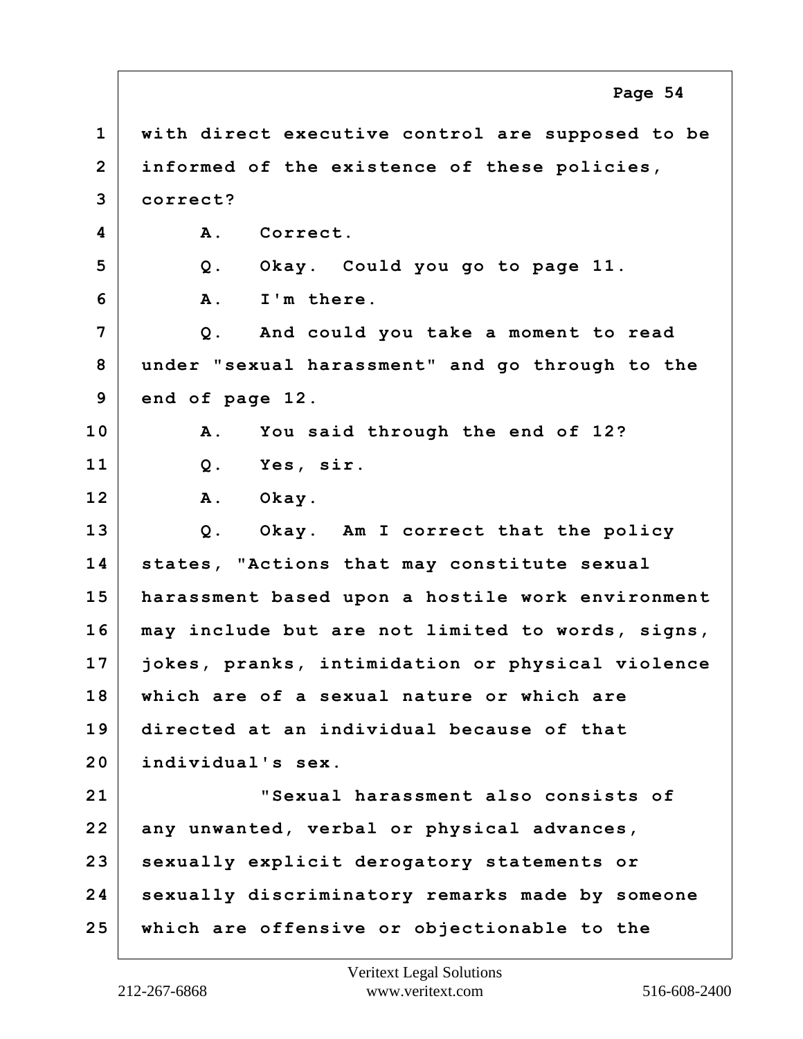1 with direct executive control are supposed to be
2 informed of the existence of these policies,
3 correct?
4 A. Correct.
5 Q. Okay. Could you go to page 11.
6 A. I'm there.
7 Q. And could you take a moment to read
8 under "sexual harassment" and go through to the
9 end of page 12.
10 A. You said through the end of 12?
11 Q. Yes, sir.
12 A. Okay.
13 Q. Okay. Am I correct that the policy
14 states, "Actions that may constitute sexual
15 harassment based upon a hostile work environment
16 may include but are not limited to words, signs,
17 jokes, pranks, intimidation or physical violence
18 which are of a sexual nature or which are
19 directed at an individual because of that
20 individual's sex.
21 "Sexual harassment also consists of
22 any unwanted, verbal or physical advances,
23 sexually explicit derogatory statements or
24 sexually discriminatory remarks made by someone
25 which are offensive or objectionable to the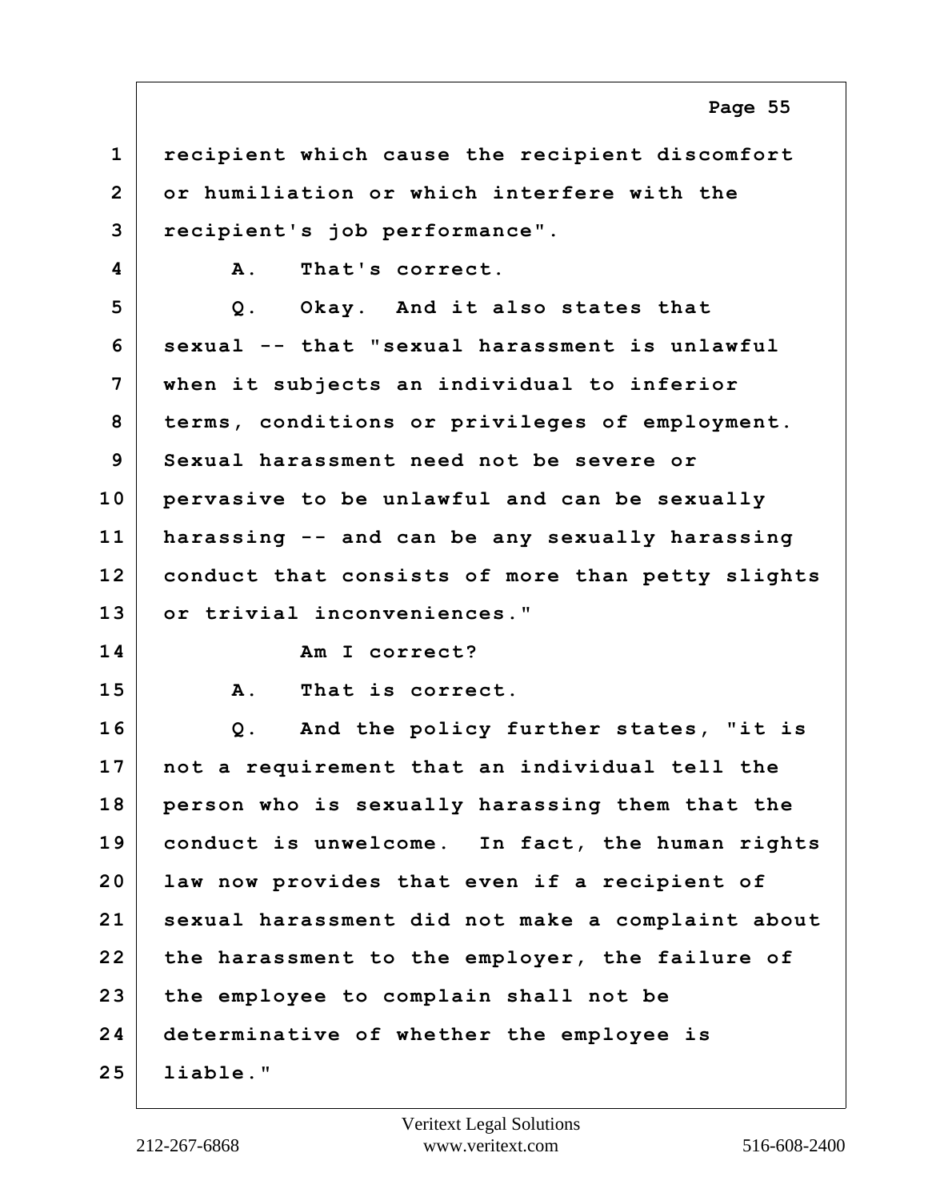1 recipient which cause the recipient discomfort
2 or humiliation or which interfere with the
3 recipient's job performance".
4 A. That's correct.
5 Q. Okay. And it also states that
6 sexual -- that "sexual harassment is unlawful
7 when it subjects an individual to inferior
8 terms, conditions or privileges of employment.
9 Sexual harassment need not be severe or
10 pervasive to be unlawful and can be sexually
11 harassing -- and can be any sexually harassing
12 conduct that consists of more than petty slights
13 or trivial inconveniences."
14 Am I correct?
15 A. That is correct.
16 Q. And the policy further states, "it is
17 not a requirement that an individual tell the
18 person who is sexually harassing them that the
19 conduct is unwelcome. In fact, the human rights
20 law now provides that even if a recipient of
21 sexual harassment did not make a complaint about
22 the harassment to the employer, the failure of
23 the employee to complain shall not be
24 determinative of whether the employee is
25 liable."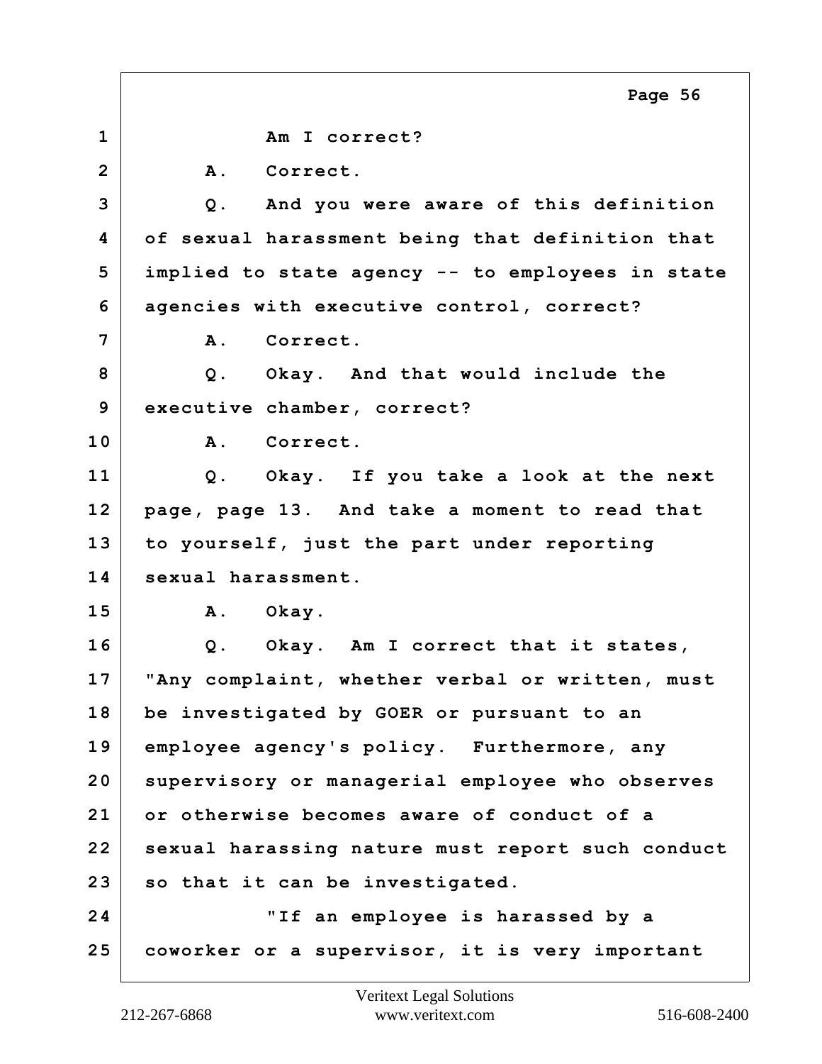1 Am I correct?

2 A. Correct.

3 Q. And you were aware of this definition

4 of sexual harassment being that definition that

5 implied to state agency -- to employees in state

6 agencies with executive control, correct?

7 A. Correct.

8 Q. Okay. And that would include the

9 executive chamber, correct?

10 A. Correct.

11 Q. Okay. If you take a look at the next

12 page, page 13. And take a moment to read that

13 to yourself, just the part under reporting

14 sexual harassment.

15 A. Okay.

16 Q. Okay. Am I correct that it states,

17 "Any complaint, whether verbal or written, must

18 be investigated by GOER or pursuant to an

19 employee agency's policy. Furthermore, any

20 supervisory or managerial employee who observes

21 or otherwise becomes aware of conduct of a

22 sexual harassing nature must report such conduct

23 so that it can be investigated.

24 "If an employee is harassed by a

25 coworker or a supervisor, it is very important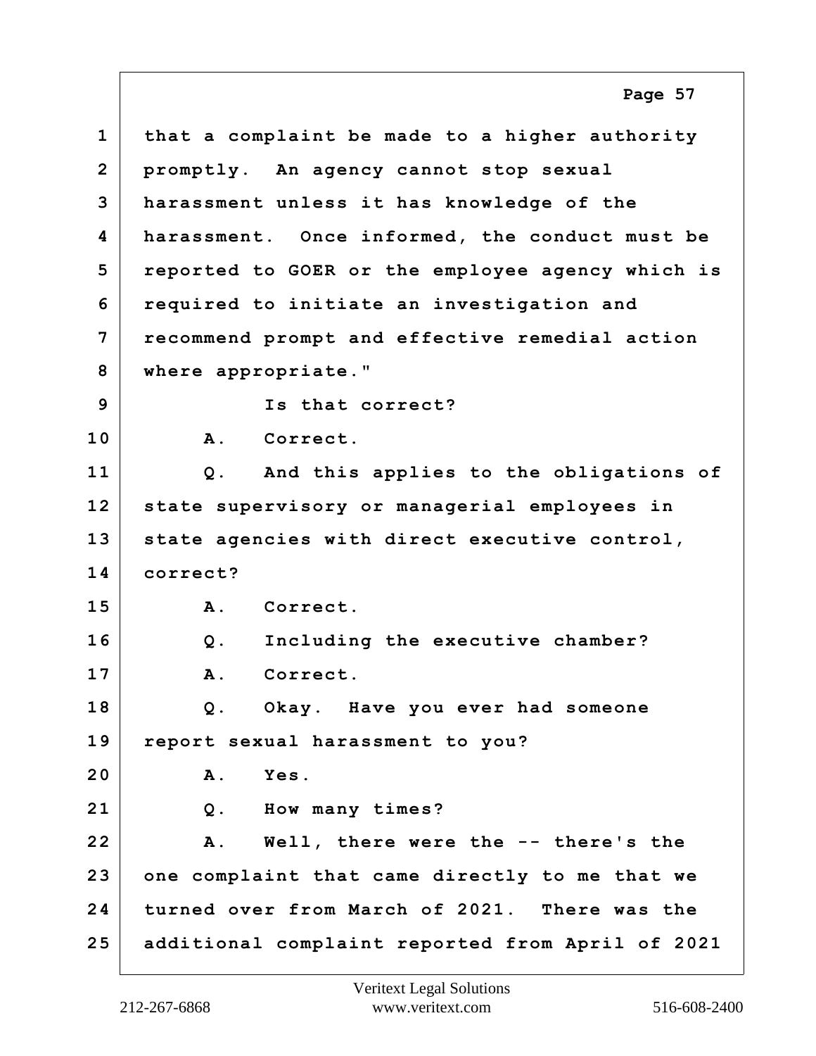1 that a complaint be made to a higher authority
2 promptly. An agency cannot stop sexual
3 harassment unless it has knowledge of the
4 harassment. Once informed, the conduct must be
5 reported to GOER or the employee agency which is
6 required to initiate an investigation and
7 recommend prompt and effective remedial action
8 where appropriate."
9 Is that correct?
10 A. Correct.
11 Q. And this applies to the obligations of
12 state supervisory or managerial employees in
13 state agencies with direct executive control,
14 correct?
15 A. Correct.
16 Q. Including the executive chamber?
17 A. Correct.
18 Q. Okay. Have you ever had someone
19 report sexual harassment to you?
20 A. Yes.
21 Q. How many times?
22 A. Well, there were the -- there's the
23 one complaint that came directly to me that we
24 turned over from March of 2021. There was the
25 additional complaint reported from April of 2021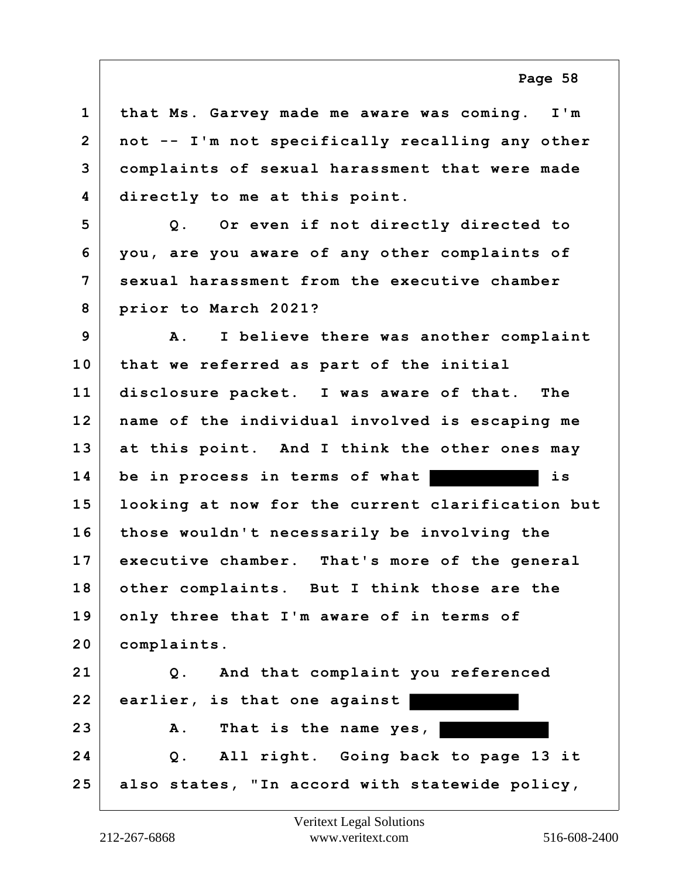1 that Ms. Garvey made me aware was coming. I'm
2 not -- I'm not specifically recalling any other
3 complaints of sexual harassment that were made
4 directly to me at this point.

5 Q. Or even if not directly directed to
6 you, are you aware of any other complaints of
7 sexual harassment from the executive chamber
8 prior to March 2021?

9 A. I believe there was another complaint
10 that we referred as part of the initial
11 disclosure packet. I was aware of that. The
12 name of the individual involved is escaping me
13 at this point. And I think the other ones may
14 be in process in terms of what [REDACTED] is
15 looking at now for the current clarification but
16 those wouldn't necessarily be involving the
17 executive chamber. That's more of the general
18 other complaints. But I think those are the
19 only three that I'm aware of in terms of
20 complaints.

21 Q. And that complaint you referenced
22 earlier, is that one against [REDACTED]

23 A. That is the name yes, [REDACTED]

24 Q. All right. Going back to page 13 it
25 also states, "In accord with statewide policy,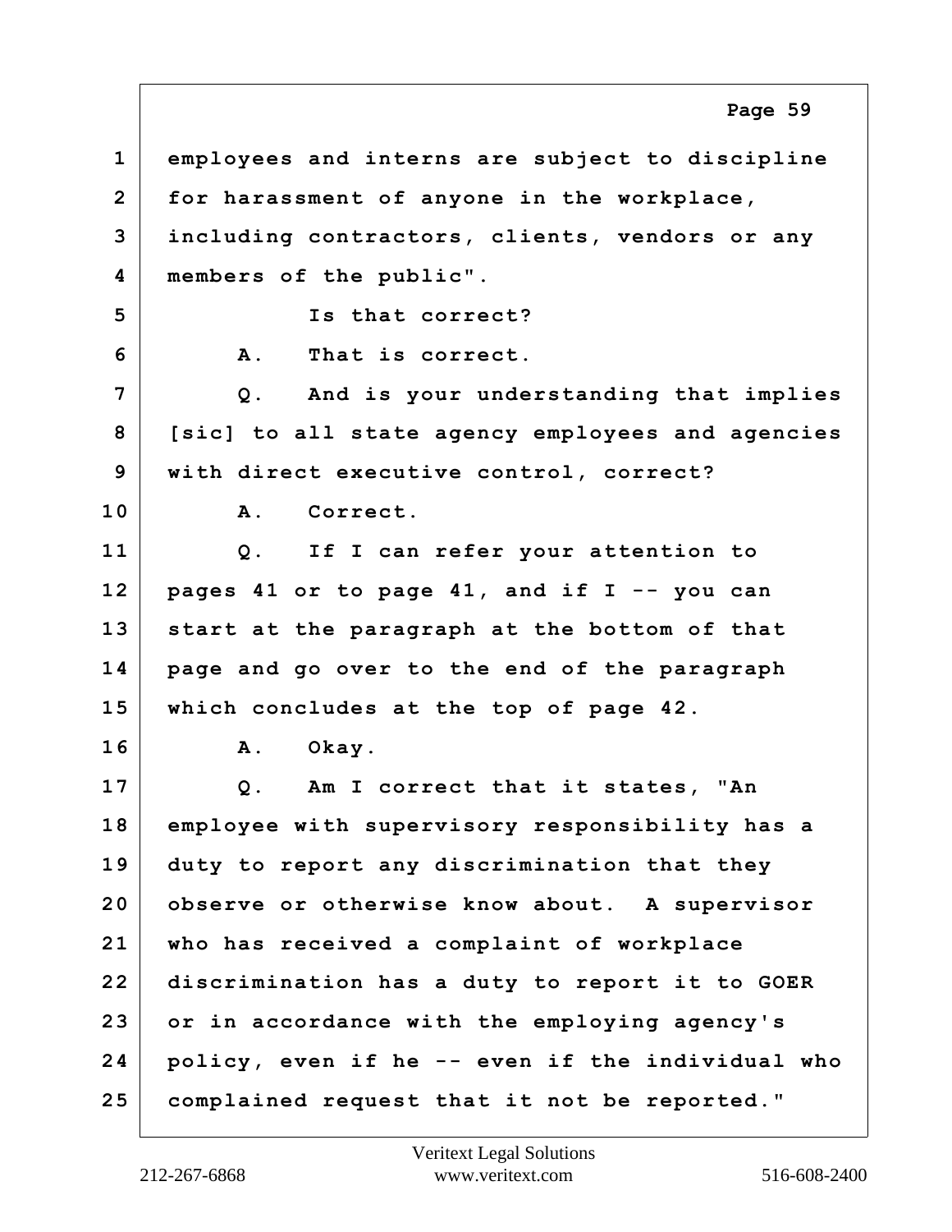1 employees and interns are subject to discipline
2 for harassment of anyone in the workplace,
3 including contractors, clients, vendors or any
4 members of the public".
5 Is that correct?
6 A. That is correct.
7 Q. And is your understanding that implies
8 [sic] to all state agency employees and agencies
9 with direct executive control, correct?
10 A. Correct.
11 Q. If I can refer your attention to
12 pages 41 or to page 41, and if I -- you can
13 start at the paragraph at the bottom of that
14 page and go over to the end of the paragraph
15 which concludes at the top of page 42.
16 A. Okay.
17 Q. Am I correct that it states, "An
18 employee with supervisory responsibility has a
19 duty to report any discrimination that they
20 observe or otherwise know about. A supervisor
21 who has received a complaint of workplace
22 discrimination has a duty to report it to GOER
23 or in accordance with the employing agency's
24 policy, even if he -- even if the individual who
25 complained request that it not be reported."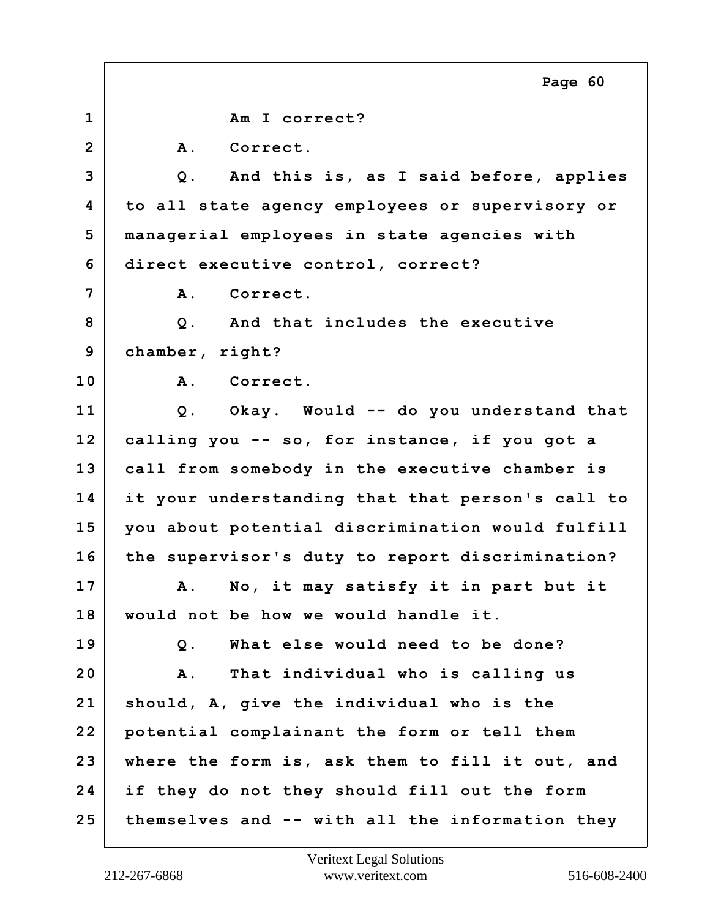1 Am I correct?

2 A. Correct.

3 Q. And this is, as I said before, applies

4 to all state agency employees or supervisory or

5 managerial employees in state agencies with

6 direct executive control, correct?

7 A. Correct.

8 Q. And that includes the executive

9 chamber, right?

10 A. Correct.

11 Q. Okay. Would -- do you understand that

12 calling you -- so, for instance, if you got a

13 call from somebody in the executive chamber is

14 it your understanding that that person's call to

15 you about potential discrimination would fulfill

16 the supervisor's duty to report discrimination?

17 A. No, it may satisfy it in part but it

18 would not be how we would handle it.

19 Q. What else would need to be done?

20 A. That individual who is calling us

21 should, A, give the individual who is the

22 potential complainant the form or tell them

23 where the form is, ask them to fill it out, and

24 if they do not they should fill out the form

25 themselves and -- with all the information they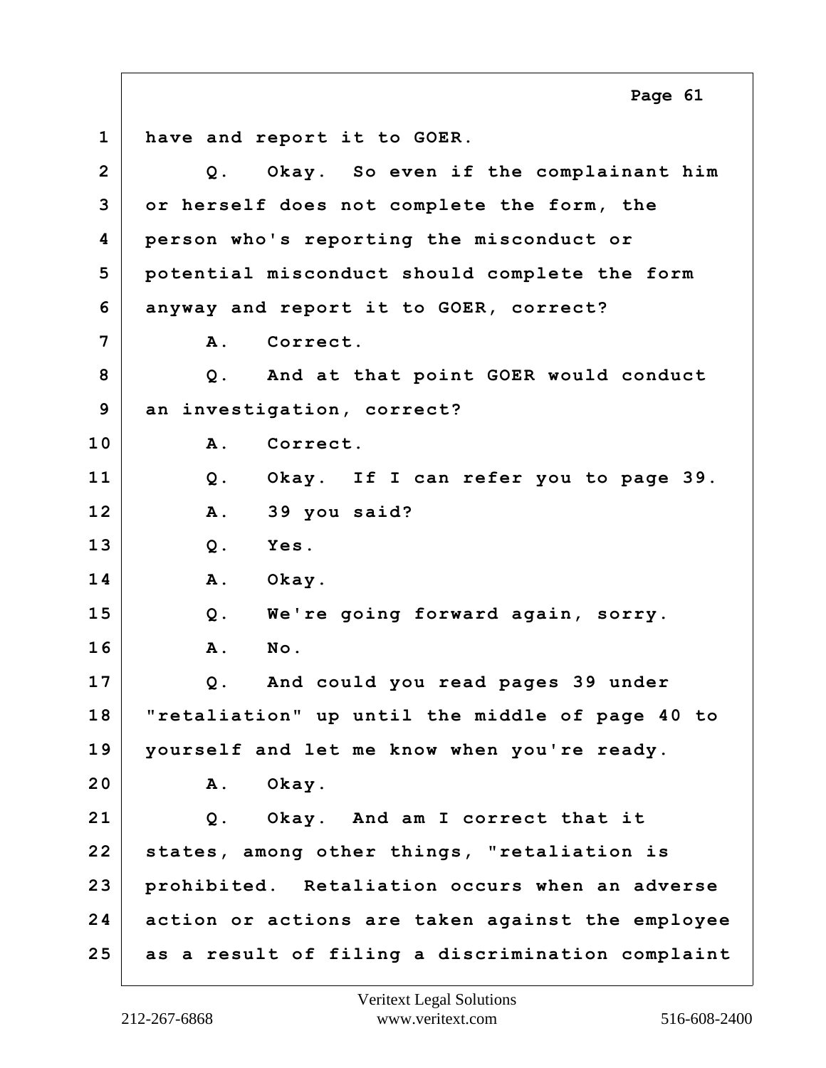1 have and report it to GOER.

2 Q. Okay. So even if the complainant him

3 or herself does not complete the form, the

4 person who's reporting the misconduct or

5 potential misconduct should complete the form

6 anyway and report it to GOER, correct?

7 A. Correct.

8 Q. And at that point GOER would conduct

9 an investigation, correct?

10 A. Correct.

11 Q. Okay. If I can refer you to page 39.

12 A. 39 you said?

13 Q. Yes.

14 A. Okay.

15 Q. We're going forward again, sorry.

16 A. No.

17 Q. And could you read pages 39 under

18 "retaliation" up until the middle of page 40 to

19 yourself and let me know when you're ready.

20 A. Okay.

21 Q. Okay. And am I correct that it

22 states, among other things, "retaliation is

23 prohibited. Retaliation occurs when an adverse

24 action or actions are taken against the employee

25 as a result of filing a discrimination complaint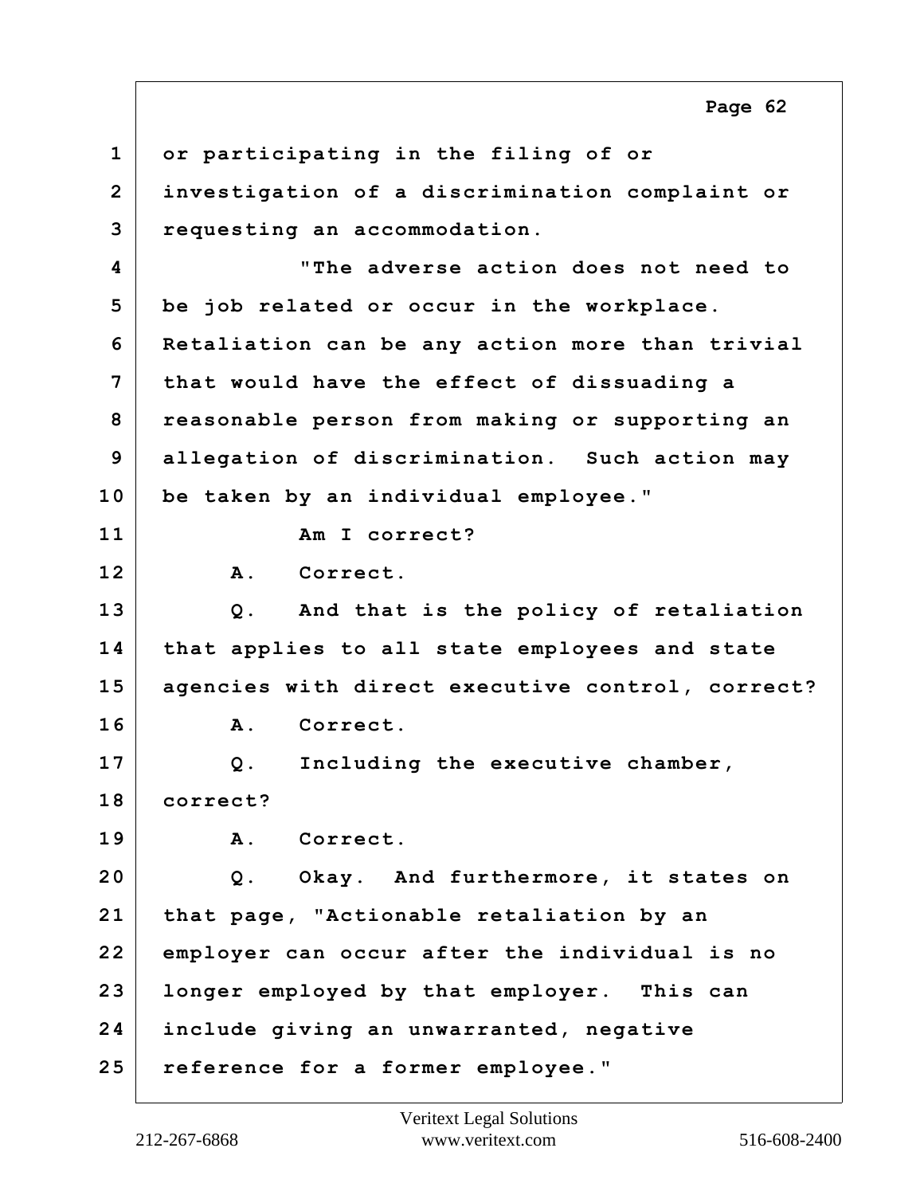1 or participating in the filing of or
2 investigation of a discrimination complaint or
3 requesting an accommodation.
4 "The adverse action does not need to
5 be job related or occur in the workplace.
6 Retaliation can be any action more than trivial
7 that would have the effect of dissuading a
8 reasonable person from making or supporting an
9 allegation of discrimination. Such action may
10 be taken by an individual employee."
11 Am I correct?
12 A. Correct.
13 Q. And that is the policy of retaliation
14 that applies to all state employees and state
15 agencies with direct executive control, correct?
16 A. Correct.
17 Q. Including the executive chamber,
18 correct?
19 A. Correct.
20 Q. Okay. And furthermore, it states on
21 that page, "Actionable retaliation by an
22 employer can occur after the individual is no
23 longer employed by that employer. This can
24 include giving an unwarranted, negative
25 reference for a former employee."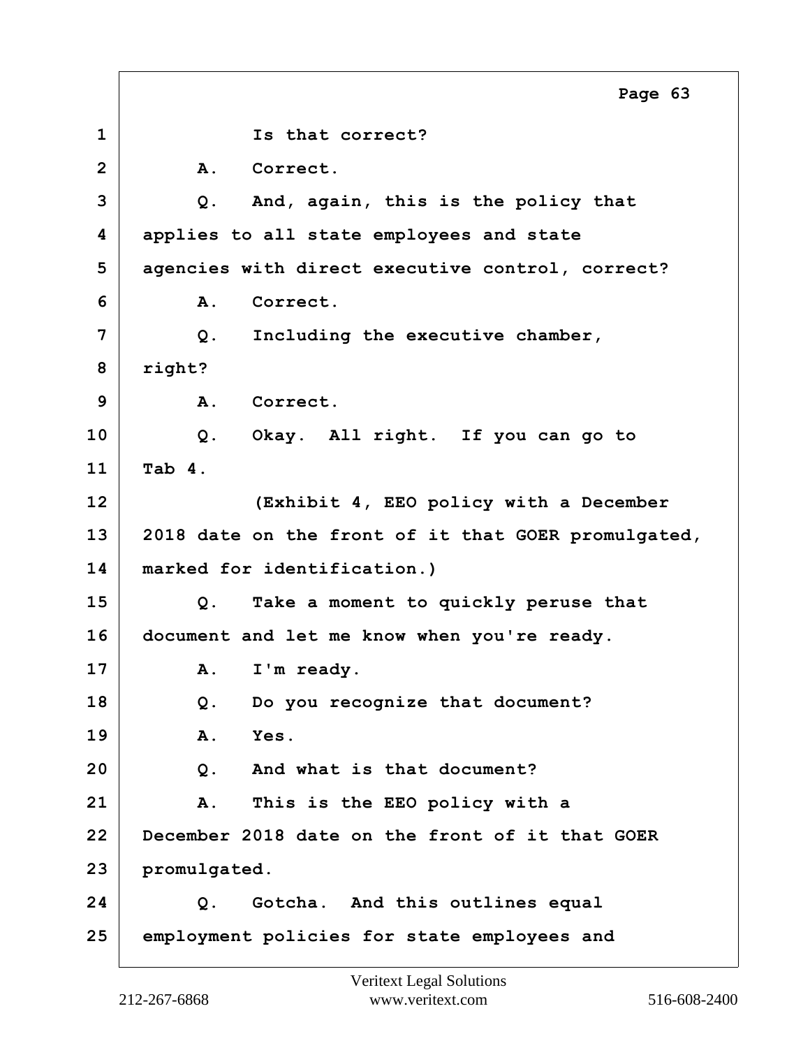1 Is that correct?

2 A. Correct.

3 Q. And, again, this is the policy that

4 applies to all state employees and state

5 agencies with direct executive control, correct?

6 A. Correct.

7 Q. Including the executive chamber,

8 right?

9 A. Correct.

10 Q. Okay. All right. If you can go to

11 Tab 4.

12 (Exhibit 4, EEO policy with a December

13 2018 date on the front of it that GOER promulgated,

14 marked for identification.)

15 Q. Take a moment to quickly peruse that

16 document and let me know when you're ready.

17 A. I'm ready.

18 Q. Do you recognize that document?

19 A. Yes.

20 Q. And what is that document?

21 A. This is the EEO policy with a

22 December 2018 date on the front of it that GOER

23 promulgated.

24 Q. Gotcha. And this outlines equal

25 employment policies for state employees and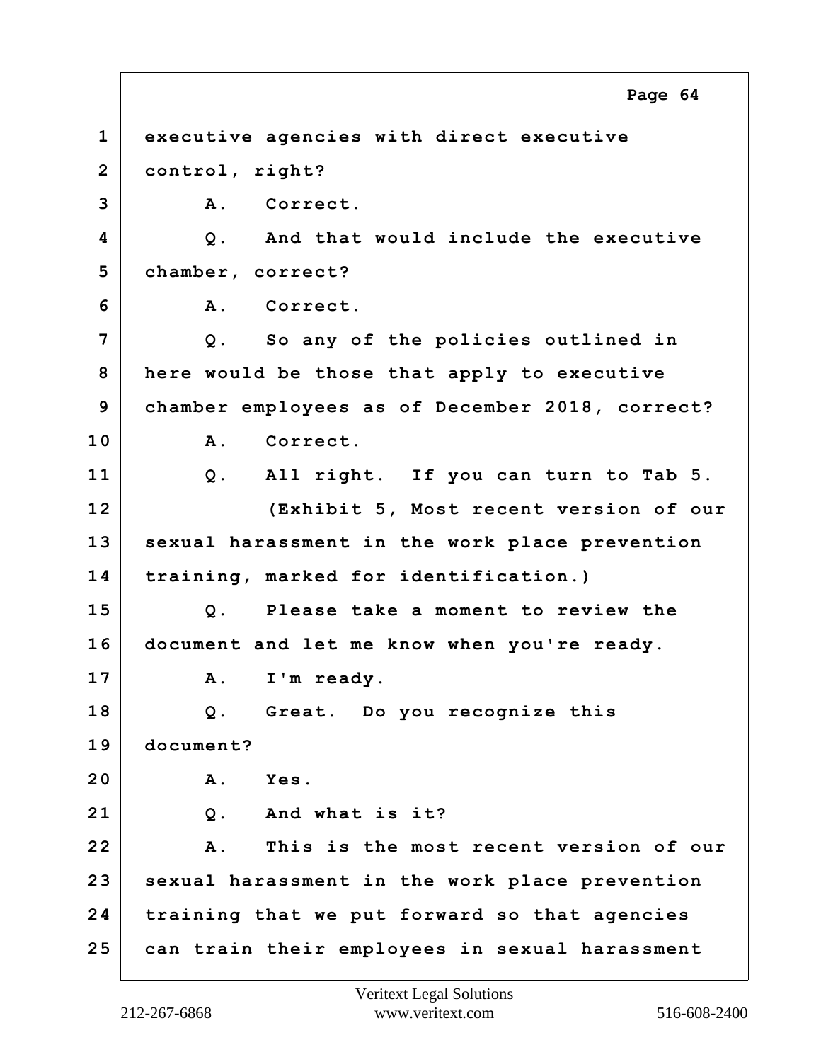1 executive agencies with direct executive
2 control, right?
3 A. Correct.
4 Q. And that would include the executive
5 chamber, correct?
6 A. Correct.
7 Q. So any of the policies outlined in
8 here would be those that apply to executive
9 chamber employees as of December 2018, correct?
10 A. Correct.
11 Q. All right. If you can turn to Tab 5.
12 (Exhibit 5, Most recent version of our
13 sexual harassment in the work place prevention
14 training, marked for identification.)
15 Q. Please take a moment to review the
16 document and let me know when you're ready.
17 A. I'm ready.
18 Q. Great. Do you recognize this
19 document?
20 A. Yes.
21 Q. And what is it?
22 A. This is the most recent version of our
23 sexual harassment in the work place prevention
24 training that we put forward so that agencies
25 can train their employees in sexual harassment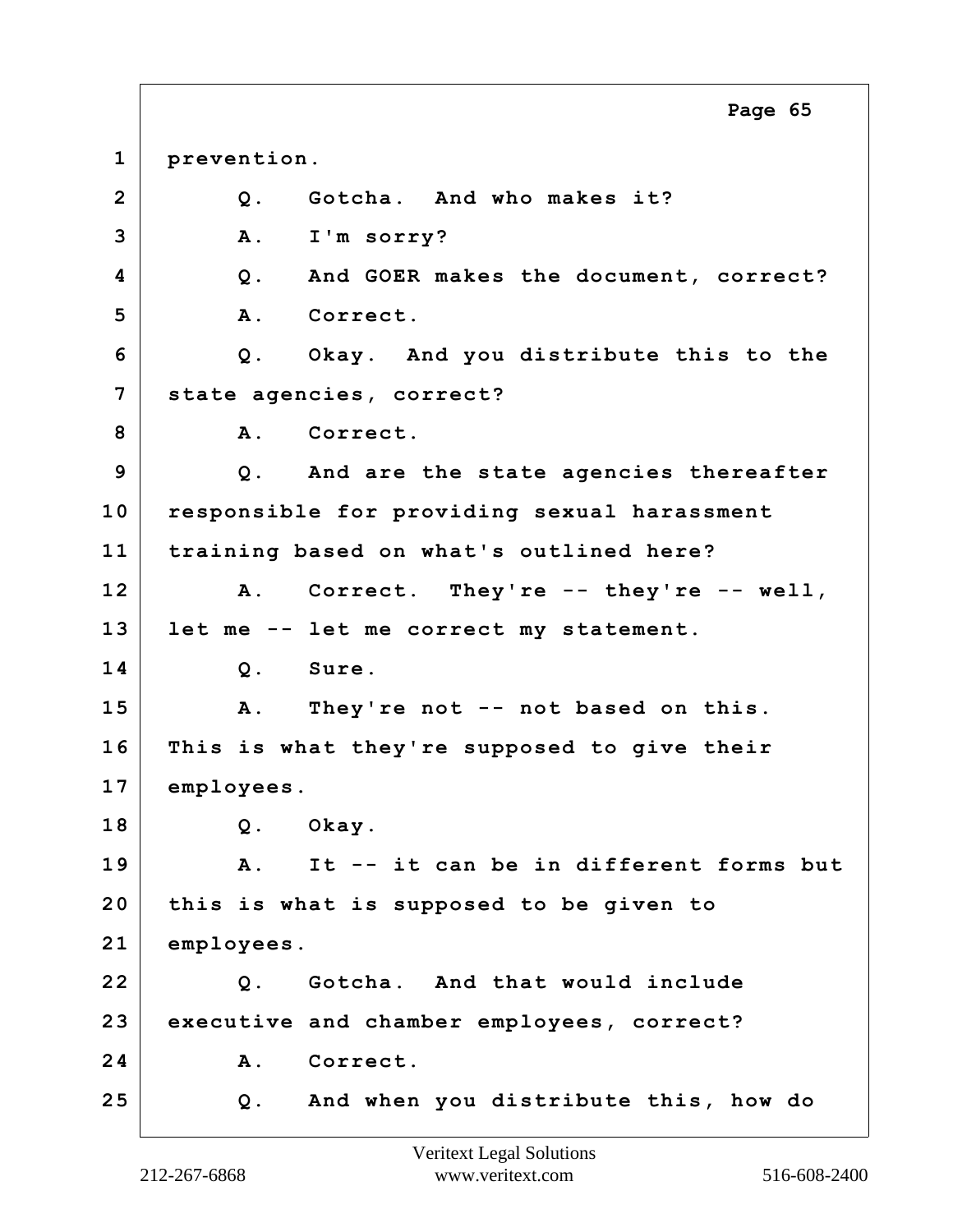1 prevention.

2 Q. Gotcha. And who makes it?

3 A. I'm sorry?

4 Q. And GOER makes the document, correct?

5 A. Correct.

6 Q. Okay. And you distribute this to the

7 state agencies, correct?

8 A. Correct.

9 Q. And are the state agencies thereafter

10 responsible for providing sexual harassment

11 training based on what's outlined here?

12 A. Correct. They're -- they're -- well,

13 let me -- let me correct my statement.

14 Q. Sure.

15 A. They're not -- not based on this.

16 This is what they're supposed to give their

17 employees.

18 Q. Okay.

19 A. It -- it can be in different forms but

20 this is what is supposed to be given to

21 employees.

22 Q. Gotcha. And that would include

23 executive and chamber employees, correct?

24 A. Correct.

25 Q. And when you distribute this, how do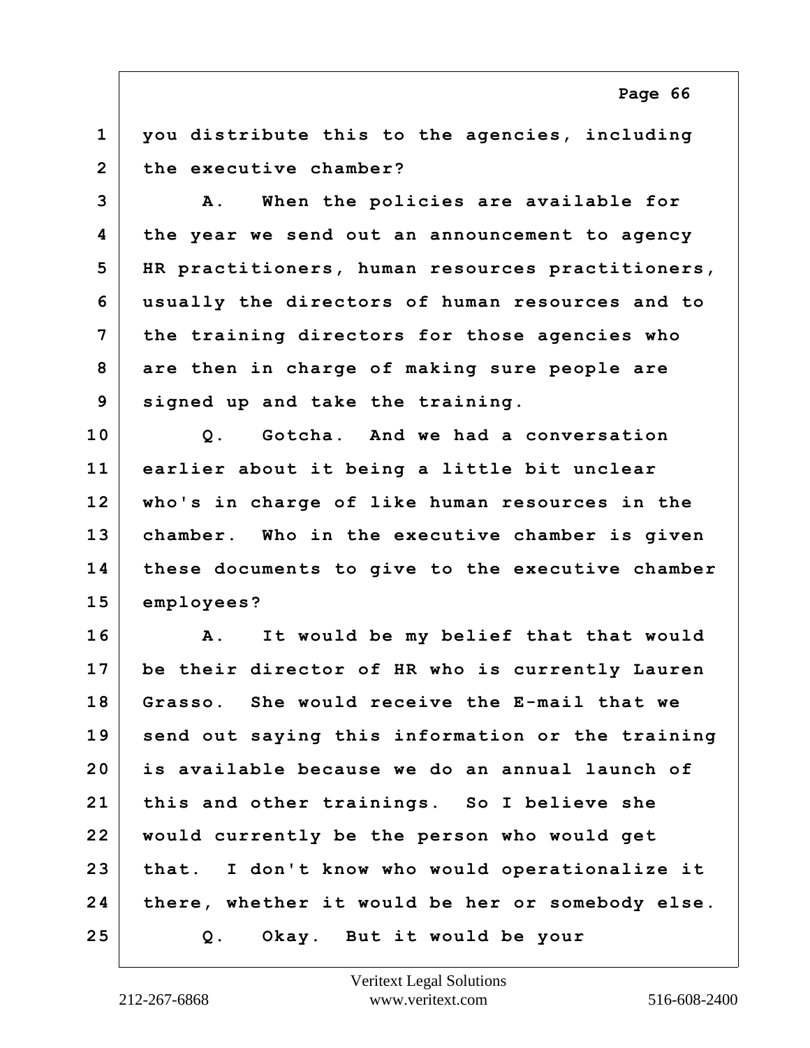1 you distribute this to the agencies, including
2 the executive chamber?

3 A. When the policies are available for
4 the year we send out an announcement to agency
5 HR practitioners, human resources practitioners,
6 usually the directors of human resources and to
7 the training directors for those agencies who
8 are then in charge of making sure people are
9 signed up and take the training.

10 Q. Gotcha. And we had a conversation
11 earlier about it being a little bit unclear
12 who's in charge of like human resources in the
13 chamber. Who in the executive chamber is given
14 these documents to give to the executive chamber
15 employees?

16 A. It would be my belief that that would
17 be their director of HR who is currently Lauren
18 Grasso. She would receive the E-mail that we
19 send out saying this information or the training
20 is available because we do an annual launch of
21 this and other trainings. So I believe she
22 would currently be the person who would get
23 that. I don't know who would operationalize it
24 there, whether it would be her or somebody else.

25 Q. Okay. But it would be your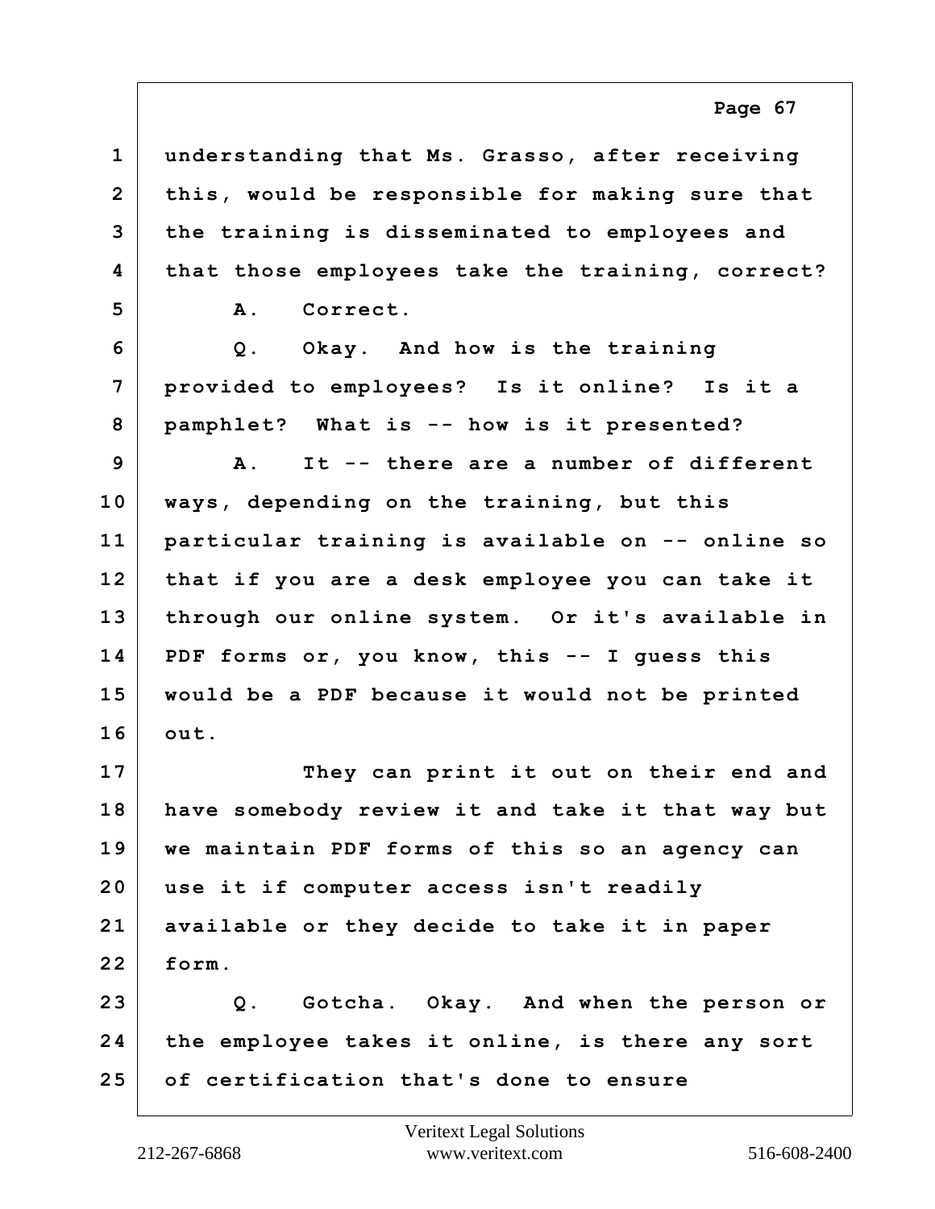1 understanding that Ms. Grasso, after receiving
2 this, would be responsible for making sure that
3 the training is disseminated to employees and
4 that those employees take the training, correct?
5 A. Correct.
6 Q. Okay. And how is the training
7 provided to employees? Is it online? Is it a
8 pamphlet? What is -- how is it presented?
9 A. It -- there are a number of different
10 ways, depending on the training, but this
11 particular training is available on -- online so
12 that if you are a desk employee you can take it
13 through our online system. Or it's available in
14 PDF forms or, you know, this -- I guess this
15 would be a PDF because it would not be printed
16 out.
17 They can print it out on their end and
18 have somebody review it and take it that way but
19 we maintain PDF forms of this so an agency can
20 use it if computer access isn't readily
21 available or they decide to take it in paper
22 form.
23 Q. Gotcha. Okay. And when the person or
24 the employee takes it online, is there any sort
25 of certification that's done to ensure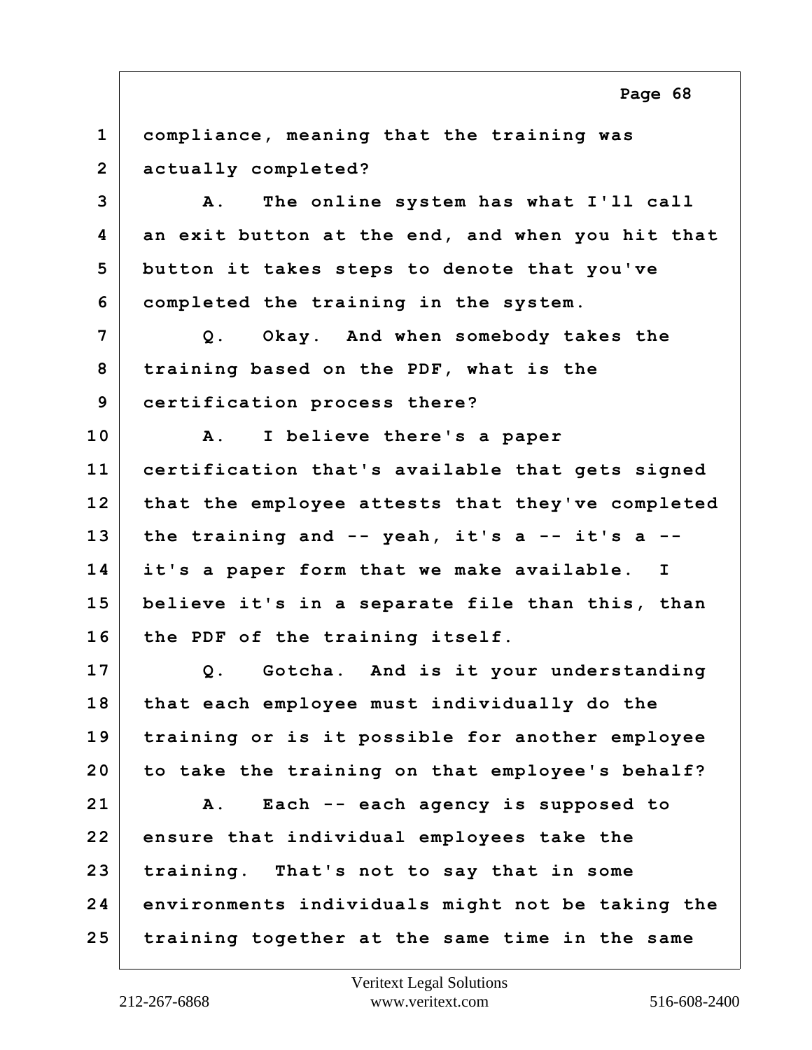1 compliance, meaning that the training was
2 actually completed?
3 A. The online system has what I'll call
4 an exit button at the end, and when you hit that
5 button it takes steps to denote that you've
6 completed the training in the system.
7 Q. Okay. And when somebody takes the
8 training based on the PDF, what is the
9 certification process there?
10 A. I believe there's a paper
11 certification that's available that gets signed
12 that the employee attests that they've completed
13 the training and -- yeah, it's a -- it's a --
14 it's a paper form that we make available. I
15 believe it's in a separate file than this, than
16 the PDF of the training itself.
17 Q. Gotcha. And is it your understanding
18 that each employee must individually do the
19 training or is it possible for another employee
20 to take the training on that employee's behalf?
21 A. Each -- each agency is supposed to
22 ensure that individual employees take the
23 training. That's not to say that in some
24 environments individuals might not be taking the
25 training together at the same time in the same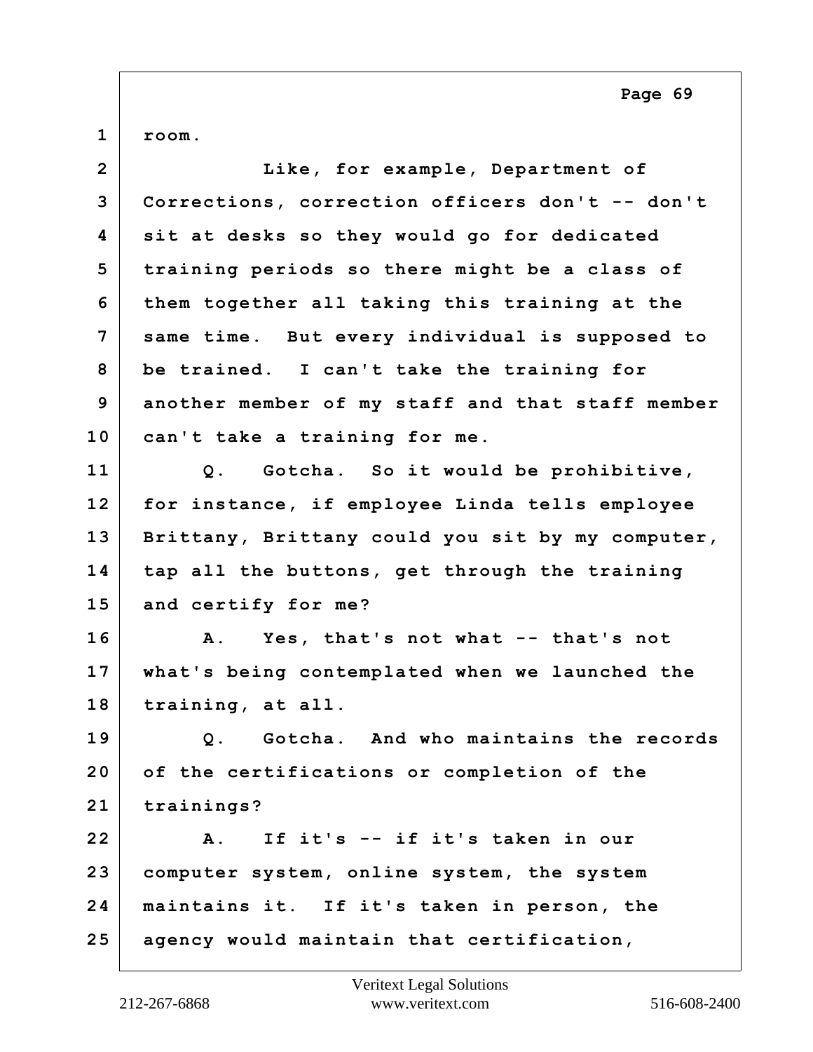1 room.

2 Like, for example, Department of
3 Corrections, correction officers don't -- don't
4 sit at desks so they would go for dedicated
5 training periods so there might be a class of
6 them together all taking this training at the
7 same time. But every individual is supposed to
8 be trained. I can't take the training for
9 another member of my staff and that staff member
10 can't take a training for me.

11 Q. Gotcha. So it would be prohibitive,
12 for instance, if employee Linda tells employee
13 Brittany, Brittany could you sit by my computer,
14 tap all the buttons, get through the training
15 and certify for me?

16 A. Yes, that's not what -- that's not
17 what's being contemplated when we launched the
18 training, at all.

19 Q. Gotcha. And who maintains the records
20 of the certifications or completion of the
21 trainings?

22 A. If it's -- if it's taken in our
23 computer system, online system, the system
24 maintains it. If it's taken in person, the
25 agency would maintain that certification,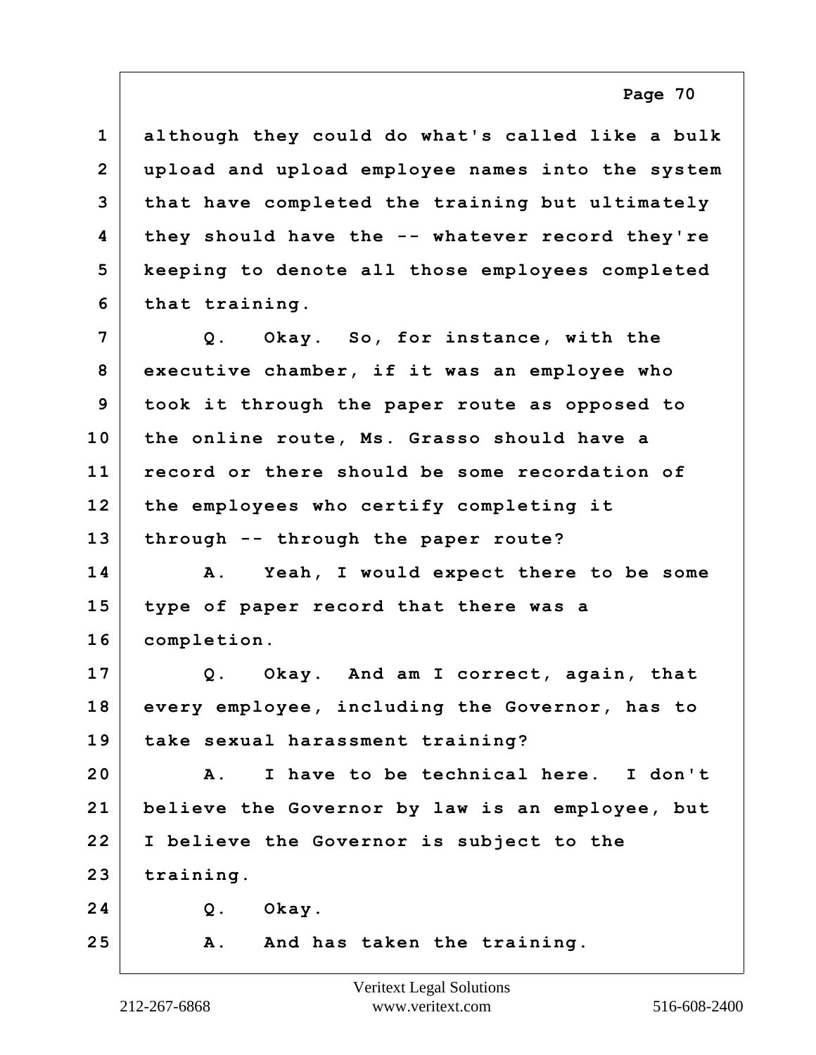1 although they could do what's called like a bulk
2 upload and upload employee names into the system
3 that have completed the training but ultimately
4 they should have the -- whatever record they're
5 keeping to denote all those employees completed
6 that training.

7 Q. Okay. So, for instance, with the
8 executive chamber, if it was an employee who
9 took it through the paper route as opposed to
10 the online route, Ms. Grasso should have a
11 record or there should be some recordation of
12 the employees who certify completing it
13 through -- through the paper route?

14 A. Yeah, I would expect there to be some
15 type of paper record that there was a
16 completion.

17 Q. Okay. And am I correct, again, that
18 every employee, including the Governor, has to
19 take sexual harassment training?

20 A. I have to be technical here. I don't
21 believe the Governor by law is an employee, but
22 I believe the Governor is subject to the
23 training.

24 Q. Okay.

25 A. And has taken the training.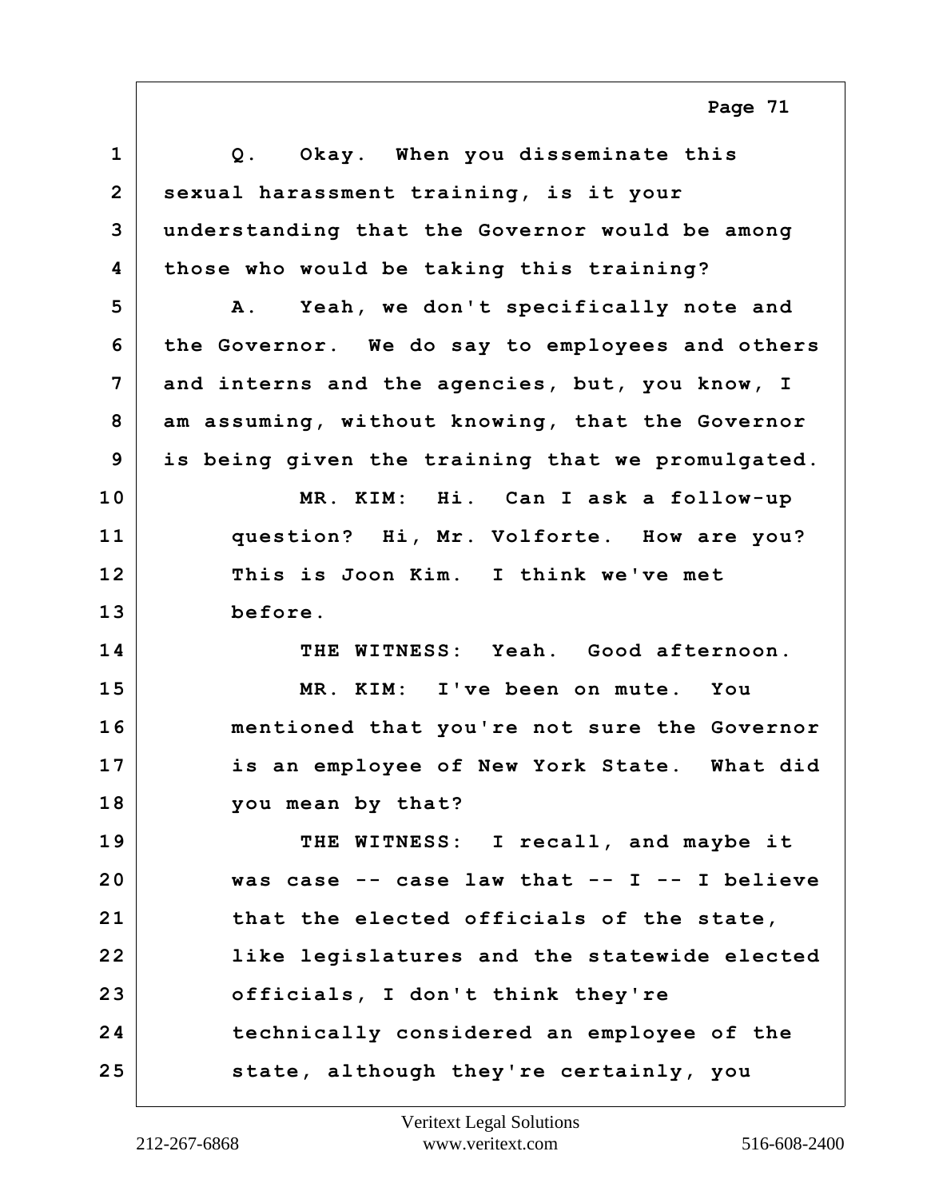Q. Okay. When you disseminate this sexual harassment training, is it your understanding that the Governor would be among those who would be taking this training?

A. Yeah, we don't specifically note and the Governor. We do say to employees and others and interns and the agencies, but, you know, I am assuming, without knowing, that the Governor is being given the training that we promulgated.

MR. KIM: Hi. Can I ask a follow-up question? Hi, Mr. Volforte. How are you? This is Joon Kim. I think we've met before.

THE WITNESS: Yeah. Good afternoon.

MR. KIM: I've been on mute. You mentioned that you're not sure the Governor is an employee of New York State. What did you mean by that?

THE WITNESS: I recall, and maybe it was case -- case law that -- I -- I believe that the elected officials of the state, like legislatures and the statewide elected officials, I don't think they're technically considered an employee of the state, although they're certainly, you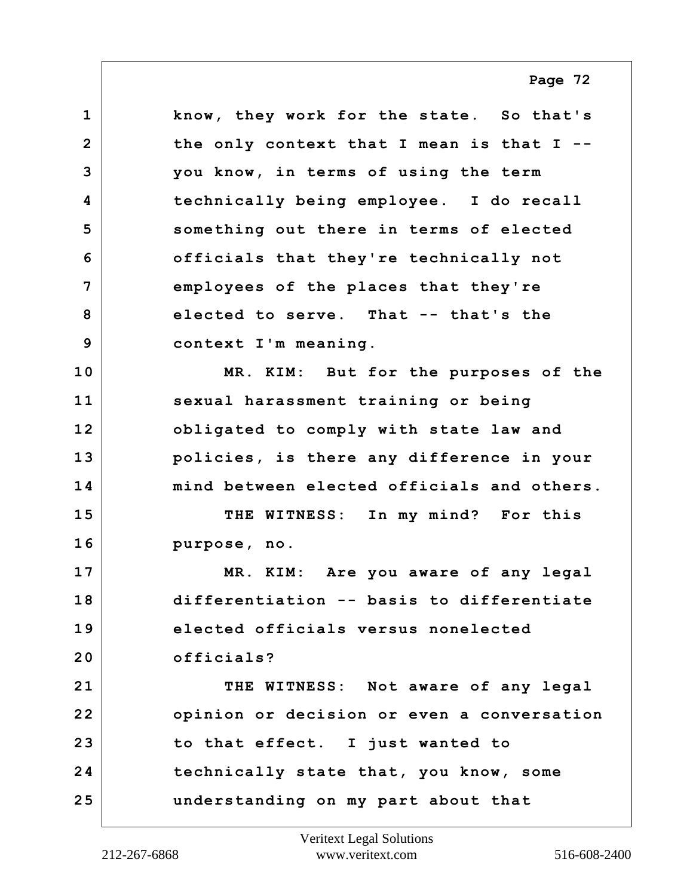know, they work for the state. So that's the only context that I mean is that I -- you know, in terms of using the term technically being employee. I do recall something out there in terms of elected officials that they're technically not employees of the places that they're elected to serve. That -- that's the context I'm meaning.

MR. KIM: But for the purposes of the sexual harassment training or being obligated to comply with state law and policies, is there any difference in your mind between elected officials and others.

THE WITNESS: In my mind? For this purpose, no.

MR. KIM: Are you aware of any legal differentiation -- basis to differentiate elected officials versus nonelected officials?

THE WITNESS: Not aware of any legal opinion or decision or even a conversation to that effect. I just wanted to technically state that, you know, some understanding on my part about that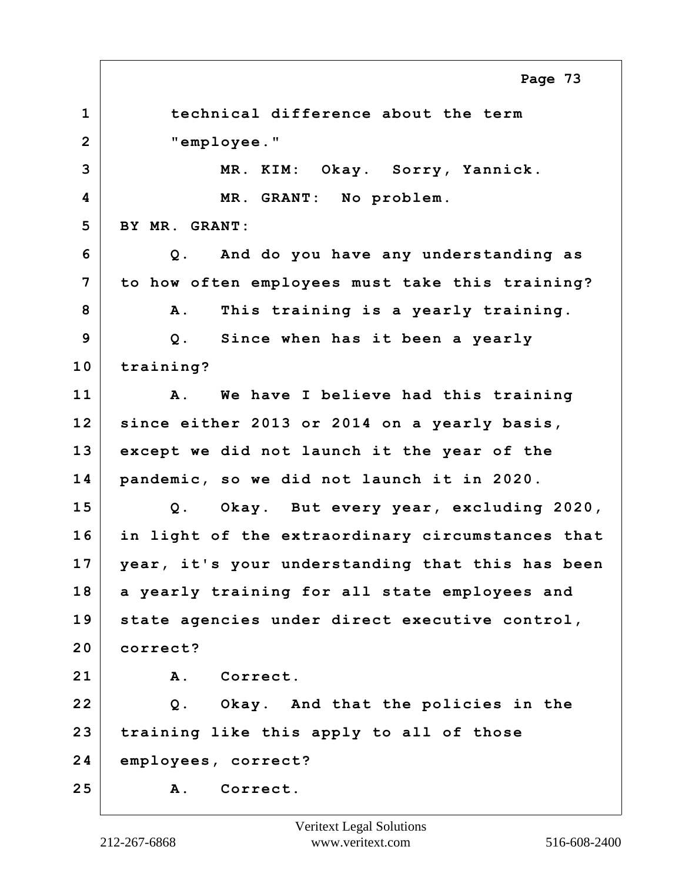1 technical difference about the term
2 "employee."
3 MR. KIM: Okay. Sorry, Yannick.
4 MR. GRANT: No problem.
5 BY MR. GRANT:
6 Q. And do you have any understanding as
7 to how often employees must take this training?
8 A. This training is a yearly training.
9 Q. Since when has it been a yearly
10 training?
11 A. We have I believe had this training
12 since either 2013 or 2014 on a yearly basis,
13 except we did not launch it the year of the
14 pandemic, so we did not launch it in 2020.
15 Q. Okay. But every year, excluding 2020,
16 in light of the extraordinary circumstances that
17 year, it's your understanding that this has been
18 a yearly training for all state employees and
19 state agencies under direct executive control,
20 correct?
21 A. Correct.
22 Q. Okay. And that the policies in the
23 training like this apply to all of those
24 employees, correct?
25 A. Correct.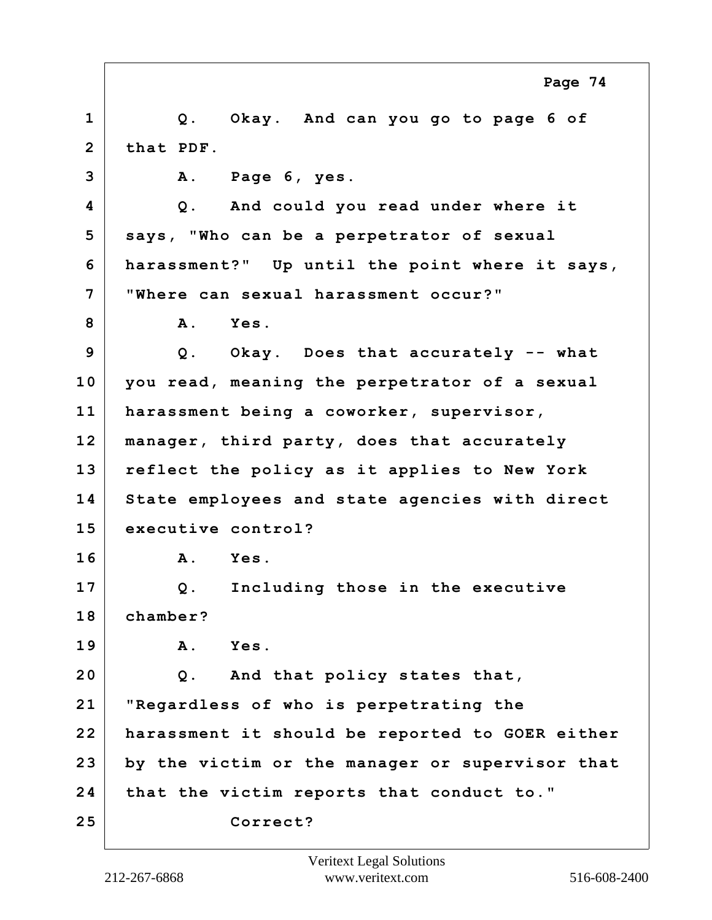1 Q. Okay. And can you go to page 6 of
2 that PDF.
3 A. Page 6, yes.
4 Q. And could you read under where it
5 says, "Who can be a perpetrator of sexual
6 harassment?" Up until the point where it says,
7 "Where can sexual harassment occur?"
8 A. Yes.
9 Q. Okay. Does that accurately -- what
10 you read, meaning the perpetrator of a sexual
11 harassment being a coworker, supervisor,
12 manager, third party, does that accurately
13 reflect the policy as it applies to New York
14 State employees and state agencies with direct
15 executive control?
16 A. Yes.
17 Q. Including those in the executive
18 chamber?
19 A. Yes.
20 Q. And that policy states that,
21 "Regardless of who is perpetrating the
22 harassment it should be reported to GOER either
23 by the victim or the manager or supervisor that
24 that the victim reports that conduct to."
25 Correct?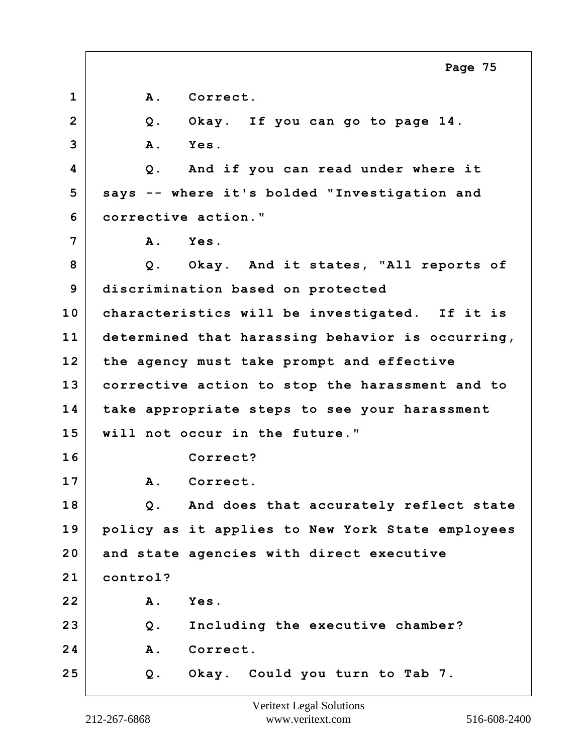1 A. Correct.

2 Q. Okay. If you can go to page 14.

3 A. Yes.

4 Q. And if you can read under where it

5 says -- where it's bolded "Investigation and

6 corrective action."

7 A. Yes.

8 Q. Okay. And it states, "All reports of

9 discrimination based on protected

10 characteristics will be investigated. If it is

11 determined that harassing behavior is occurring,

12 the agency must take prompt and effective

13 corrective action to stop the harassment and to

14 take appropriate steps to see your harassment

15 will not occur in the future."

16 Correct?

17 A. Correct.

18 Q. And does that accurately reflect state

19 policy as it applies to New York State employees

20 and state agencies with direct executive

21 control?

22 A. Yes.

23 Q. Including the executive chamber?

24 A. Correct.

25 Q. Okay. Could you turn to Tab 7.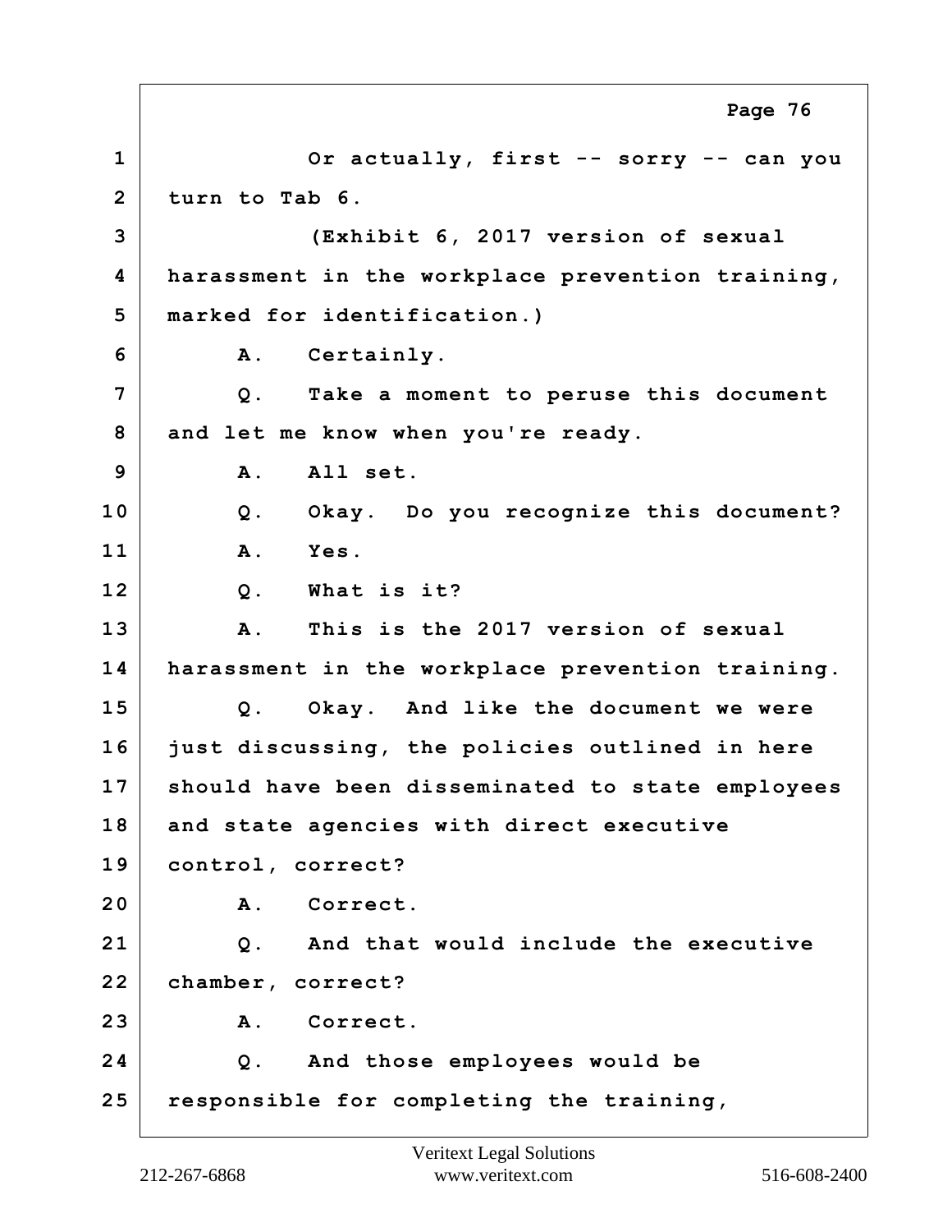1 Or actually, first -- sorry -- can you
2 turn to Tab 6.
3 (Exhibit 6, 2017 version of sexual
4 harassment in the workplace prevention training,
5 marked for identification.)
6 A. Certainly.
7 Q. Take a moment to peruse this document
8 and let me know when you're ready.
9 A. All set.
10 Q. Okay. Do you recognize this document?
11 A. Yes.
12 Q. What is it?
13 A. This is the 2017 version of sexual
14 harassment in the workplace prevention training.
15 Q. Okay. And like the document we were
16 just discussing, the policies outlined in here
17 should have been disseminated to state employees
18 and state agencies with direct executive
19 control, correct?
20 A. Correct.
21 Q. And that would include the executive
22 chamber, correct?
23 A. Correct.
24 Q. And those employees would be
25 responsible for completing the training,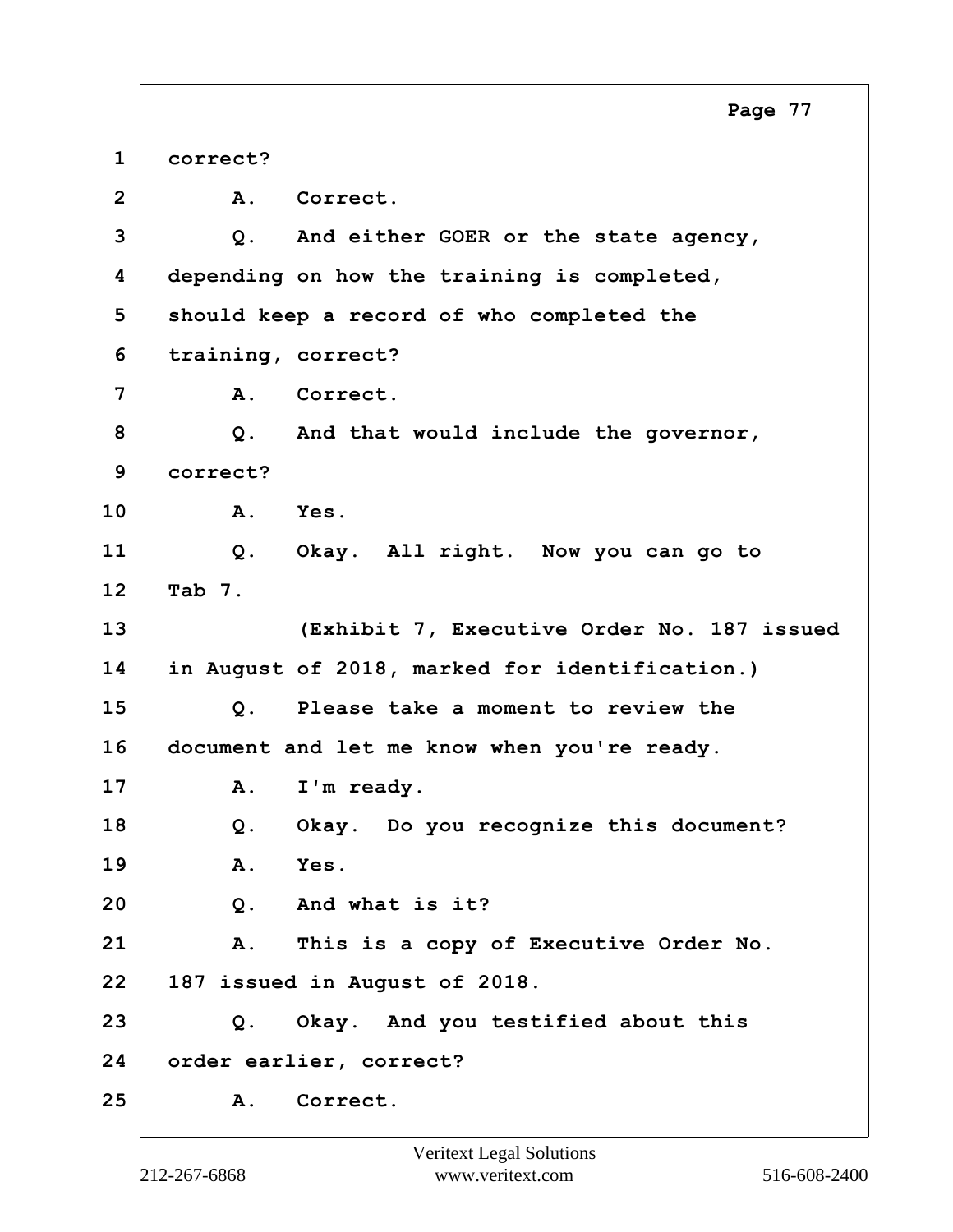1 correct?

2 A. Correct.

3 Q. And either GOER or the state agency,

4 depending on how the training is completed,

5 should keep a record of who completed the

6 training, correct?

7 A. Correct.

8 Q. And that would include the governor,

9 correct?

10 A. Yes.

11 Q. Okay. All right. Now you can go to

12 Tab 7.

13 (Exhibit 7, Executive Order No. 187 issued

14 in August of 2018, marked for identification.)

15 Q. Please take a moment to review the

16 document and let me know when you're ready.

17 A. I'm ready.

18 Q. Okay. Do you recognize this document?

19 A. Yes.

20 Q. And what is it?

21 A. This is a copy of Executive Order No.

22 187 issued in August of 2018.

23 Q. Okay. And you testified about this

24 order earlier, correct?

25 A. Correct.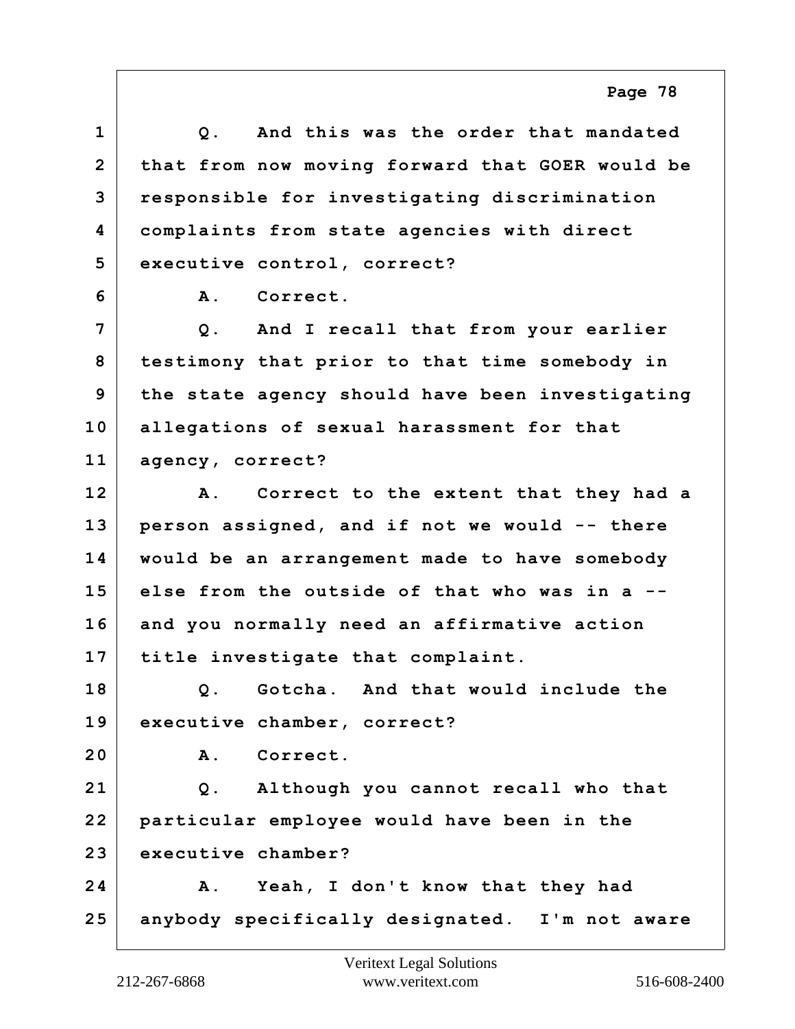1 Q. And this was the order that mandated
2 that from now moving forward that GOER would be
3 responsible for investigating discrimination
4 complaints from state agencies with direct
5 executive control, correct?
6 A. Correct.
7 Q. And I recall that from your earlier
8 testimony that prior to that time somebody in
9 the state agency should have been investigating
10 allegations of sexual harassment for that
11 agency, correct?
12 A. Correct to the extent that they had a
13 person assigned, and if not we would -- there
14 would be an arrangement made to have somebody
15 else from the outside of that who was in a --
16 and you normally need an affirmative action
17 title investigate that complaint.
18 Q. Gotcha. And that would include the
19 executive chamber, correct?
20 A. Correct.
21 Q. Although you cannot recall who that
22 particular employee would have been in the
23 executive chamber?
24 A. Yeah, I don't know that they had
25 anybody specifically designated. I'm not aware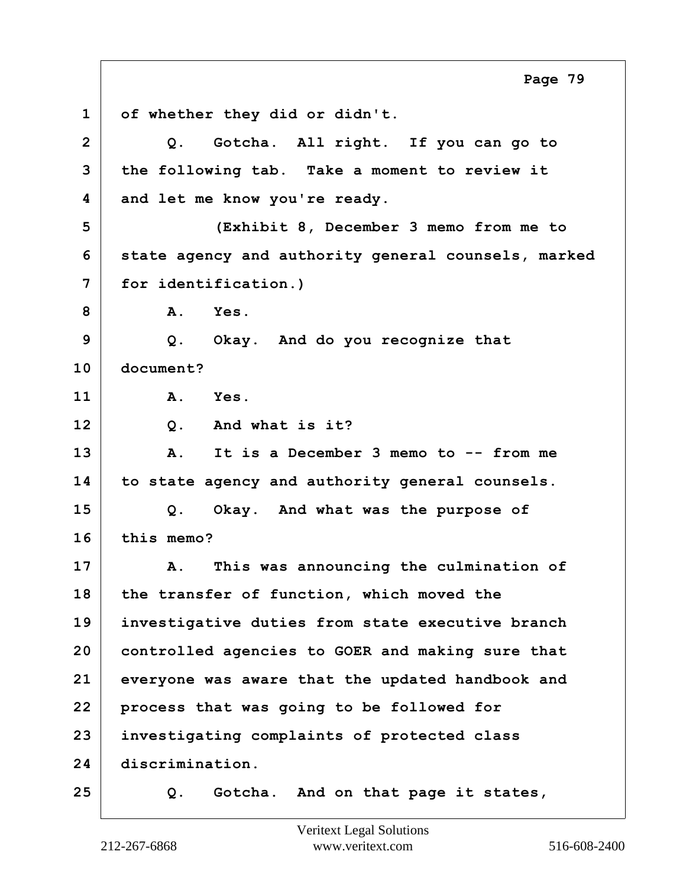of whether they did or didn't.

Q. Gotcha. All right. If you can go to the following tab. Take a moment to review it and let me know you're ready.

(Exhibit 8, December 3 memo from me to state agency and authority general counsels, marked for identification.)

A. Yes.

Q. Okay. And do you recognize that document?

A. Yes.

Q. And what is it?

A. It is a December 3 memo to -- from me to state agency and authority general counsels.

Q. Okay. And what was the purpose of this memo?

A. This was announcing the culmination of the transfer of function, which moved the investigative duties from state executive branch controlled agencies to GOER and making sure that everyone was aware that the updated handbook and process that was going to be followed for investigating complaints of protected class discrimination.

Q. Gotcha. And on that page it states,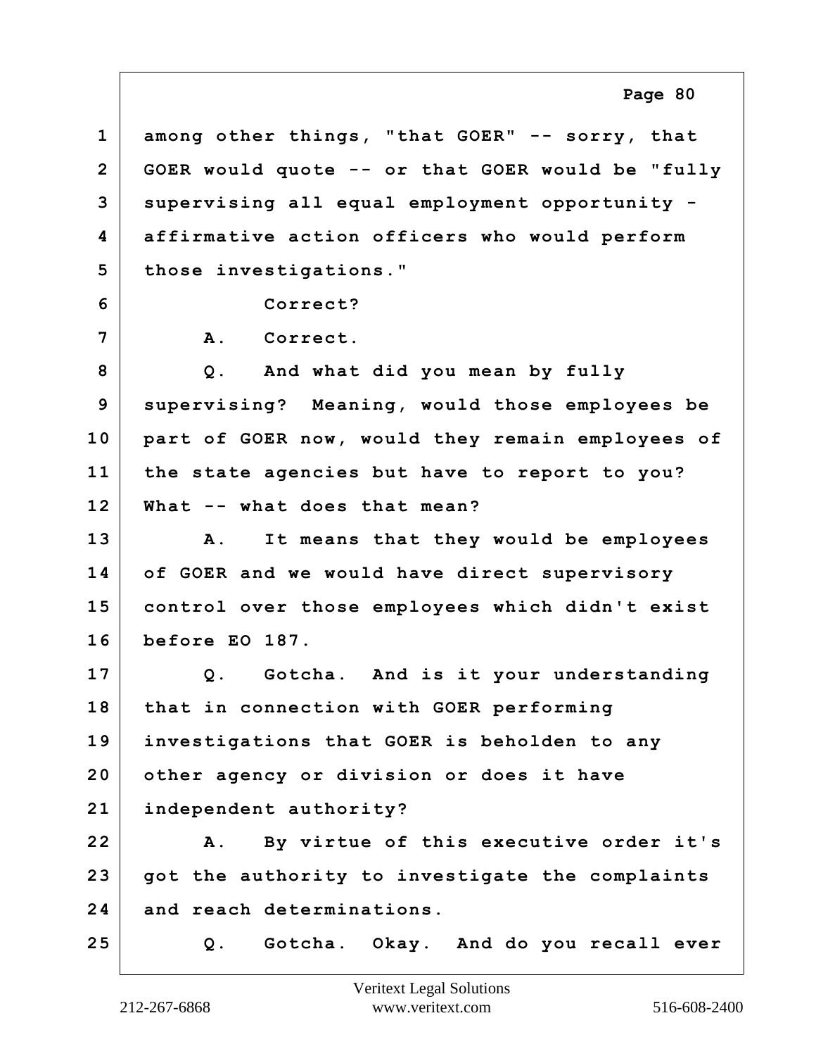1 among other things, "that GOER" -- sorry, that
2 GOER would quote -- or that GOER would be "fully
3 supervising all equal employment opportunity -
4 affirmative action officers who would perform
5 those investigations."
6 Correct?
7 A. Correct.
8 Q. And what did you mean by fully
9 supervising? Meaning, would those employees be
10 part of GOER now, would they remain employees of
11 the state agencies but have to report to you?
12 What -- what does that mean?
13 A. It means that they would be employees
14 of GOER and we would have direct supervisory
15 control over those employees which didn't exist
16 before EO 187.
17 Q. Gotcha. And is it your understanding
18 that in connection with GOER performing
19 investigations that GOER is beholden to any
20 other agency or division or does it have
21 independent authority?
22 A. By virtue of this executive order it's
23 got the authority to investigate the complaints
24 and reach determinations.
25 Q. Gotcha. Okay. And do you recall ever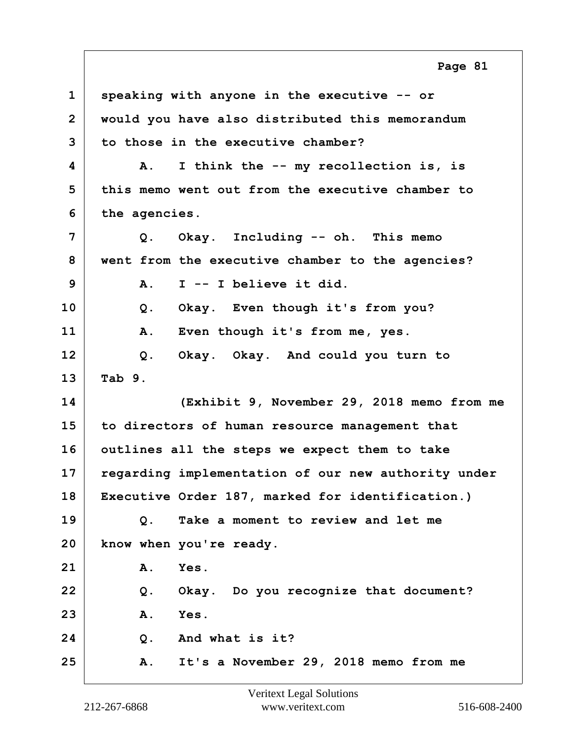1 speaking with anyone in the executive -- or
2 would you have also distributed this memorandum
3 to those in the executive chamber?
4 A. I think the -- my recollection is, is
5 this memo went out from the executive chamber to
6 the agencies.
7 Q. Okay. Including -- oh. This memo
8 went from the executive chamber to the agencies?
9 A. I -- I believe it did.
10 Q. Okay. Even though it's from you?
11 A. Even though it's from me, yes.
12 Q. Okay. Okay. And could you turn to
13 Tab 9.
14 (Exhibit 9, November 29, 2018 memo from me
15 to directors of human resource management that
16 outlines all the steps we expect them to take
17 regarding implementation of our new authority under
18 Executive Order 187, marked for identification.)
19 Q. Take a moment to review and let me
20 know when you're ready.
21 A. Yes.
22 Q. Okay. Do you recognize that document?
23 A. Yes.
24 Q. And what is it?
25 A. It's a November 29, 2018 memo from me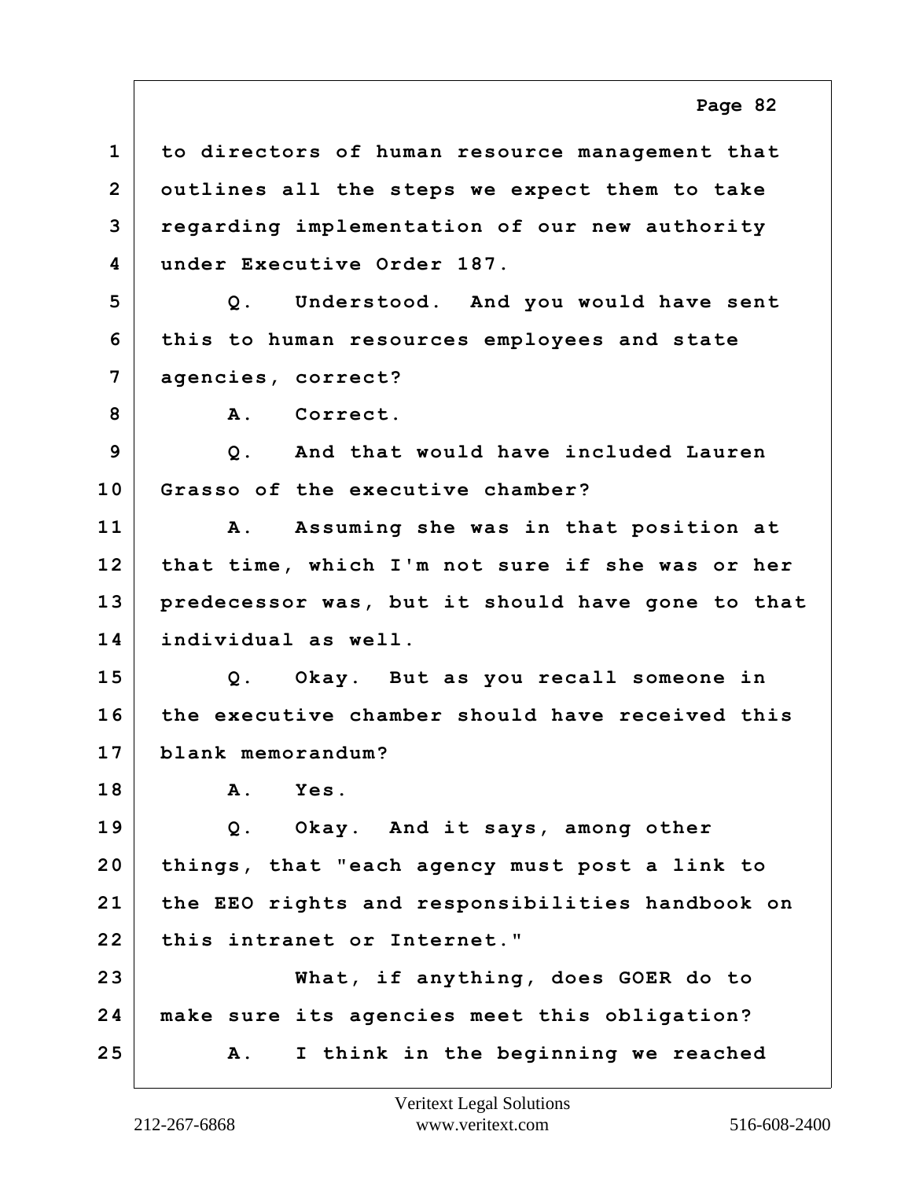to directors of human resource management that outlines all the steps we expect them to take regarding implementation of our new authority under Executive Order 187.

Q. Understood. And you would have sent this to human resources employees and state agencies, correct?

A. Correct.

Q. And that would have included Lauren Grasso of the executive chamber?

A. Assuming she was in that position at that time, which I'm not sure if she was or her predecessor was, but it should have gone to that individual as well.

Q. Okay. But as you recall someone in the executive chamber should have received this blank memorandum?

A. Yes.

Q. Okay. And it says, among other things, that "each agency must post a link to the EEO rights and responsibilities handbook on this intranet or Internet."

What, if anything, does GOER do to make sure its agencies meet this obligation?

A. I think in the beginning we reached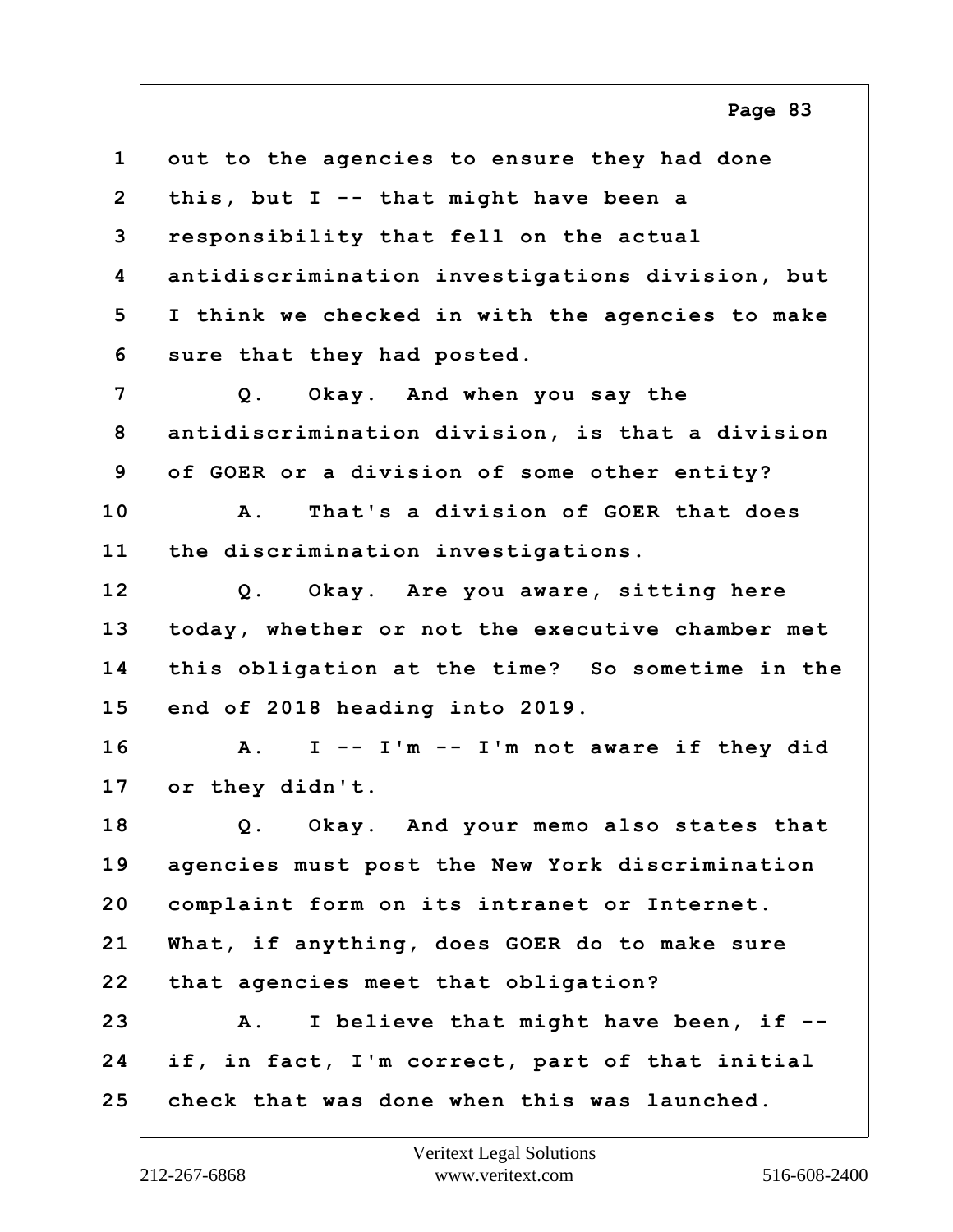1 out to the agencies to ensure they had done
2 this, but I -- that might have been a
3 responsibility that fell on the actual
4 antidiscrimination investigations division, but
5 I think we checked in with the agencies to make
6 sure that they had posted.

7 Q. Okay. And when you say the
8 antidiscrimination division, is that a division
9 of GOER or a division of some other entity?

10 A. That's a division of GOER that does
11 the discrimination investigations.

12 Q. Okay. Are you aware, sitting here
13 today, whether or not the executive chamber met
14 this obligation at the time? So sometime in the
15 end of 2018 heading into 2019.

16 A. I -- I'm -- I'm not aware if they did
17 or they didn't.

18 Q. Okay. And your memo also states that
19 agencies must post the New York discrimination
20 complaint form on its intranet or Internet.
21 What, if anything, does GOER do to make sure
22 that agencies meet that obligation?

23 A. I believe that might have been, if --
24 if, in fact, I'm correct, part of that initial
25 check that was done when this was launched.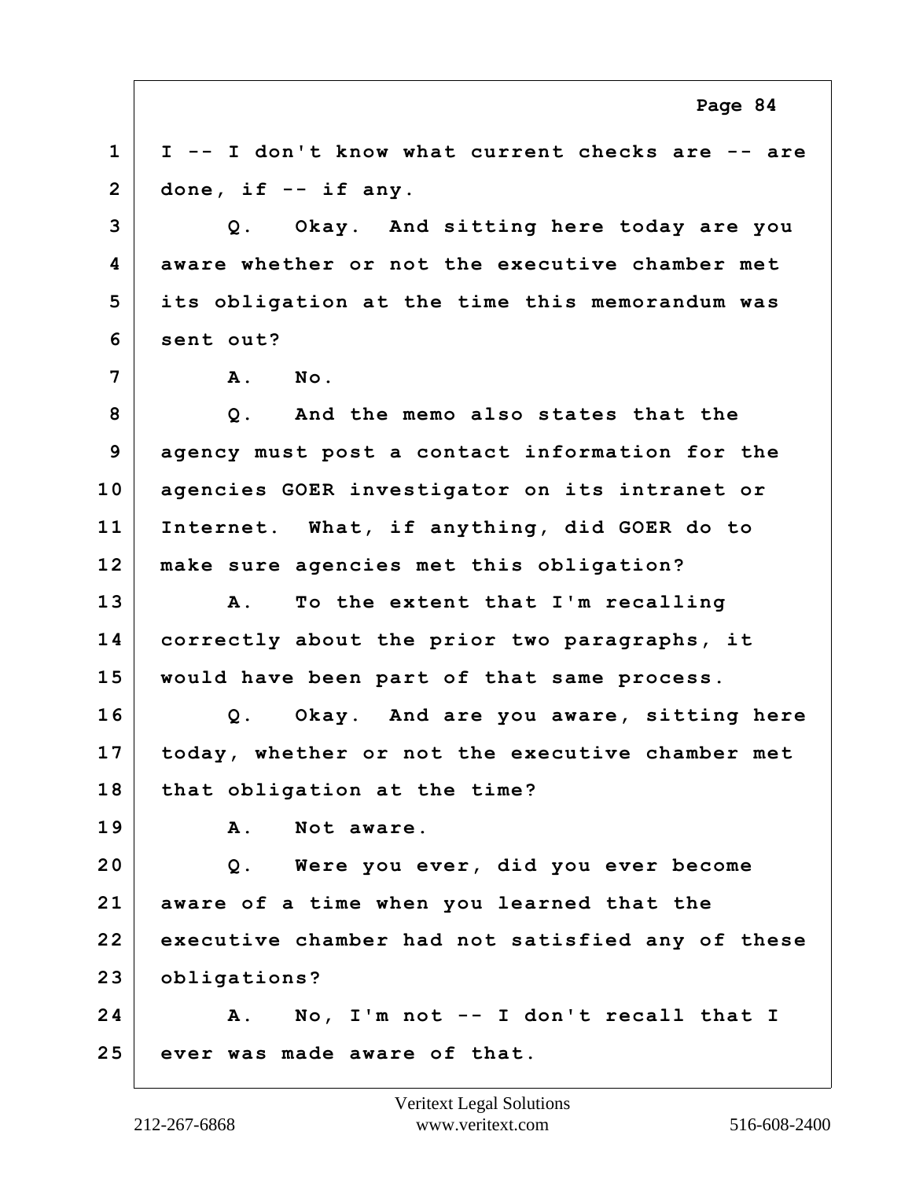1 I -- I don't know what current checks are -- are
2 done, if -- if any.
3 Q. Okay. And sitting here today are you
4 aware whether or not the executive chamber met
5 its obligation at the time this memorandum was
6 sent out?
7 A. No.
8 Q. And the memo also states that the
9 agency must post a contact information for the
10 agencies GOER investigator on its intranet or
11 Internet. What, if anything, did GOER do to
12 make sure agencies met this obligation?
13 A. To the extent that I'm recalling
14 correctly about the prior two paragraphs, it
15 would have been part of that same process.
16 Q. Okay. And are you aware, sitting here
17 today, whether or not the executive chamber met
18 that obligation at the time?
19 A. Not aware.
20 Q. Were you ever, did you ever become
21 aware of a time when you learned that the
22 executive chamber had not satisfied any of these
23 obligations?
24 A. No, I'm not -- I don't recall that I
25 ever was made aware of that.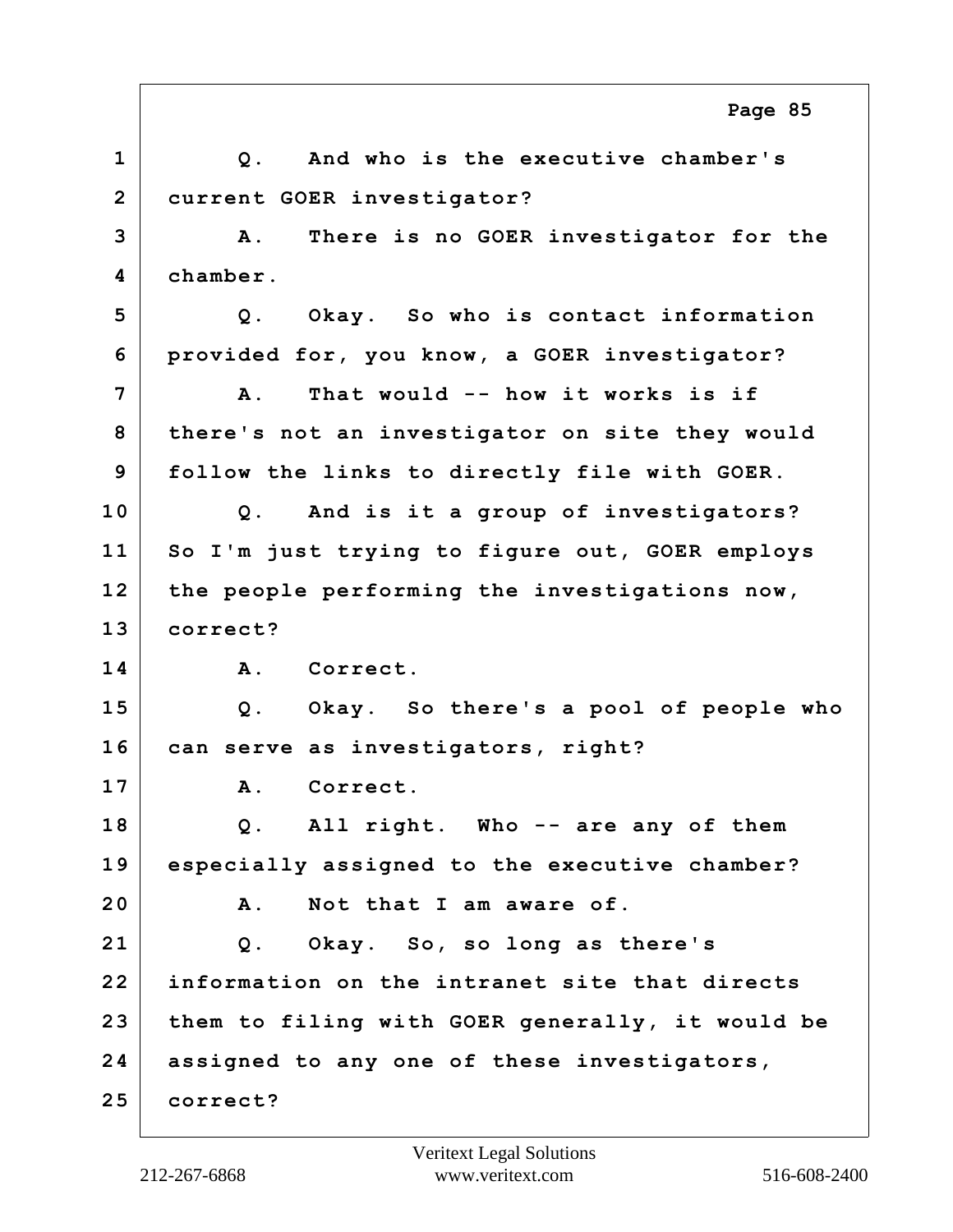1 Q. And who is the executive chamber's
2 current GOER investigator?
3 A. There is no GOER investigator for the
4 chamber.
5 Q. Okay. So who is contact information
6 provided for, you know, a GOER investigator?
7 A. That would -- how it works is if
8 there's not an investigator on site they would
9 follow the links to directly file with GOER.
10 Q. And is it a group of investigators?
11 So I'm just trying to figure out, GOER employs
12 the people performing the investigations now,
13 correct?
14 A. Correct.
15 Q. Okay. So there's a pool of people who
16 can serve as investigators, right?
17 A. Correct.
18 Q. All right. Who -- are any of them
19 especially assigned to the executive chamber?
20 A. Not that I am aware of.
21 Q. Okay. So, so long as there's
22 information on the intranet site that directs
23 them to filing with GOER generally, it would be
24 assigned to any one of these investigators,
25 correct?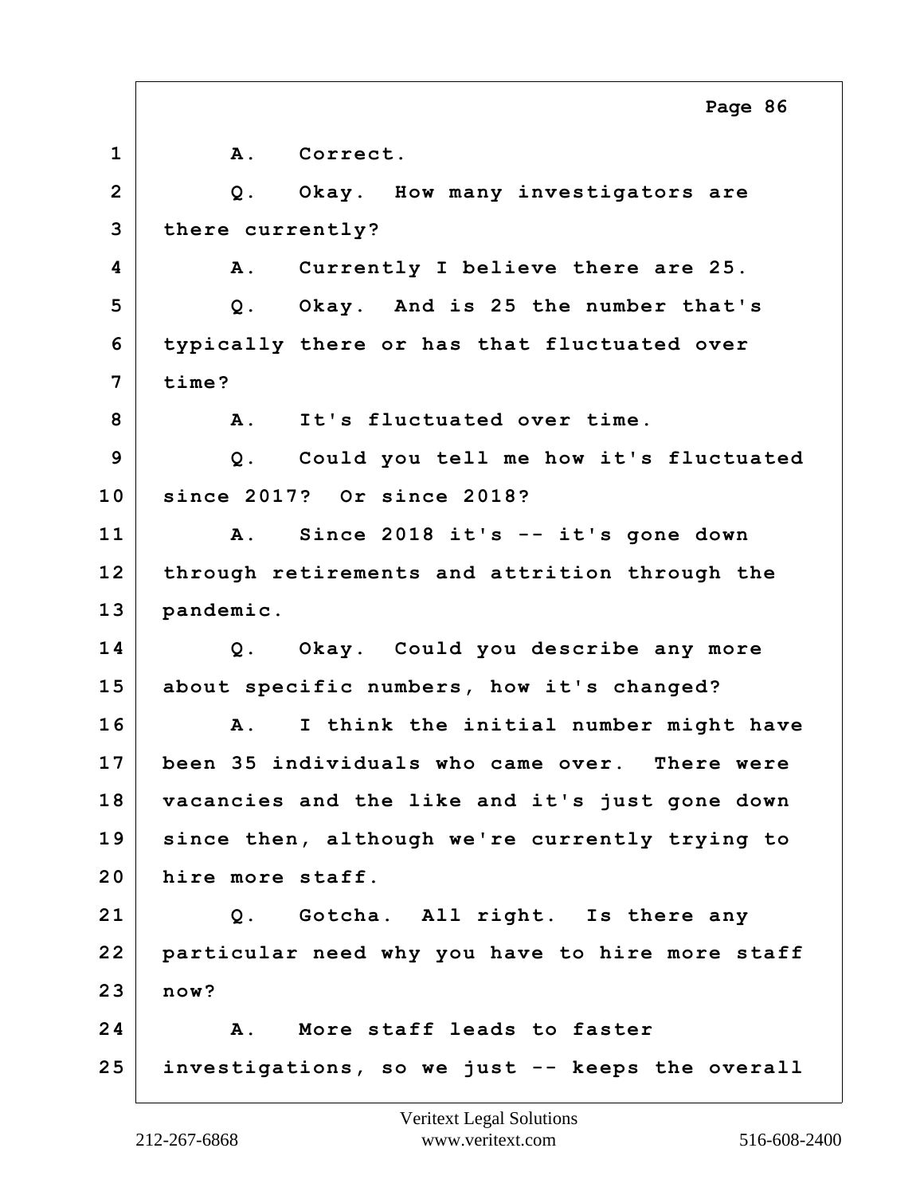1 A. Correct.

2 Q. Okay. How many investigators are

3 there currently?

4 A. Currently I believe there are 25.

5 Q. Okay. And is 25 the number that's

6 typically there or has that fluctuated over

7 time?

8 A. It's fluctuated over time.

9 Q. Could you tell me how it's fluctuated

10 since 2017? Or since 2018?

11 A. Since 2018 it's -- it's gone down

12 through retirements and attrition through the

13 pandemic.

14 Q. Okay. Could you describe any more

15 about specific numbers, how it's changed?

16 A. I think the initial number might have

17 been 35 individuals who came over. There were

18 vacancies and the like and it's just gone down

19 since then, although we're currently trying to

20 hire more staff.

21 Q. Gotcha. All right. Is there any

22 particular need why you have to hire more staff

23 now?

24 A. More staff leads to faster

25 investigations, so we just -- keeps the overall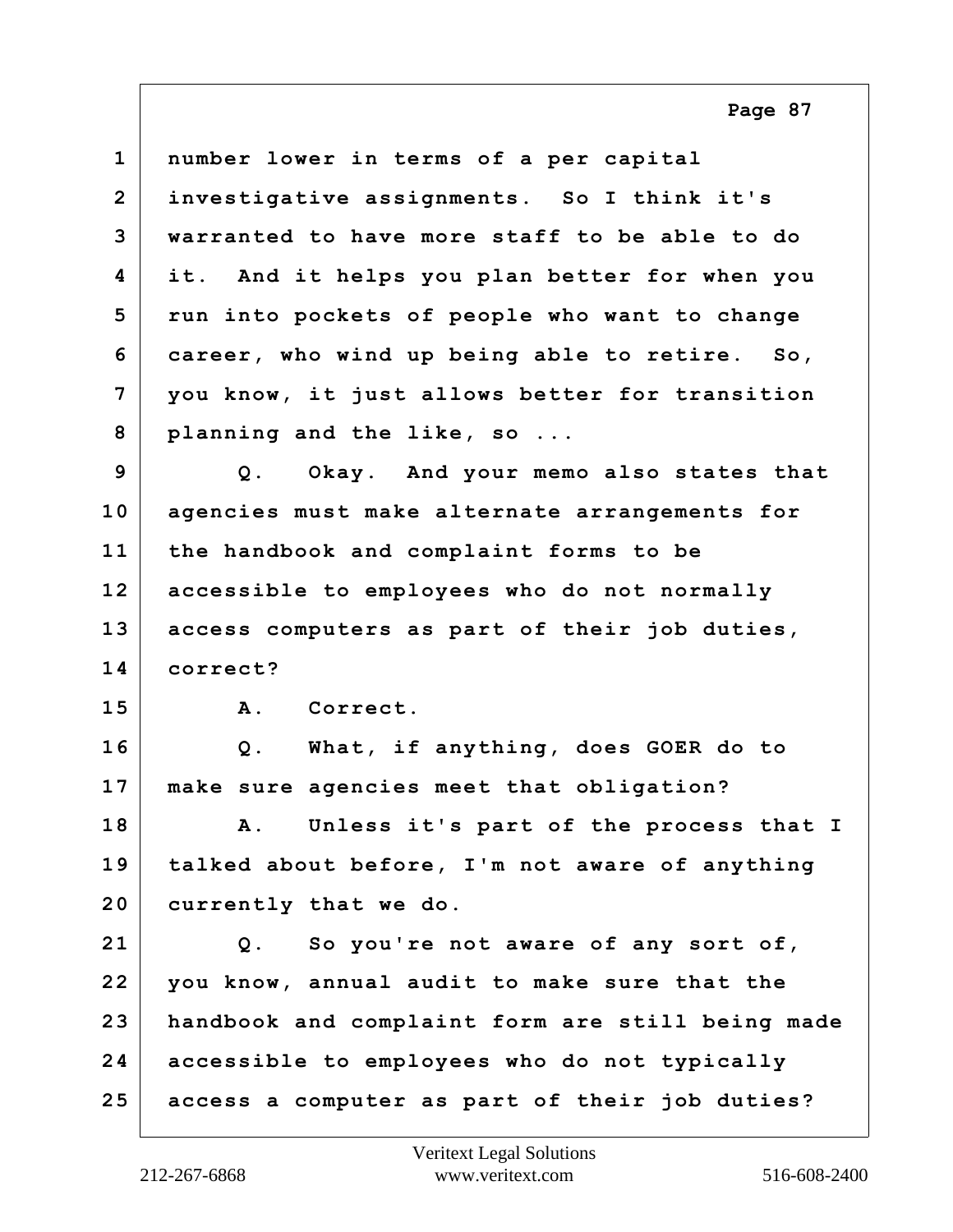number lower in terms of a per capital investigative assignments. So I think it's warranted to have more staff to be able to do it. And it helps you plan better for when you run into pockets of people who want to change career, who wind up being able to retire. So, you know, it just allows better for transition planning and the like, so ...

Q. Okay. And your memo also states that agencies must make alternate arrangements for the handbook and complaint forms to be accessible to employees who do not normally access computers as part of their job duties, correct?

A. Correct.

Q. What, if anything, does GOER do to make sure agencies meet that obligation?

A. Unless it's part of the process that I talked about before, I'm not aware of anything currently that we do.

Q. So you're not aware of any sort of, you know, annual audit to make sure that the handbook and complaint form are still being made accessible to employees who do not typically access a computer as part of their job duties?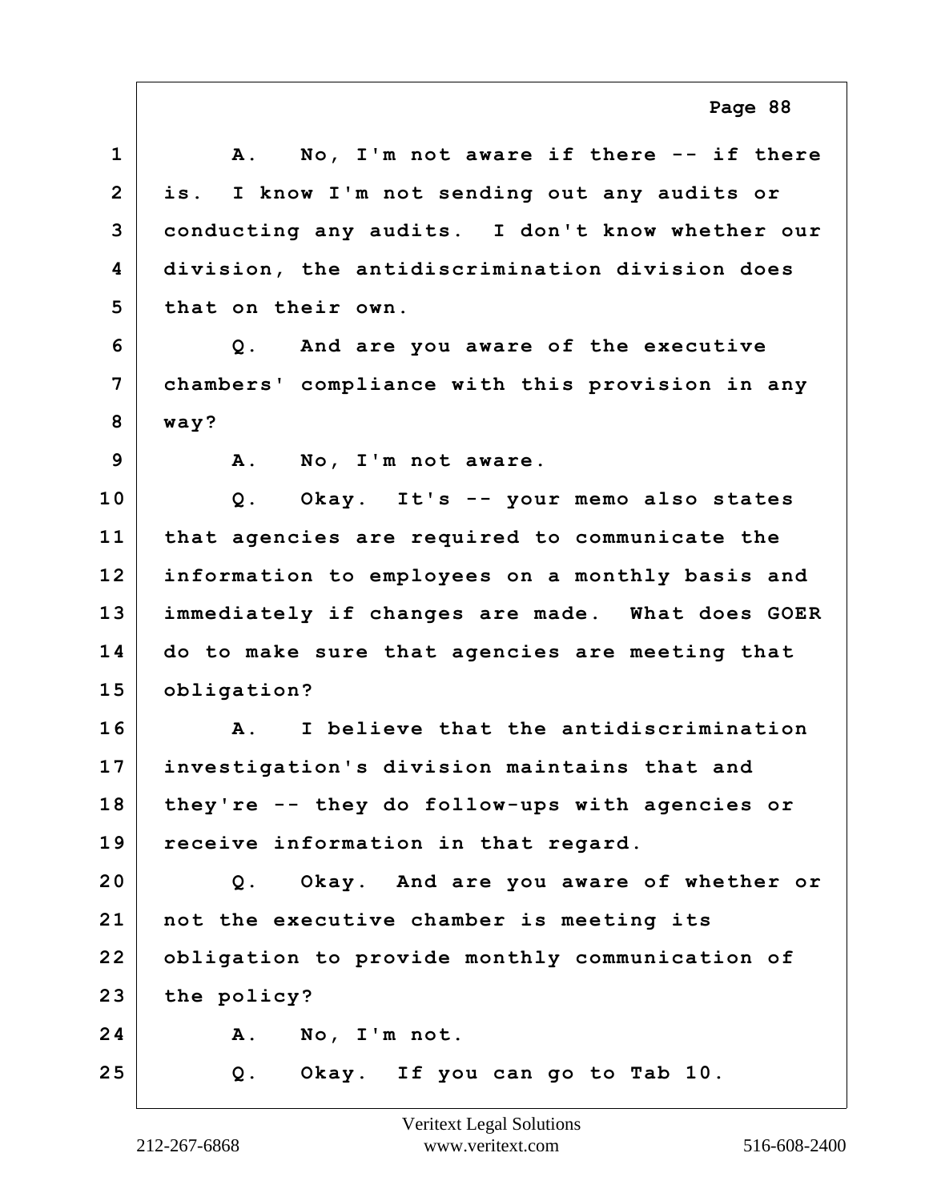1 A. No, I'm not aware if there -- if there
2 is. I know I'm not sending out any audits or
3 conducting any audits. I don't know whether our
4 division, the antidiscrimination division does
5 that on their own.
6 Q. And are you aware of the executive
7 chambers' compliance with this provision in any
8 way?
9 A. No, I'm not aware.
10 Q. Okay. It's -- your memo also states
11 that agencies are required to communicate the
12 information to employees on a monthly basis and
13 immediately if changes are made. What does GOER
14 do to make sure that agencies are meeting that
15 obligation?
16 A. I believe that the antidiscrimination
17 investigation's division maintains that and
18 they're -- they do follow-ups with agencies or
19 receive information in that regard.
20 Q. Okay. And are you aware of whether or
21 not the executive chamber is meeting its
22 obligation to provide monthly communication of
23 the policy?
24 A. No, I'm not.
25 Q. Okay. If you can go to Tab 10.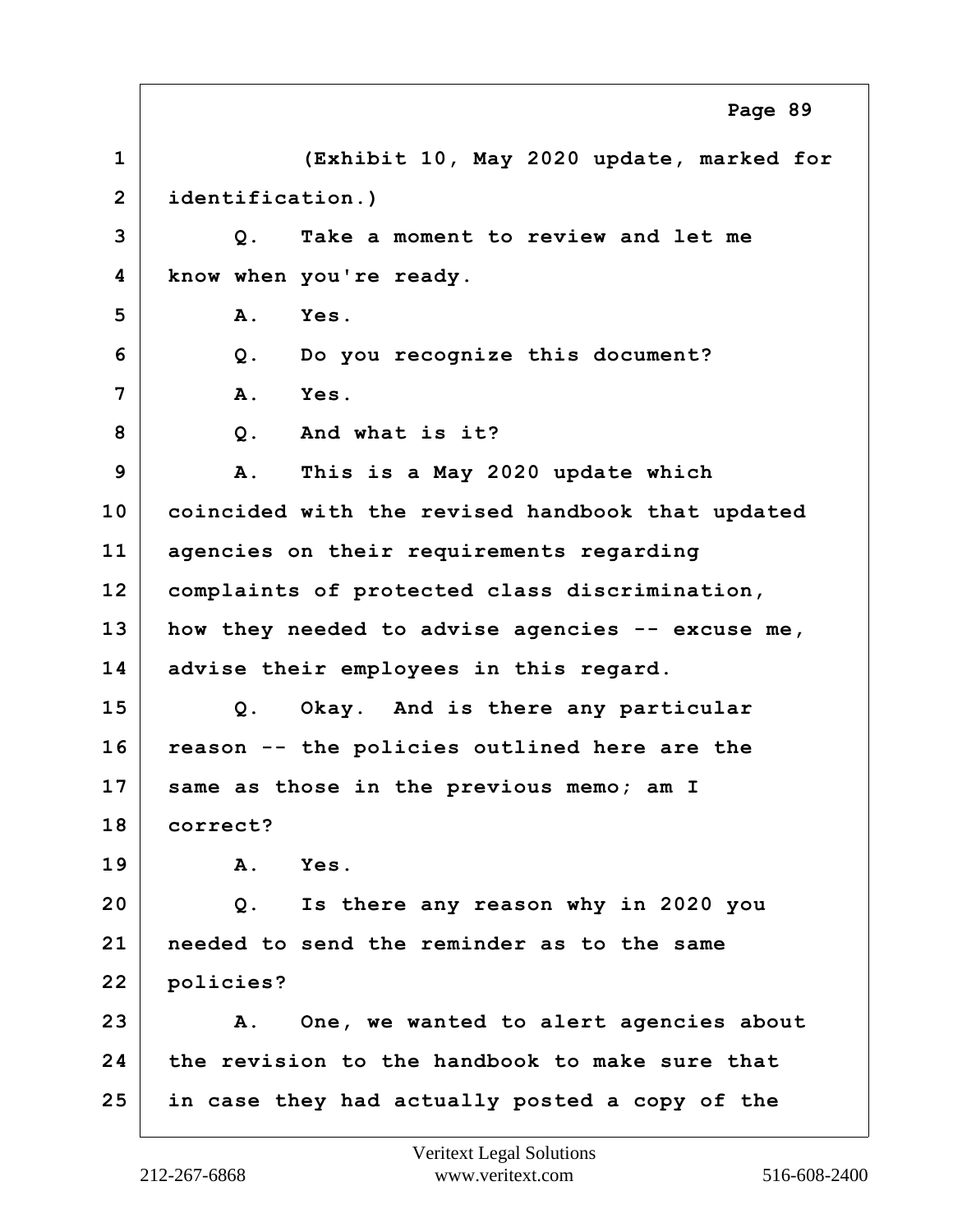1 (Exhibit 10, May 2020 update, marked for
2 identification.)
3 Q. Take a moment to review and let me
4 know when you're ready.
5 A. Yes.
6 Q. Do you recognize this document?
7 A. Yes.
8 Q. And what is it?
9 A. This is a May 2020 update which
10 coincided with the revised handbook that updated
11 agencies on their requirements regarding
12 complaints of protected class discrimination,
13 how they needed to advise agencies -- excuse me,
14 advise their employees in this regard.
15 Q. Okay. And is there any particular
16 reason -- the policies outlined here are the
17 same as those in the previous memo; am I
18 correct?
19 A. Yes.
20 Q. Is there any reason why in 2020 you
21 needed to send the reminder as to the same
22 policies?
23 A. One, we wanted to alert agencies about
24 the revision to the handbook to make sure that
25 in case they had actually posted a copy of the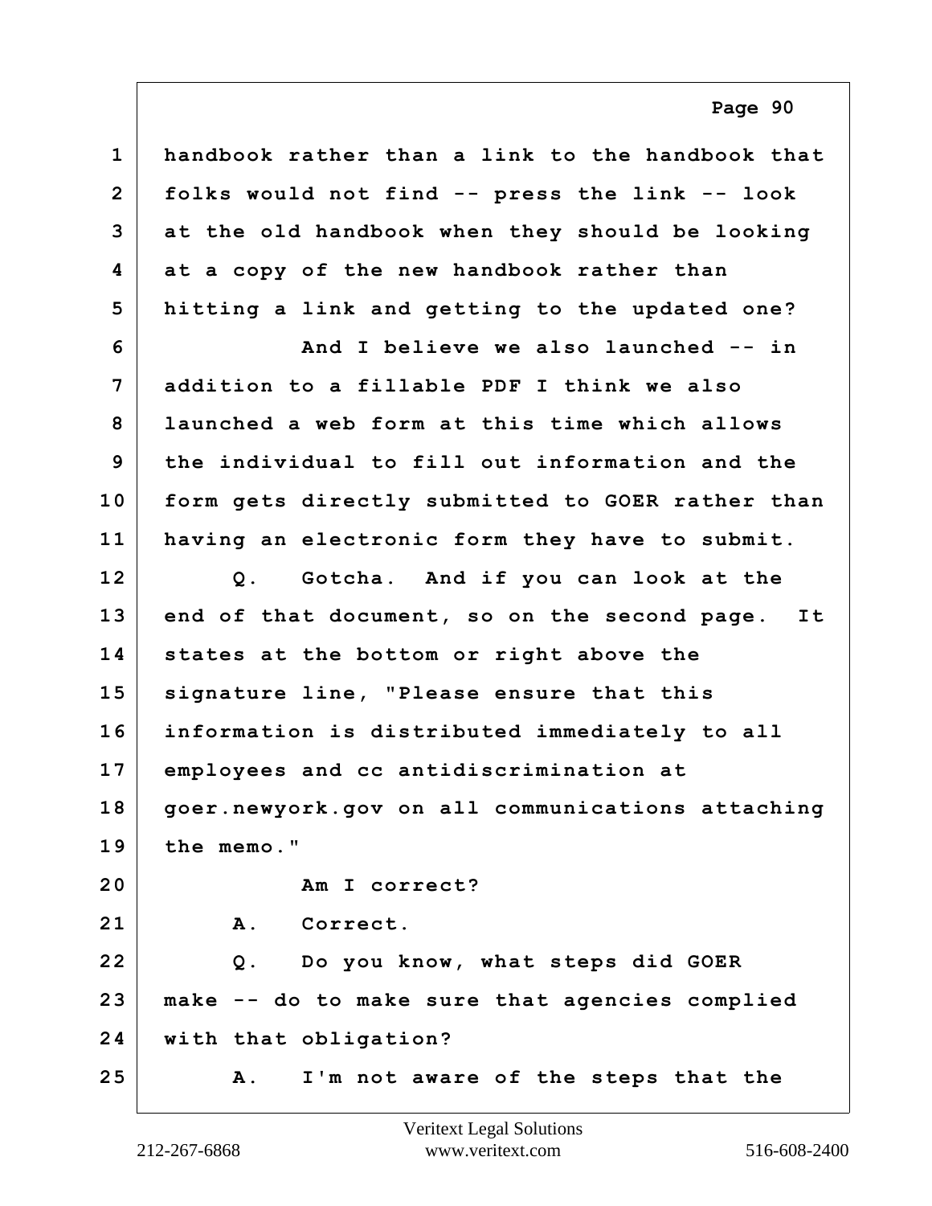handbook rather than a link to the handbook that folks would not find -- press the link -- look at the old handbook when they should be looking at a copy of the new handbook rather than hitting a link and getting to the updated one?

And I believe we also launched -- in addition to a fillable PDF I think we also launched a web form at this time which allows the individual to fill out information and the form gets directly submitted to GOER rather than having an electronic form they have to submit.

Q. Gotcha. And if you can look at the end of that document, so on the second page. It states at the bottom or right above the signature line, "Please ensure that this information is distributed immediately to all employees and cc antidiscrimination at goer.newyork.gov on all communications attaching the memo."

Am I correct?

A. Correct.

Q. Do you know, what steps did GOER make -- do to make sure that agencies complied with that obligation?

A. I'm not aware of the steps that the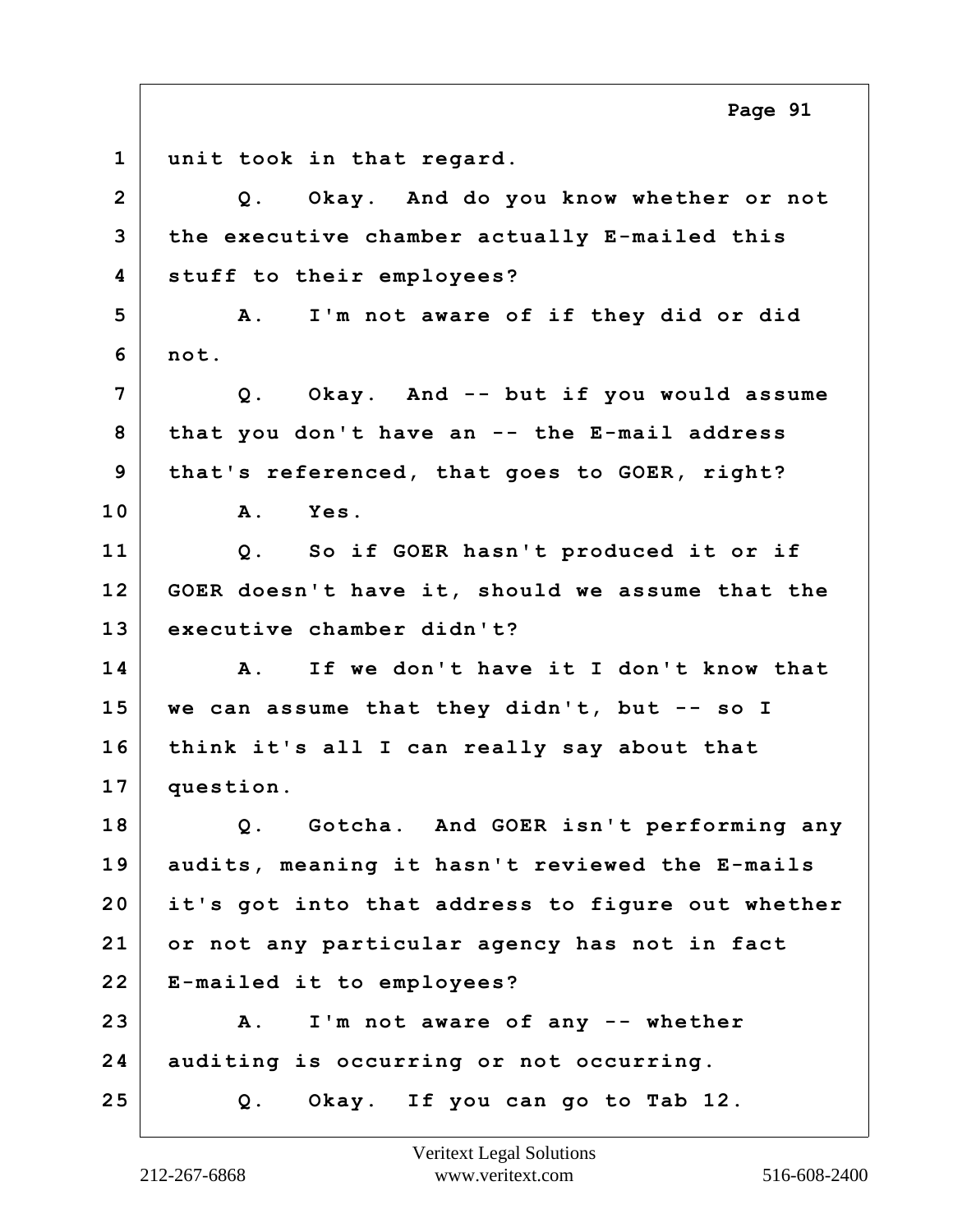1 unit took in that regard.

2 Q. Okay. And do you know whether or not

3 the executive chamber actually E-mailed this

4 stuff to their employees?

5 A. I'm not aware of if they did or did

6 not.

7 Q. Okay. And -- but if you would assume

8 that you don't have an -- the E-mail address

9 that's referenced, that goes to GOER, right?

10 A. Yes.

11 Q. So if GOER hasn't produced it or if

12 GOER doesn't have it, should we assume that the

13 executive chamber didn't?

14 A. If we don't have it I don't know that

15 we can assume that they didn't, but -- so I

16 think it's all I can really say about that

17 question.

18 Q. Gotcha. And GOER isn't performing any

19 audits, meaning it hasn't reviewed the E-mails

20 it's got into that address to figure out whether

21 or not any particular agency has not in fact

22 E-mailed it to employees?

23 A. I'm not aware of any -- whether

24 auditing is occurring or not occurring.

25 Q. Okay. If you can go to Tab 12.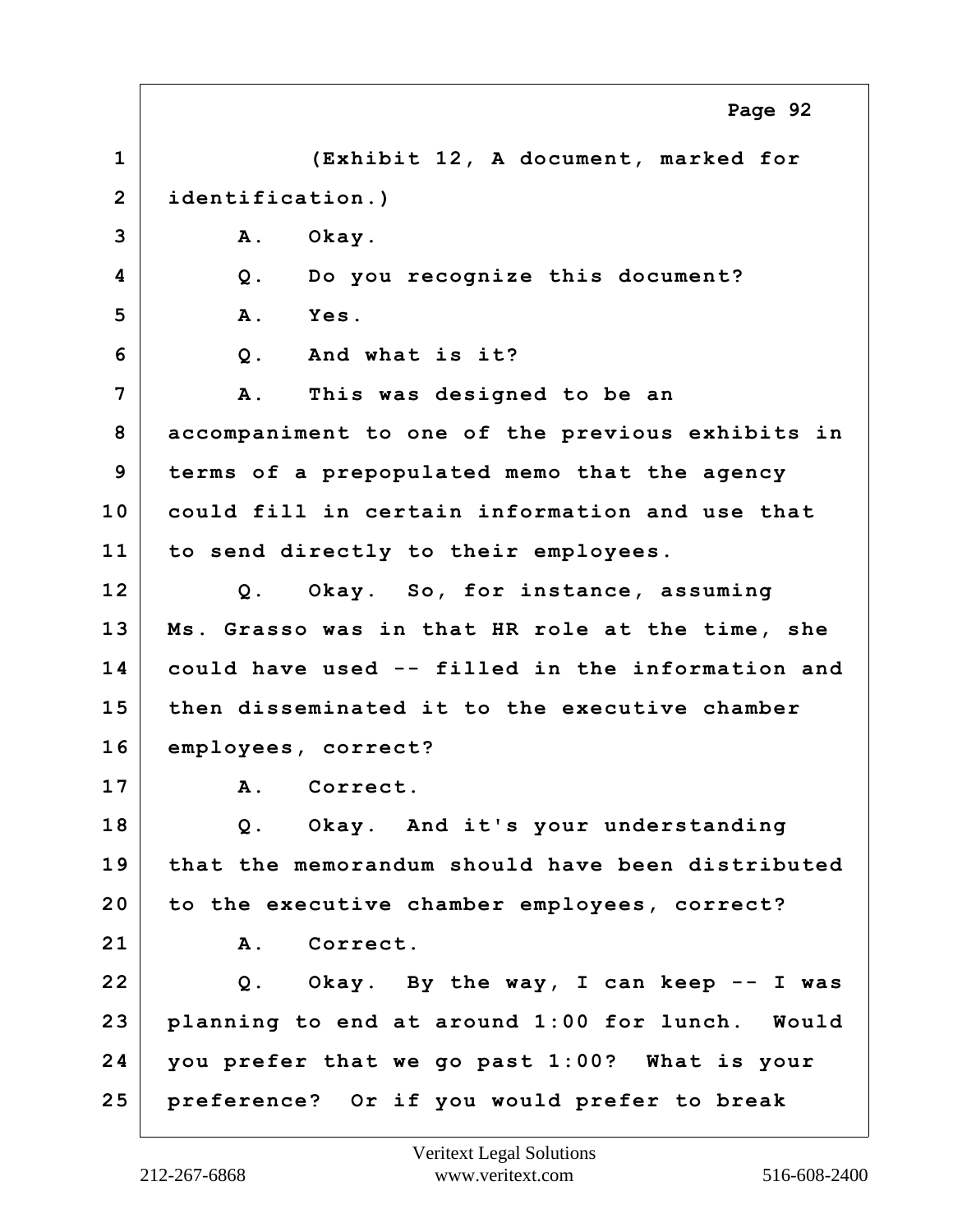1 (Exhibit 12, A document, marked for
2 identification.)
3 A. Okay.
4 Q. Do you recognize this document?
5 A. Yes.
6 Q. And what is it?
7 A. This was designed to be an
8 accompaniment to one of the previous exhibits in
9 terms of a prepopulated memo that the agency
10 could fill in certain information and use that
11 to send directly to their employees.
12 Q. Okay. So, for instance, assuming
13 Ms. Grasso was in that HR role at the time, she
14 could have used -- filled in the information and
15 then disseminated it to the executive chamber
16 employees, correct?
17 A. Correct.
18 Q. Okay. And it's your understanding
19 that the memorandum should have been distributed
20 to the executive chamber employees, correct?
21 A. Correct.
22 Q. Okay. By the way, I can keep -- I was
23 planning to end at around 1:00 for lunch. Would
24 you prefer that we go past 1:00? What is your
25 preference? Or if you would prefer to break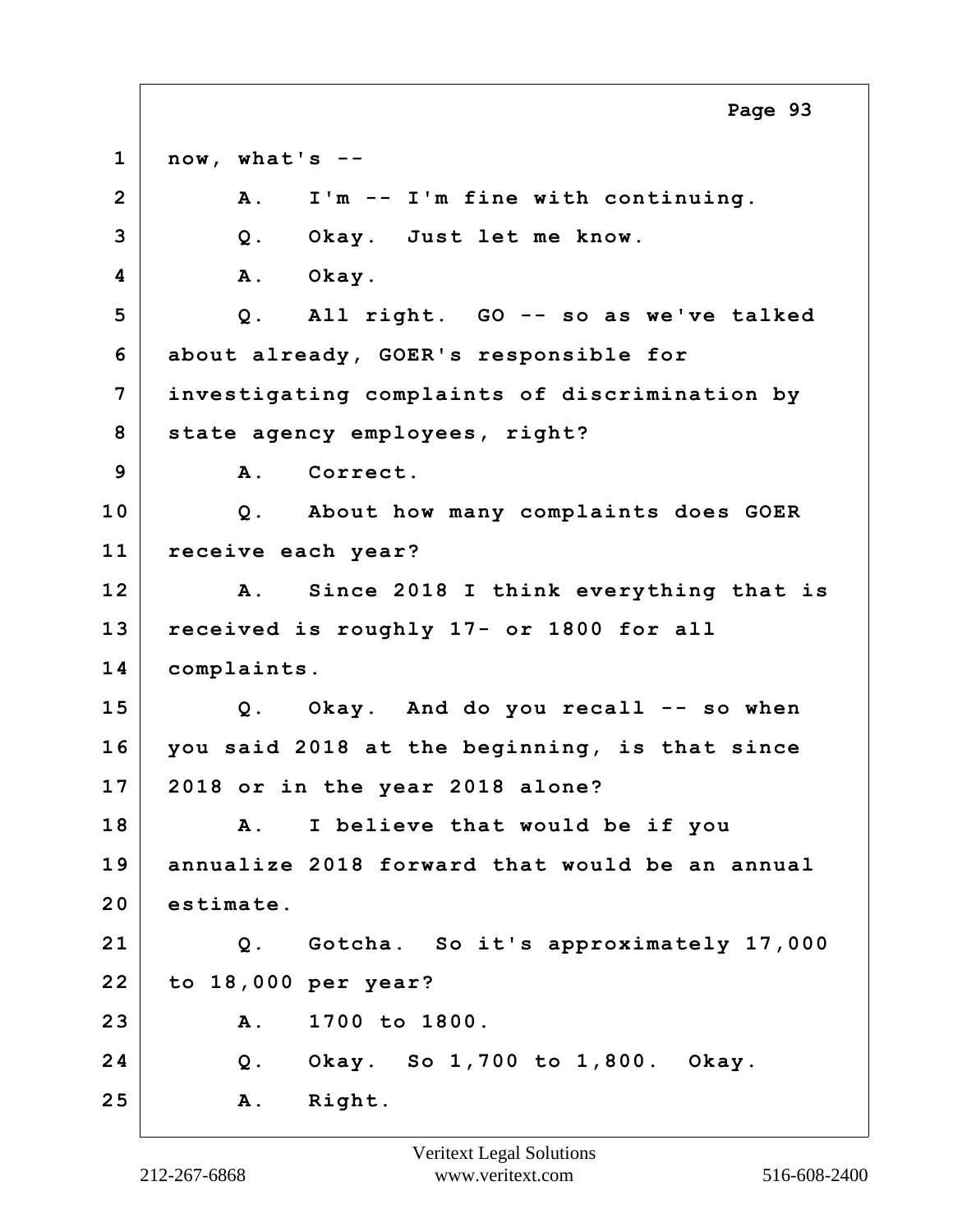1 now, what's --

2 A. I'm -- I'm fine with continuing.

3 Q. Okay. Just let me know.

4 A. Okay.

5 Q. All right. GO -- so as we've talked

6 about already, GOER's responsible for

7 investigating complaints of discrimination by

8 state agency employees, right?

9 A. Correct.

10 Q. About how many complaints does GOER

11 receive each year?

12 A. Since 2018 I think everything that is

13 received is roughly 17- or 1800 for all

14 complaints.

15 Q. Okay. And do you recall -- so when

16 you said 2018 at the beginning, is that since

17 2018 or in the year 2018 alone?

18 A. I believe that would be if you

19 annualize 2018 forward that would be an annual

20 estimate.

21 Q. Gotcha. So it's approximately 17,000

22 to 18,000 per year?

23 A. 1700 to 1800.

24 Q. Okay. So 1,700 to 1,800. Okay.

25 A. Right.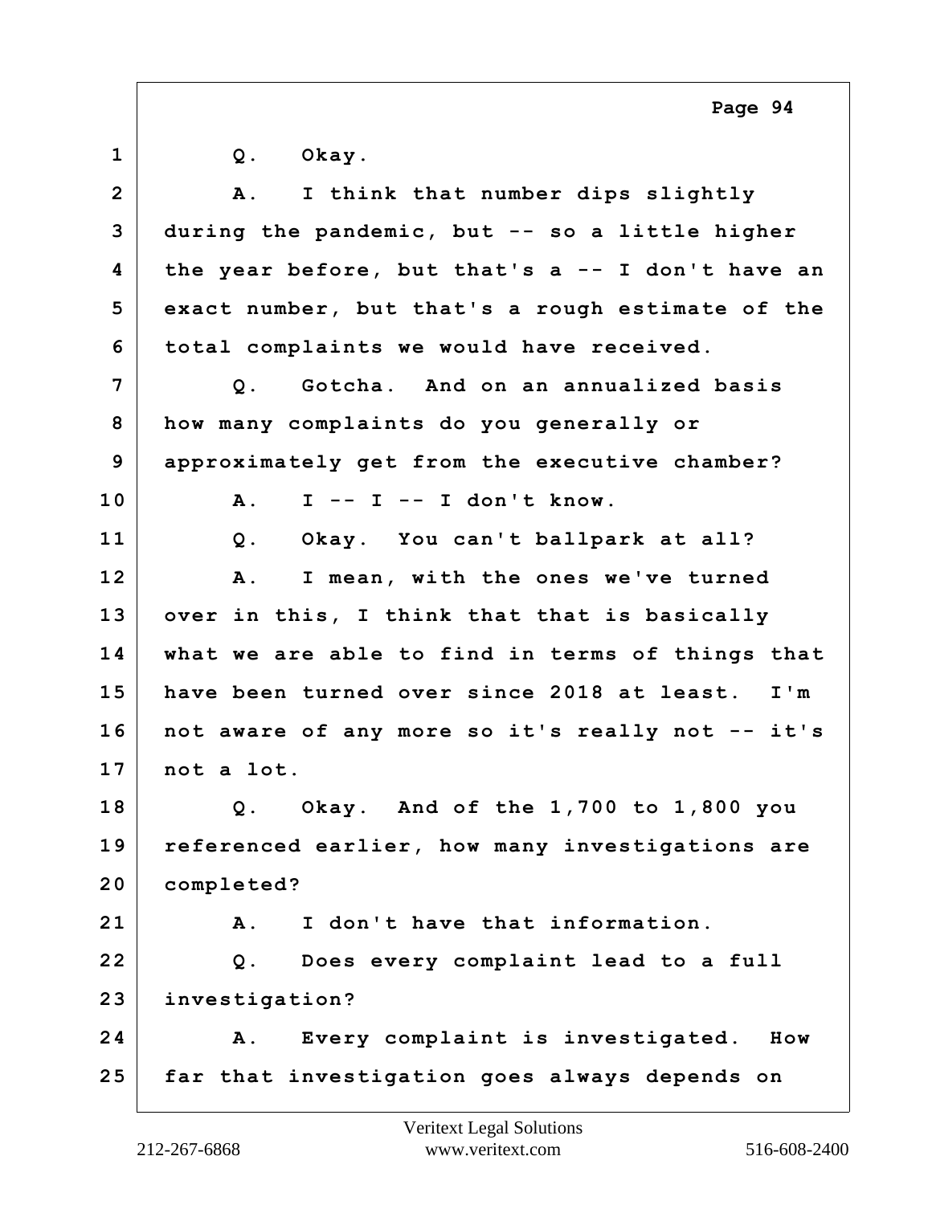1 Q. Okay.

2 A. I think that number dips slightly

3 during the pandemic, but -- so a little higher

4 the year before, but that's a -- I don't have an

5 exact number, but that's a rough estimate of the

6 total complaints we would have received.

7 Q. Gotcha. And on an annualized basis

8 how many complaints do you generally or

9 approximately get from the executive chamber?

10 A. I -- I -- I don't know.

11 Q. Okay. You can't ballpark at all?

12 A. I mean, with the ones we've turned

13 over in this, I think that that is basically

14 what we are able to find in terms of things that

15 have been turned over since 2018 at least. I'm

16 not aware of any more so it's really not -- it's

17 not a lot.

18 Q. Okay. And of the 1,700 to 1,800 you

19 referenced earlier, how many investigations are

20 completed?

21 A. I don't have that information.

22 Q. Does every complaint lead to a full

23 investigation?

24 A. Every complaint is investigated. How

25 far that investigation goes always depends on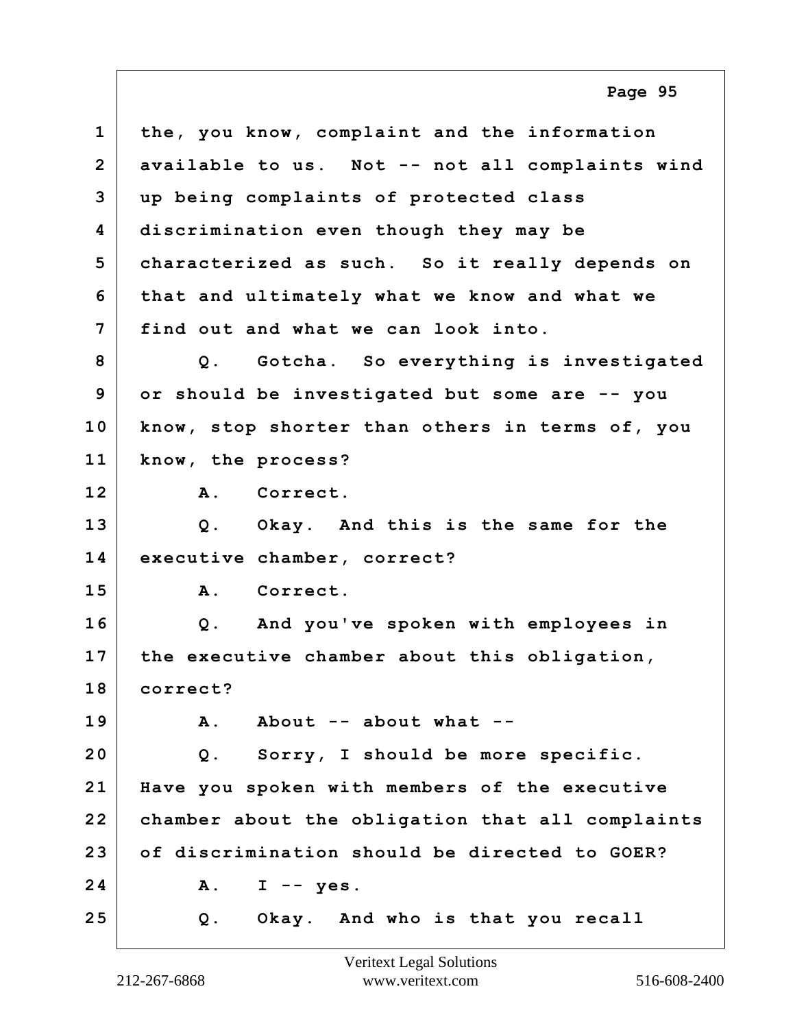1 the, you know, complaint and the information
2 available to us. Not -- not all complaints wind
3 up being complaints of protected class
4 discrimination even though they may be
5 characterized as such. So it really depends on
6 that and ultimately what we know and what we
7 find out and what we can look into.
8 Q. Gotcha. So everything is investigated
9 or should be investigated but some are -- you
10 know, stop shorter than others in terms of, you
11 know, the process?
12 A. Correct.
13 Q. Okay. And this is the same for the
14 executive chamber, correct?
15 A. Correct.
16 Q. And you've spoken with employees in
17 the executive chamber about this obligation,
18 correct?
19 A. About -- about what --
20 Q. Sorry, I should be more specific.
21 Have you spoken with members of the executive
22 chamber about the obligation that all complaints
23 of discrimination should be directed to GOER?
24 A. I -- yes.
25 Q. Okay. And who is that you recall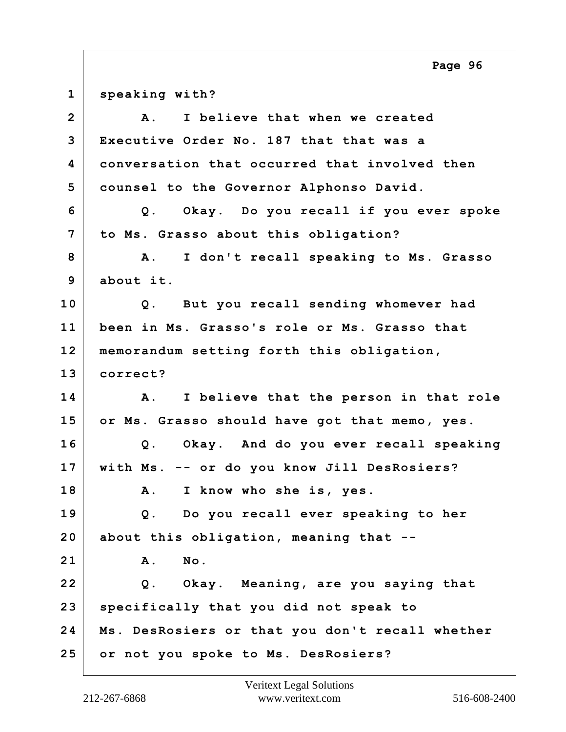1 speaking with?

2 A. I believe that when we created

3 Executive Order No. 187 that that was a

4 conversation that occurred that involved then

5 counsel to the Governor Alphonso David.

6 Q. Okay. Do you recall if you ever spoke

7 to Ms. Grasso about this obligation?

8 A. I don't recall speaking to Ms. Grasso

9 about it.

10 Q. But you recall sending whomever had

11 been in Ms. Grasso's role or Ms. Grasso that

12 memorandum setting forth this obligation,

13 correct?

14 A. I believe that the person in that role

15 or Ms. Grasso should have got that memo, yes.

16 Q. Okay. And do you ever recall speaking

17 with Ms. -- or do you know Jill DesRosiers?

18 A. I know who she is, yes.

19 Q. Do you recall ever speaking to her

20 about this obligation, meaning that --

21 A. No.

22 Q. Okay. Meaning, are you saying that

23 specifically that you did not speak to

24 Ms. DesRosiers or that you don't recall whether

25 or not you spoke to Ms. DesRosiers?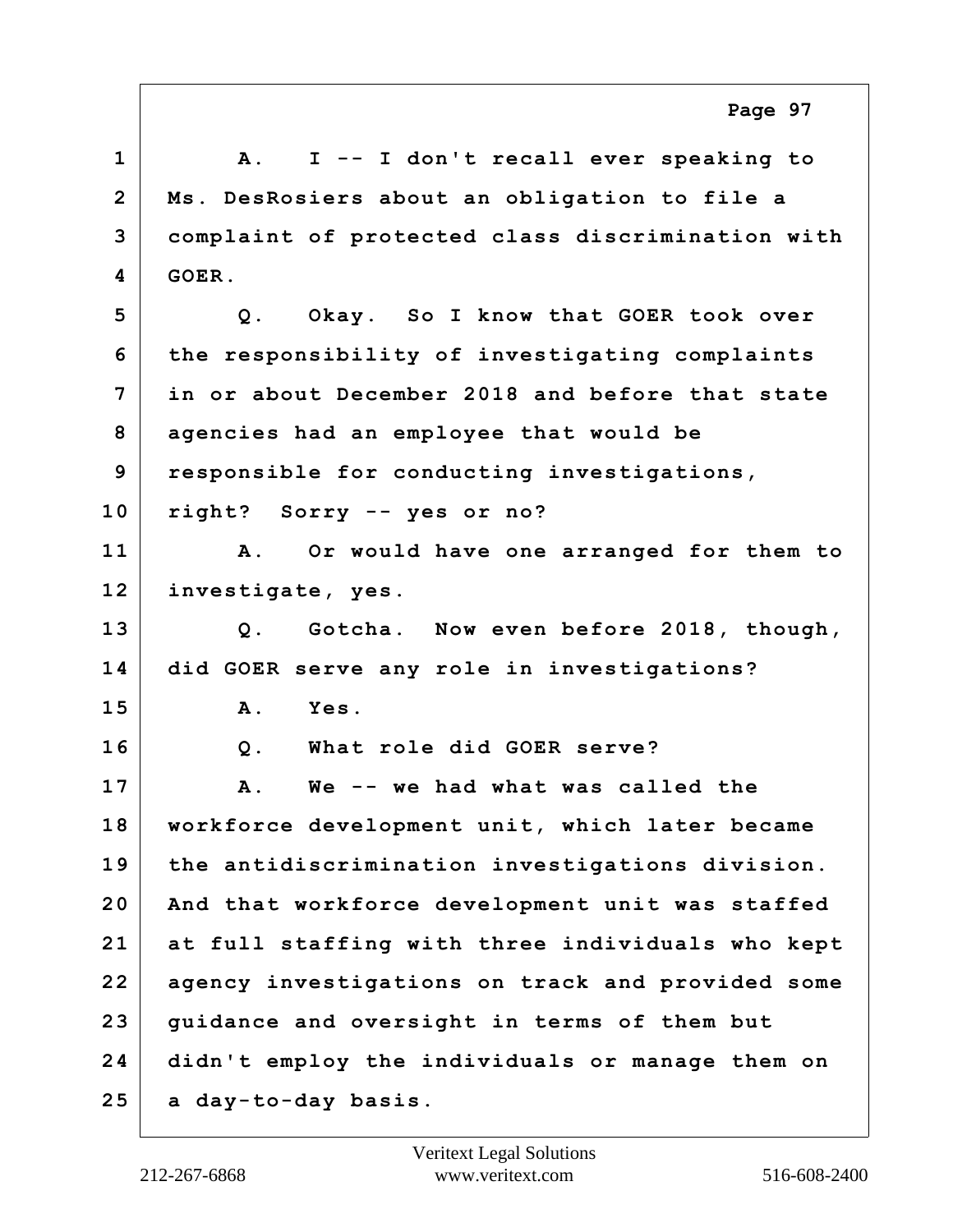1 A. I -- I don't recall ever speaking to
2 Ms. DesRosiers about an obligation to file a
3 complaint of protected class discrimination with
4 GOER.
5 Q. Okay. So I know that GOER took over
6 the responsibility of investigating complaints
7 in or about December 2018 and before that state
8 agencies had an employee that would be
9 responsible for conducting investigations,
10 right? Sorry -- yes or no?
11 A. Or would have one arranged for them to
12 investigate, yes.
13 Q. Gotcha. Now even before 2018, though,
14 did GOER serve any role in investigations?
15 A. Yes.
16 Q. What role did GOER serve?
17 A. We -- we had what was called the
18 workforce development unit, which later became
19 the antidiscrimination investigations division.
20 And that workforce development unit was staffed
21 at full staffing with three individuals who kept
22 agency investigations on track and provided some
23 guidance and oversight in terms of them but
24 didn't employ the individuals or manage them on
25 a day-to-day basis.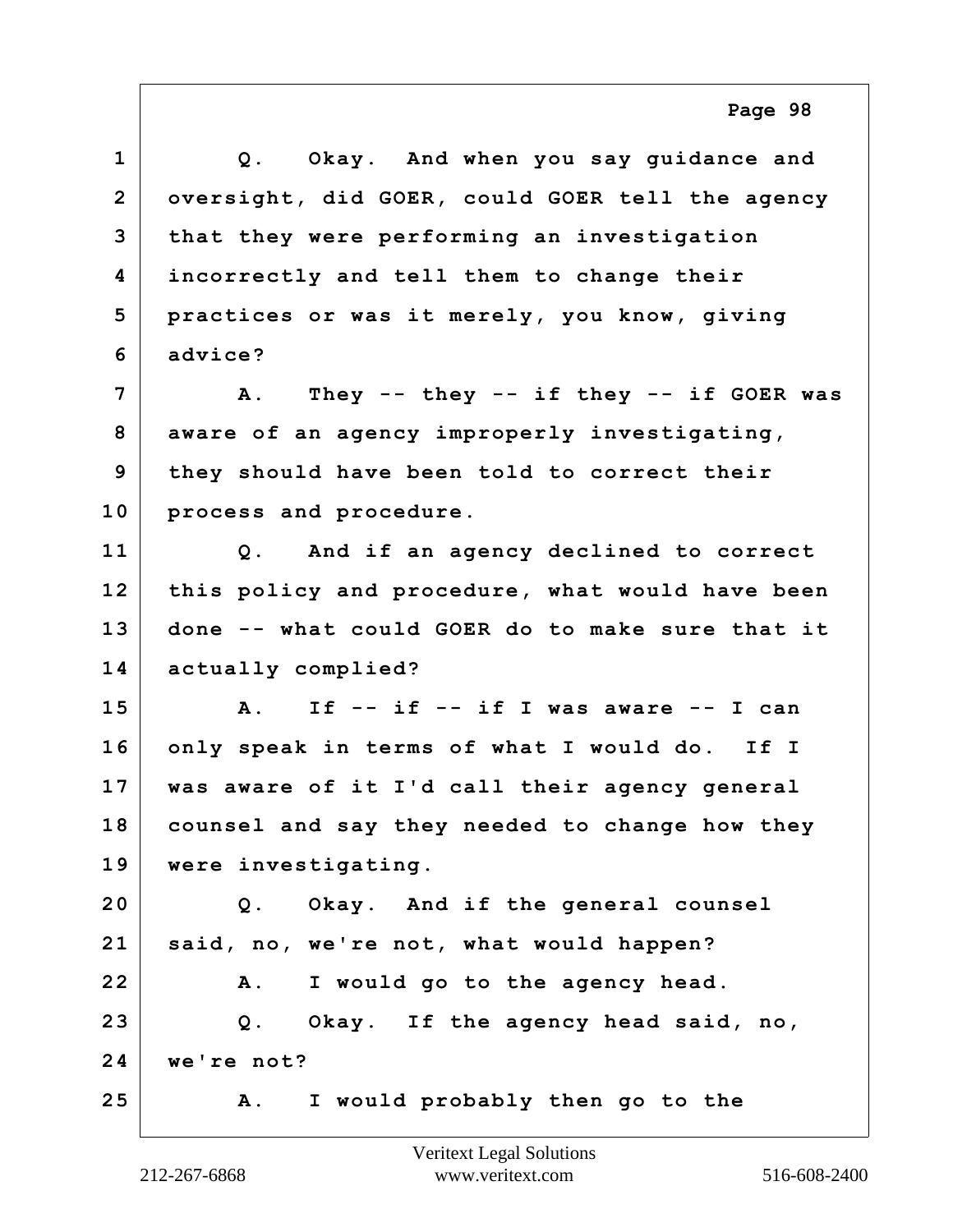1 Q. Okay. And when you say guidance and
2 oversight, did GOER, could GOER tell the agency
3 that they were performing an investigation
4 incorrectly and tell them to change their
5 practices or was it merely, you know, giving
6 advice?
7 A. They -- they -- if they -- if GOER was
8 aware of an agency improperly investigating,
9 they should have been told to correct their
10 process and procedure.
11 Q. And if an agency declined to correct
12 this policy and procedure, what would have been
13 done -- what could GOER do to make sure that it
14 actually complied?
15 A. If -- if -- if I was aware -- I can
16 only speak in terms of what I would do. If I
17 was aware of it I'd call their agency general
18 counsel and say they needed to change how they
19 were investigating.
20 Q. Okay. And if the general counsel
21 said, no, we're not, what would happen?
22 A. I would go to the agency head.
23 Q. Okay. If the agency head said, no,
24 we're not?
25 A. I would probably then go to the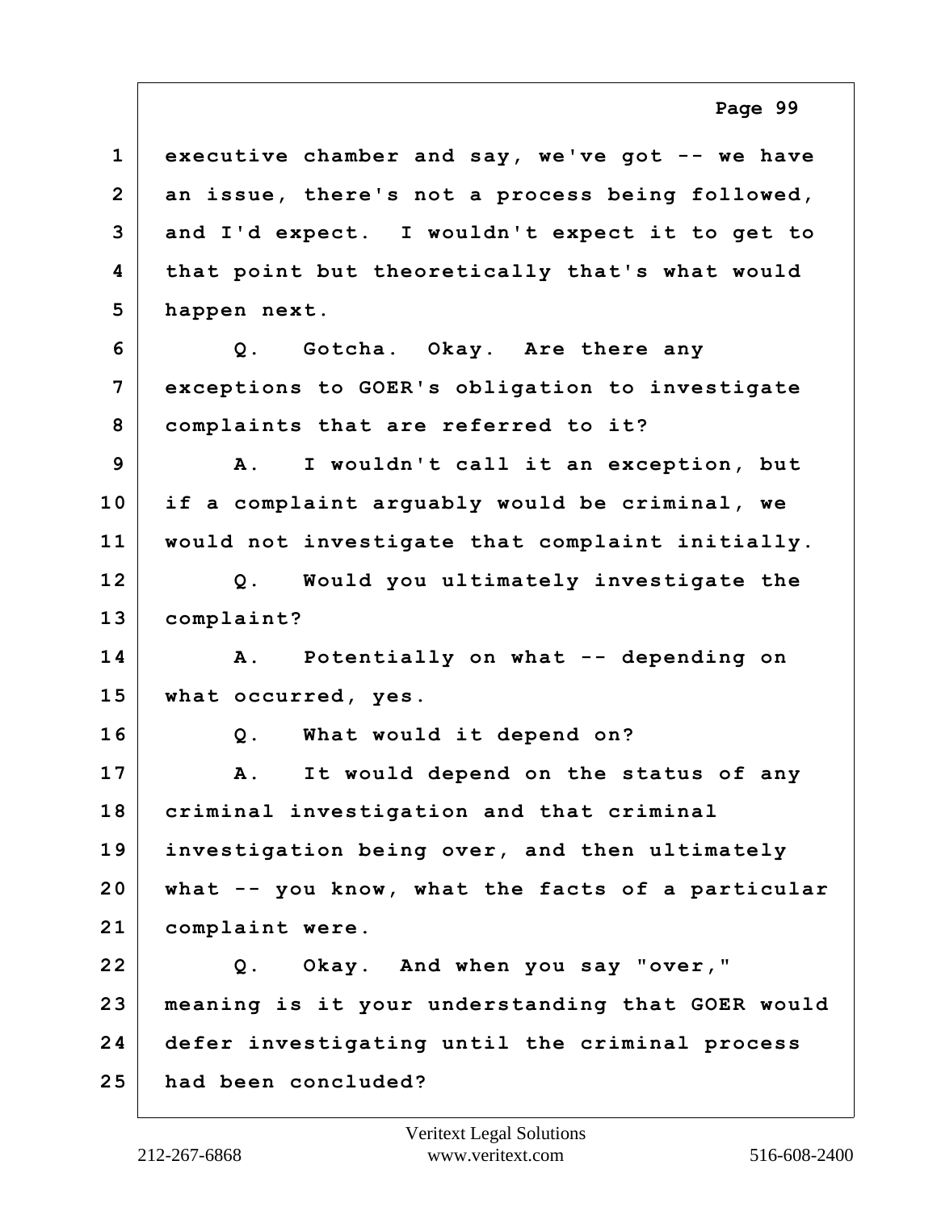1 executive chamber and say, we've got -- we have
2 an issue, there's not a process being followed,
3 and I'd expect. I wouldn't expect it to get to
4 that point but theoretically that's what would
5 happen next.

6 Q. Gotcha. Okay. Are there any
7 exceptions to GOER's obligation to investigate
8 complaints that are referred to it?

9 A. I wouldn't call it an exception, but
10 if a complaint arguably would be criminal, we
11 would not investigate that complaint initially.

12 Q. Would you ultimately investigate the
13 complaint?

14 A. Potentially on what -- depending on
15 what occurred, yes.

16 Q. What would it depend on?

17 A. It would depend on the status of any
18 criminal investigation and that criminal
19 investigation being over, and then ultimately
20 what -- you know, what the facts of a particular
21 complaint were.

22 Q. Okay. And when you say "over,"
23 meaning is it your understanding that GOER would
24 defer investigating until the criminal process
25 had been concluded?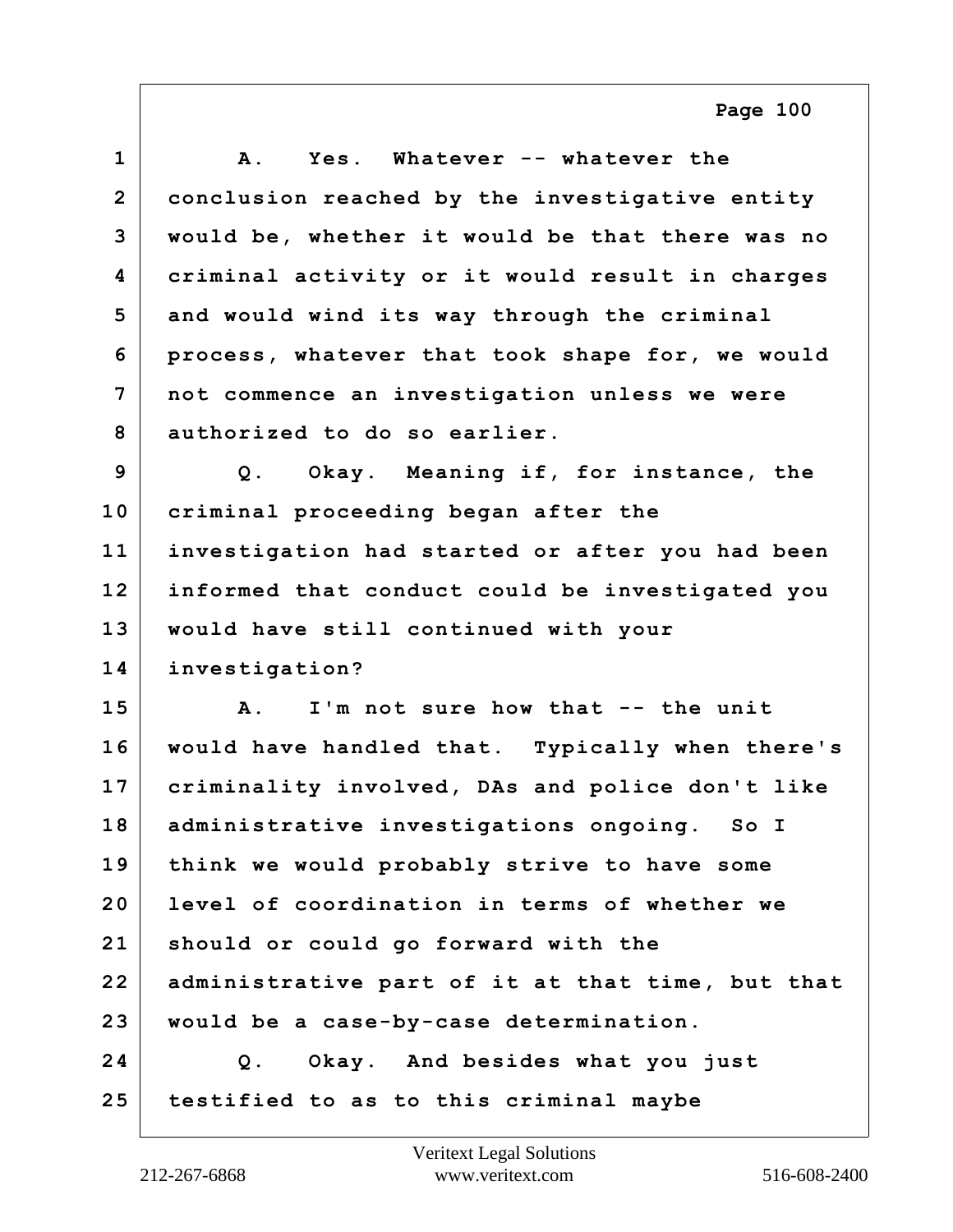A. Yes. Whatever -- whatever the conclusion reached by the investigative entity would be, whether it would be that there was no criminal activity or it would result in charges and would wind its way through the criminal process, whatever that took shape for, we would not commence an investigation unless we were authorized to do so earlier.

Q. Okay. Meaning if, for instance, the criminal proceeding began after the investigation had started or after you had been informed that conduct could be investigated you would have still continued with your investigation?

A. I'm not sure how that -- the unit would have handled that. Typically when there's criminality involved, DAs and police don't like administrative investigations ongoing. So I think we would probably strive to have some level of coordination in terms of whether we should or could go forward with the administrative part of it at that time, but that would be a case-by-case determination.

Q. Okay. And besides what you just testified to as to this criminal maybe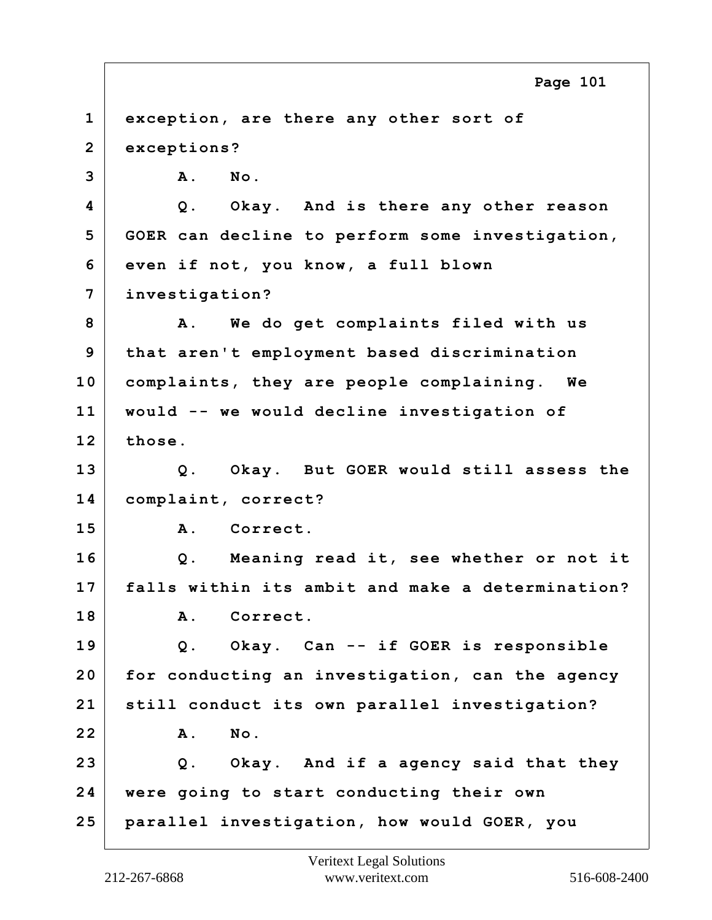1 exception, are there any other sort of
2 exceptions?
3 A. No.
4 Q. Okay. And is there any other reason
5 GOER can decline to perform some investigation,
6 even if not, you know, a full blown
7 investigation?
8 A. We do get complaints filed with us
9 that aren't employment based discrimination
10 complaints, they are people complaining. We
11 would -- we would decline investigation of
12 those.
13 Q. Okay. But GOER would still assess the
14 complaint, correct?
15 A. Correct.
16 Q. Meaning read it, see whether or not it
17 falls within its ambit and make a determination?
18 A. Correct.
19 Q. Okay. Can -- if GOER is responsible
20 for conducting an investigation, can the agency
21 still conduct its own parallel investigation?
22 A. No.
23 Q. Okay. And if a agency said that they
24 were going to start conducting their own
25 parallel investigation, how would GOER, you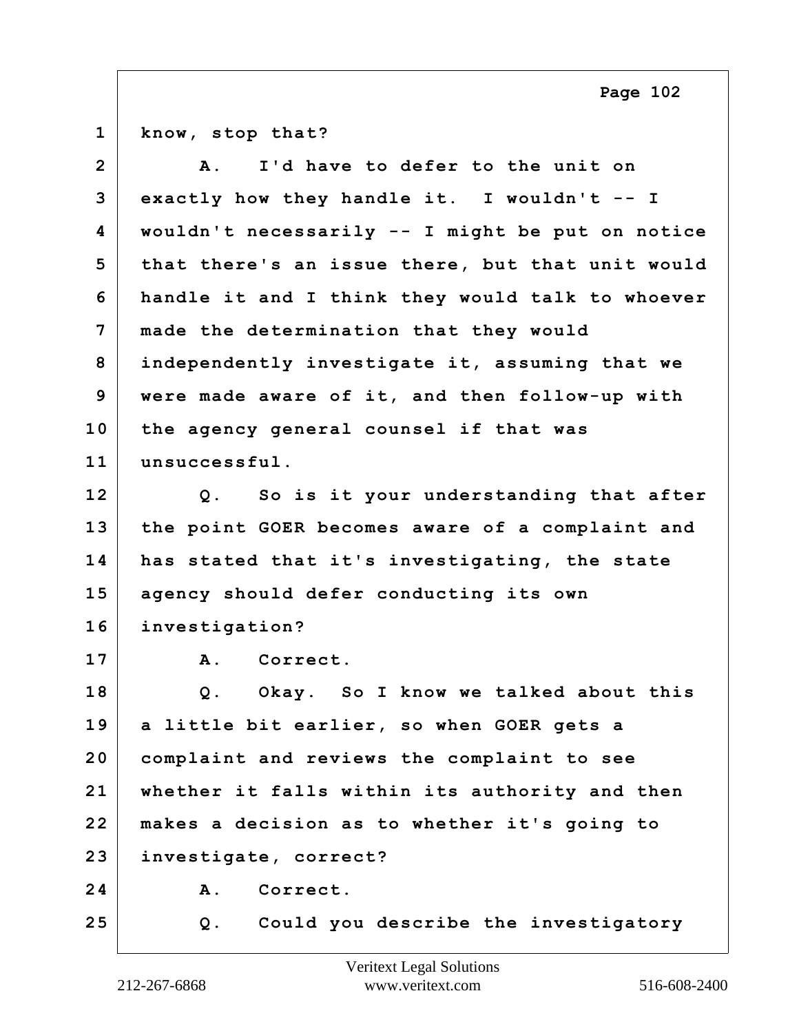1 know, stop that?

2 A. I'd have to defer to the unit on
3 exactly how they handle it. I wouldn't -- I
4 wouldn't necessarily -- I might be put on notice
5 that there's an issue there, but that unit would
6 handle it and I think they would talk to whoever
7 made the determination that they would
8 independently investigate it, assuming that we
9 were made aware of it, and then follow-up with
10 the agency general counsel if that was
11 unsuccessful.

12 Q. So is it your understanding that after
13 the point GOER becomes aware of a complaint and
14 has stated that it's investigating, the state
15 agency should defer conducting its own
16 investigation?

17 A. Correct.

18 Q. Okay. So I know we talked about this
19 a little bit earlier, so when GOER gets a
20 complaint and reviews the complaint to see
21 whether it falls within its authority and then
22 makes a decision as to whether it's going to
23 investigate, correct?

24 A. Correct.

25 Q. Could you describe the investigatory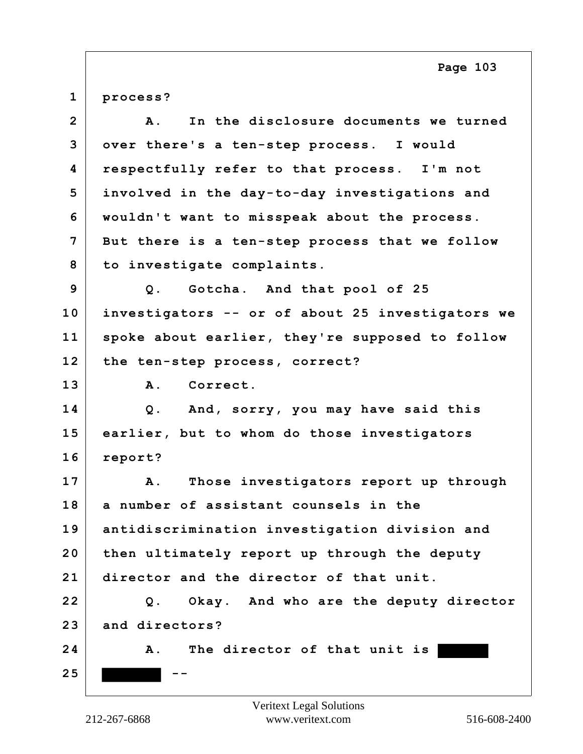1 process?

2 A. In the disclosure documents we turned

3 over there's a ten-step process. I would

4 respectfully refer to that process. I'm not

5 involved in the day-to-day investigations and

6 wouldn't want to misspeak about the process.

7 But there is a ten-step process that we follow

8 to investigate complaints.

9 Q. Gotcha. And that pool of 25

10 investigators -- or of about 25 investigators we

11 spoke about earlier, they're supposed to follow

12 the ten-step process, correct?

13 A. Correct.

14 Q. And, sorry, you may have said this

15 earlier, but to whom do those investigators

16 report?

17 A. Those investigators report up through

18 a number of assistant counsels in the

19 antidiscrimination investigation division and

20 then ultimately report up through the deputy

21 director and the director of that unit.

22 Q. Okay. And who are the deputy director

23 and directors?

24 A. The director of that unit is ████

25 ████ --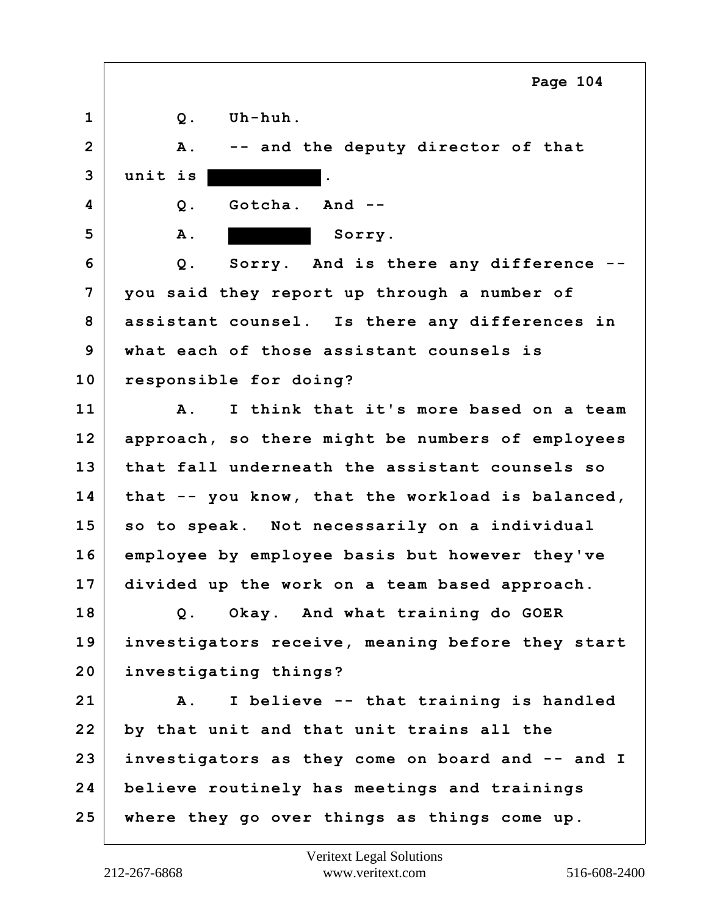1 Q. Uh-huh.

2 A. -- and the deputy director of that

3 unit is [REDACTED].

4 Q. Gotcha. And --

5 A. [REDACTED] Sorry.

6 Q. Sorry. And is there any difference --

7 you said they report up through a number of

8 assistant counsel. Is there any differences in

9 what each of those assistant counsels is

10 responsible for doing?

11 A. I think that it's more based on a team

12 approach, so there might be numbers of employees

13 that fall underneath the assistant counsels so

14 that -- you know, that the workload is balanced,

15 so to speak. Not necessarily on a individual

16 employee by employee basis but however they've

17 divided up the work on a team based approach.

18 Q. Okay. And what training do GOER

19 investigators receive, meaning before they start

20 investigating things?

21 A. I believe -- that training is handled

22 by that unit and that unit trains all the

23 investigators as they come on board and -- and I

24 believe routinely has meetings and trainings

25 where they go over things as things come up.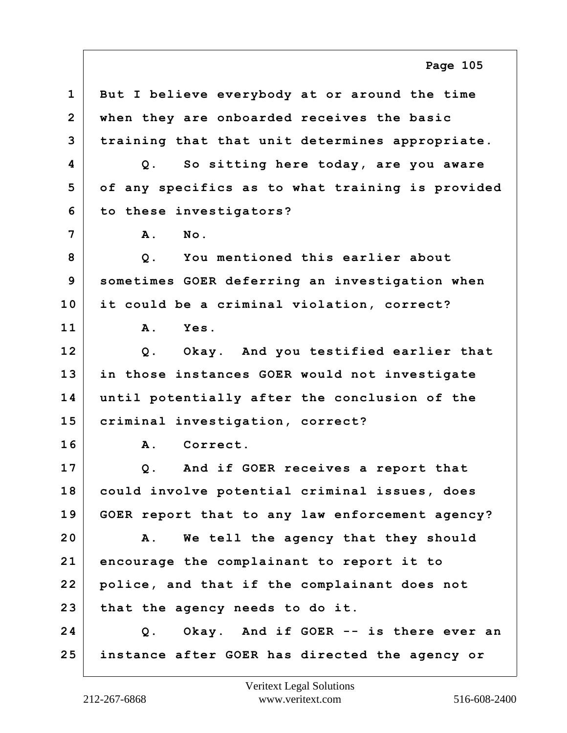1 But I believe everybody at or around the time
2 when they are onboarded receives the basic
3 training that that unit determines appropriate.
4 Q. So sitting here today, are you aware
5 of any specifics as to what training is provided
6 to these investigators?
7 A. No.
8 Q. You mentioned this earlier about
9 sometimes GOER deferring an investigation when
10 it could be a criminal violation, correct?
11 A. Yes.
12 Q. Okay. And you testified earlier that
13 in those instances GOER would not investigate
14 until potentially after the conclusion of the
15 criminal investigation, correct?
16 A. Correct.
17 Q. And if GOER receives a report that
18 could involve potential criminal issues, does
19 GOER report that to any law enforcement agency?
20 A. We tell the agency that they should
21 encourage the complainant to report it to
22 police, and that if the complainant does not
23 that the agency needs to do it.
24 Q. Okay. And if GOER -- is there ever an
25 instance after GOER has directed the agency or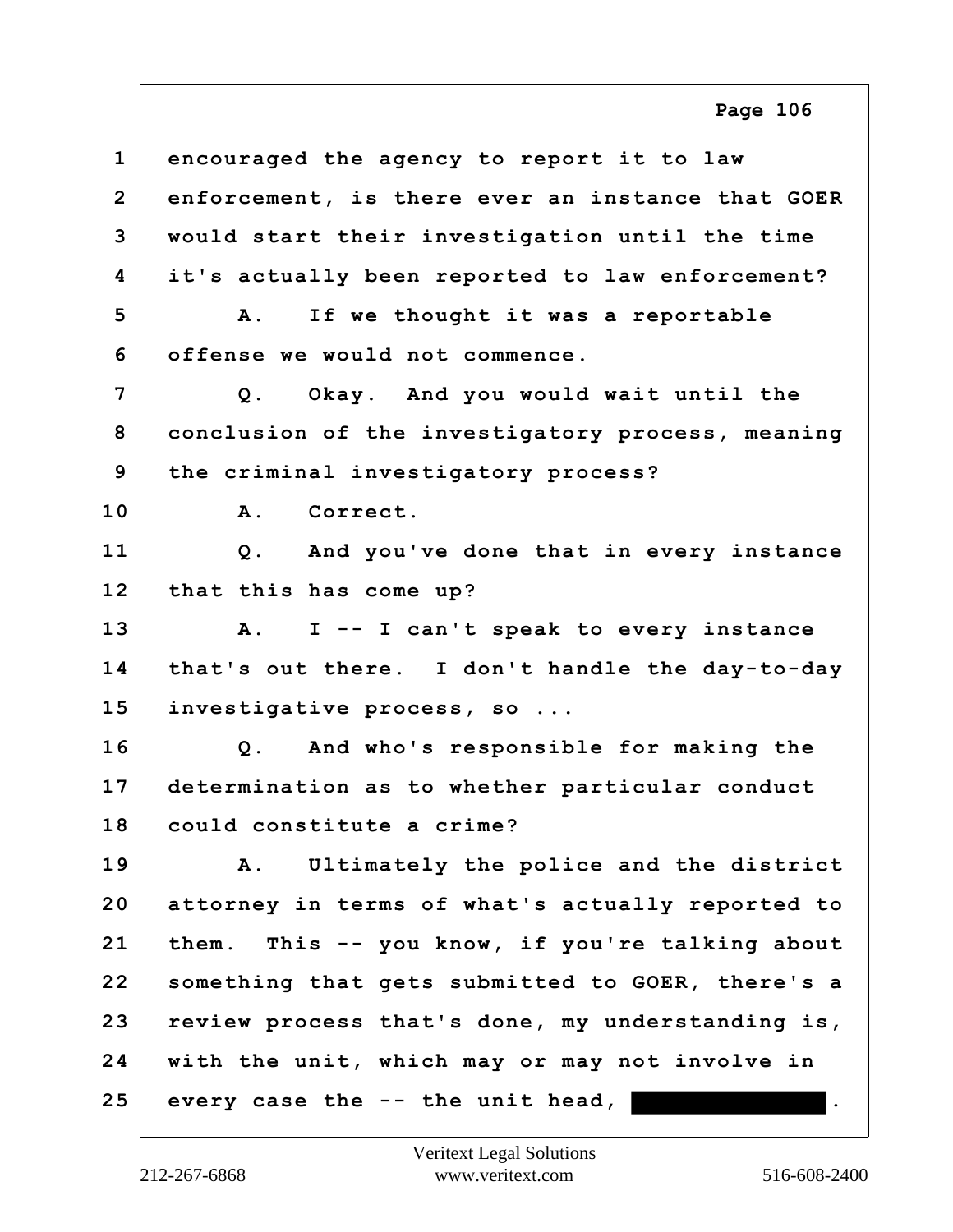1 encouraged the agency to report it to law
2 enforcement, is there ever an instance that GOER
3 would start their investigation until the time
4 it's actually been reported to law enforcement?
5 A. If we thought it was a reportable
6 offense we would not commence.
7 Q. Okay. And you would wait until the
8 conclusion of the investigatory process, meaning
9 the criminal investigatory process?
10 A. Correct.
11 Q. And you've done that in every instance
12 that this has come up?
13 A. I -- I can't speak to every instance
14 that's out there. I don't handle the day-to-day
15 investigative process, so ...
16 Q. And who's responsible for making the
17 determination as to whether particular conduct
18 could constitute a crime?
19 A. Ultimately the police and the district
20 attorney in terms of what's actually reported to
21 them. This -- you know, if you're talking about
22 something that gets submitted to GOER, there's a
23 review process that's done, my understanding is,
24 with the unit, which may or may not involve in
25 every case the -- the unit head, [REDACTED].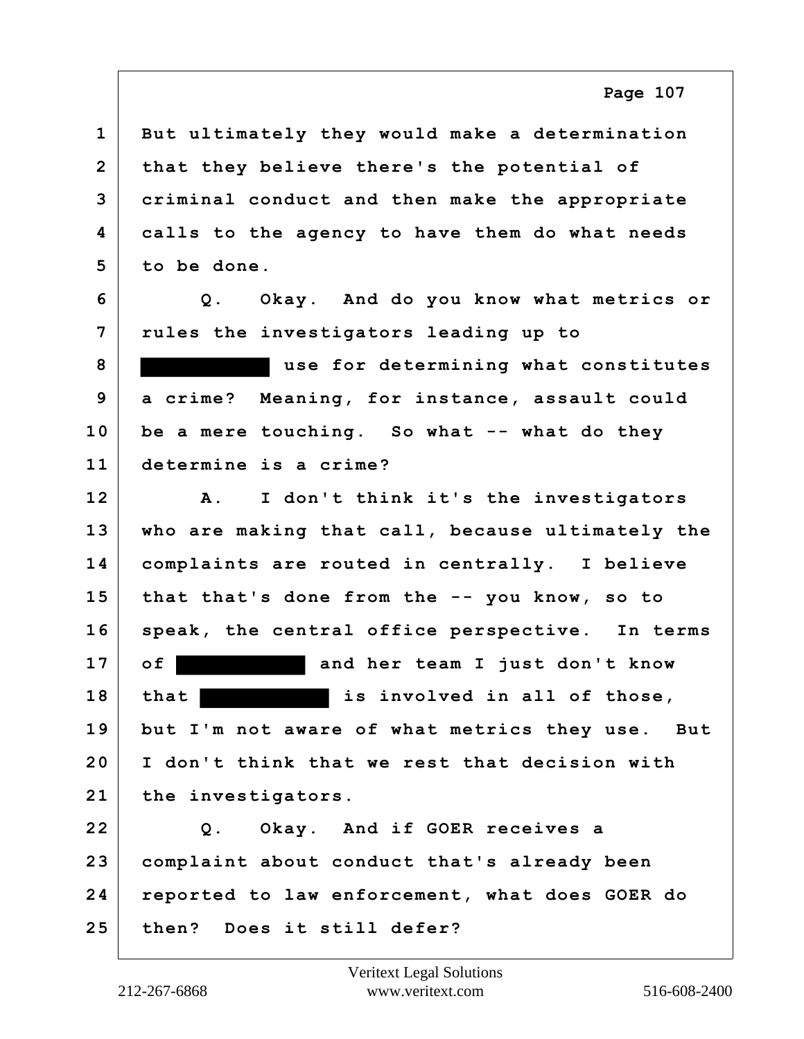1 But ultimately they would make a determination
2 that they believe there's the potential of
3 criminal conduct and then make the appropriate
4 calls to the agency to have them do what needs
5 to be done.

6 Q. Okay. And do you know what metrics or
7 rules the investigators leading up to
8 ██████████ use for determining what constitutes
9 a crime? Meaning, for instance, assault could
10 be a mere touching. So what -- what do they
11 determine is a crime?

12 A. I don't think it's the investigators
13 who are making that call, because ultimately the
14 complaints are routed in centrally. I believe
15 that that's done from the -- you know, so to
16 speak, the central office perspective. In terms
17 of ██████████ and her team I just don't know
18 that ██████████ is involved in all of those,
19 but I'm not aware of what metrics they use. But
20 I don't think that we rest that decision with
21 the investigators.

22 Q. Okay. And if GOER receives a
23 complaint about conduct that's already been
24 reported to law enforcement, what does GOER do
25 then? Does it still defer?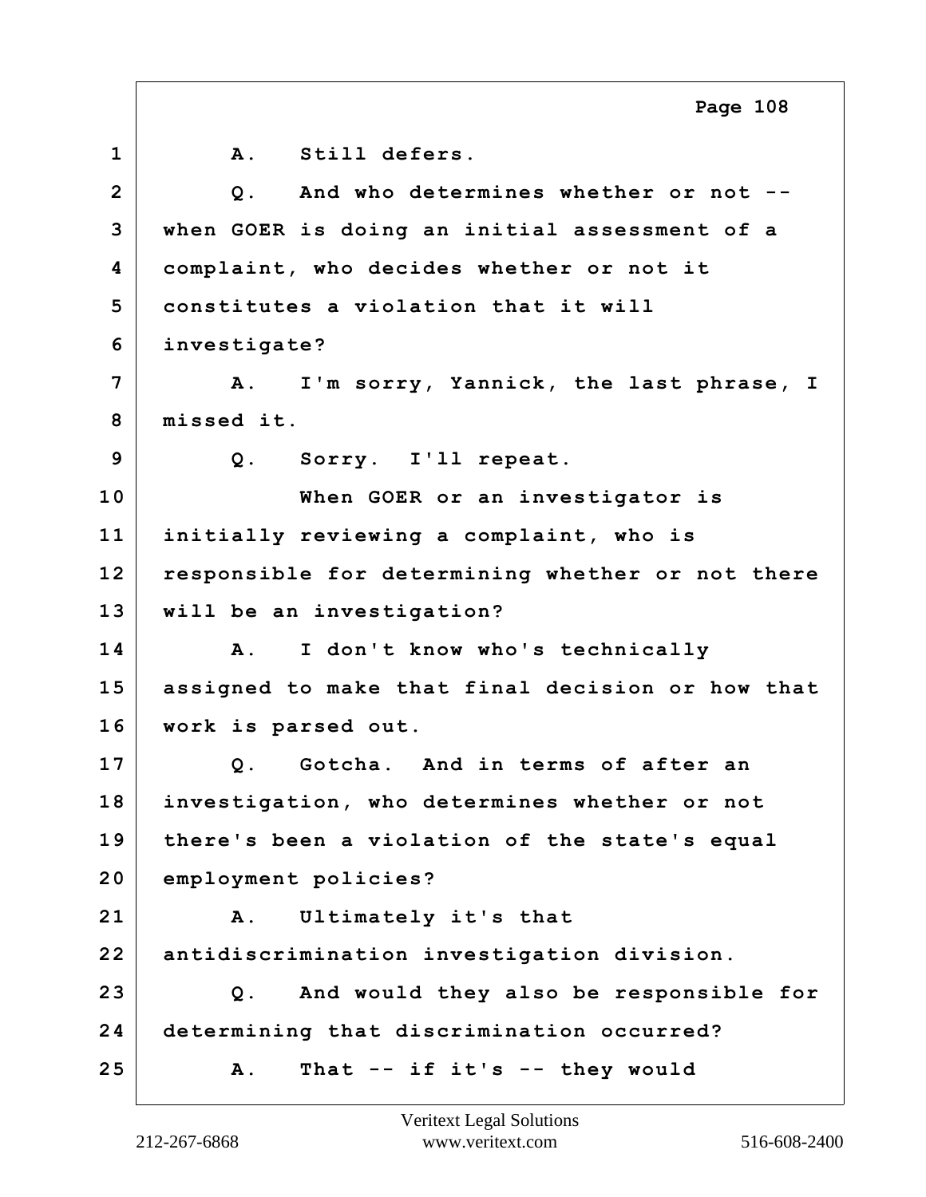1 A. Still defers.

2 Q. And who determines whether or not --

3 when GOER is doing an initial assessment of a

4 complaint, who decides whether or not it

5 constitutes a violation that it will

6 investigate?

7 A. I'm sorry, Yannick, the last phrase, I

8 missed it.

9 Q. Sorry. I'll repeat.

10 When GOER or an investigator is

11 initially reviewing a complaint, who is

12 responsible for determining whether or not there

13 will be an investigation?

14 A. I don't know who's technically

15 assigned to make that final decision or how that

16 work is parsed out.

17 Q. Gotcha. And in terms of after an

18 investigation, who determines whether or not

19 there's been a violation of the state's equal

20 employment policies?

21 A. Ultimately it's that

22 antidiscrimination investigation division.

23 Q. And would they also be responsible for

24 determining that discrimination occurred?

25 A. That -- if it's -- they would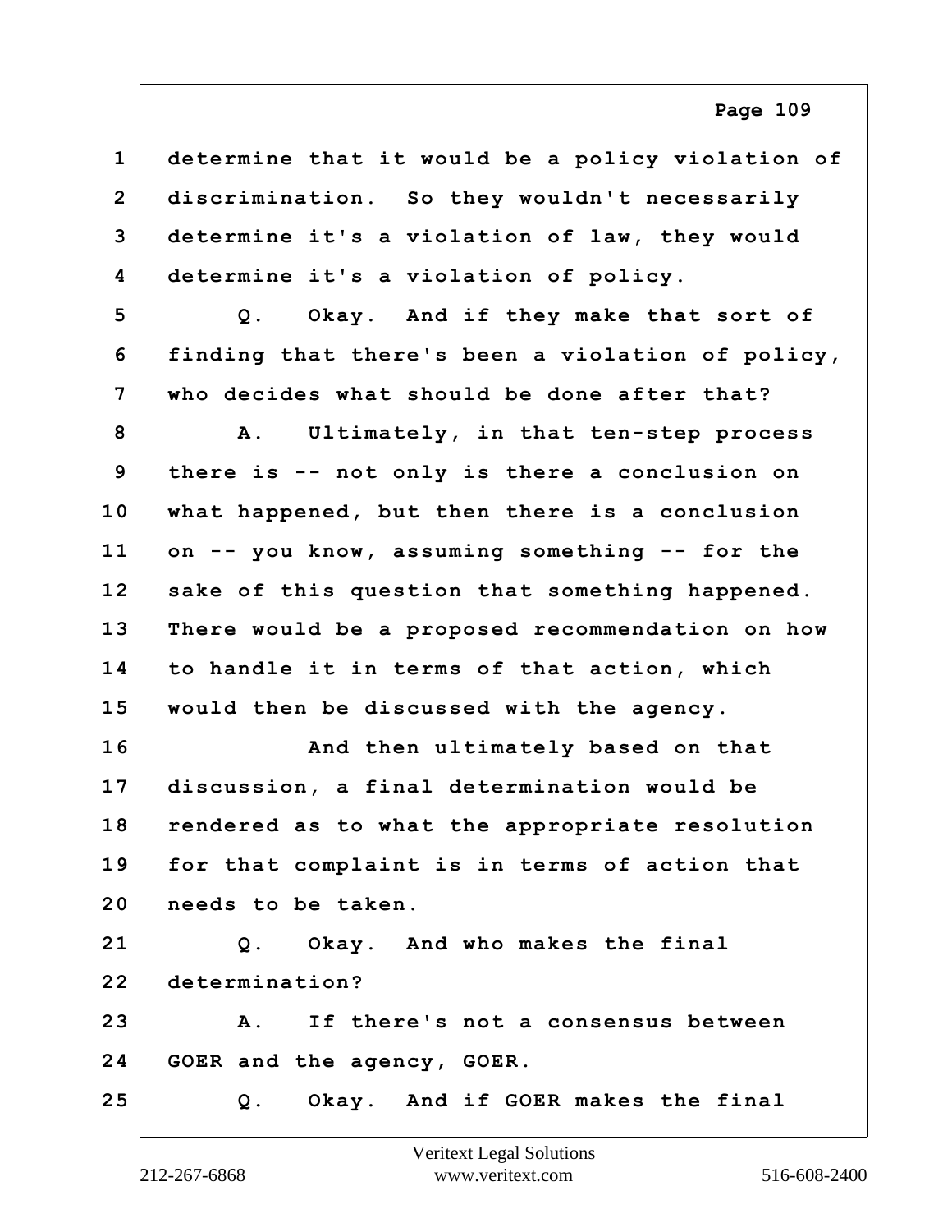1 determine that it would be a policy violation of
2 discrimination. So they wouldn't necessarily
3 determine it's a violation of law, they would
4 determine it's a violation of policy.
5 Q. Okay. And if they make that sort of
6 finding that there's been a violation of policy,
7 who decides what should be done after that?
8 A. Ultimately, in that ten-step process
9 there is -- not only is there a conclusion on
10 what happened, but then there is a conclusion
11 on -- you know, assuming something -- for the
12 sake of this question that something happened.
13 There would be a proposed recommendation on how
14 to handle it in terms of that action, which
15 would then be discussed with the agency.
16 And then ultimately based on that
17 discussion, a final determination would be
18 rendered as to what the appropriate resolution
19 for that complaint is in terms of action that
20 needs to be taken.
21 Q. Okay. And who makes the final
22 determination?
23 A. If there's not a consensus between
24 GOER and the agency, GOER.
25 Q. Okay. And if GOER makes the final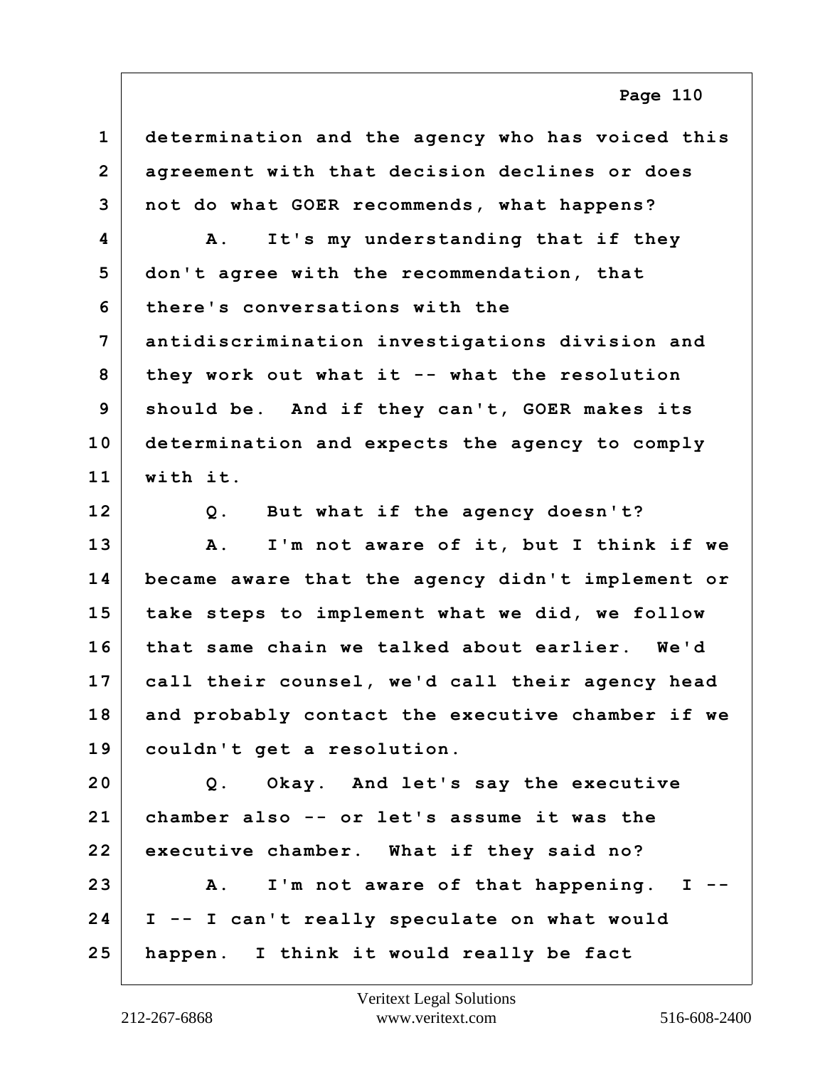1 determination and the agency who has voiced this
2 agreement with that decision declines or does
3 not do what GOER recommends, what happens?
4 A. It's my understanding that if they
5 don't agree with the recommendation, that
6 there's conversations with the
7 antidiscrimination investigations division and
8 they work out what it -- what the resolution
9 should be. And if they can't, GOER makes its
10 determination and expects the agency to comply
11 with it.
12 Q. But what if the agency doesn't?
13 A. I'm not aware of it, but I think if we
14 became aware that the agency didn't implement or
15 take steps to implement what we did, we follow
16 that same chain we talked about earlier. We'd
17 call their counsel, we'd call their agency head
18 and probably contact the executive chamber if we
19 couldn't get a resolution.
20 Q. Okay. And let's say the executive
21 chamber also -- or let's assume it was the
22 executive chamber. What if they said no?
23 A. I'm not aware of that happening. I --
24 I -- I can't really speculate on what would
25 happen. I think it would really be fact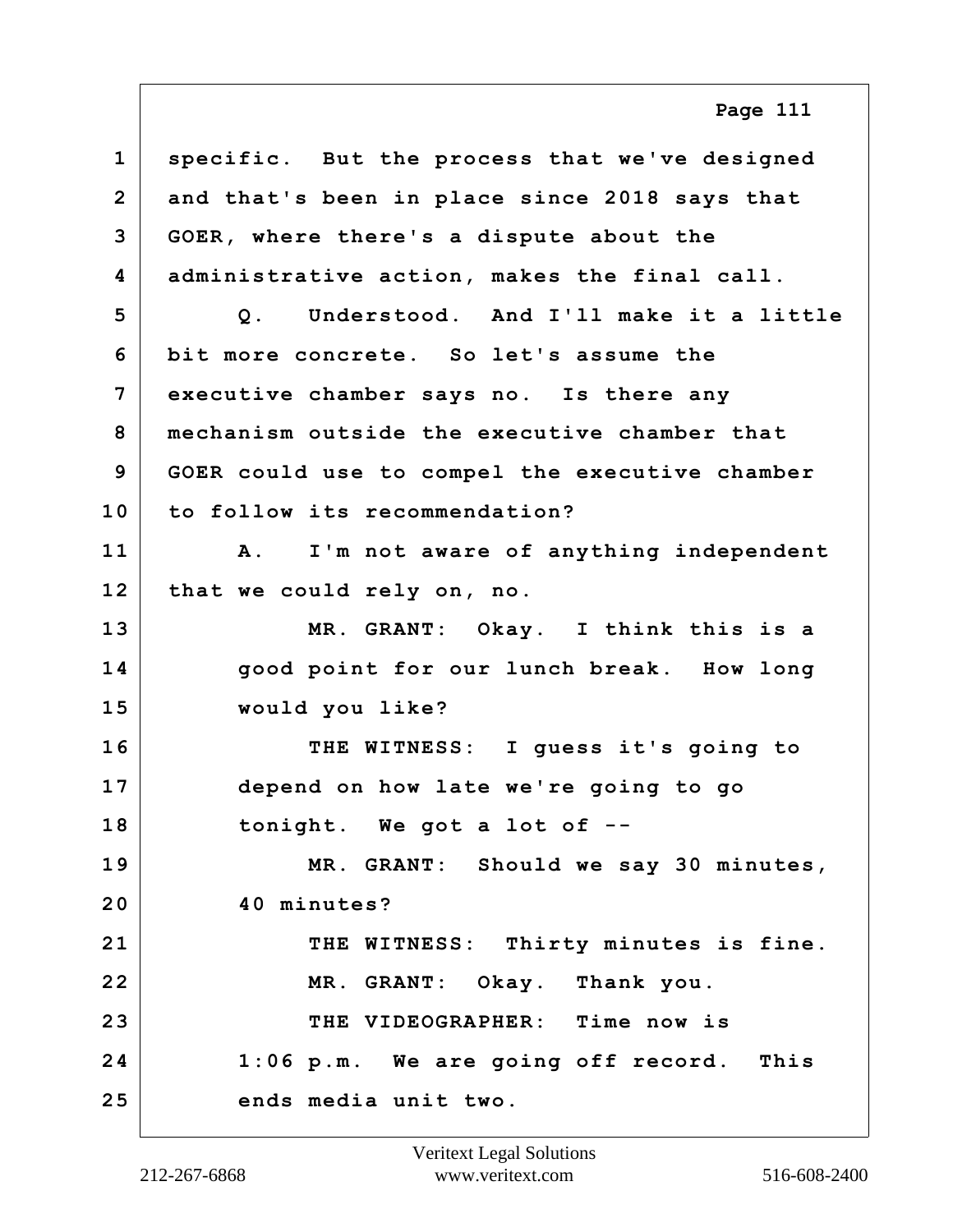specific. But the process that we've designed and that's been in place since 2018 says that GOER, where there's a dispute about the administrative action, makes the final call.

Q. Understood. And I'll make it a little bit more concrete. So let's assume the executive chamber says no. Is there any mechanism outside the executive chamber that GOER could use to compel the executive chamber to follow its recommendation?

A. I'm not aware of anything independent that we could rely on, no.

MR. GRANT: Okay. I think this is a good point for our lunch break. How long would you like?

THE WITNESS: I guess it's going to depend on how late we're going to go tonight. We got a lot of --

MR. GRANT: Should we say 30 minutes, 40 minutes?

THE WITNESS: Thirty minutes is fine.

MR. GRANT: Okay. Thank you.

THE VIDEOGRAPHER: Time now is 1:06 p.m. We are going off record. This ends media unit two.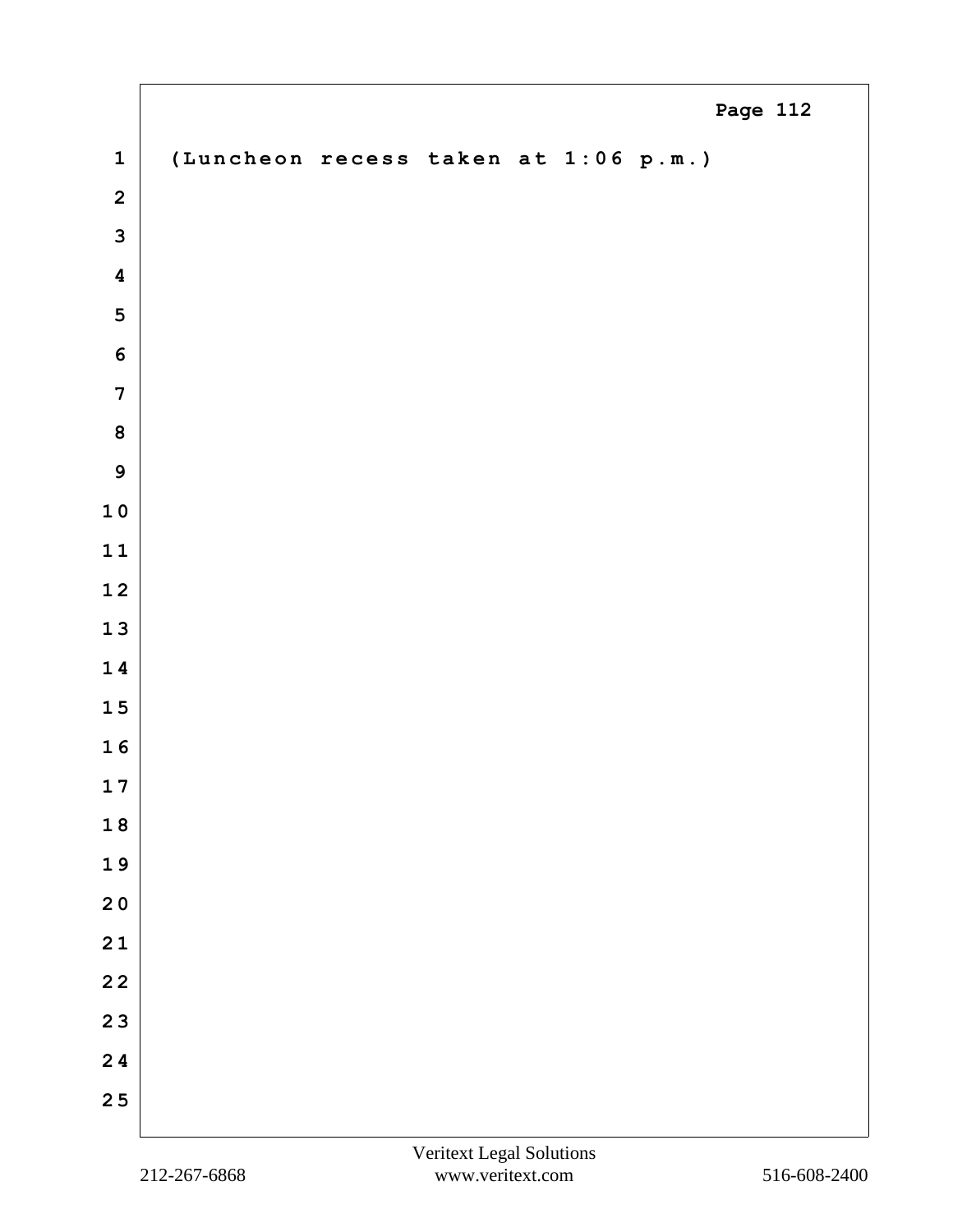(Luncheon recess taken at 1:06 p.m.)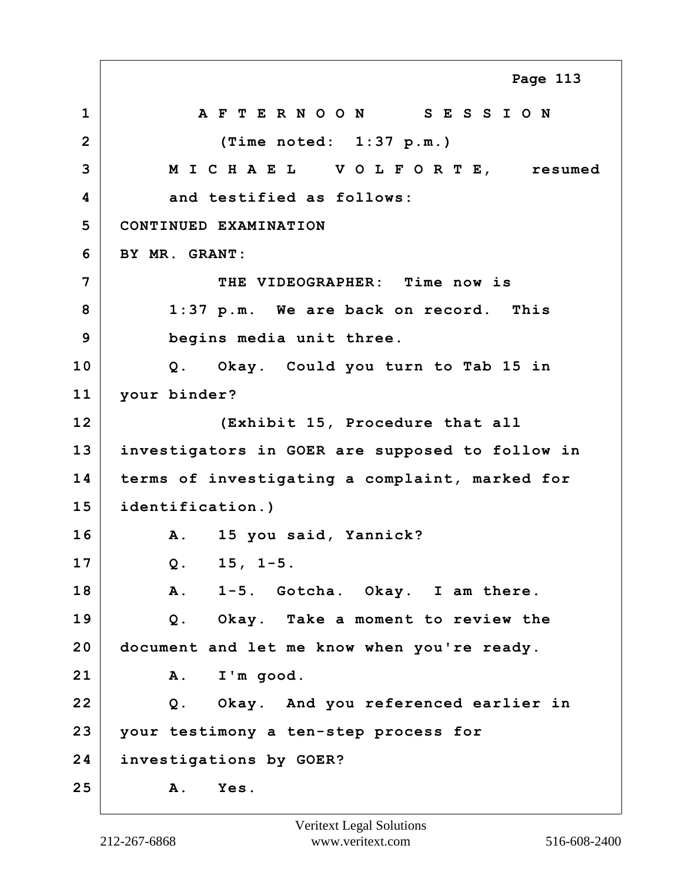1 A F T E R N O O N S E S S I O N

2 (Time noted: 1:37 p.m.)

3 M I C H A E L V O L F O R T E, resumed

4 and testified as follows:

5 CONTINUED EXAMINATION

6 BY MR. GRANT:

7 THE VIDEOGRAPHER: Time now is

8 1:37 p.m. We are back on record. This

9 begins media unit three.

10 Q. Okay. Could you turn to Tab 15 in

11 your binder?

12 (Exhibit 15, Procedure that all

13 investigators in GOER are supposed to follow in

14 terms of investigating a complaint, marked for

15 identification.)

16 A. 15 you said, Yannick?

17 Q. 15, 1-5.

18 A. 1-5. Gotcha. Okay. I am there.

19 Q. Okay. Take a moment to review the

20 document and let me know when you're ready.

21 A. I'm good.

22 Q. Okay. And you referenced earlier in

23 your testimony a ten-step process for

24 investigations by GOER?

25 A. Yes.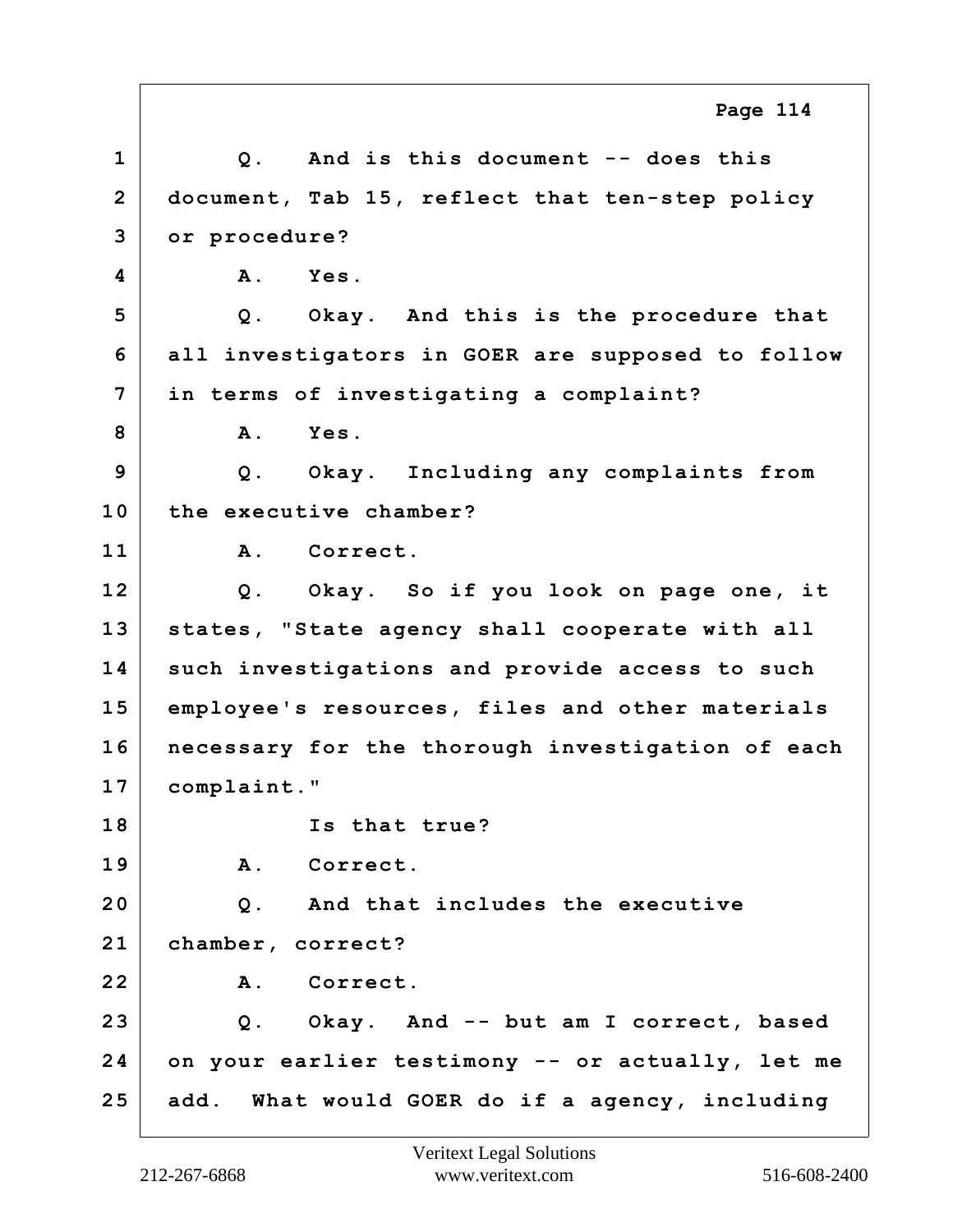1 Q. And is this document -- does this
2 document, Tab 15, reflect that ten-step policy
3 or procedure?
4 A. Yes.
5 Q. Okay. And this is the procedure that
6 all investigators in GOER are supposed to follow
7 in terms of investigating a complaint?
8 A. Yes.
9 Q. Okay. Including any complaints from
10 the executive chamber?
11 A. Correct.
12 Q. Okay. So if you look on page one, it
13 states, "State agency shall cooperate with all
14 such investigations and provide access to such
15 employee's resources, files and other materials
16 necessary for the thorough investigation of each
17 complaint."
18 Is that true?
19 A. Correct.
20 Q. And that includes the executive
21 chamber, correct?
22 A. Correct.
23 Q. Okay. And -- but am I correct, based
24 on your earlier testimony -- or actually, let me
25 add. What would GOER do if a agency, including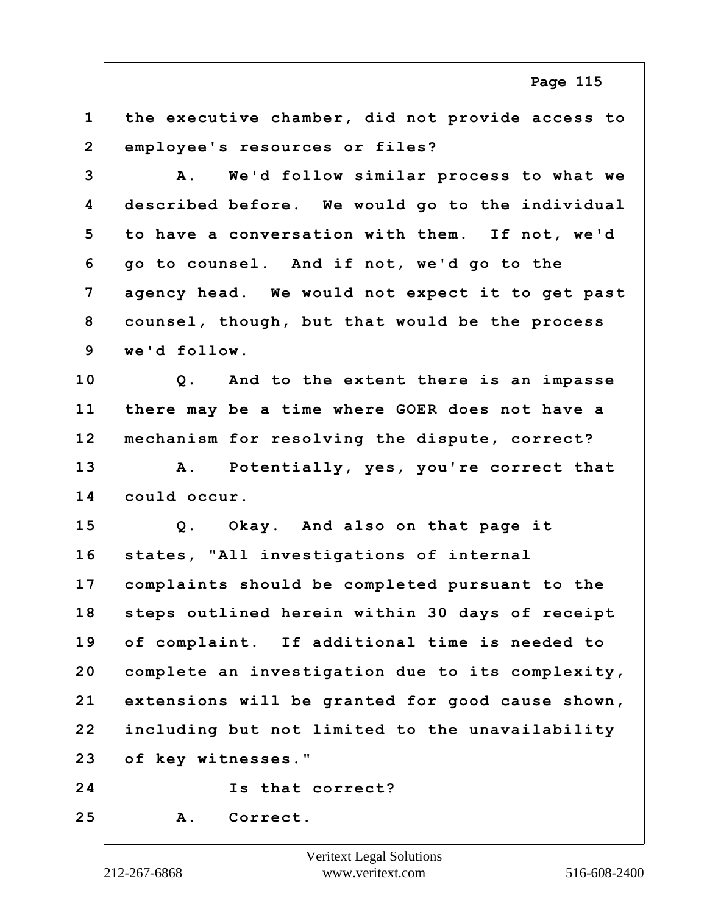1 the executive chamber, did not provide access to
2 employee's resources or files?

3 A. We'd follow similar process to what we
4 described before. We would go to the individual
5 to have a conversation with them. If not, we'd
6 go to counsel. And if not, we'd go to the
7 agency head. We would not expect it to get past
8 counsel, though, but that would be the process
9 we'd follow.

10 Q. And to the extent there is an impasse
11 there may be a time where GOER does not have a
12 mechanism for resolving the dispute, correct?

13 A. Potentially, yes, you're correct that
14 could occur.

15 Q. Okay. And also on that page it
16 states, "All investigations of internal
17 complaints should be completed pursuant to the
18 steps outlined herein within 30 days of receipt
19 of complaint. If additional time is needed to
20 complete an investigation due to its complexity,
21 extensions will be granted for good cause shown,
22 including but not limited to the unavailability
23 of key witnesses."

24 Is that correct?

25 A. Correct.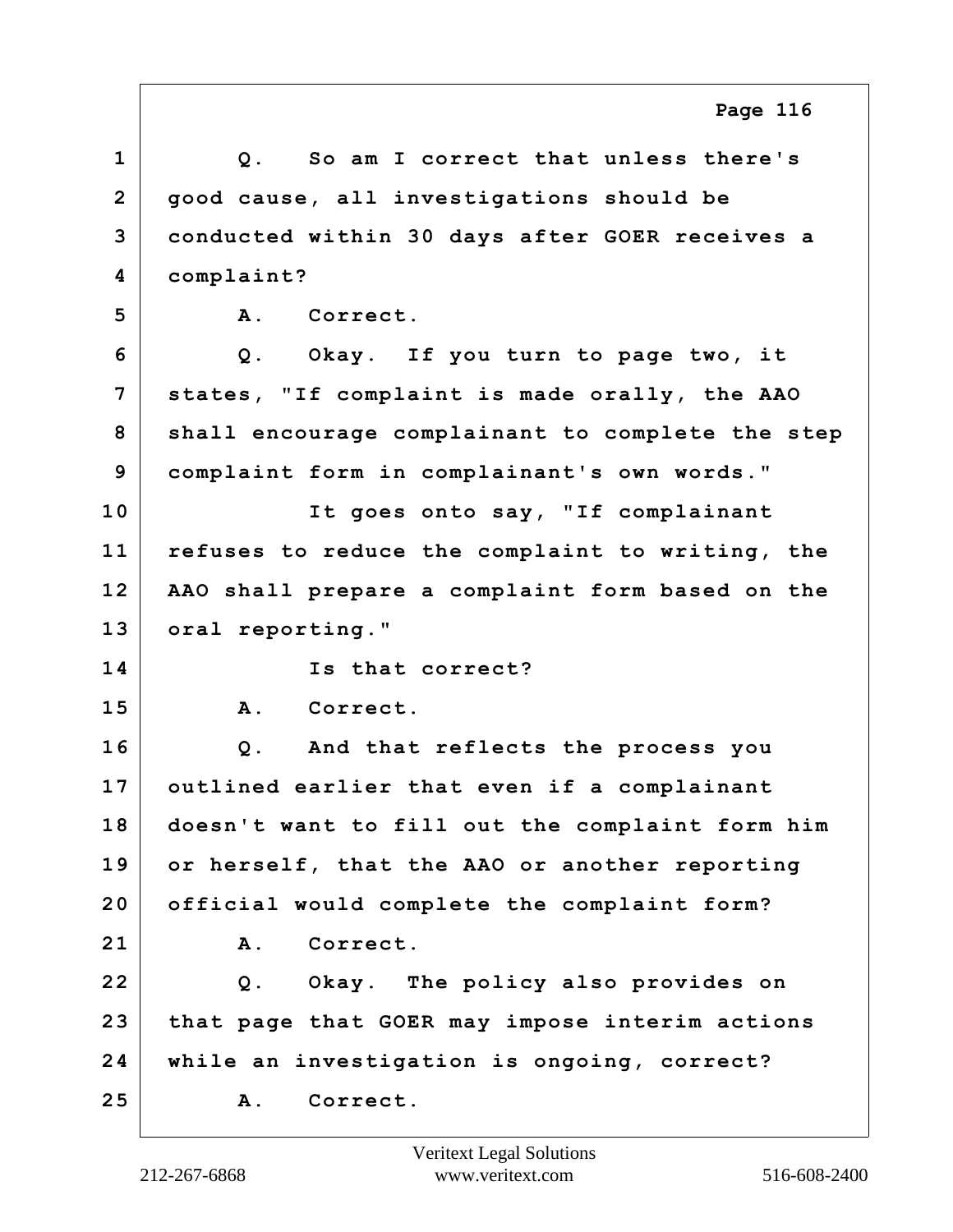1 Q. So am I correct that unless there's
2 good cause, all investigations should be
3 conducted within 30 days after GOER receives a
4 complaint?
5 A. Correct.
6 Q. Okay. If you turn to page two, it
7 states, "If complaint is made orally, the AAO
8 shall encourage complainant to complete the step
9 complaint form in complainant's own words."
10 It goes onto say, "If complainant
11 refuses to reduce the complaint to writing, the
12 AAO shall prepare a complaint form based on the
13 oral reporting."
14 Is that correct?
15 A. Correct.
16 Q. And that reflects the process you
17 outlined earlier that even if a complainant
18 doesn't want to fill out the complaint form him
19 or herself, that the AAO or another reporting
20 official would complete the complaint form?
21 A. Correct.
22 Q. Okay. The policy also provides on
23 that page that GOER may impose interim actions
24 while an investigation is ongoing, correct?
25 A. Correct.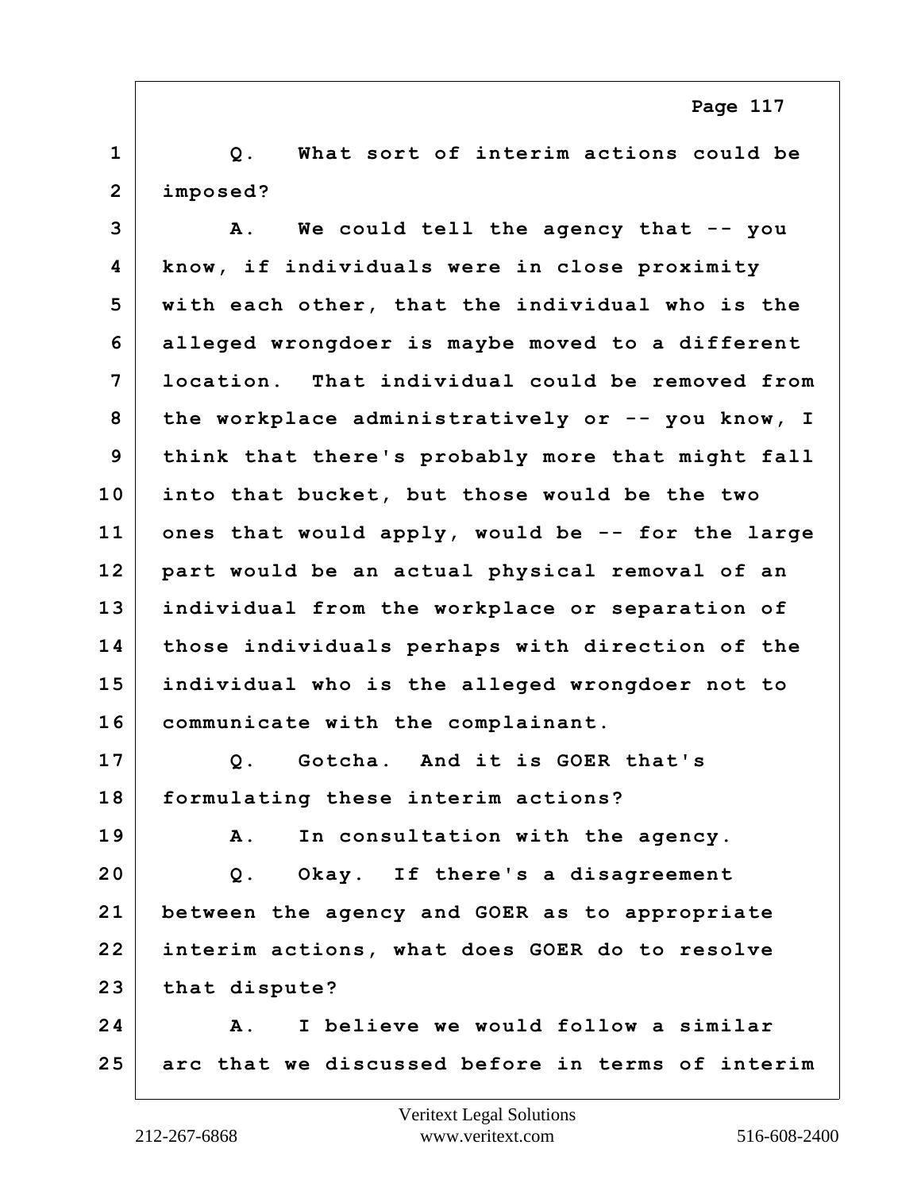1 Q. What sort of interim actions could be
2 imposed?
3 A. We could tell the agency that -- you
4 know, if individuals were in close proximity
5 with each other, that the individual who is the
6 alleged wrongdoer is maybe moved to a different
7 location. That individual could be removed from
8 the workplace administratively or -- you know, I
9 think that there's probably more that might fall
10 into that bucket, but those would be the two
11 ones that would apply, would be -- for the large
12 part would be an actual physical removal of an
13 individual from the workplace or separation of
14 those individuals perhaps with direction of the
15 individual who is the alleged wrongdoer not to
16 communicate with the complainant.
17 Q. Gotcha. And it is GOER that's
18 formulating these interim actions?
19 A. In consultation with the agency.
20 Q. Okay. If there's a disagreement
21 between the agency and GOER as to appropriate
22 interim actions, what does GOER do to resolve
23 that dispute?
24 A. I believe we would follow a similar
25 arc that we discussed before in terms of interim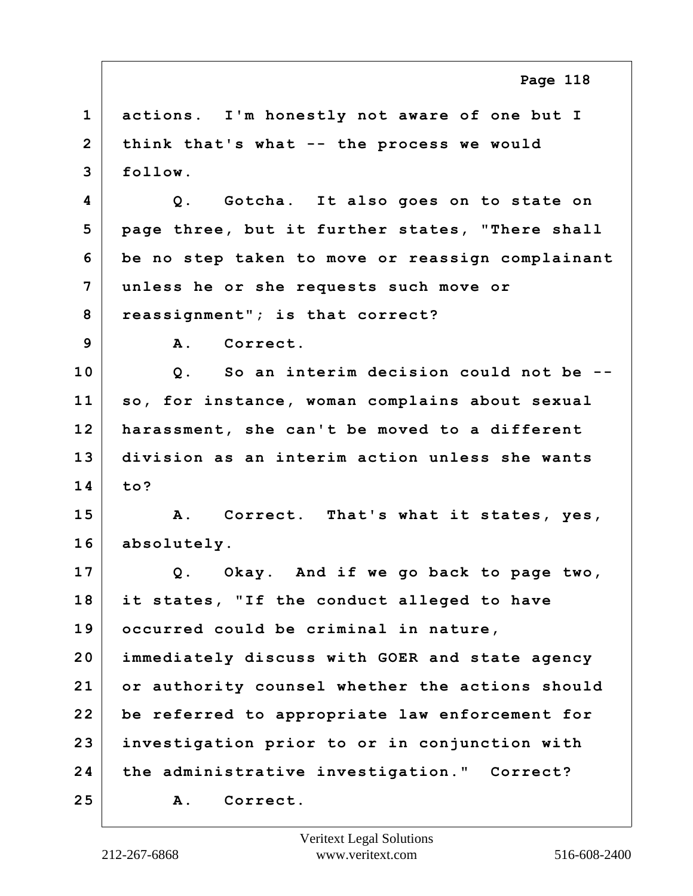1 actions. I'm honestly not aware of one but I
2 think that's what -- the process we would
3 follow.

4 Q. Gotcha. It also goes on to state on
5 page three, but it further states, "There shall
6 be no step taken to move or reassign complainant
7 unless he or she requests such move or
8 reassignment"; is that correct?

9 A. Correct.

10 Q. So an interim decision could not be --
11 so, for instance, woman complains about sexual
12 harassment, she can't be moved to a different
13 division as an interim action unless she wants
14 to?

15 A. Correct. That's what it states, yes,
16 absolutely.

17 Q. Okay. And if we go back to page two,
18 it states, "If the conduct alleged to have
19 occurred could be criminal in nature,
20 immediately discuss with GOER and state agency
21 or authority counsel whether the actions should
22 be referred to appropriate law enforcement for
23 investigation prior to or in conjunction with
24 the administrative investigation." Correct?

25 A. Correct.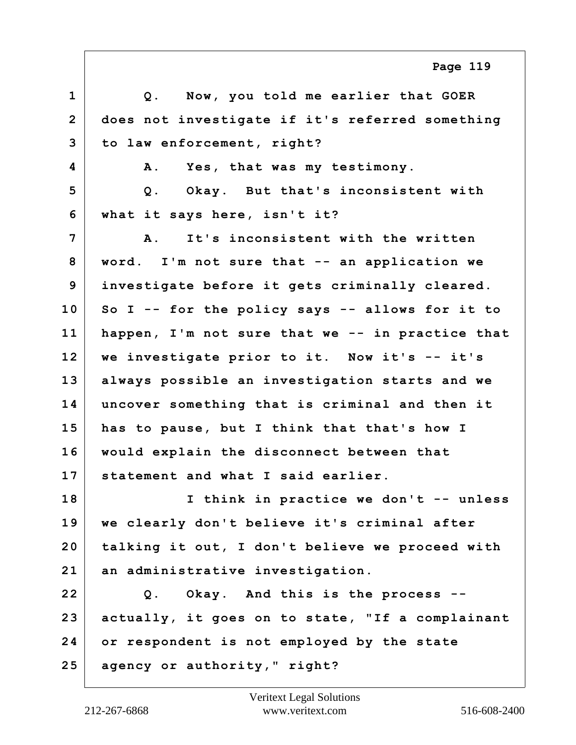1 Q. Now, you told me earlier that GOER
2 does not investigate if it's referred something
3 to law enforcement, right?
4 A. Yes, that was my testimony.
5 Q. Okay. But that's inconsistent with
6 what it says here, isn't it?
7 A. It's inconsistent with the written
8 word. I'm not sure that -- an application we
9 investigate before it gets criminally cleared.
10 So I -- for the policy says -- allows for it to
11 happen, I'm not sure that we -- in practice that
12 we investigate prior to it. Now it's -- it's
13 always possible an investigation starts and we
14 uncover something that is criminal and then it
15 has to pause, but I think that that's how I
16 would explain the disconnect between that
17 statement and what I said earlier.
18 I think in practice we don't -- unless
19 we clearly don't believe it's criminal after
20 talking it out, I don't believe we proceed with
21 an administrative investigation.
22 Q. Okay. And this is the process --
23 actually, it goes on to state, "If a complainant
24 or respondent is not employed by the state
25 agency or authority," right?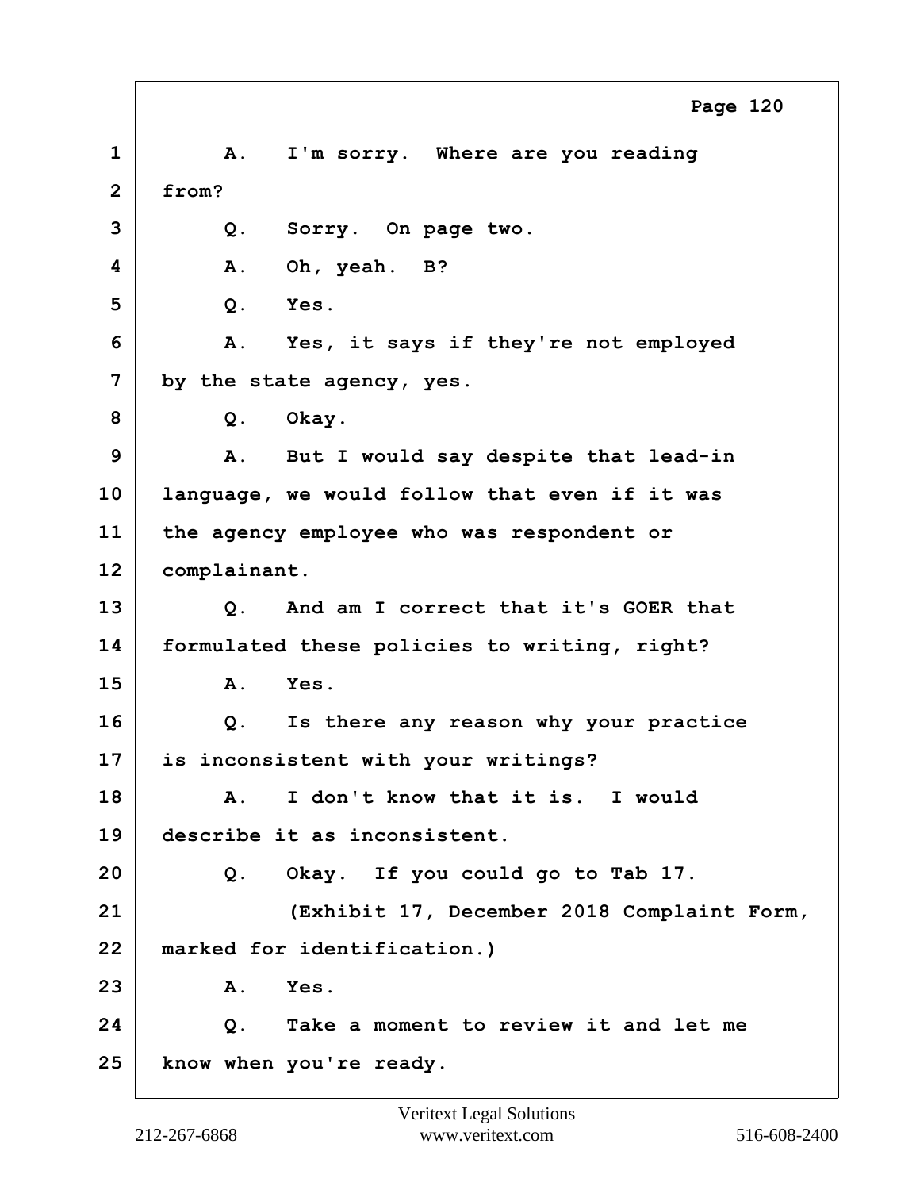1 A. I'm sorry. Where are you reading
2 from?
3 Q. Sorry. On page two.
4 A. Oh, yeah. B?
5 Q. Yes.
6 A. Yes, it says if they're not employed
7 by the state agency, yes.
8 Q. Okay.
9 A. But I would say despite that lead-in
10 language, we would follow that even if it was
11 the agency employee who was respondent or
12 complainant.
13 Q. And am I correct that it's GOER that
14 formulated these policies to writing, right?
15 A. Yes.
16 Q. Is there any reason why your practice
17 is inconsistent with your writings?
18 A. I don't know that it is. I would
19 describe it as inconsistent.
20 Q. Okay. If you could go to Tab 17.
21 (Exhibit 17, December 2018 Complaint Form,
22 marked for identification.)
23 A. Yes.
24 Q. Take a moment to review it and let me
25 know when you're ready.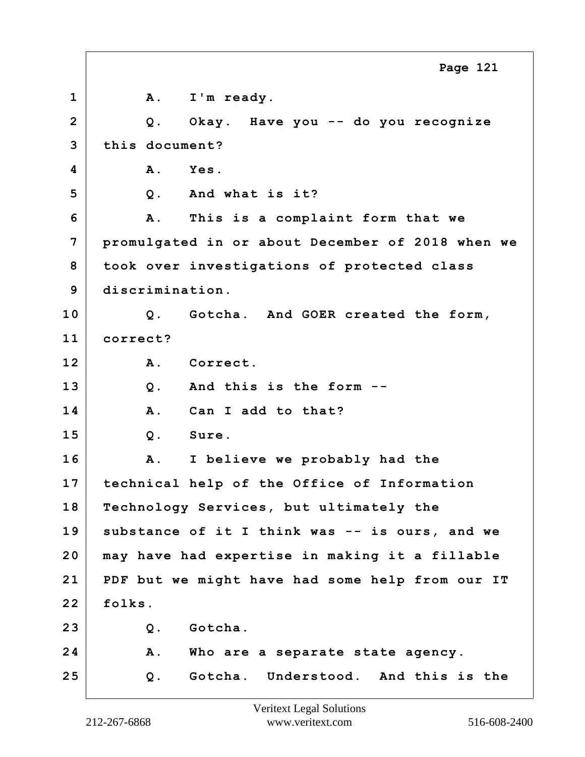1 A. I'm ready.

2 Q. Okay. Have you -- do you recognize

3 this document?

4 A. Yes.

5 Q. And what is it?

6 A. This is a complaint form that we

7 promulgated in or about December of 2018 when we

8 took over investigations of protected class

9 discrimination.

10 Q. Gotcha. And GOER created the form,

11 correct?

12 A. Correct.

13 Q. And this is the form --

14 A. Can I add to that?

15 Q. Sure.

16 A. I believe we probably had the

17 technical help of the Office of Information

18 Technology Services, but ultimately the

19 substance of it I think was -- is ours, and we

20 may have had expertise in making it a fillable

21 PDF but we might have had some help from our IT

22 folks.

23 Q. Gotcha.

24 A. Who are a separate state agency.

25 Q. Gotcha. Understood. And this is the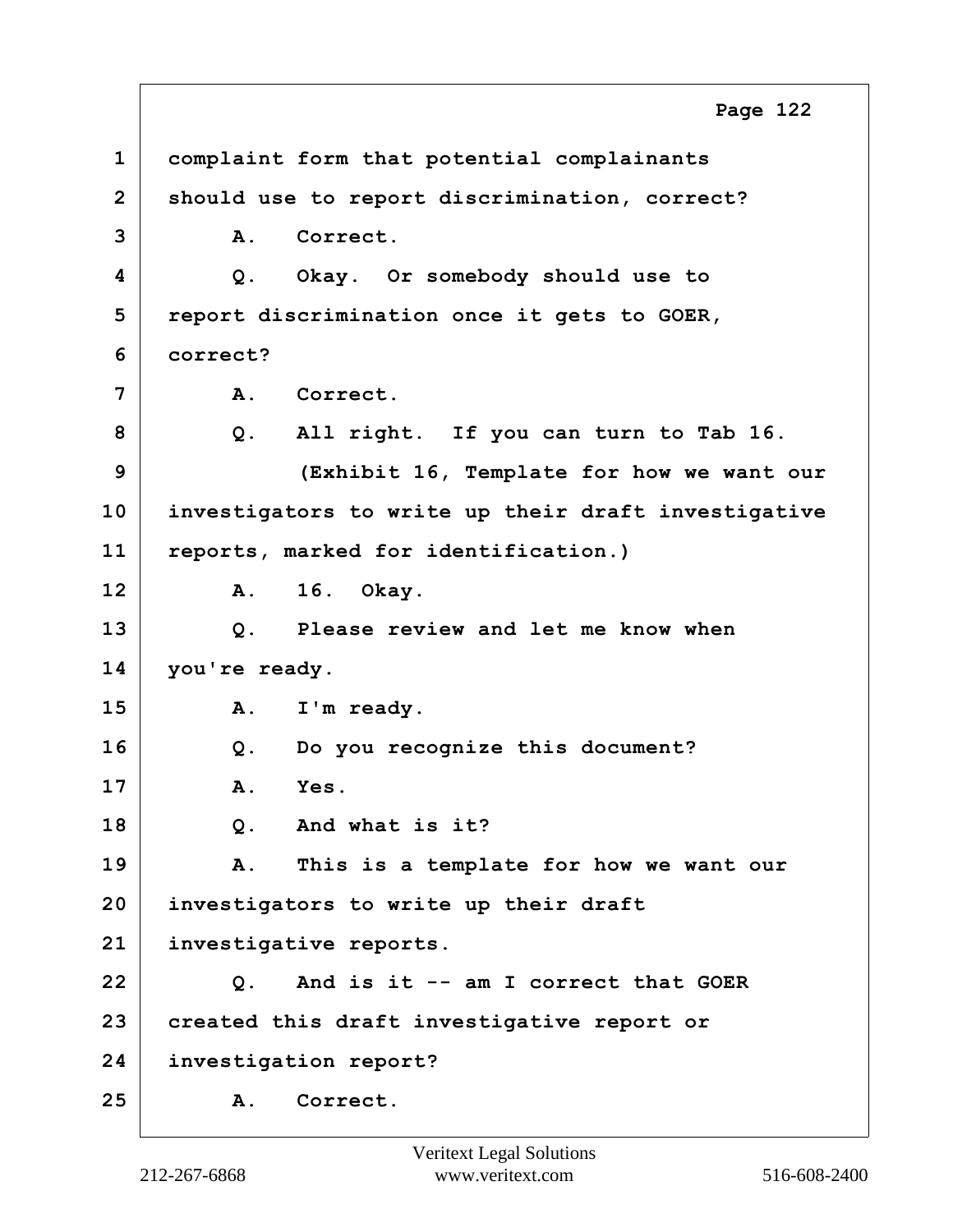1 complaint form that potential complainants
2 should use to report discrimination, correct?
3 A. Correct.
4 Q. Okay. Or somebody should use to
5 report discrimination once it gets to GOER,
6 correct?
7 A. Correct.
8 Q. All right. If you can turn to Tab 16.
9 (Exhibit 16, Template for how we want our
10 investigators to write up their draft investigative
11 reports, marked for identification.)
12 A. 16. Okay.
13 Q. Please review and let me know when
14 you're ready.
15 A. I'm ready.
16 Q. Do you recognize this document?
17 A. Yes.
18 Q. And what is it?
19 A. This is a template for how we want our
20 investigators to write up their draft
21 investigative reports.
22 Q. And is it -- am I correct that GOER
23 created this draft investigative report or
24 investigation report?
25 A. Correct.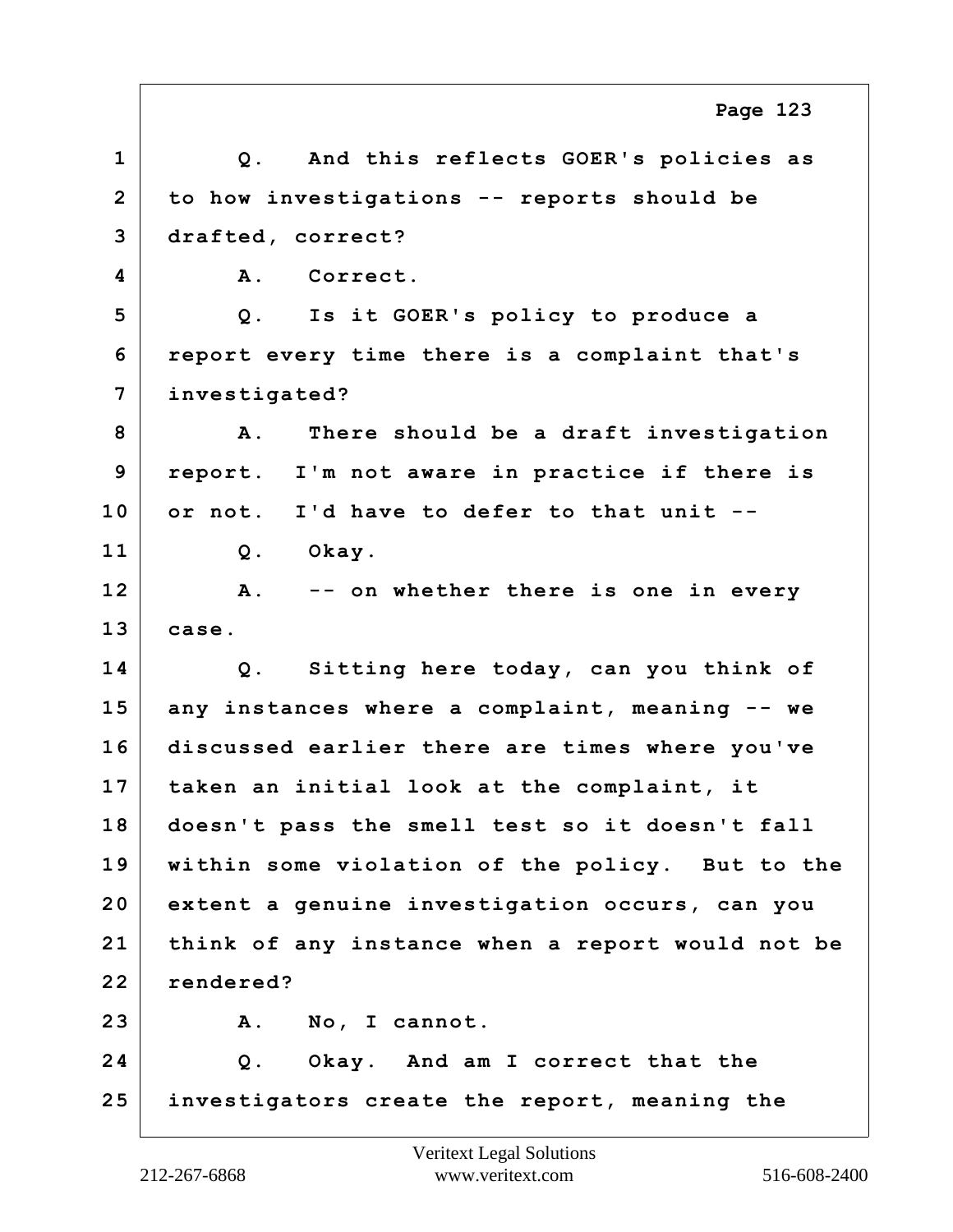1 Q. And this reflects GOER's policies as
2 to how investigations -- reports should be
3 drafted, correct?
4 A. Correct.
5 Q. Is it GOER's policy to produce a
6 report every time there is a complaint that's
7 investigated?
8 A. There should be a draft investigation
9 report. I'm not aware in practice if there is
10 or not. I'd have to defer to that unit --
11 Q. Okay.
12 A. -- on whether there is one in every
13 case.
14 Q. Sitting here today, can you think of
15 any instances where a complaint, meaning -- we
16 discussed earlier there are times where you've
17 taken an initial look at the complaint, it
18 doesn't pass the smell test so it doesn't fall
19 within some violation of the policy. But to the
20 extent a genuine investigation occurs, can you
21 think of any instance when a report would not be
22 rendered?
23 A. No, I cannot.
24 Q. Okay. And am I correct that the
25 investigators create the report, meaning the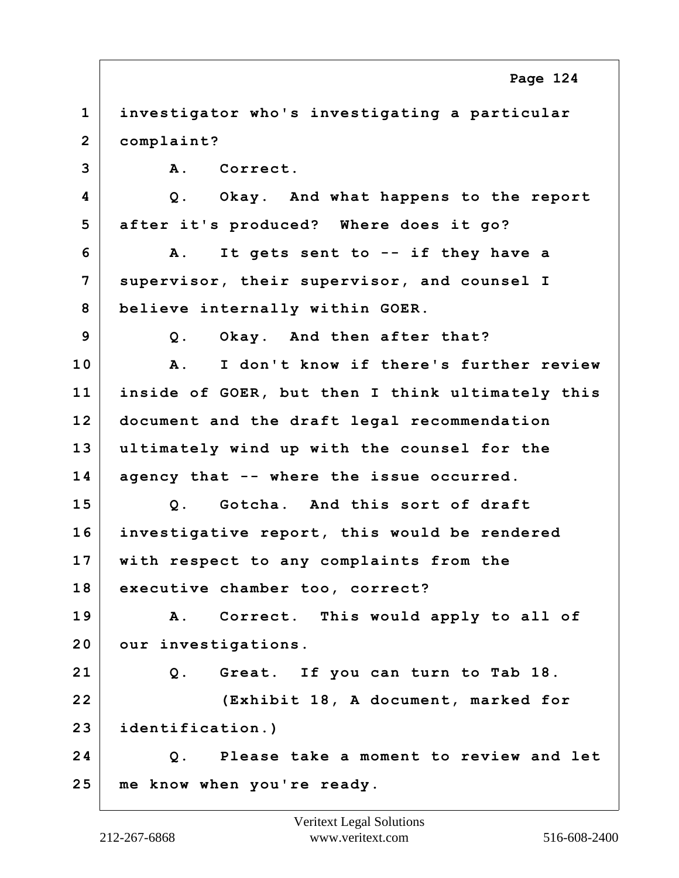1 investigator who's investigating a particular
2 complaint?
3 A. Correct.
4 Q. Okay. And what happens to the report
5 after it's produced? Where does it go?
6 A. It gets sent to -- if they have a
7 supervisor, their supervisor, and counsel I
8 believe internally within GOER.
9 Q. Okay. And then after that?
10 A. I don't know if there's further review
11 inside of GOER, but then I think ultimately this
12 document and the draft legal recommendation
13 ultimately wind up with the counsel for the
14 agency that -- where the issue occurred.
15 Q. Gotcha. And this sort of draft
16 investigative report, this would be rendered
17 with respect to any complaints from the
18 executive chamber too, correct?
19 A. Correct. This would apply to all of
20 our investigations.
21 Q. Great. If you can turn to Tab 18.
22 (Exhibit 18, A document, marked for
23 identification.)
24 Q. Please take a moment to review and let
25 me know when you're ready.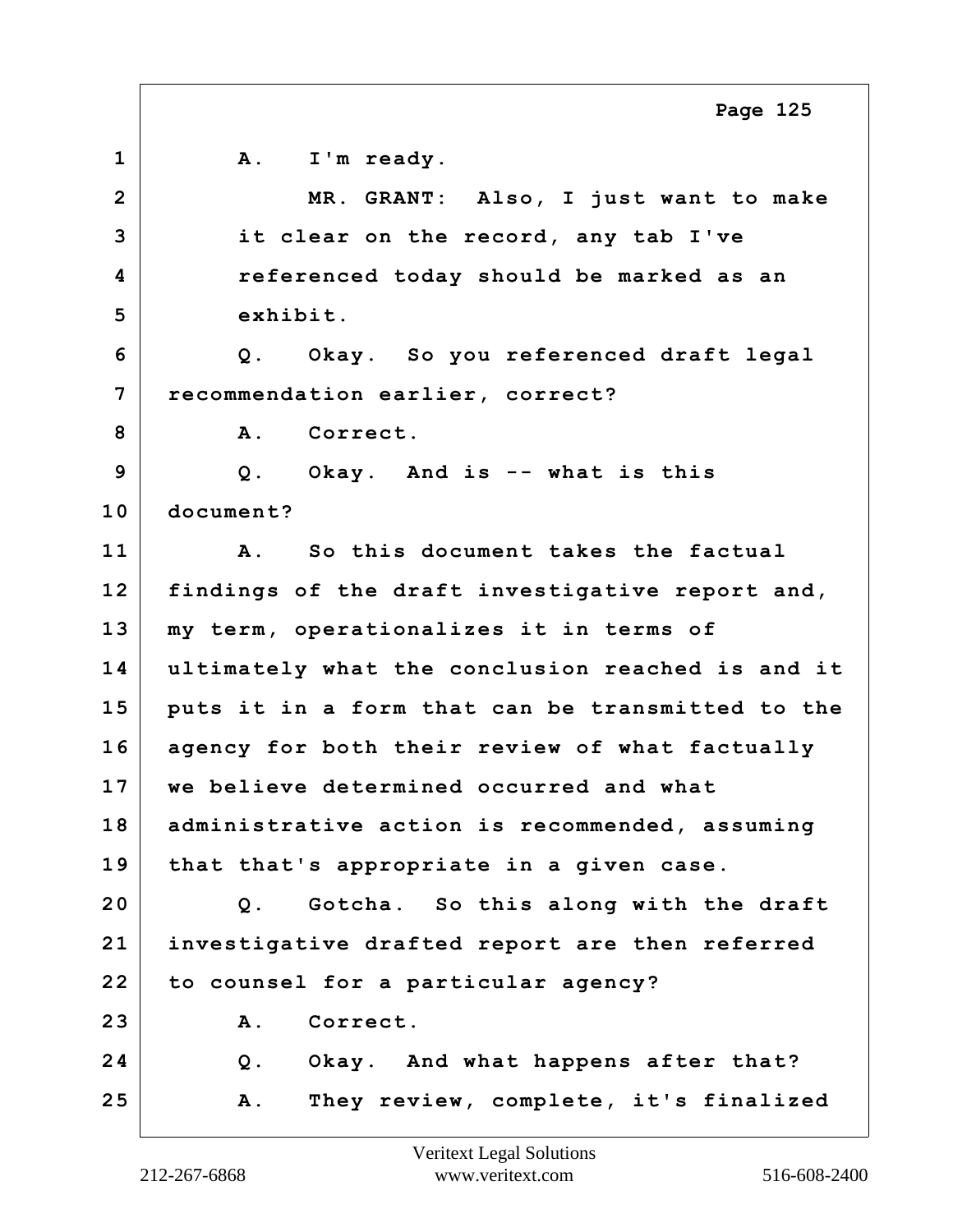1 A. I'm ready.

2 MR. GRANT: Also, I just want to make

3 it clear on the record, any tab I've

4 referenced today should be marked as an

5 exhibit.

6 Q. Okay. So you referenced draft legal

7 recommendation earlier, correct?

8 A. Correct.

9 Q. Okay. And is -- what is this

10 document?

11 A. So this document takes the factual

12 findings of the draft investigative report and,

13 my term, operationalizes it in terms of

14 ultimately what the conclusion reached is and it

15 puts it in a form that can be transmitted to the

16 agency for both their review of what factually

17 we believe determined occurred and what

18 administrative action is recommended, assuming

19 that that's appropriate in a given case.

20 Q. Gotcha. So this along with the draft

21 investigative drafted report are then referred

22 to counsel for a particular agency?

23 A. Correct.

24 Q. Okay. And what happens after that?

25 A. They review, complete, it's finalized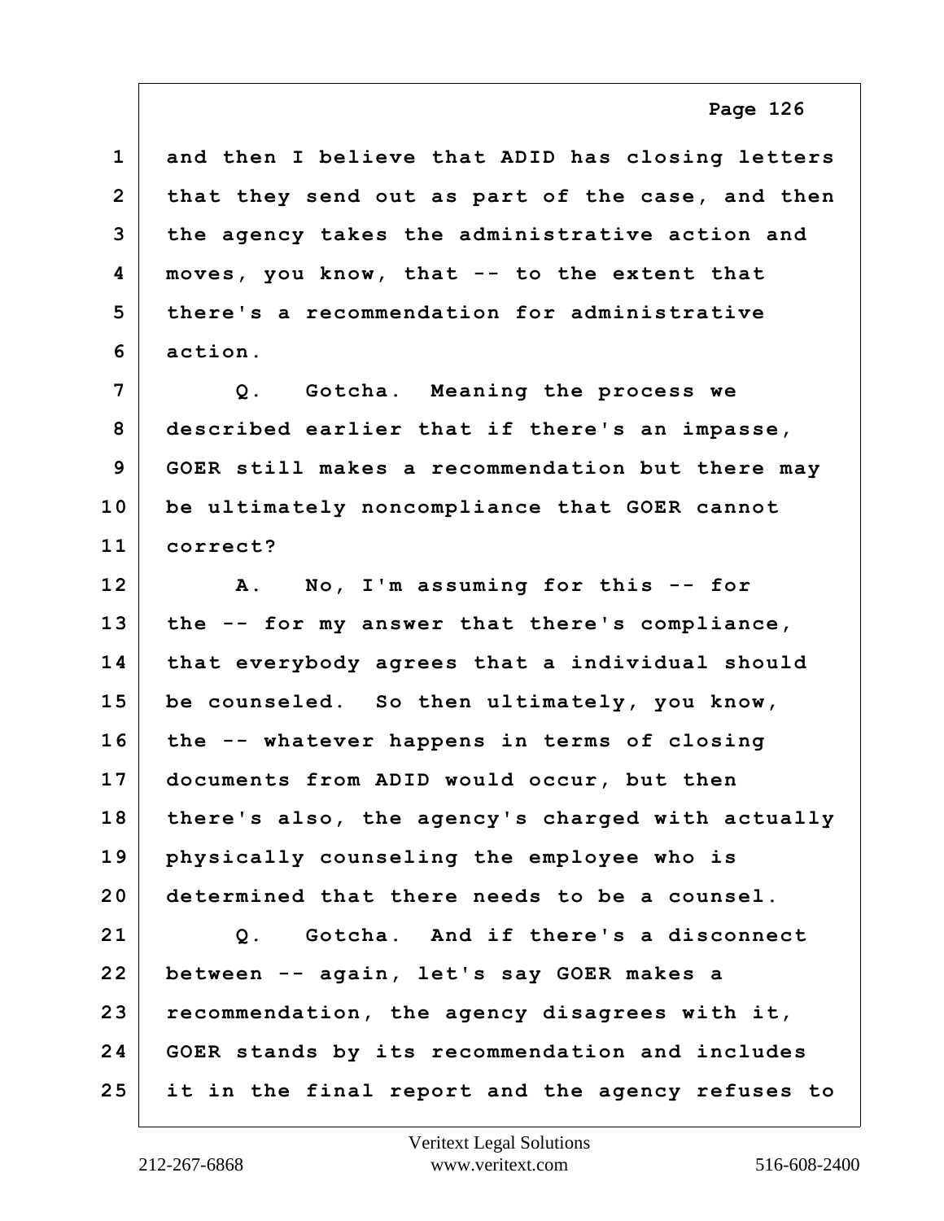1 and then I believe that ADID has closing letters
2 that they send out as part of the case, and then
3 the agency takes the administrative action and
4 moves, you know, that -- to the extent that
5 there's a recommendation for administrative
6 action.

7 Q. Gotcha. Meaning the process we
8 described earlier that if there's an impasse,
9 GOER still makes a recommendation but there may
10 be ultimately noncompliance that GOER cannot
11 correct?

12 A. No, I'm assuming for this -- for
13 the -- for my answer that there's compliance,
14 that everybody agrees that a individual should
15 be counseled. So then ultimately, you know,
16 the -- whatever happens in terms of closing
17 documents from ADID would occur, but then
18 there's also, the agency's charged with actually
19 physically counseling the employee who is
20 determined that there needs to be a counsel.

21 Q. Gotcha. And if there's a disconnect
22 between -- again, let's say GOER makes a
23 recommendation, the agency disagrees with it,
24 GOER stands by its recommendation and includes
25 it in the final report and the agency refuses to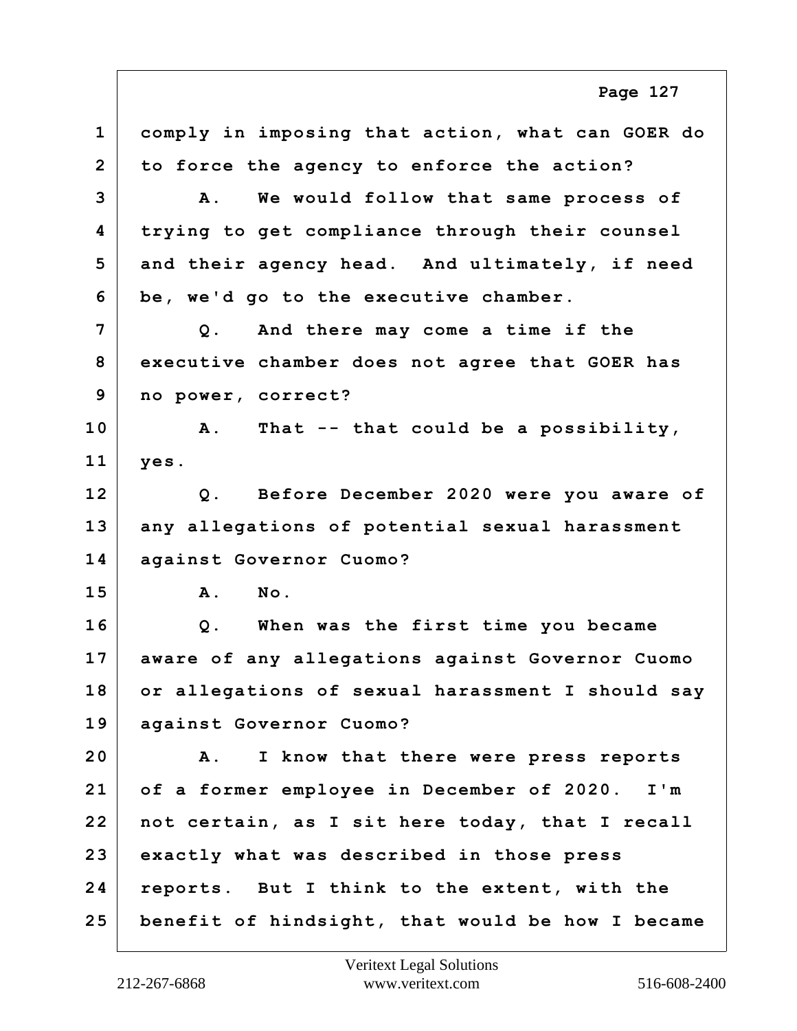1 comply in imposing that action, what can GOER do
2 to force the agency to enforce the action?
3 A. We would follow that same process of
4 trying to get compliance through their counsel
5 and their agency head. And ultimately, if need
6 be, we'd go to the executive chamber.
7 Q. And there may come a time if the
8 executive chamber does not agree that GOER has
9 no power, correct?
10 A. That -- that could be a possibility,
11 yes.
12 Q. Before December 2020 were you aware of
13 any allegations of potential sexual harassment
14 against Governor Cuomo?
15 A. No.
16 Q. When was the first time you became
17 aware of any allegations against Governor Cuomo
18 or allegations of sexual harassment I should say
19 against Governor Cuomo?
20 A. I know that there were press reports
21 of a former employee in December of 2020. I'm
22 not certain, as I sit here today, that I recall
23 exactly what was described in those press
24 reports. But I think to the extent, with the
25 benefit of hindsight, that would be how I became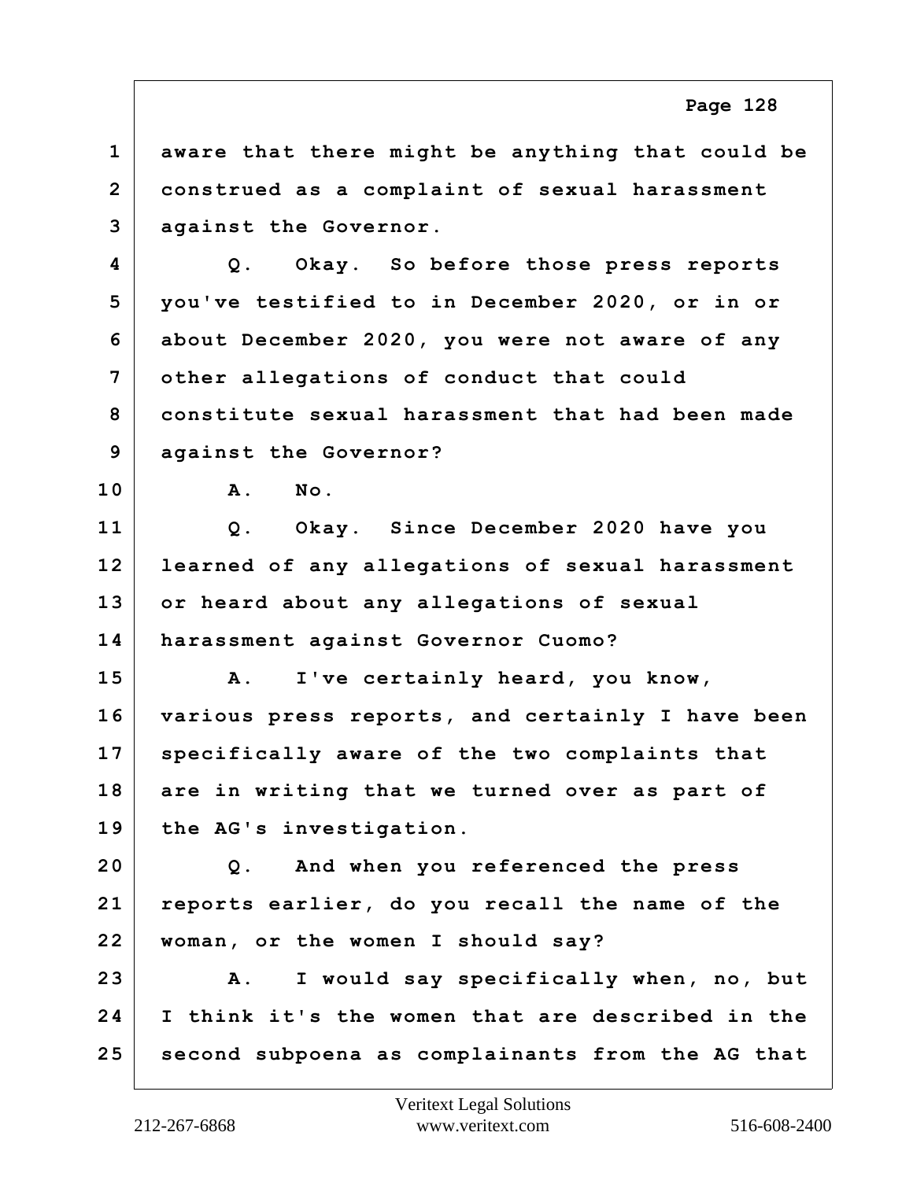1 aware that there might be anything that could be
2 construed as a complaint of sexual harassment
3 against the Governor.

4 Q. Okay. So before those press reports
5 you've testified to in December 2020, or in or
6 about December 2020, you were not aware of any
7 other allegations of conduct that could
8 constitute sexual harassment that had been made
9 against the Governor?

10 A. No.

11 Q. Okay. Since December 2020 have you
12 learned of any allegations of sexual harassment
13 or heard about any allegations of sexual
14 harassment against Governor Cuomo?

15 A. I've certainly heard, you know,
16 various press reports, and certainly I have been
17 specifically aware of the two complaints that
18 are in writing that we turned over as part of
19 the AG's investigation.

20 Q. And when you referenced the press
21 reports earlier, do you recall the name of the
22 woman, or the women I should say?

23 A. I would say specifically when, no, but
24 I think it's the women that are described in the
25 second subpoena as complainants from the AG that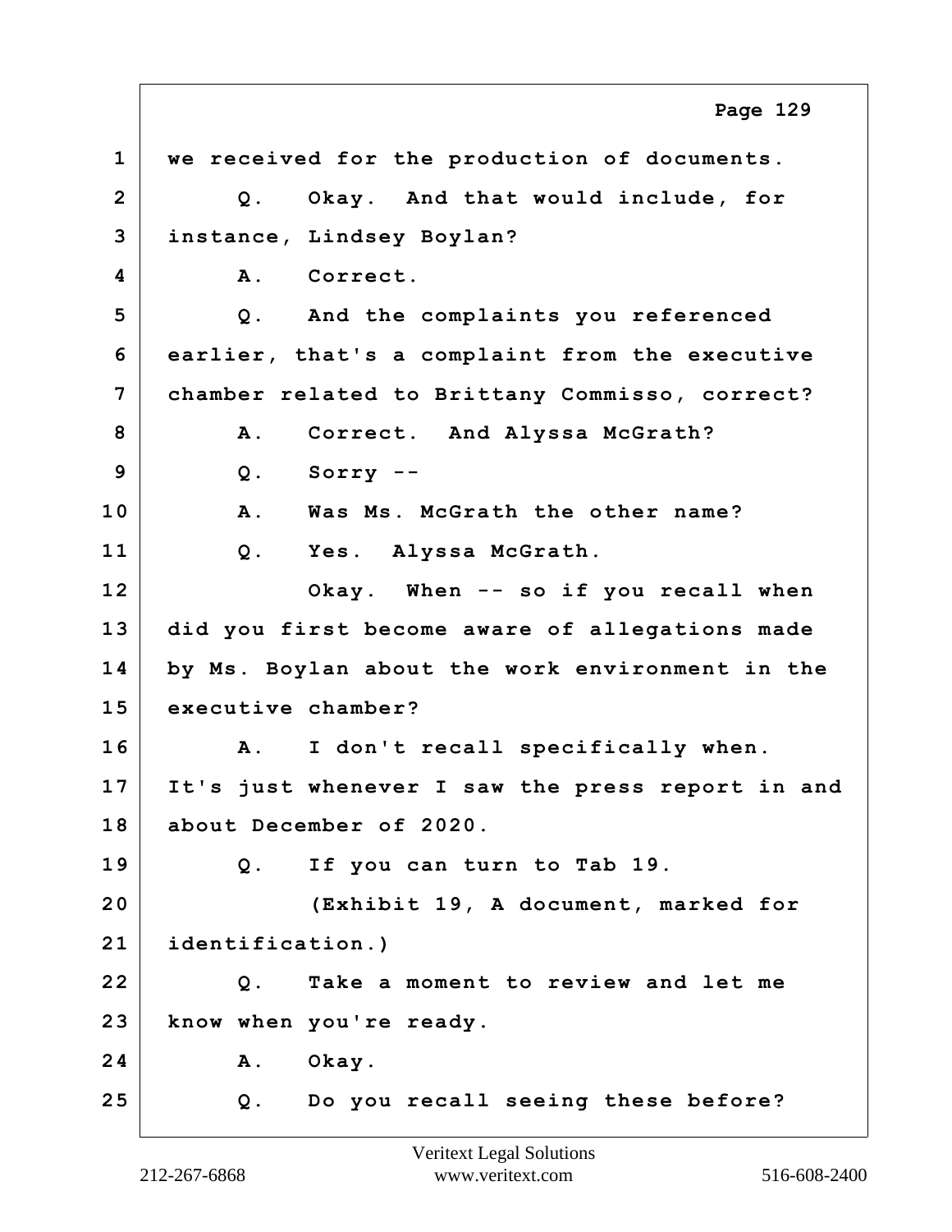1 we received for the production of documents.

2 Q. Okay. And that would include, for

3 instance, Lindsey Boylan?

4 A. Correct.

5 Q. And the complaints you referenced

6 earlier, that's a complaint from the executive

7 chamber related to Brittany Commisso, correct?

8 A. Correct. And Alyssa McGrath?

9 Q. Sorry --

10 A. Was Ms. McGrath the other name?

11 Q. Yes. Alyssa McGrath.

12 Okay. When -- so if you recall when

13 did you first become aware of allegations made

14 by Ms. Boylan about the work environment in the

15 executive chamber?

16 A. I don't recall specifically when.

17 It's just whenever I saw the press report in and

18 about December of 2020.

19 Q. If you can turn to Tab 19.

20 (Exhibit 19, A document, marked for

21 identification.)

22 Q. Take a moment to review and let me

23 know when you're ready.

24 A. Okay.

25 Q. Do you recall seeing these before?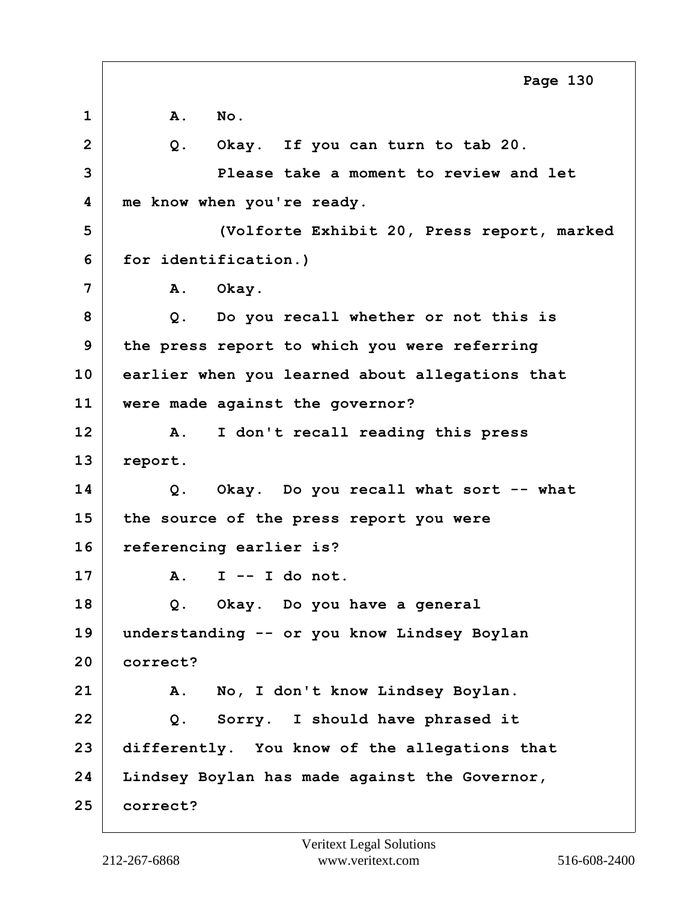1 A. No.

2 Q. Okay. If you can turn to tab 20.

3 Please take a moment to review and let

4 me know when you're ready.

5 (Volforte Exhibit 20, Press report, marked

6 for identification.)

7 A. Okay.

8 Q. Do you recall whether or not this is

9 the press report to which you were referring

10 earlier when you learned about allegations that

11 were made against the governor?

12 A. I don't recall reading this press

13 report.

14 Q. Okay. Do you recall what sort -- what

15 the source of the press report you were

16 referencing earlier is?

17 A. I -- I do not.

18 Q. Okay. Do you have a general

19 understanding -- or you know Lindsey Boylan

20 correct?

21 A. No, I don't know Lindsey Boylan.

22 Q. Sorry. I should have phrased it

23 differently. You know of the allegations that

24 Lindsey Boylan has made against the Governor,

25 correct?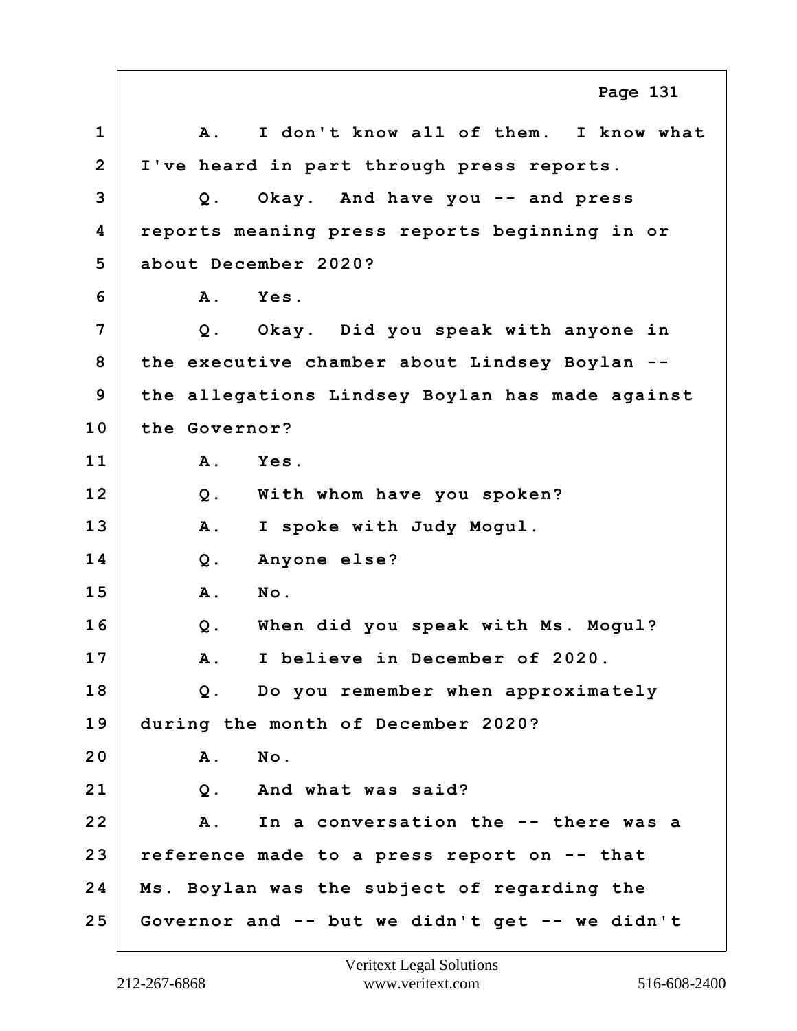1 A. I don't know all of them. I know what
2 I've heard in part through press reports.
3 Q. Okay. And have you -- and press
4 reports meaning press reports beginning in or
5 about December 2020?
6 A. Yes.
7 Q. Okay. Did you speak with anyone in
8 the executive chamber about Lindsey Boylan --
9 the allegations Lindsey Boylan has made against
10 the Governor?
11 A. Yes.
12 Q. With whom have you spoken?
13 A. I spoke with Judy Mogul.
14 Q. Anyone else?
15 A. No.
16 Q. When did you speak with Ms. Mogul?
17 A. I believe in December of 2020.
18 Q. Do you remember when approximately
19 during the month of December 2020?
20 A. No.
21 Q. And what was said?
22 A. In a conversation the -- there was a
23 reference made to a press report on -- that
24 Ms. Boylan was the subject of regarding the
25 Governor and -- but we didn't get -- we didn't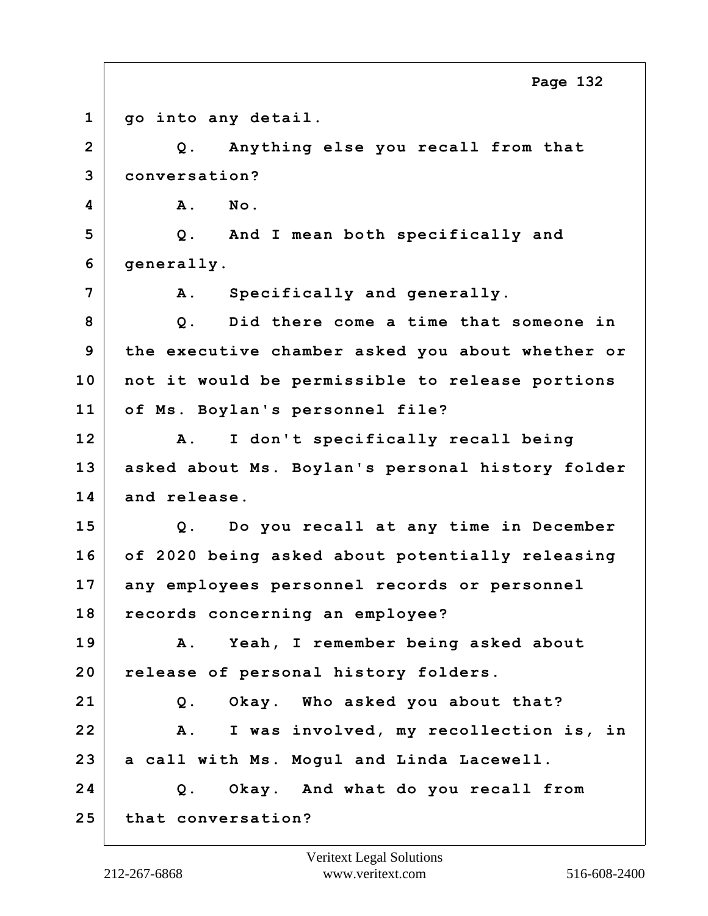go into any detail.

Q. Anything else you recall from that conversation?

A. No.

Q. And I mean both specifically and generally.

A. Specifically and generally.

Q. Did there come a time that someone in the executive chamber asked you about whether or not it would be permissible to release portions of Ms. Boylan's personnel file?

A. I don't specifically recall being asked about Ms. Boylan's personal history folder and release.

Q. Do you recall at any time in December of 2020 being asked about potentially releasing any employees personnel records or personnel records concerning an employee?

A. Yeah, I remember being asked about release of personal history folders.

Q. Okay. Who asked you about that?

A. I was involved, my recollection is, in a call with Ms. Mogul and Linda Lacewell.

Q. Okay. And what do you recall from that conversation?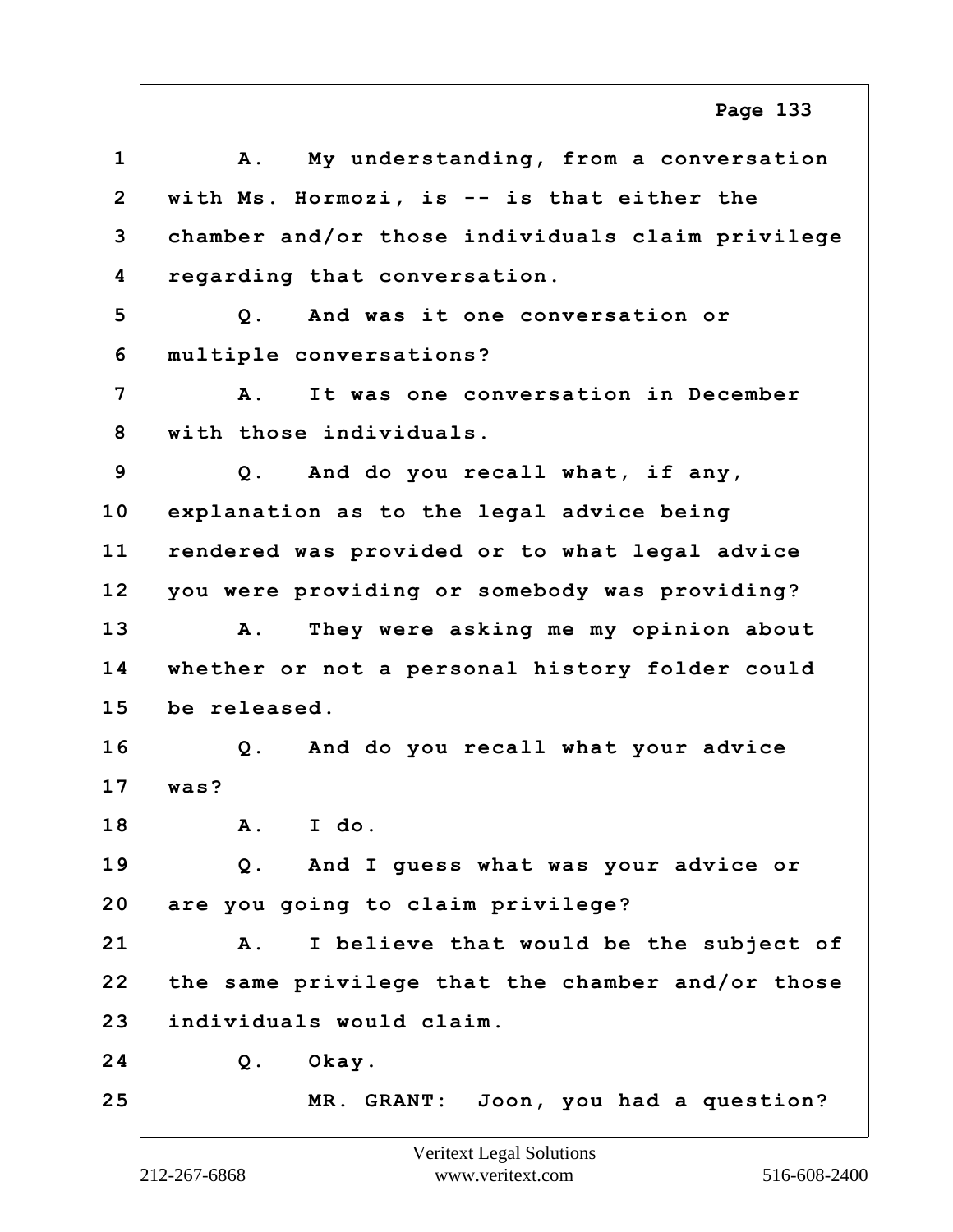1 A. My understanding, from a conversation
2 with Ms. Hormozi, is -- is that either the
3 chamber and/or those individuals claim privilege
4 regarding that conversation.
5 Q. And was it one conversation or
6 multiple conversations?
7 A. It was one conversation in December
8 with those individuals.
9 Q. And do you recall what, if any,
10 explanation as to the legal advice being
11 rendered was provided or to what legal advice
12 you were providing or somebody was providing?
13 A. They were asking me my opinion about
14 whether or not a personal history folder could
15 be released.
16 Q. And do you recall what your advice
17 was?
18 A. I do.
19 Q. And I guess what was your advice or
20 are you going to claim privilege?
21 A. I believe that would be the subject of
22 the same privilege that the chamber and/or those
23 individuals would claim.
24 Q. Okay.
25 MR. GRANT: Joon, you had a question?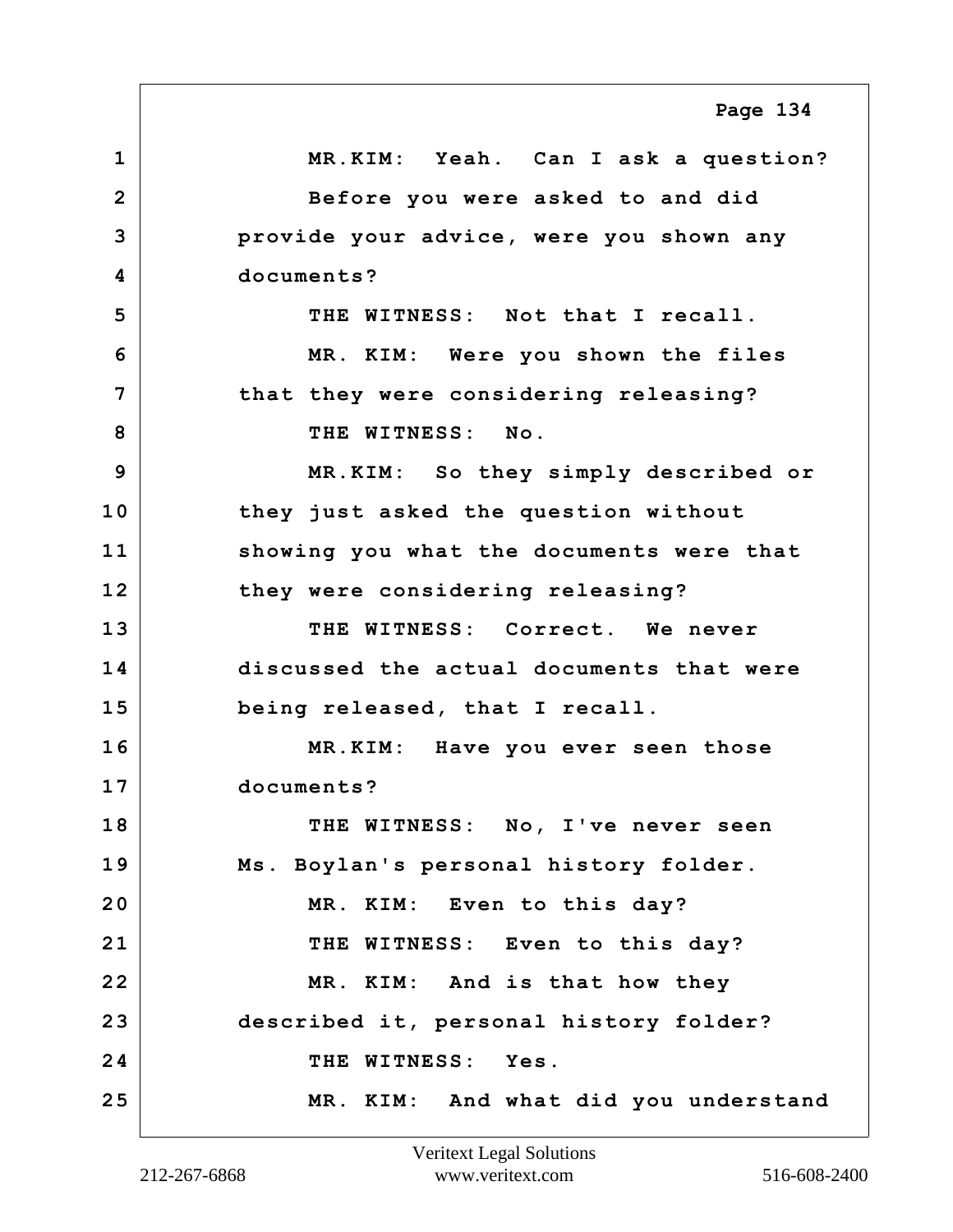1 MR.KIM: Yeah. Can I ask a question?

2 Before you were asked to and did

3 provide your advice, were you shown any

4 documents?

5 THE WITNESS: Not that I recall.

6 MR. KIM: Were you shown the files

7 that they were considering releasing?

8 THE WITNESS: No.

9 MR.KIM: So they simply described or

10 they just asked the question without

11 showing you what the documents were that

12 they were considering releasing?

13 THE WITNESS: Correct. We never

14 discussed the actual documents that were

15 being released, that I recall.

16 MR.KIM: Have you ever seen those

17 documents?

18 THE WITNESS: No, I've never seen

19 Ms. Boylan's personal history folder.

20 MR. KIM: Even to this day?

21 THE WITNESS: Even to this day?

22 MR. KIM: And is that how they

23 described it, personal history folder?

24 THE WITNESS: Yes.

25 MR. KIM: And what did you understand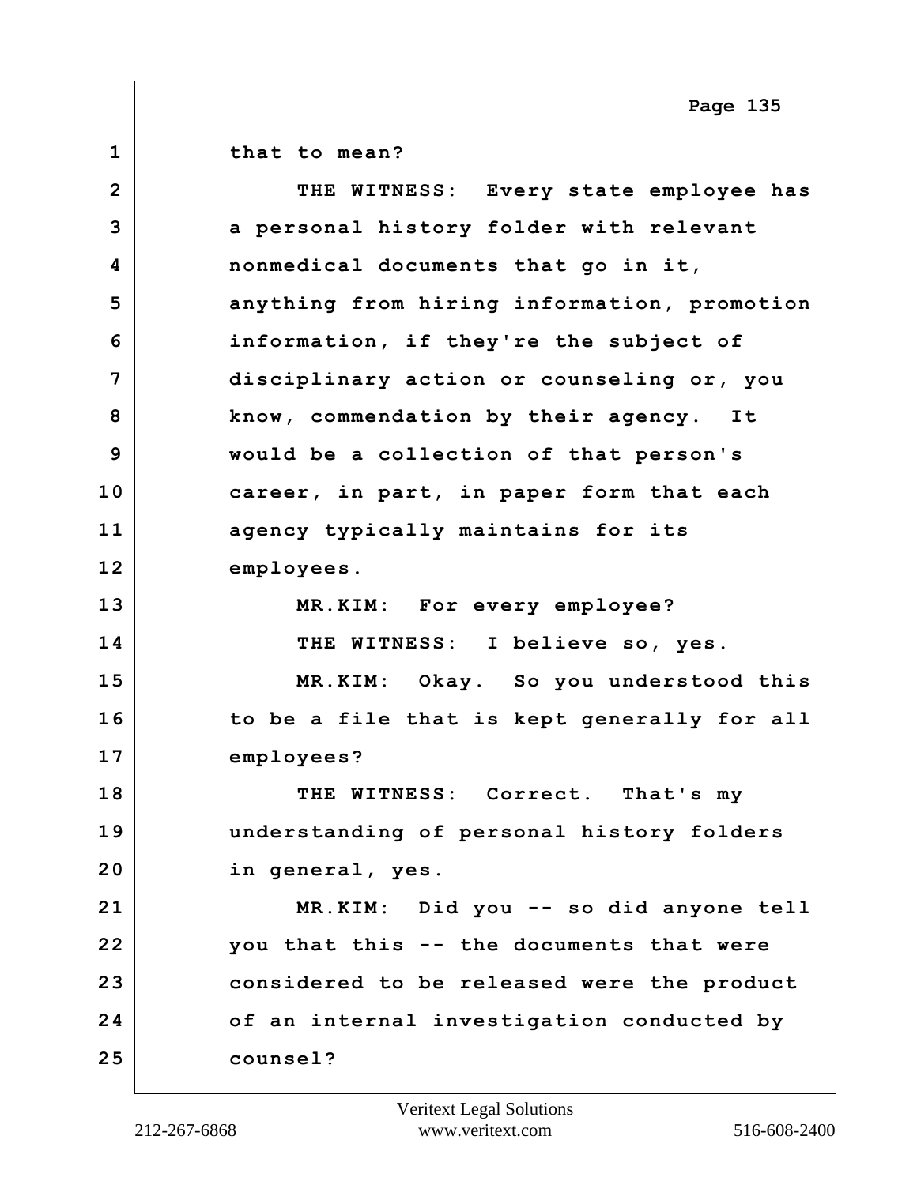1 that to mean?

2 THE WITNESS: Every state employee has

3 a personal history folder with relevant

4 nonmedical documents that go in it,

5 anything from hiring information, promotion

6 information, if they're the subject of

7 disciplinary action or counseling or, you

8 know, commendation by their agency. It

9 would be a collection of that person's

10 career, in part, in paper form that each

11 agency typically maintains for its

12 employees.

13 MR.KIM: For every employee?

14 THE WITNESS: I believe so, yes.

15 MR.KIM: Okay. So you understood this

16 to be a file that is kept generally for all

17 employees?

18 THE WITNESS: Correct. That's my

19 understanding of personal history folders

20 in general, yes.

21 MR.KIM: Did you -- so did anyone tell

22 you that this -- the documents that were

23 considered to be released were the product

24 of an internal investigation conducted by

25 counsel?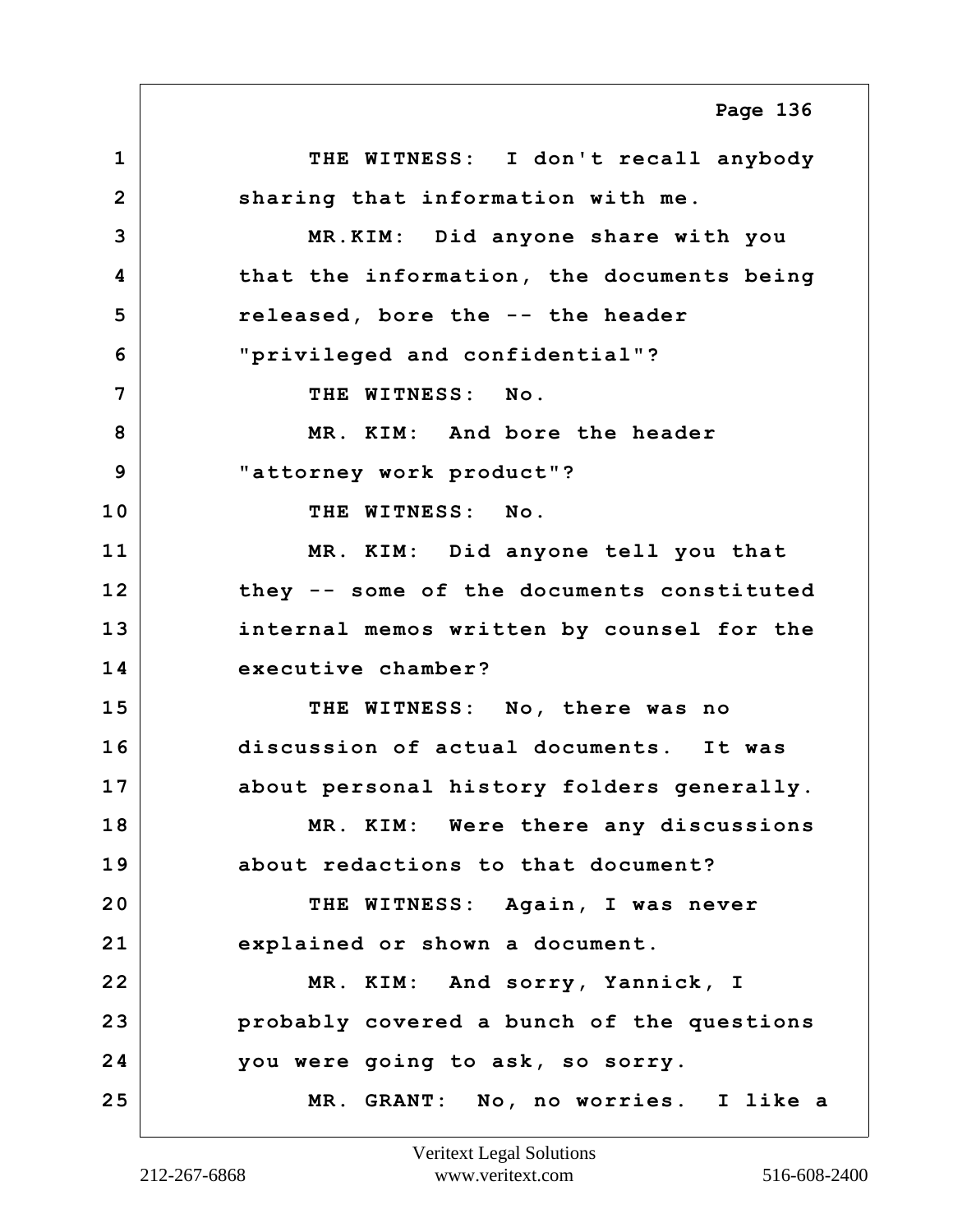1 THE WITNESS: I don't recall anybody
2 sharing that information with me.
3 MR.KIM: Did anyone share with you
4 that the information, the documents being
5 released, bore the -- the header
6 "privileged and confidential"?
7 THE WITNESS: No.
8 MR. KIM: And bore the header
9 "attorney work product"?
10 THE WITNESS: No.
11 MR. KIM: Did anyone tell you that
12 they -- some of the documents constituted
13 internal memos written by counsel for the
14 executive chamber?
15 THE WITNESS: No, there was no
16 discussion of actual documents. It was
17 about personal history folders generally.
18 MR. KIM: Were there any discussions
19 about redactions to that document?
20 THE WITNESS: Again, I was never
21 explained or shown a document.
22 MR. KIM: And sorry, Yannick, I
23 probably covered a bunch of the questions
24 you were going to ask, so sorry.
25 MR. GRANT: No, no worries. I like a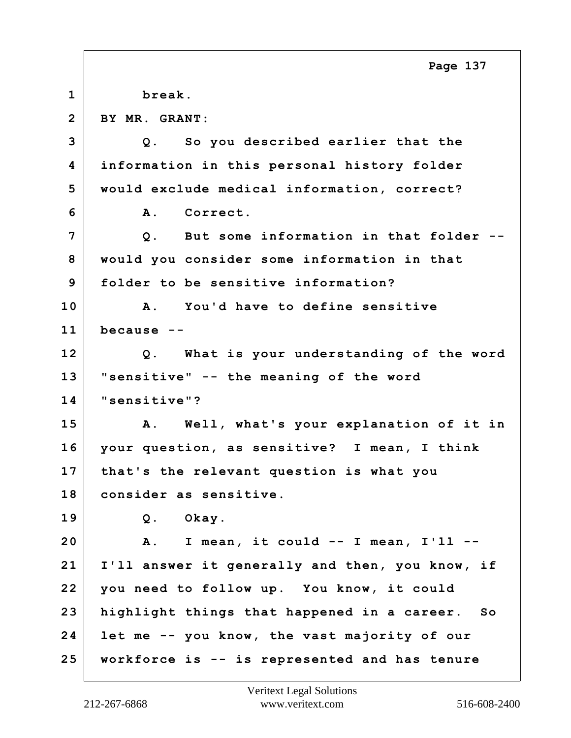1 break.

2 BY MR. GRANT:

3 Q. So you described earlier that the

4 information in this personal history folder

5 would exclude medical information, correct?

6 A. Correct.

7 Q. But some information in that folder --

8 would you consider some information in that

9 folder to be sensitive information?

10 A. You'd have to define sensitive

11 because --

12 Q. What is your understanding of the word

13 "sensitive" -- the meaning of the word

14 "sensitive"?

15 A. Well, what's your explanation of it in

16 your question, as sensitive? I mean, I think

17 that's the relevant question is what you

18 consider as sensitive.

19 Q. Okay.

20 A. I mean, it could -- I mean, I'll --

21 I'll answer it generally and then, you know, if

22 you need to follow up. You know, it could

23 highlight things that happened in a career. So

24 let me -- you know, the vast majority of our

25 workforce is -- is represented and has tenure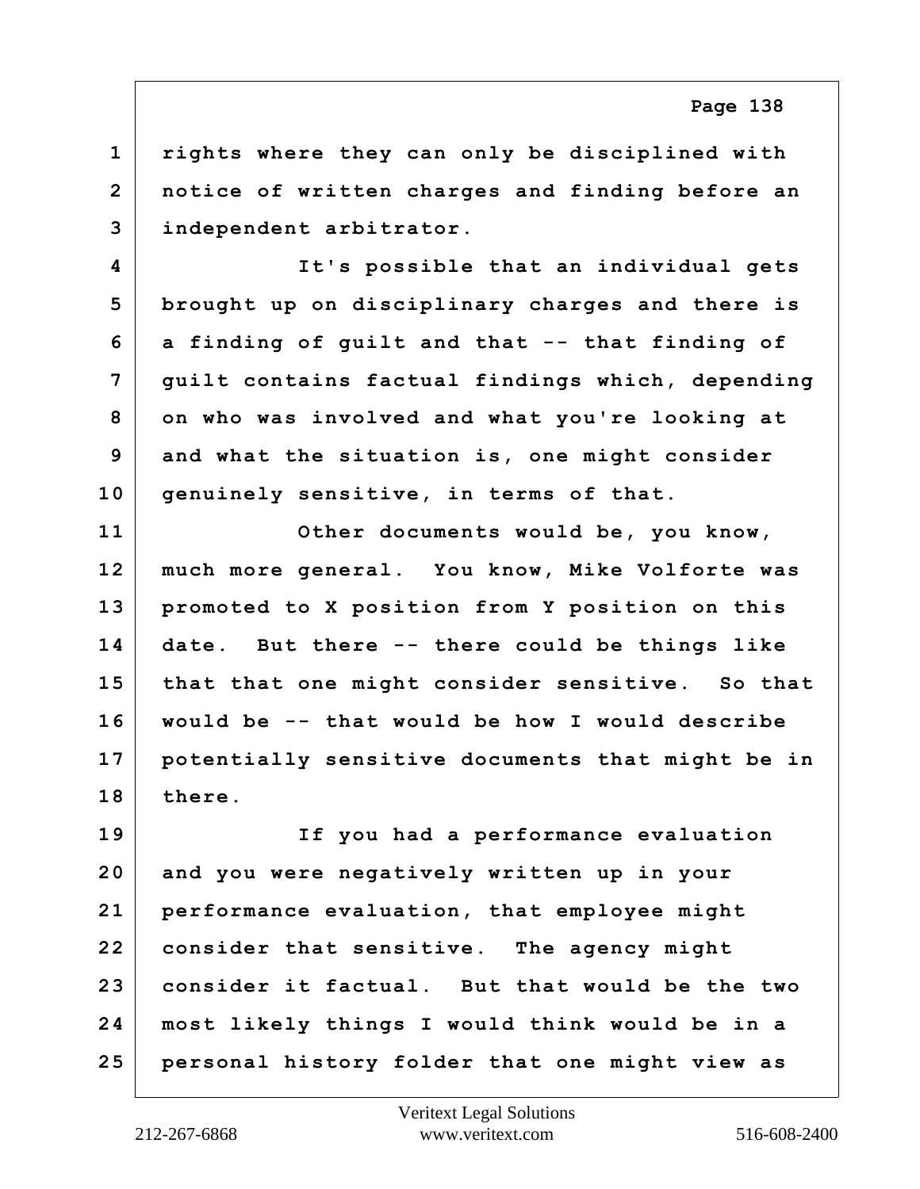rights where they can only be disciplined with notice of written charges and finding before an independent arbitrator.

It's possible that an individual gets brought up on disciplinary charges and there is a finding of guilt and that -- that finding of guilt contains factual findings which, depending on who was involved and what you're looking at and what the situation is, one might consider genuinely sensitive, in terms of that.

Other documents would be, you know, much more general. You know, Mike Volforte was promoted to X position from Y position on this date. But there -- there could be things like that that one might consider sensitive. So that would be -- that would be how I would describe potentially sensitive documents that might be in there.

If you had a performance evaluation and you were negatively written up in your performance evaluation, that employee might consider that sensitive. The agency might consider it factual. But that would be the two most likely things I would think would be in a personal history folder that one might view as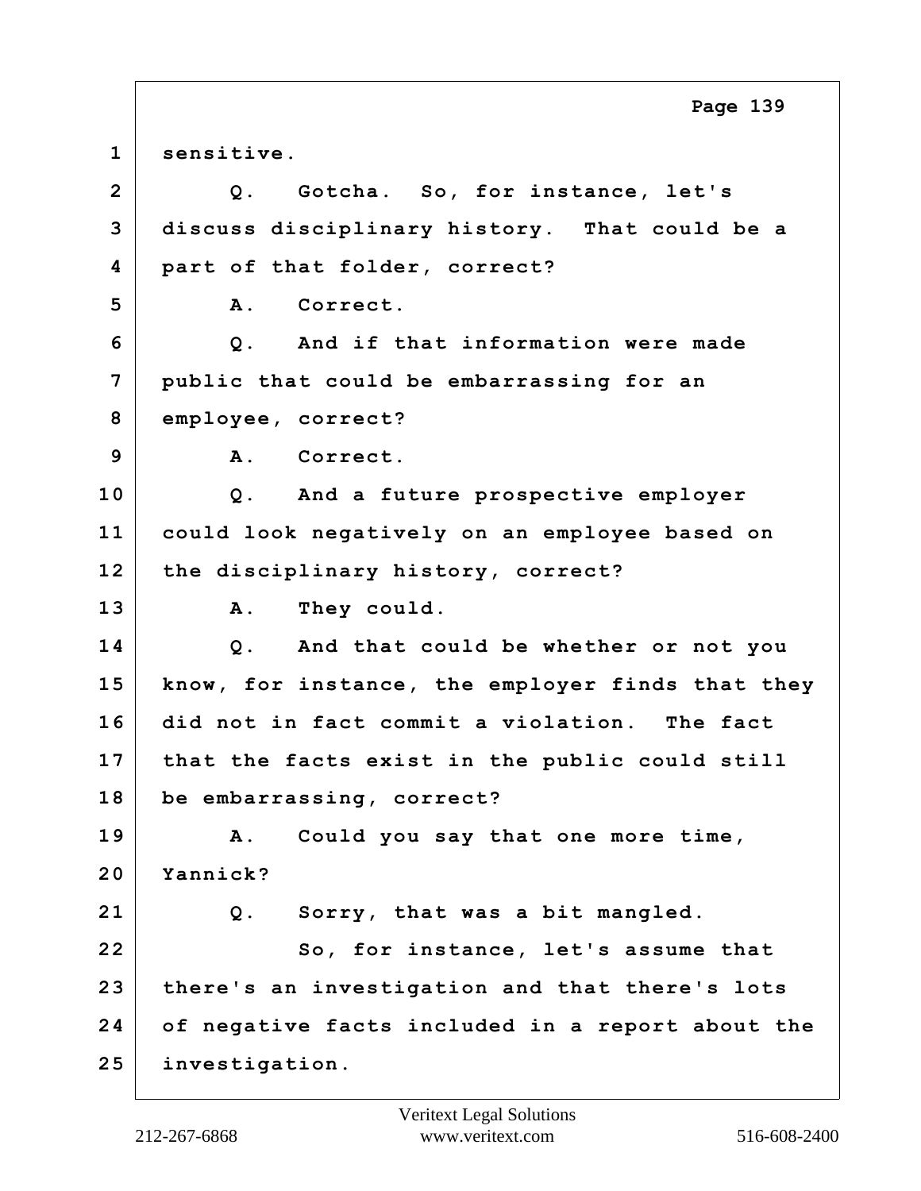1 sensitive.

2 Q. Gotcha. So, for instance, let's

3 discuss disciplinary history. That could be a

4 part of that folder, correct?

5 A. Correct.

6 Q. And if that information were made

7 public that could be embarrassing for an

8 employee, correct?

9 A. Correct.

10 Q. And a future prospective employer

11 could look negatively on an employee based on

12 the disciplinary history, correct?

13 A. They could.

14 Q. And that could be whether or not you

15 know, for instance, the employer finds that they

16 did not in fact commit a violation. The fact

17 that the facts exist in the public could still

18 be embarrassing, correct?

19 A. Could you say that one more time,

20 Yannick?

21 Q. Sorry, that was a bit mangled.

22 So, for instance, let's assume that

23 there's an investigation and that there's lots

24 of negative facts included in a report about the

25 investigation.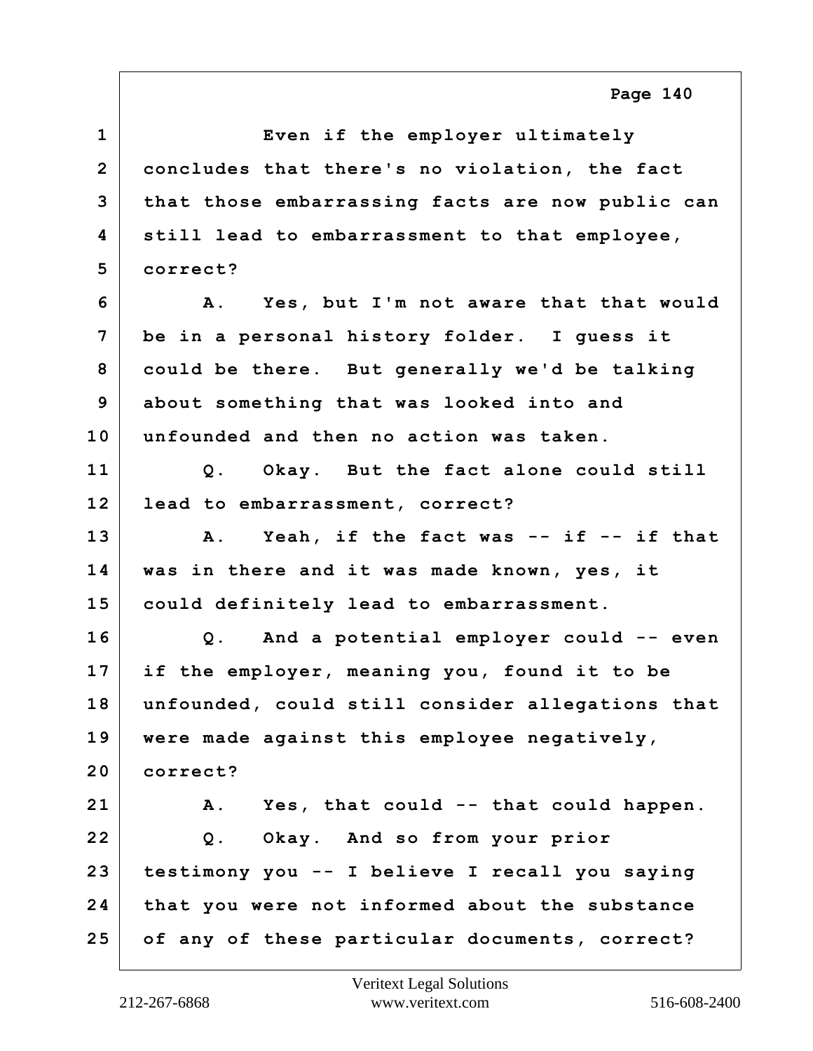1 Even if the employer ultimately
2 concludes that there's no violation, the fact
3 that those embarrassing facts are now public can
4 still lead to embarrassment to that employee,
5 correct?
6 A. Yes, but I'm not aware that that would
7 be in a personal history folder. I guess it
8 could be there. But generally we'd be talking
9 about something that was looked into and
10 unfounded and then no action was taken.
11 Q. Okay. But the fact alone could still
12 lead to embarrassment, correct?
13 A. Yeah, if the fact was -- if -- if that
14 was in there and it was made known, yes, it
15 could definitely lead to embarrassment.
16 Q. And a potential employer could -- even
17 if the employer, meaning you, found it to be
18 unfounded, could still consider allegations that
19 were made against this employee negatively,
20 correct?
21 A. Yes, that could -- that could happen.
22 Q. Okay. And so from your prior
23 testimony you -- I believe I recall you saying
24 that you were not informed about the substance
25 of any of these particular documents, correct?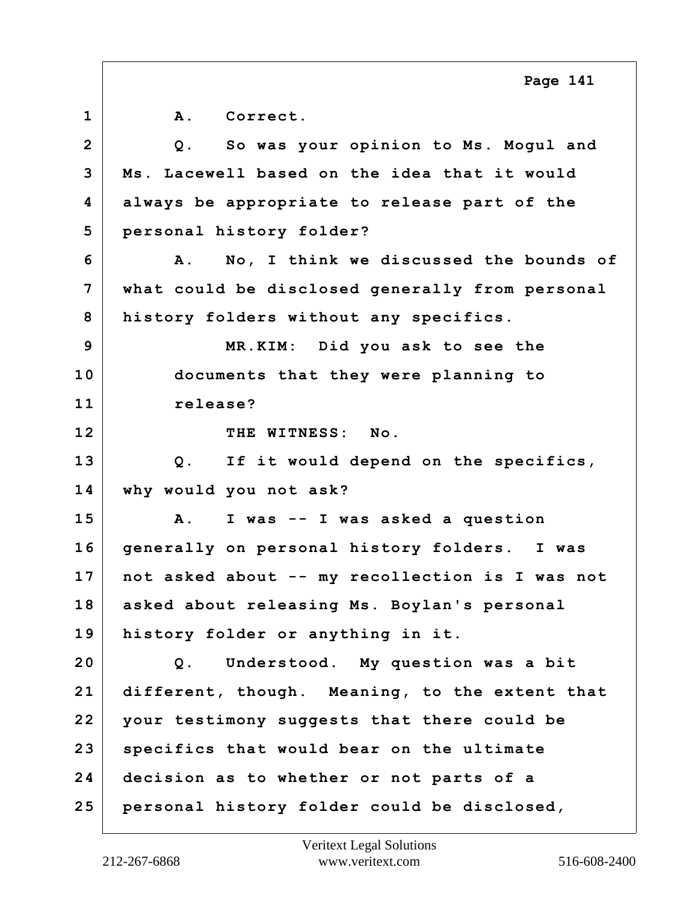1 A. Correct.

2 Q. So was your opinion to Ms. Mogul and
3 Ms. Lacewell based on the idea that it would
4 always be appropriate to release part of the
5 personal history folder?

6 A. No, I think we discussed the bounds of
7 what could be disclosed generally from personal
8 history folders without any specifics.

9 MR.KIM: Did you ask to see the
10 documents that they were planning to
11 release?

12 THE WITNESS: No.

13 Q. If it would depend on the specifics,
14 why would you not ask?

15 A. I was -- I was asked a question
16 generally on personal history folders. I was
17 not asked about -- my recollection is I was not
18 asked about releasing Ms. Boylan's personal
19 history folder or anything in it.

20 Q. Understood. My question was a bit
21 different, though. Meaning, to the extent that
22 your testimony suggests that there could be
23 specifics that would bear on the ultimate
24 decision as to whether or not parts of a
25 personal history folder could be disclosed,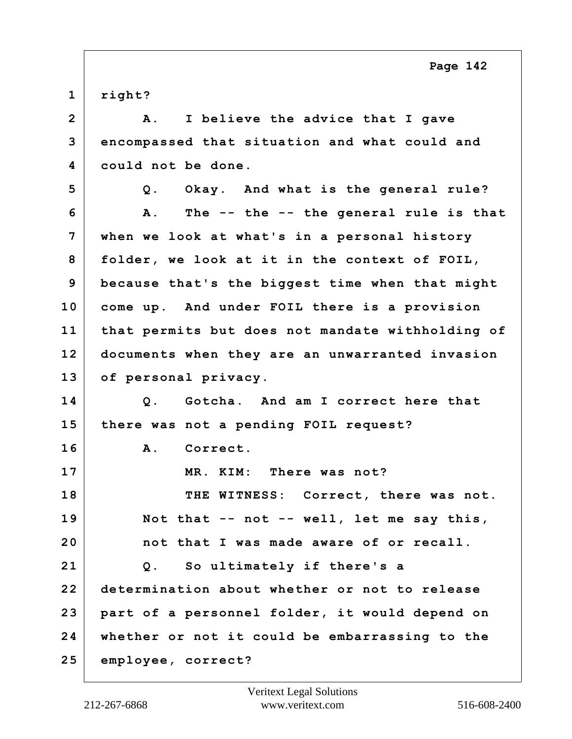1 right?

2 A. I believe the advice that I gave

3 encompassed that situation and what could and

4 could not be done.

5 Q. Okay. And what is the general rule?

6 A. The -- the -- the general rule is that

7 when we look at what's in a personal history

8 folder, we look at it in the context of FOIL,

9 because that's the biggest time when that might

10 come up. And under FOIL there is a provision

11 that permits but does not mandate withholding of

12 documents when they are an unwarranted invasion

13 of personal privacy.

14 Q. Gotcha. And am I correct here that

15 there was not a pending FOIL request?

16 A. Correct.

17 MR. KIM: There was not?

18 THE WITNESS: Correct, there was not.

19 Not that -- not -- well, let me say this,

20 not that I was made aware of or recall.

21 Q. So ultimately if there's a

22 determination about whether or not to release

23 part of a personnel folder, it would depend on

24 whether or not it could be embarrassing to the

25 employee, correct?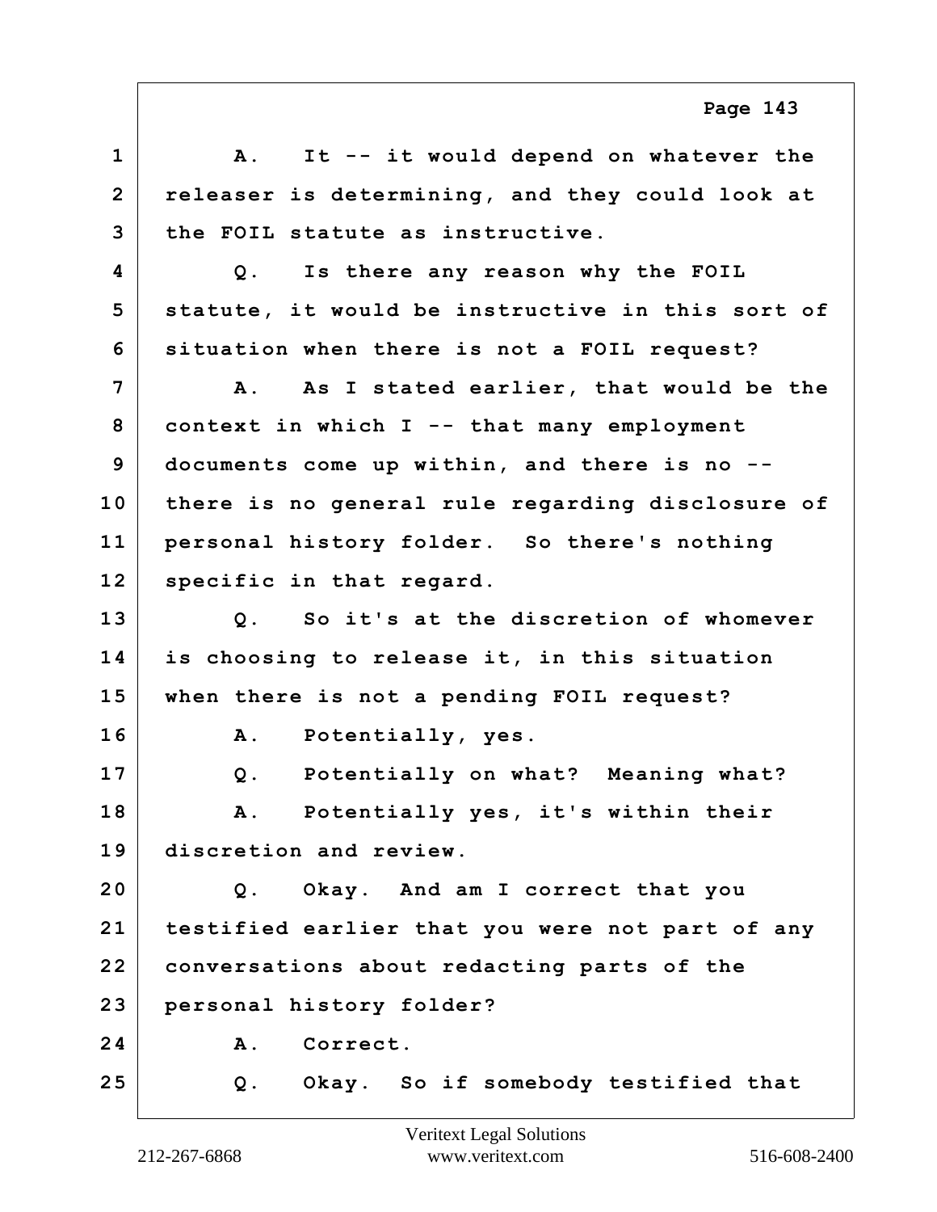1 A. It -- it would depend on whatever the
2 releaser is determining, and they could look at
3 the FOIL statute as instructive.
4 Q. Is there any reason why the FOIL
5 statute, it would be instructive in this sort of
6 situation when there is not a FOIL request?
7 A. As I stated earlier, that would be the
8 context in which I -- that many employment
9 documents come up within, and there is no --
10 there is no general rule regarding disclosure of
11 personal history folder. So there's nothing
12 specific in that regard.
13 Q. So it's at the discretion of whomever
14 is choosing to release it, in this situation
15 when there is not a pending FOIL request?
16 A. Potentially, yes.
17 Q. Potentially on what? Meaning what?
18 A. Potentially yes, it's within their
19 discretion and review.
20 Q. Okay. And am I correct that you
21 testified earlier that you were not part of any
22 conversations about redacting parts of the
23 personal history folder?
24 A. Correct.
25 Q. Okay. So if somebody testified that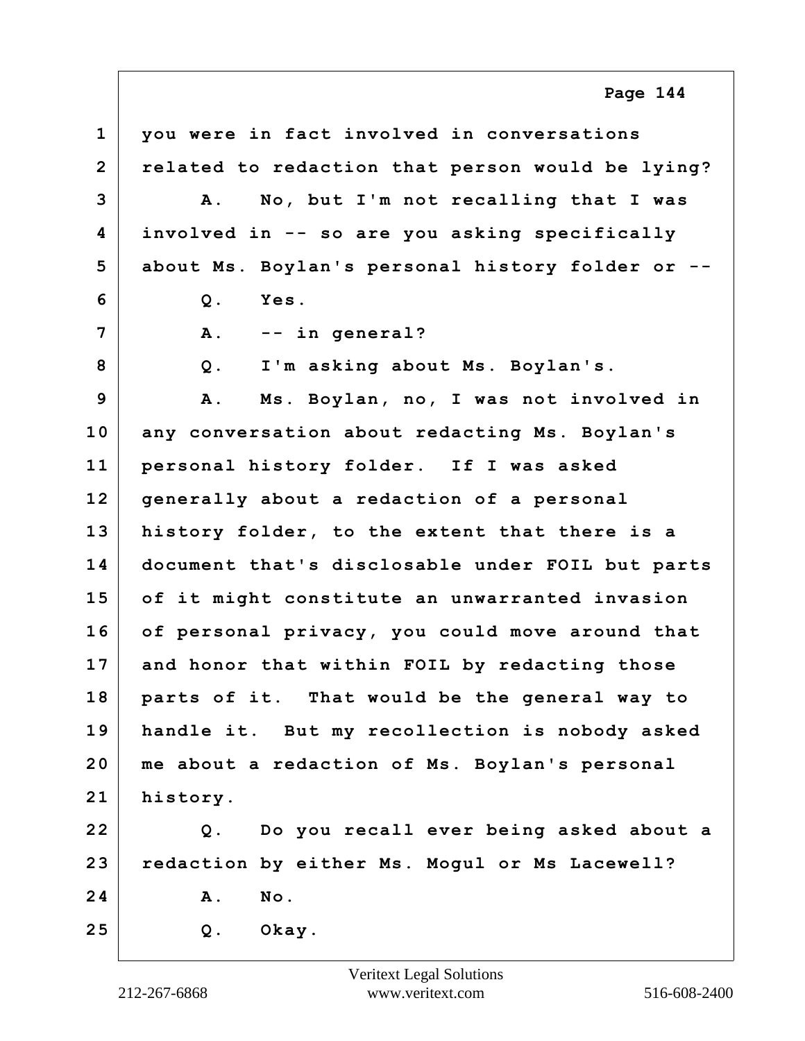1 you were in fact involved in conversations
2 related to redaction that person would be lying?
3 A. No, but I'm not recalling that I was
4 involved in -- so are you asking specifically
5 about Ms. Boylan's personal history folder or --
6 Q. Yes.
7 A. -- in general?
8 Q. I'm asking about Ms. Boylan's.
9 A. Ms. Boylan, no, I was not involved in
10 any conversation about redacting Ms. Boylan's
11 personal history folder. If I was asked
12 generally about a redaction of a personal
13 history folder, to the extent that there is a
14 document that's disclosable under FOIL but parts
15 of it might constitute an unwarranted invasion
16 of personal privacy, you could move around that
17 and honor that within FOIL by redacting those
18 parts of it. That would be the general way to
19 handle it. But my recollection is nobody asked
20 me about a redaction of Ms. Boylan's personal
21 history.
22 Q. Do you recall ever being asked about a
23 redaction by either Ms. Mogul or Ms Lacewell?
24 A. No.
25 Q. Okay.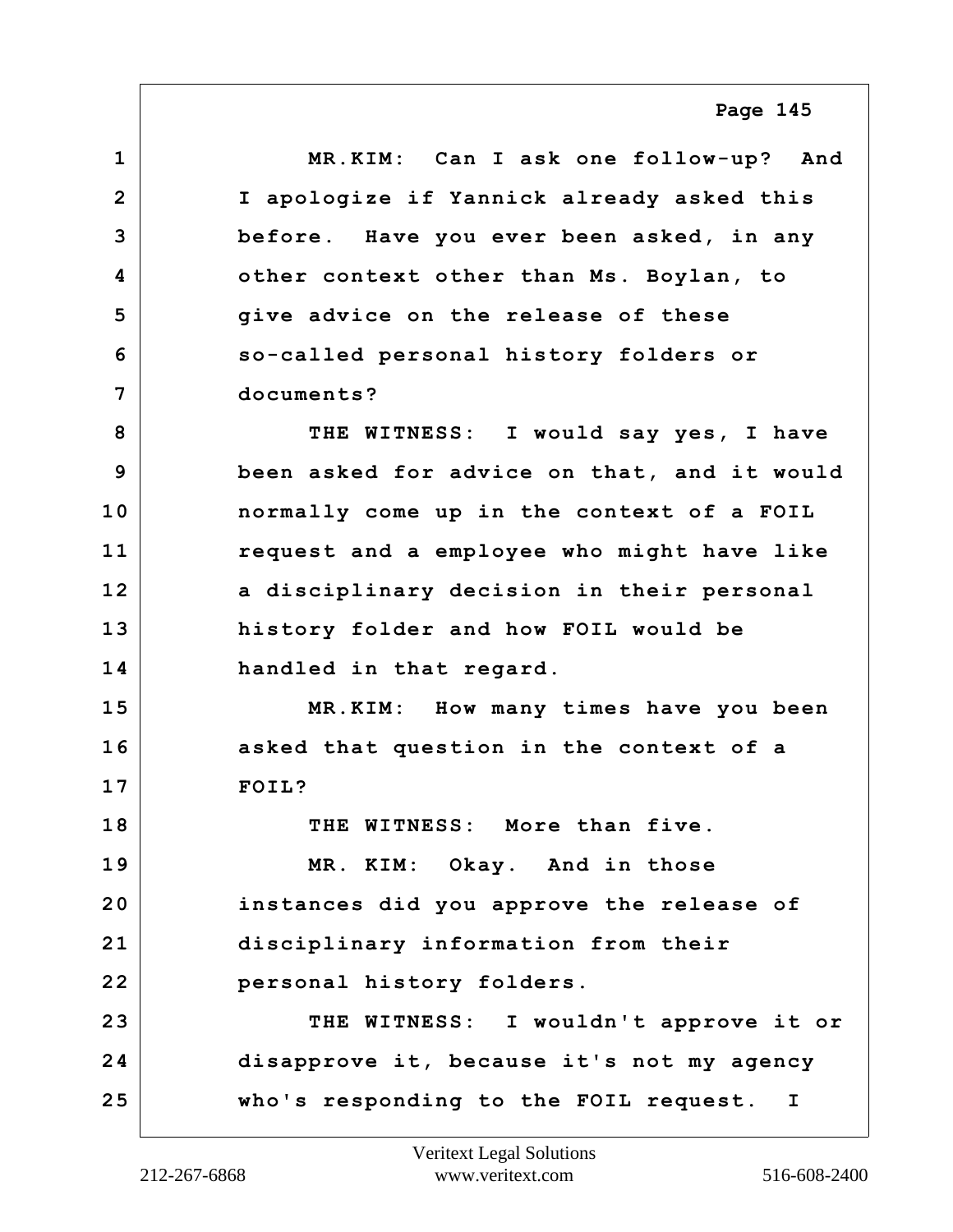MR.KIM: Can I ask one follow-up? And I apologize if Yannick already asked this before. Have you ever been asked, in any other context other than Ms. Boylan, to give advice on the release of these so-called personal history folders or documents?

THE WITNESS: I would say yes, I have been asked for advice on that, and it would normally come up in the context of a FOIL request and a employee who might have like a disciplinary decision in their personal history folder and how FOIL would be handled in that regard.

MR.KIM: How many times have you been asked that question in the context of a FOIL?

THE WITNESS: More than five.

MR. KIM: Okay. And in those instances did you approve the release of disciplinary information from their personal history folders.

THE WITNESS: I wouldn't approve it or disapprove it, because it's not my agency who's responding to the FOIL request. I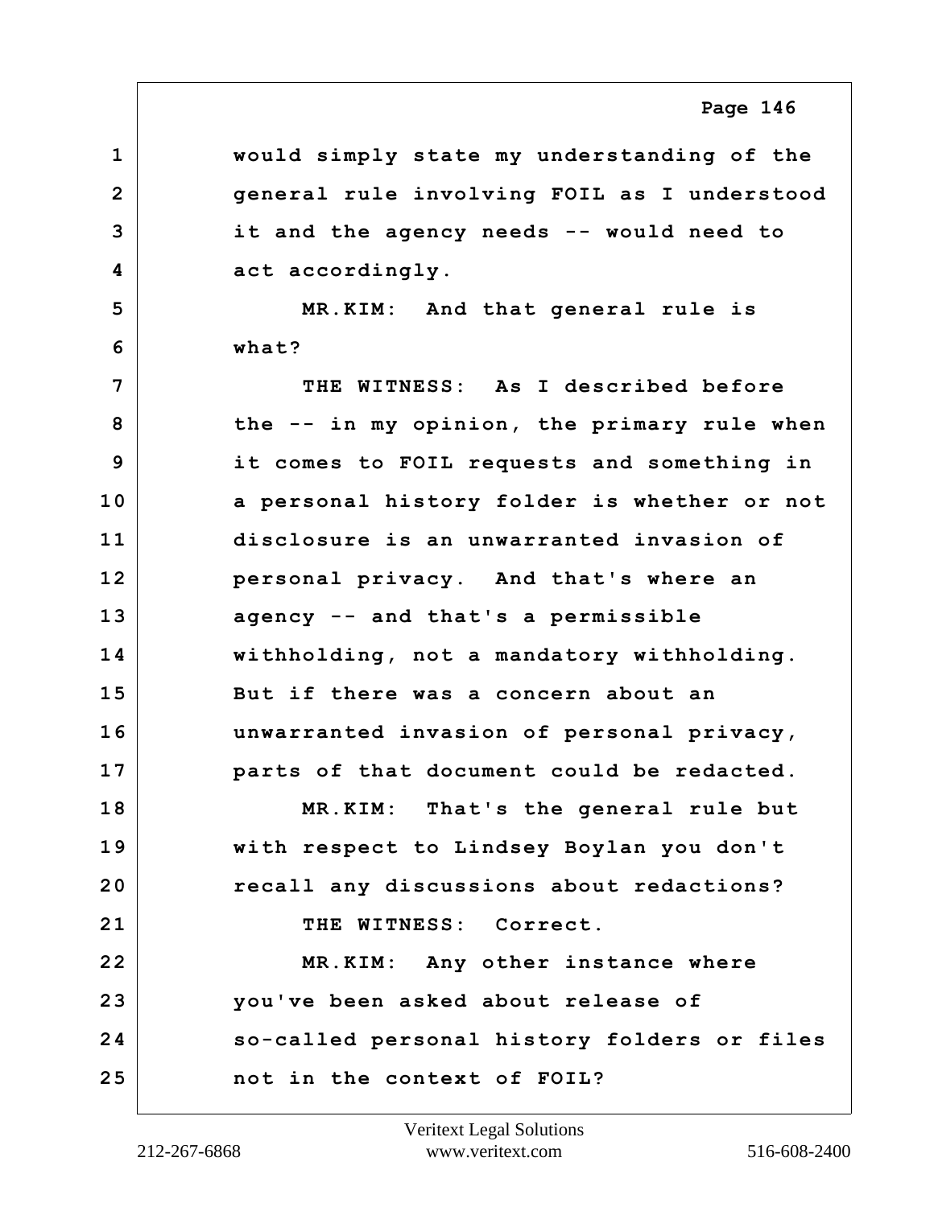1 would simply state my understanding of the
2 general rule involving FOIL as I understood
3 it and the agency needs -- would need to
4 act accordingly.

5 MR.KIM: And that general rule is
6 what?

7 THE WITNESS: As I described before
8 the -- in my opinion, the primary rule when
9 it comes to FOIL requests and something in
10 a personal history folder is whether or not
11 disclosure is an unwarranted invasion of
12 personal privacy. And that's where an
13 agency -- and that's a permissible
14 withholding, not a mandatory withholding.
15 But if there was a concern about an
16 unwarranted invasion of personal privacy,
17 parts of that document could be redacted.

18 MR.KIM: That's the general rule but
19 with respect to Lindsey Boylan you don't
20 recall any discussions about redactions?

21 THE WITNESS: Correct.

22 MR.KIM: Any other instance where
23 you've been asked about release of
24 so-called personal history folders or files
25 not in the context of FOIL?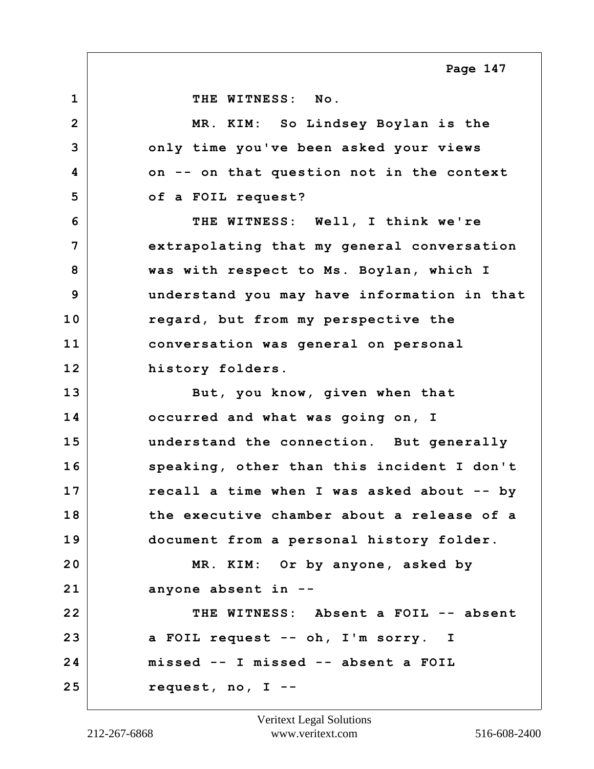THE WITNESS: No.

MR. KIM: So Lindsey Boylan is the only time you've been asked your views on -- on that question not in the context of a FOIL request?

THE WITNESS: Well, I think we're extrapolating that my general conversation was with respect to Ms. Boylan, which I understand you may have information in that regard, but from my perspective the conversation was general on personal history folders.

But, you know, given when that occurred and what was going on, I understand the connection. But generally speaking, other than this incident I don't recall a time when I was asked about -- by the executive chamber about a release of a document from a personal history folder.

MR. KIM: Or by anyone, asked by anyone absent in --

THE WITNESS: Absent a FOIL -- absent a FOIL request -- oh, I'm sorry. I missed -- I missed -- absent a FOIL request, no, I --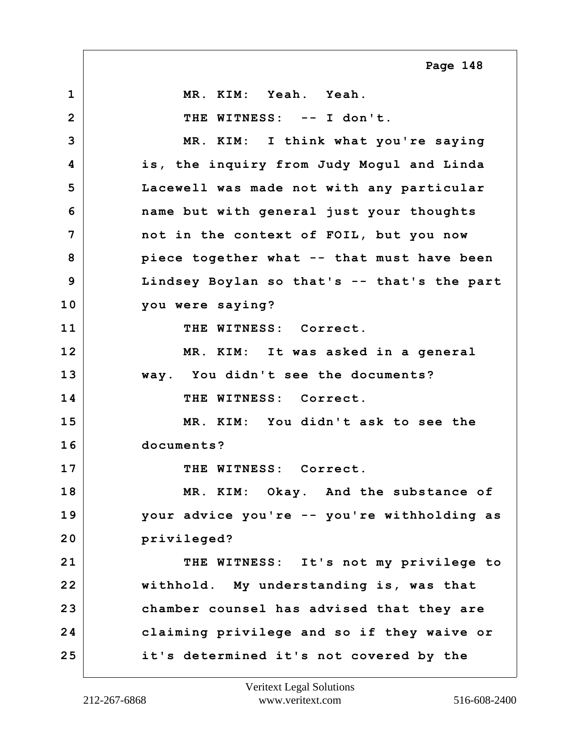1 MR. KIM: Yeah. Yeah.

2 THE WITNESS: -- I don't.

3 MR. KIM: I think what you're saying

4 is, the inquiry from Judy Mogul and Linda

5 Lacewell was made not with any particular

6 name but with general just your thoughts

7 not in the context of FOIL, but you now

8 piece together what -- that must have been

9 Lindsey Boylan so that's -- that's the part

10 you were saying?

11 THE WITNESS: Correct.

12 MR. KIM: It was asked in a general

13 way. You didn't see the documents?

14 THE WITNESS: Correct.

15 MR. KIM: You didn't ask to see the

16 documents?

17 THE WITNESS: Correct.

18 MR. KIM: Okay. And the substance of

19 your advice you're -- you're withholding as

20 privileged?

21 THE WITNESS: It's not my privilege to

22 withhold. My understanding is, was that

23 chamber counsel has advised that they are

24 claiming privilege and so if they waive or

25 it's determined it's not covered by the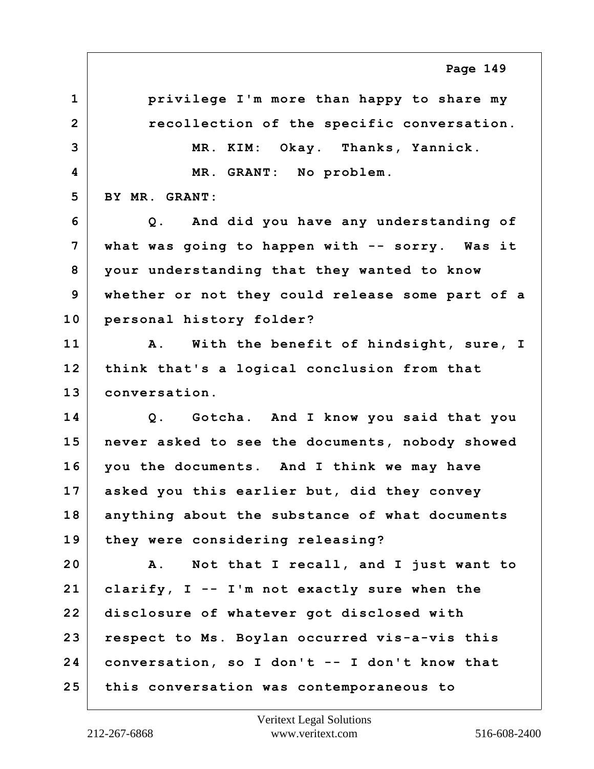1 privilege I'm more than happy to share my
2 recollection of the specific conversation.
3 MR. KIM: Okay. Thanks, Yannick.
4 MR. GRANT: No problem.
5 BY MR. GRANT:
6 Q. And did you have any understanding of
7 what was going to happen with -- sorry. Was it
8 your understanding that they wanted to know
9 whether or not they could release some part of a
10 personal history folder?
11 A. With the benefit of hindsight, sure, I
12 think that's a logical conclusion from that
13 conversation.
14 Q. Gotcha. And I know you said that you
15 never asked to see the documents, nobody showed
16 you the documents. And I think we may have
17 asked you this earlier but, did they convey
18 anything about the substance of what documents
19 they were considering releasing?
20 A. Not that I recall, and I just want to
21 clarify, I -- I'm not exactly sure when the
22 disclosure of whatever got disclosed with
23 respect to Ms. Boylan occurred vis-a-vis this
24 conversation, so I don't -- I don't know that
25 this conversation was contemporaneous to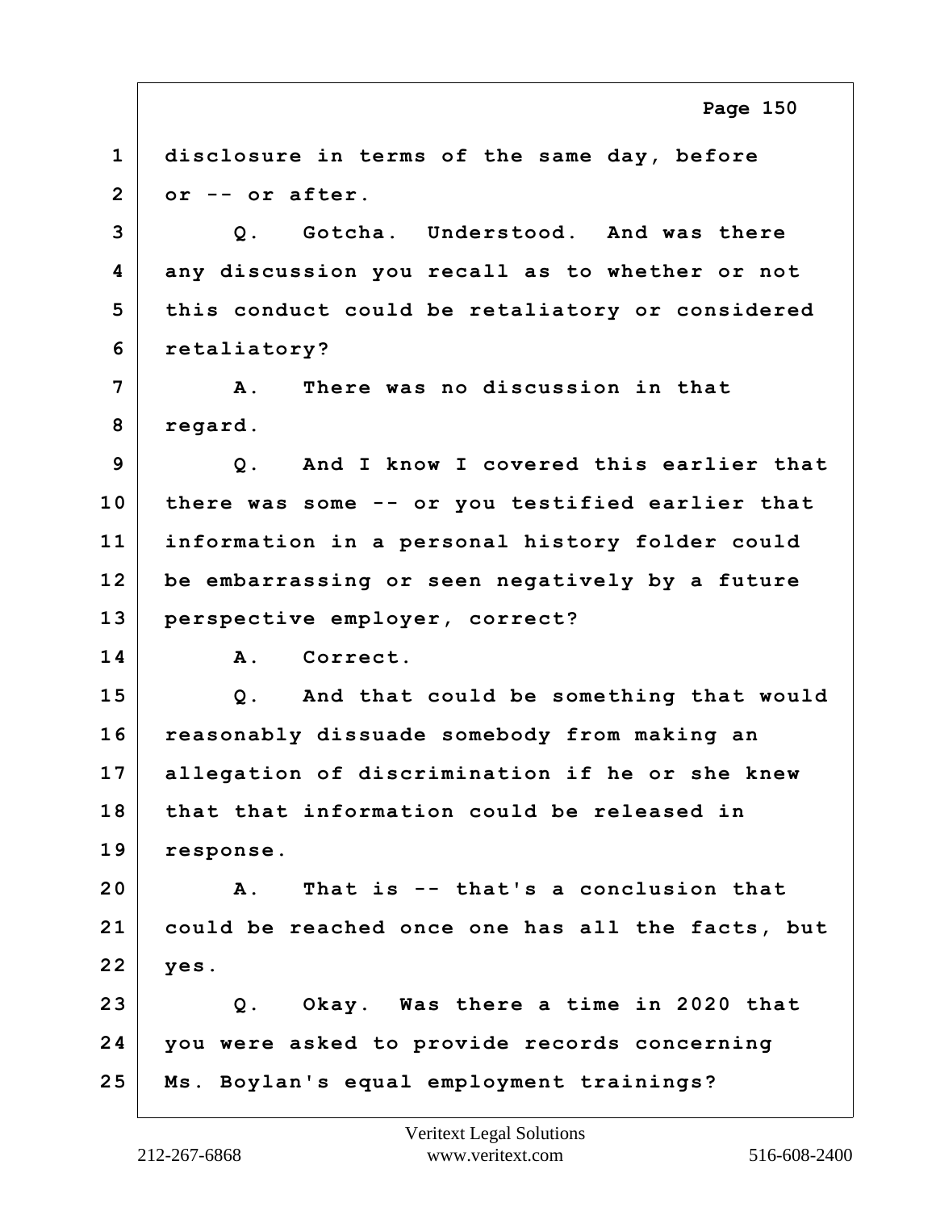1 disclosure in terms of the same day, before
2 or -- or after.
3 Q. Gotcha. Understood. And was there
4 any discussion you recall as to whether or not
5 this conduct could be retaliatory or considered
6 retaliatory?
7 A. There was no discussion in that
8 regard.
9 Q. And I know I covered this earlier that
10 there was some -- or you testified earlier that
11 information in a personal history folder could
12 be embarrassing or seen negatively by a future
13 perspective employer, correct?
14 A. Correct.
15 Q. And that could be something that would
16 reasonably dissuade somebody from making an
17 allegation of discrimination if he or she knew
18 that that information could be released in
19 response.
20 A. That is -- that's a conclusion that
21 could be reached once one has all the facts, but
22 yes.
23 Q. Okay. Was there a time in 2020 that
24 you were asked to provide records concerning
25 Ms. Boylan's equal employment trainings?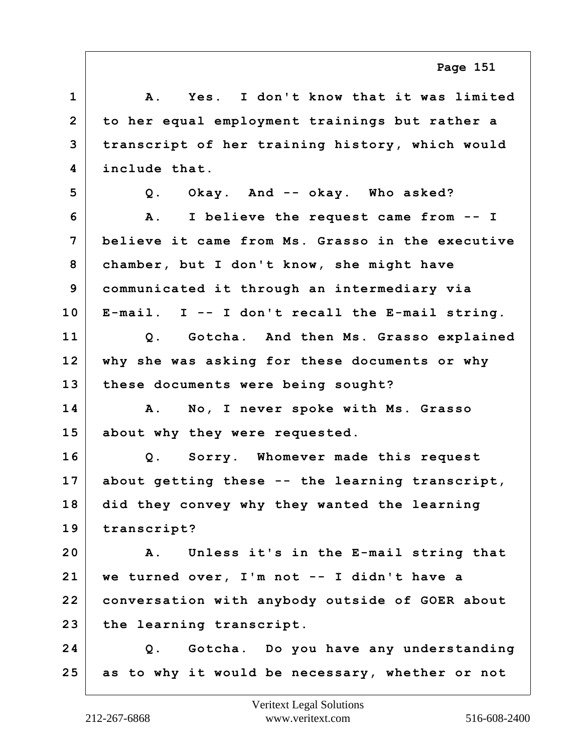1 A. Yes. I don't know that it was limited
2 to her equal employment trainings but rather a
3 transcript of her training history, which would
4 include that.
5 Q. Okay. And -- okay. Who asked?
6 A. I believe the request came from -- I
7 believe it came from Ms. Grasso in the executive
8 chamber, but I don't know, she might have
9 communicated it through an intermediary via
10 E-mail. I -- I don't recall the E-mail string.
11 Q. Gotcha. And then Ms. Grasso explained
12 why she was asking for these documents or why
13 these documents were being sought?
14 A. No, I never spoke with Ms. Grasso
15 about why they were requested.
16 Q. Sorry. Whomever made this request
17 about getting these -- the learning transcript,
18 did they convey why they wanted the learning
19 transcript?
20 A. Unless it's in the E-mail string that
21 we turned over, I'm not -- I didn't have a
22 conversation with anybody outside of GOER about
23 the learning transcript.
24 Q. Gotcha. Do you have any understanding
25 as to why it would be necessary, whether or not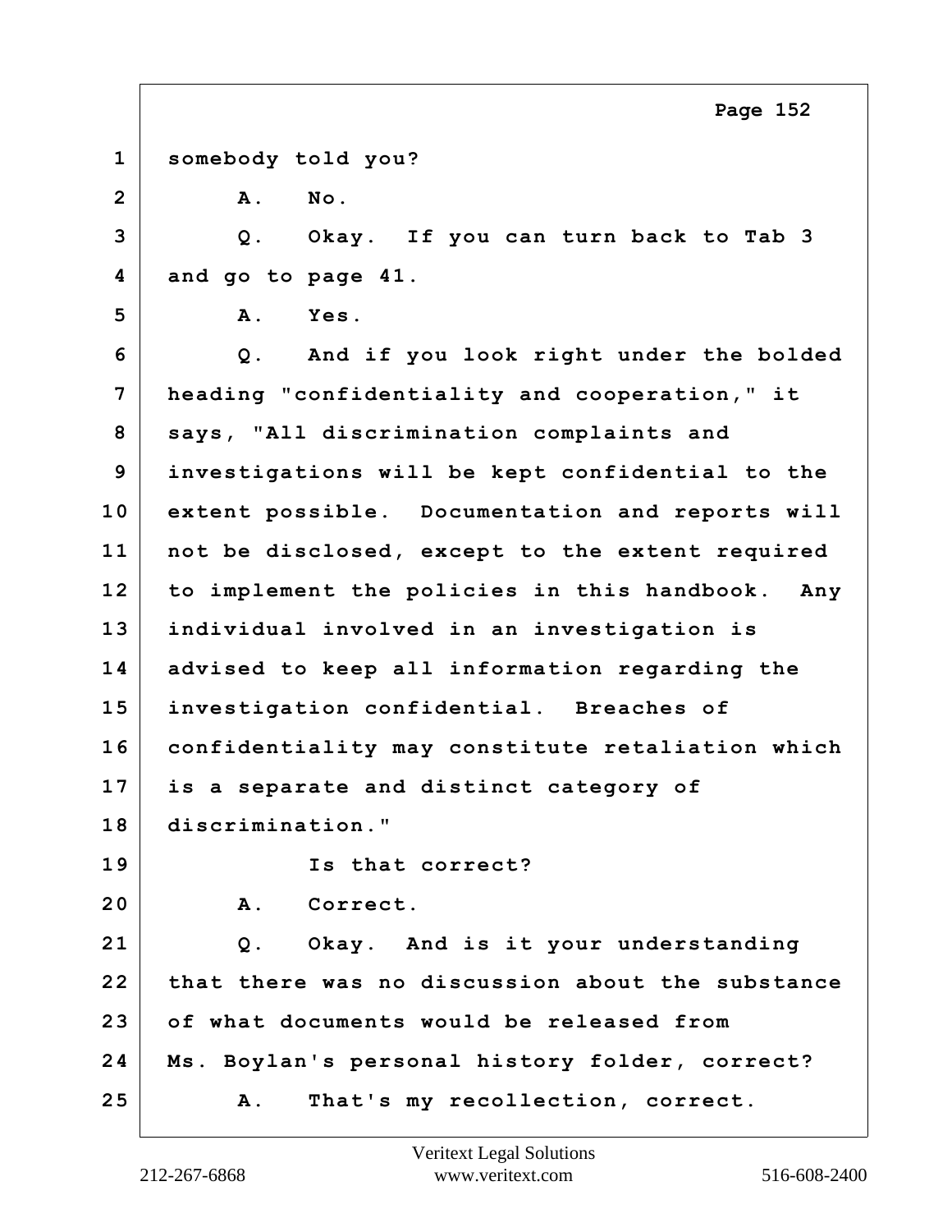1 somebody told you?

2 A. No.

3 Q. Okay. If you can turn back to Tab 3

4 and go to page 41.

5 A. Yes.

6 Q. And if you look right under the bolded

7 heading "confidentiality and cooperation," it

8 says, "All discrimination complaints and

9 investigations will be kept confidential to the

10 extent possible. Documentation and reports will

11 not be disclosed, except to the extent required

12 to implement the policies in this handbook. Any

13 individual involved in an investigation is

14 advised to keep all information regarding the

15 investigation confidential. Breaches of

16 confidentiality may constitute retaliation which

17 is a separate and distinct category of

18 discrimination."

19 Is that correct?

20 A. Correct.

21 Q. Okay. And is it your understanding

22 that there was no discussion about the substance

23 of what documents would be released from

24 Ms. Boylan's personal history folder, correct?

25 A. That's my recollection, correct.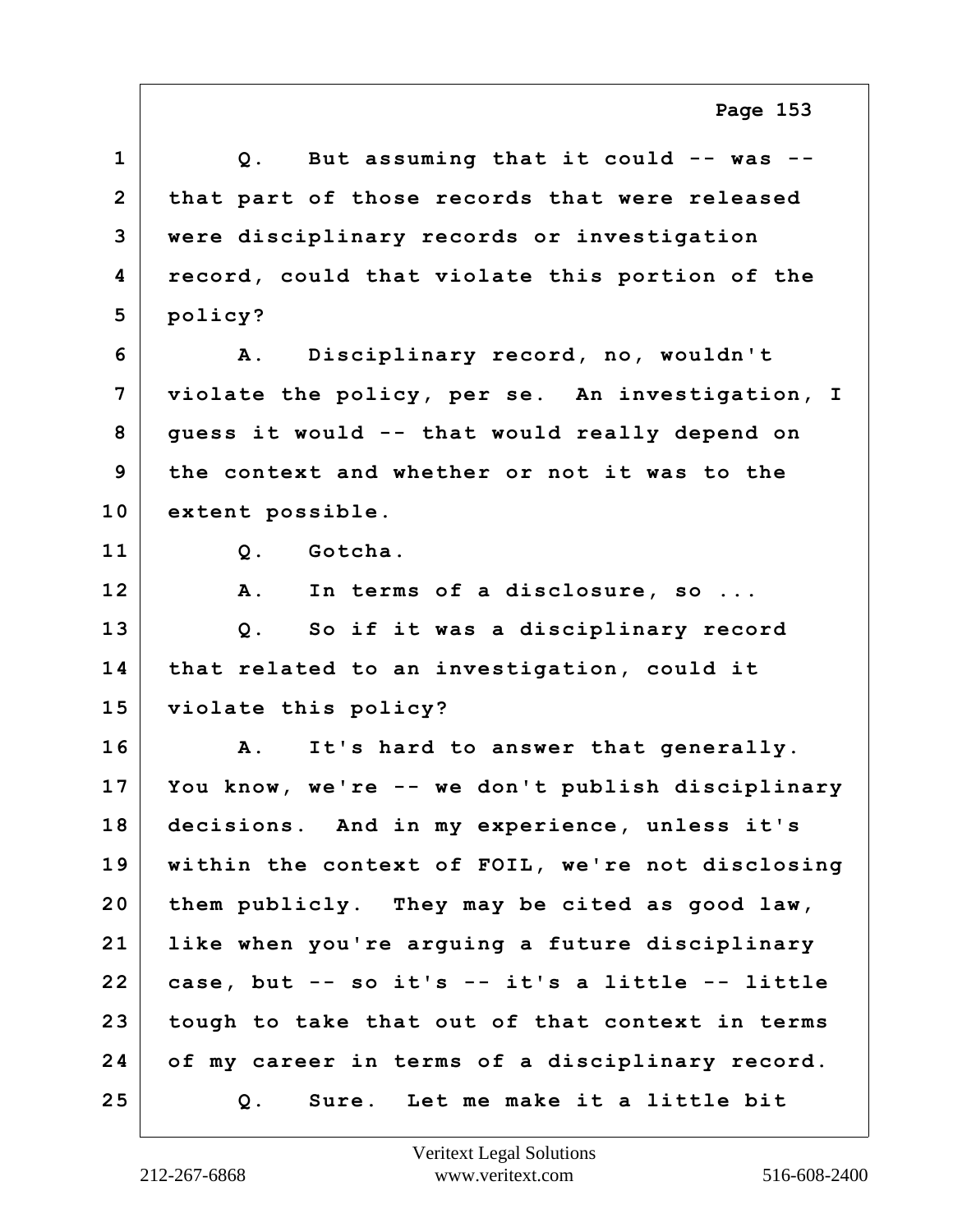1 Q. But assuming that it could -- was --
2 that part of those records that were released
3 were disciplinary records or investigation
4 record, could that violate this portion of the
5 policy?
6 A. Disciplinary record, no, wouldn't
7 violate the policy, per se. An investigation, I
8 guess it would -- that would really depend on
9 the context and whether or not it was to the
10 extent possible.
11 Q. Gotcha.
12 A. In terms of a disclosure, so ...
13 Q. So if it was a disciplinary record
14 that related to an investigation, could it
15 violate this policy?
16 A. It's hard to answer that generally.
17 You know, we're -- we don't publish disciplinary
18 decisions. And in my experience, unless it's
19 within the context of FOIL, we're not disclosing
20 them publicly. They may be cited as good law,
21 like when you're arguing a future disciplinary
22 case, but -- so it's -- it's a little -- little
23 tough to take that out of that context in terms
24 of my career in terms of a disciplinary record.
25 Q. Sure. Let me make it a little bit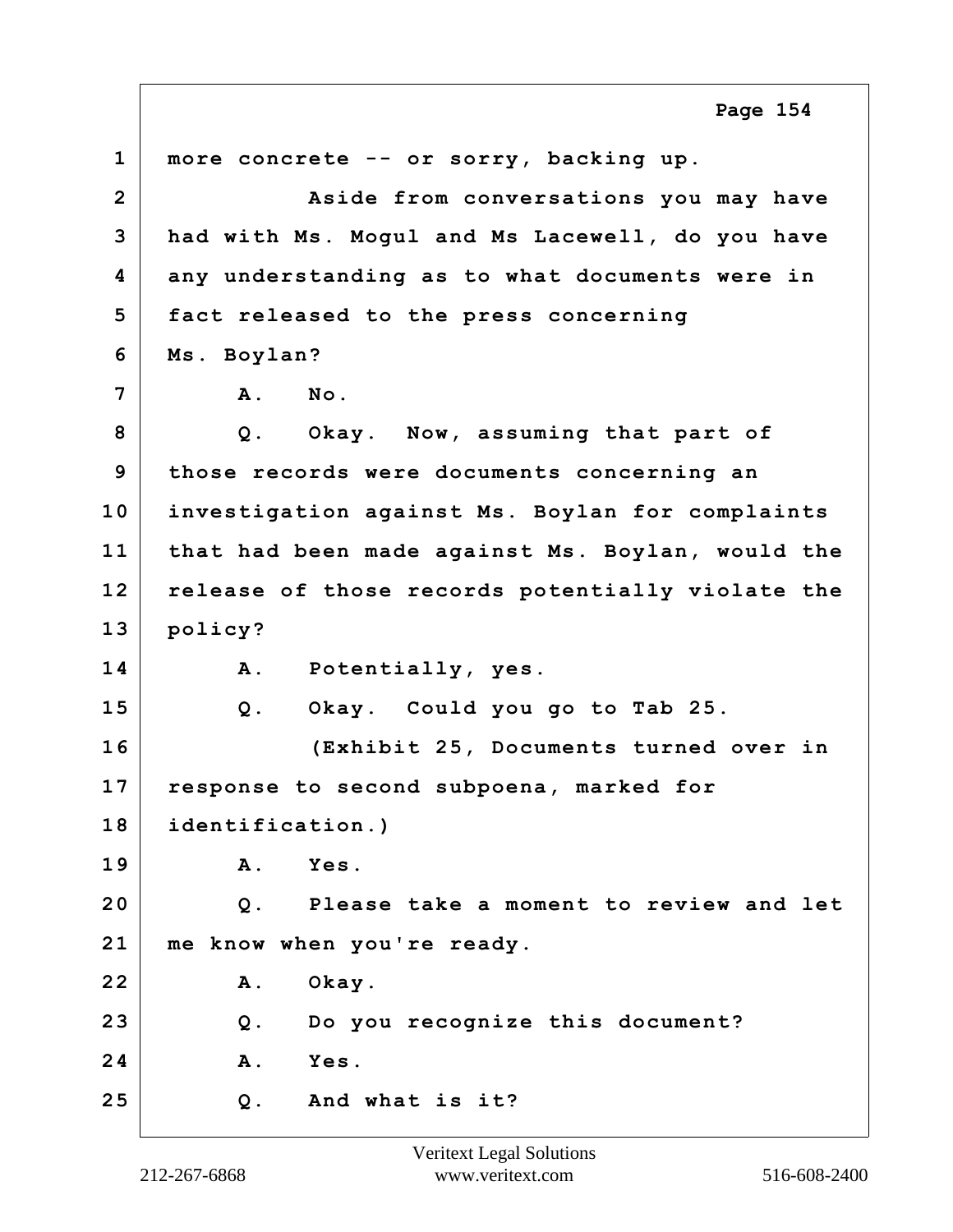1 more concrete -- or sorry, backing up.

2 Aside from conversations you may have

3 had with Ms. Mogul and Ms Lacewell, do you have

4 any understanding as to what documents were in

5 fact released to the press concerning

6 Ms. Boylan?

7 A. No.

8 Q. Okay. Now, assuming that part of

9 those records were documents concerning an

10 investigation against Ms. Boylan for complaints

11 that had been made against Ms. Boylan, would the

12 release of those records potentially violate the

13 policy?

14 A. Potentially, yes.

15 Q. Okay. Could you go to Tab 25.

16 (Exhibit 25, Documents turned over in

17 response to second subpoena, marked for

18 identification.)

19 A. Yes.

20 Q. Please take a moment to review and let

21 me know when you're ready.

22 A. Okay.

23 Q. Do you recognize this document?

24 A. Yes.

25 Q. And what is it?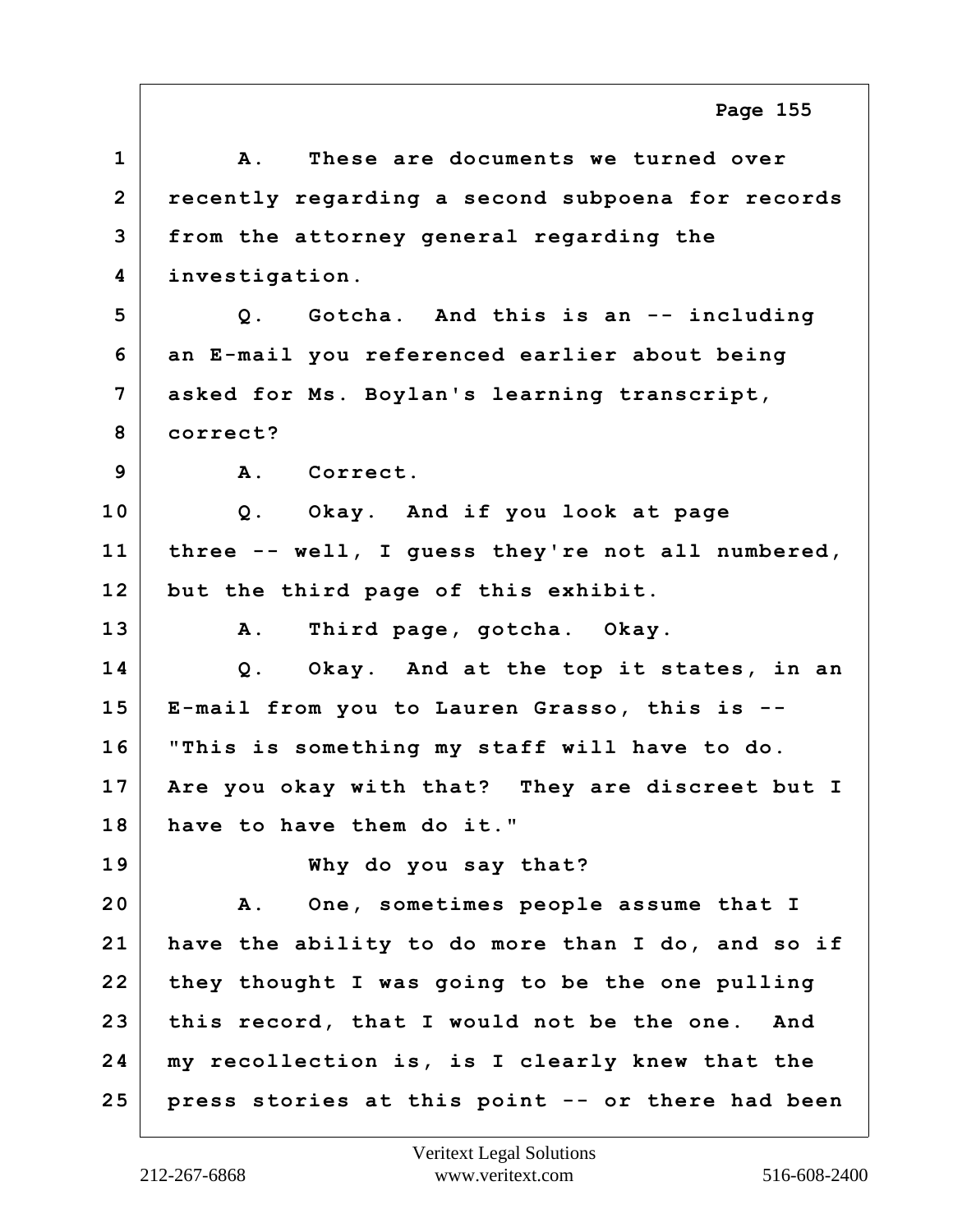1 A. These are documents we turned over
2 recently regarding a second subpoena for records
3 from the attorney general regarding the
4 investigation.
5 Q. Gotcha. And this is an -- including
6 an E-mail you referenced earlier about being
7 asked for Ms. Boylan's learning transcript,
8 correct?
9 A. Correct.
10 Q. Okay. And if you look at page
11 three -- well, I guess they're not all numbered,
12 but the third page of this exhibit.
13 A. Third page, gotcha. Okay.
14 Q. Okay. And at the top it states, in an
15 E-mail from you to Lauren Grasso, this is --
16 "This is something my staff will have to do.
17 Are you okay with that? They are discreet but I
18 have to have them do it."
19 Why do you say that?
20 A. One, sometimes people assume that I
21 have the ability to do more than I do, and so if
22 they thought I was going to be the one pulling
23 this record, that I would not be the one. And
24 my recollection is, is I clearly knew that the
25 press stories at this point -- or there had been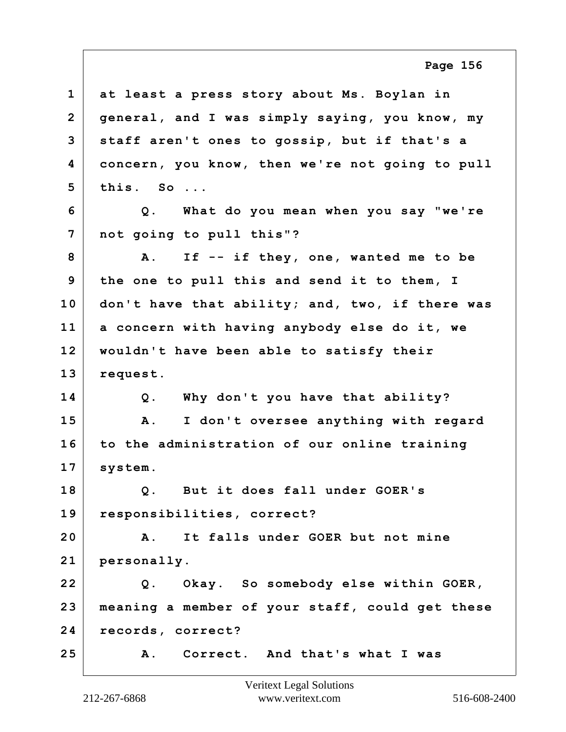1 at least a press story about Ms. Boylan in
2 general, and I was simply saying, you know, my
3 staff aren't ones to gossip, but if that's a
4 concern, you know, then we're not going to pull
5 this. So ...
6 Q. What do you mean when you say "we're
7 not going to pull this"?
8 A. If -- if they, one, wanted me to be
9 the one to pull this and send it to them, I
10 don't have that ability; and, two, if there was
11 a concern with having anybody else do it, we
12 wouldn't have been able to satisfy their
13 request.
14 Q. Why don't you have that ability?
15 A. I don't oversee anything with regard
16 to the administration of our online training
17 system.
18 Q. But it does fall under GOER's
19 responsibilities, correct?
20 A. It falls under GOER but not mine
21 personally.
22 Q. Okay. So somebody else within GOER,
23 meaning a member of your staff, could get these
24 records, correct?
25 A. Correct. And that's what I was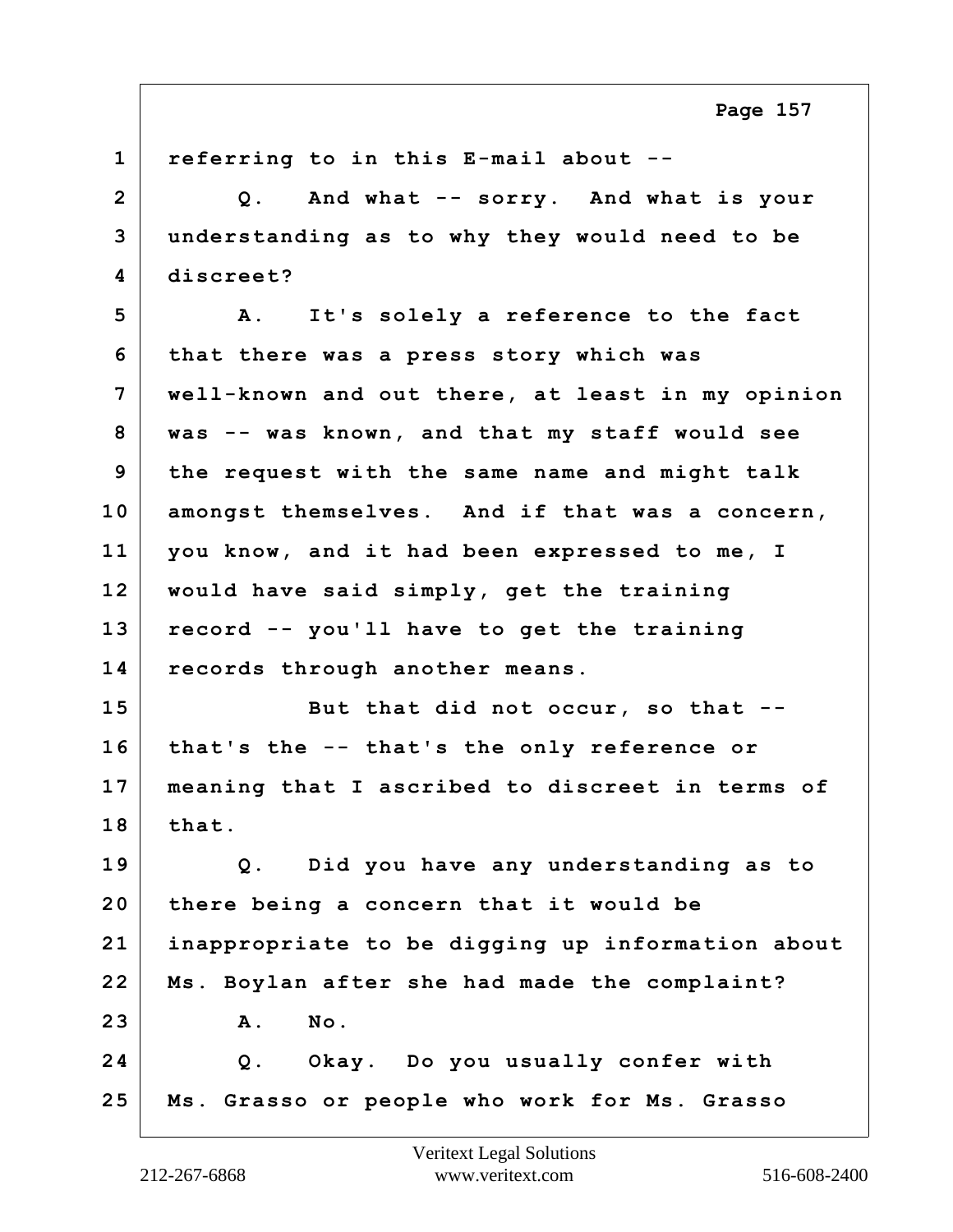1 referring to in this E-mail about --

2 Q. And what -- sorry. And what is your

3 understanding as to why they would need to be

4 discreet?

5 A. It's solely a reference to the fact

6 that there was a press story which was

7 well-known and out there, at least in my opinion

8 was -- was known, and that my staff would see

9 the request with the same name and might talk

10 amongst themselves. And if that was a concern,

11 you know, and it had been expressed to me, I

12 would have said simply, get the training

13 record -- you'll have to get the training

14 records through another means.

15 But that did not occur, so that --

16 that's the -- that's the only reference or

17 meaning that I ascribed to discreet in terms of

18 that.

19 Q. Did you have any understanding as to

20 there being a concern that it would be

21 inappropriate to be digging up information about

22 Ms. Boylan after she had made the complaint?

23 A. No.

24 Q. Okay. Do you usually confer with

25 Ms. Grasso or people who work for Ms. Grasso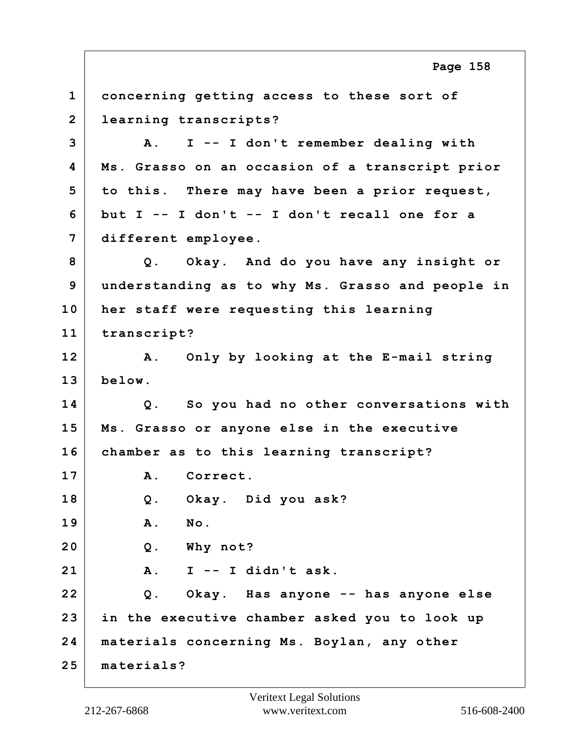1 concerning getting access to these sort of
2 learning transcripts?
3 A. I -- I don't remember dealing with
4 Ms. Grasso on an occasion of a transcript prior
5 to this. There may have been a prior request,
6 but I -- I don't -- I don't recall one for a
7 different employee.
8 Q. Okay. And do you have any insight or
9 understanding as to why Ms. Grasso and people in
10 her staff were requesting this learning
11 transcript?
12 A. Only by looking at the E-mail string
13 below.
14 Q. So you had no other conversations with
15 Ms. Grasso or anyone else in the executive
16 chamber as to this learning transcript?
17 A. Correct.
18 Q. Okay. Did you ask?
19 A. No.
20 Q. Why not?
21 A. I -- I didn't ask.
22 Q. Okay. Has anyone -- has anyone else
23 in the executive chamber asked you to look up
24 materials concerning Ms. Boylan, any other
25 materials?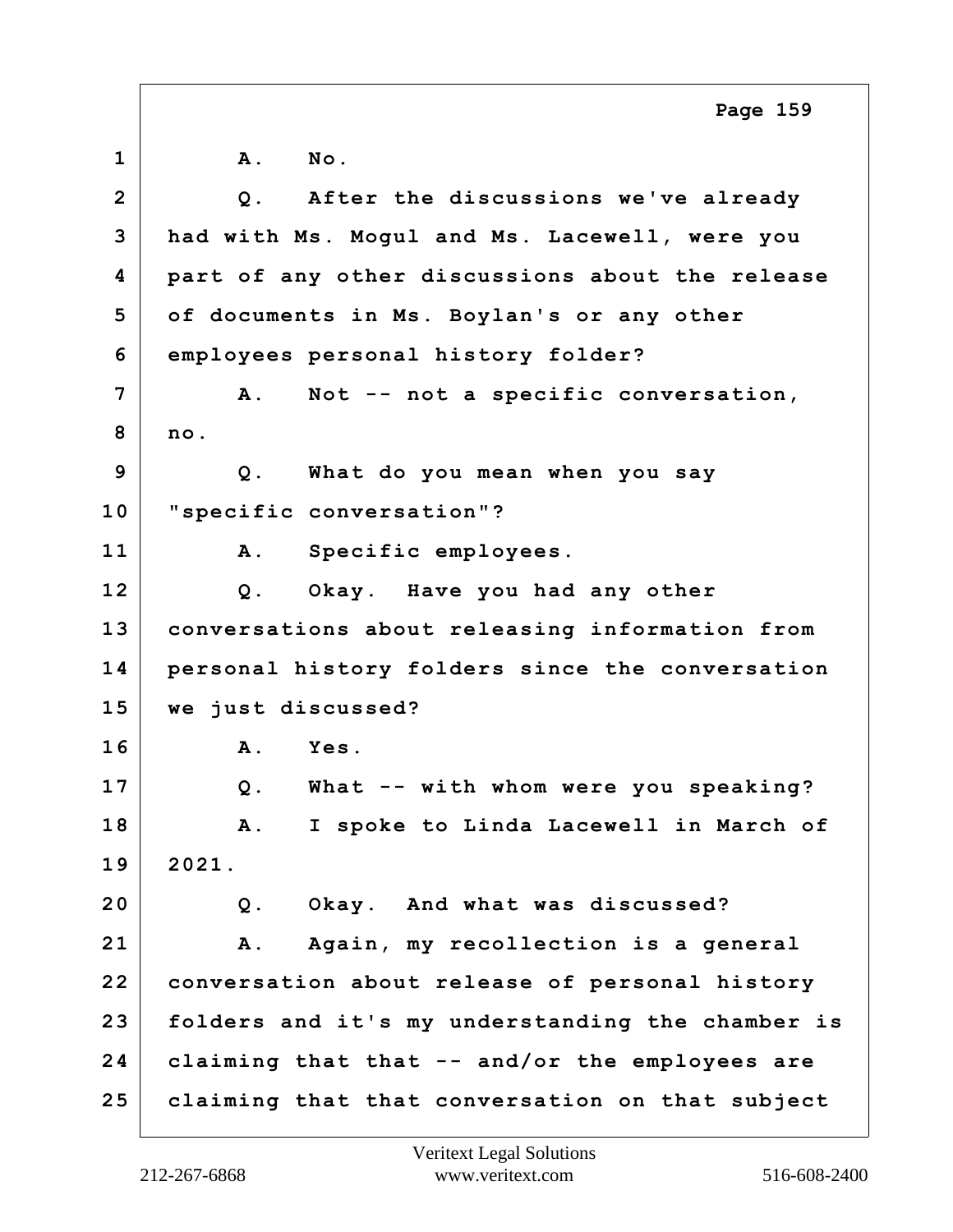1 A. No.

2 Q. After the discussions we've already
3 had with Ms. Mogul and Ms. Lacewell, were you
4 part of any other discussions about the release
5 of documents in Ms. Boylan's or any other
6 employees personal history folder?

7 A. Not -- not a specific conversation,
8 no.

9 Q. What do you mean when you say
10 "specific conversation"?

11 A. Specific employees.

12 Q. Okay. Have you had any other
13 conversations about releasing information from
14 personal history folders since the conversation
15 we just discussed?

16 A. Yes.

17 Q. What -- with whom were you speaking?

18 A. I spoke to Linda Lacewell in March of
19 2021.

20 Q. Okay. And what was discussed?

21 A. Again, my recollection is a general
22 conversation about release of personal history
23 folders and it's my understanding the chamber is
24 claiming that that -- and/or the employees are
25 claiming that that conversation on that subject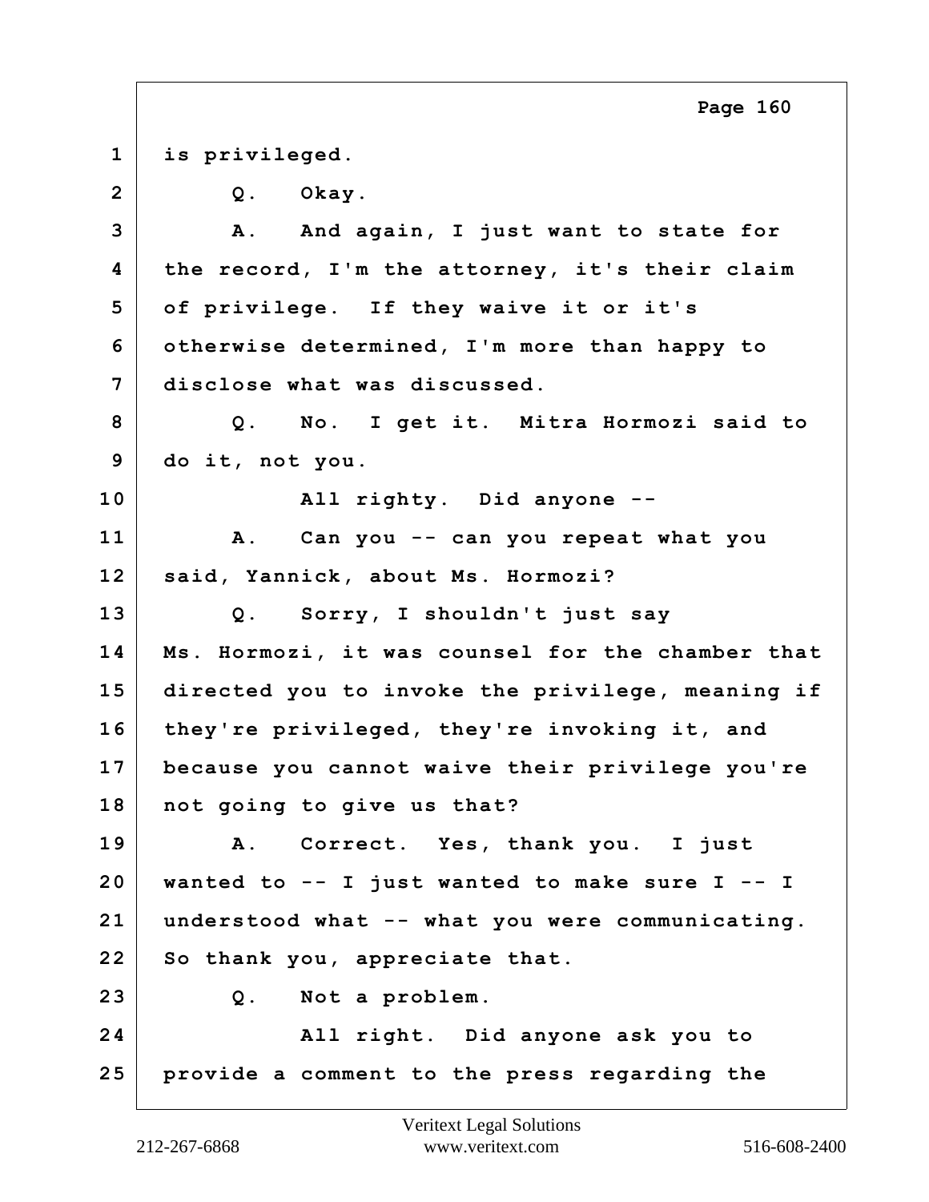1 is privileged.

2 Q. Okay.

3 A. And again, I just want to state for

4 the record, I'm the attorney, it's their claim

5 of privilege. If they waive it or it's

6 otherwise determined, I'm more than happy to

7 disclose what was discussed.

8 Q. No. I get it. Mitra Hormozi said to

9 do it, not you.

10 All righty. Did anyone --

11 A. Can you -- can you repeat what you

12 said, Yannick, about Ms. Hormozi?

13 Q. Sorry, I shouldn't just say

14 Ms. Hormozi, it was counsel for the chamber that

15 directed you to invoke the privilege, meaning if

16 they're privileged, they're invoking it, and

17 because you cannot waive their privilege you're

18 not going to give us that?

19 A. Correct. Yes, thank you. I just

20 wanted to -- I just wanted to make sure I -- I

21 understood what -- what you were communicating.

22 So thank you, appreciate that.

23 Q. Not a problem.

24 All right. Did anyone ask you to

25 provide a comment to the press regarding the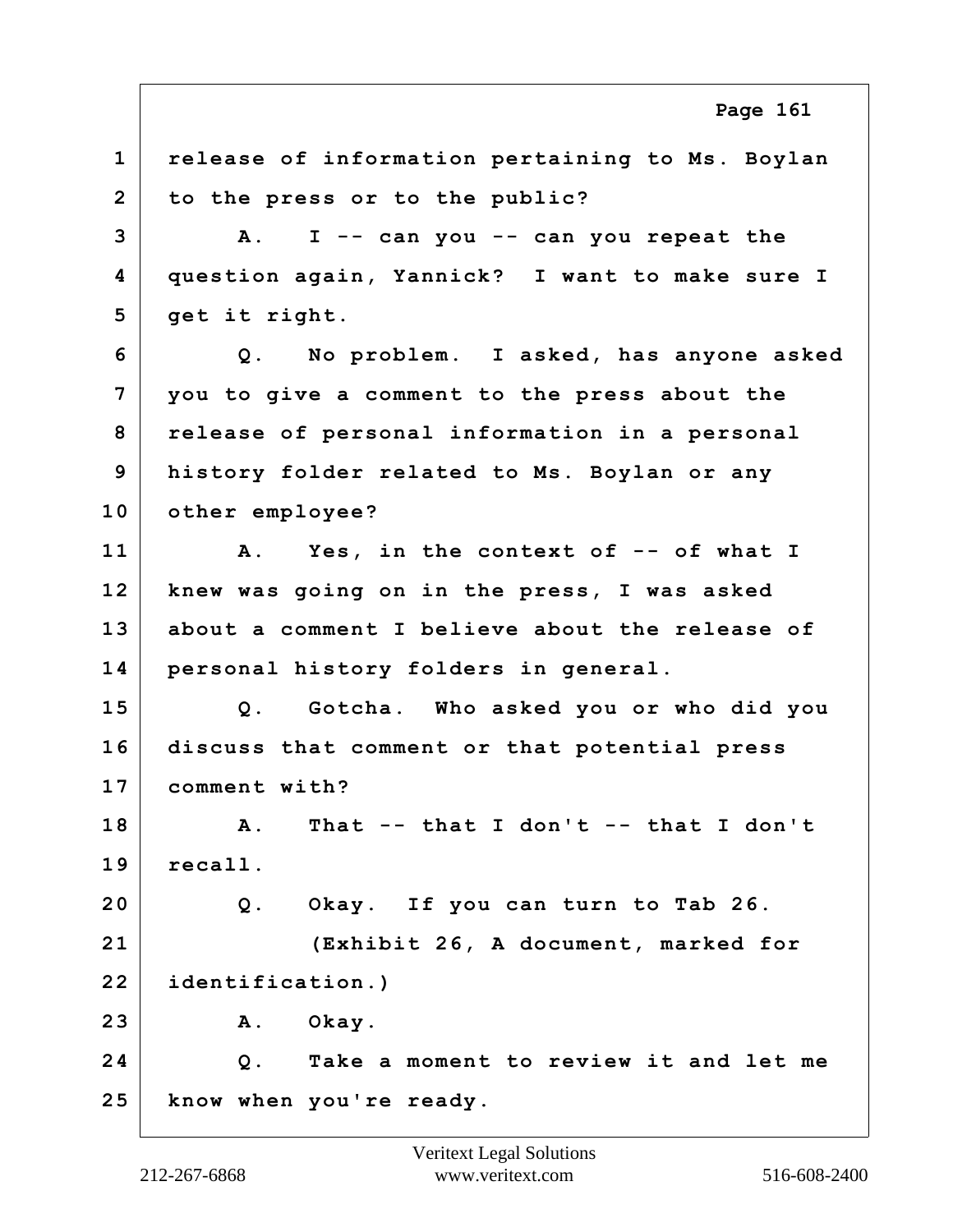release of information pertaining to Ms. Boylan to the press or to the public?

A. I -- can you -- can you repeat the question again, Yannick? I want to make sure I get it right.

Q. No problem. I asked, has anyone asked you to give a comment to the press about the release of personal information in a personal history folder related to Ms. Boylan or any other employee?

A. Yes, in the context of -- of what I knew was going on in the press, I was asked about a comment I believe about the release of personal history folders in general.

Q. Gotcha. Who asked you or who did you discuss that comment or that potential press comment with?

A. That -- that I don't -- that I don't recall.

Q. Okay. If you can turn to Tab 26.

(Exhibit 26, A document, marked for identification.)

A. Okay.

Q. Take a moment to review it and let me know when you're ready.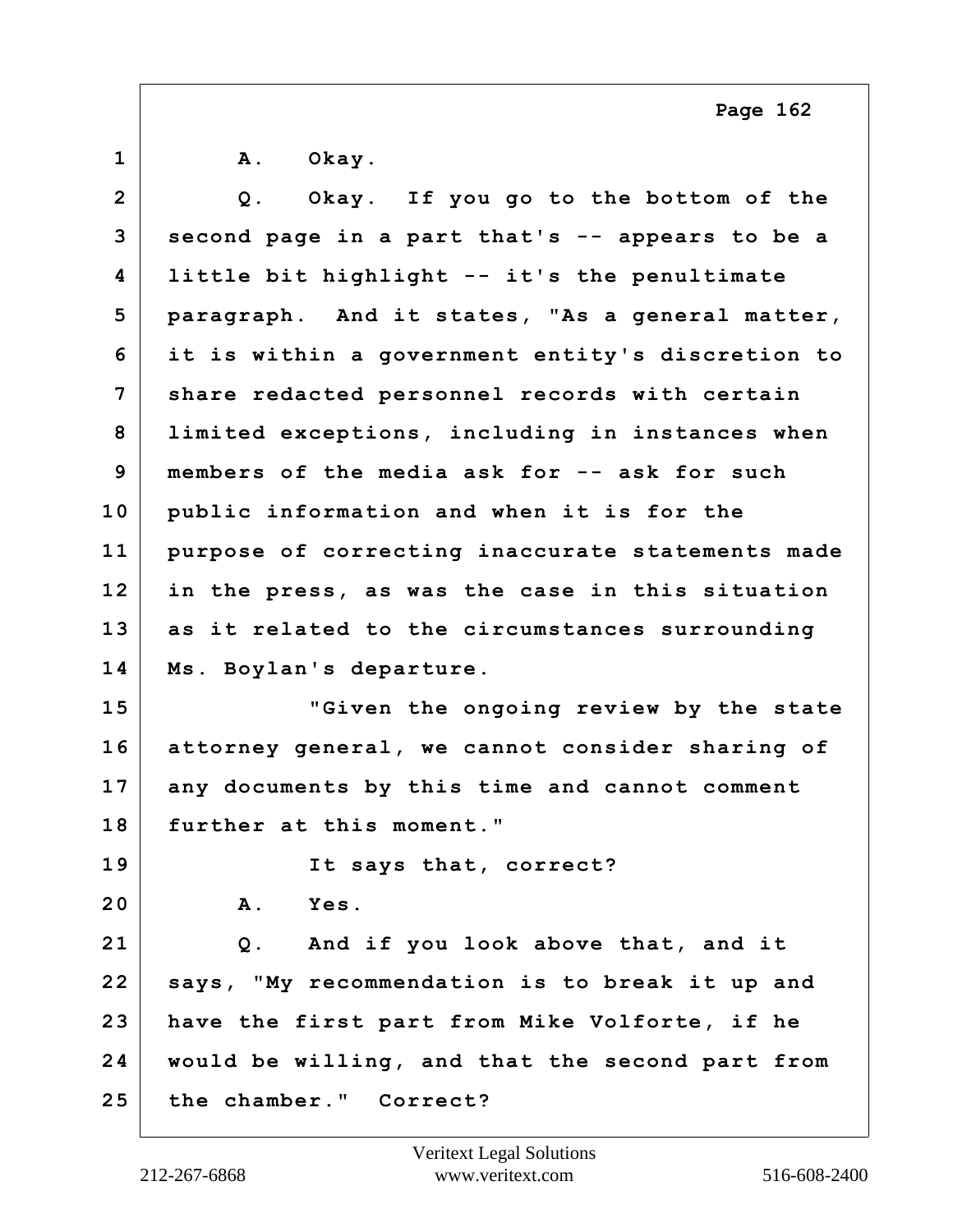1 A. Okay.

2 Q. Okay. If you go to the bottom of the

3 second page in a part that's -- appears to be a

4 little bit highlight -- it's the penultimate

5 paragraph. And it states, "As a general matter,

6 it is within a government entity's discretion to

7 share redacted personnel records with certain

8 limited exceptions, including in instances when

9 members of the media ask for -- ask for such

10 public information and when it is for the

11 purpose of correcting inaccurate statements made

12 in the press, as was the case in this situation

13 as it related to the circumstances surrounding

14 Ms. Boylan's departure.

15 "Given the ongoing review by the state

16 attorney general, we cannot consider sharing of

17 any documents by this time and cannot comment

18 further at this moment."

19 It says that, correct?

20 A. Yes.

21 Q. And if you look above that, and it

22 says, "My recommendation is to break it up and

23 have the first part from Mike Volforte, if he

24 would be willing, and that the second part from

25 the chamber." Correct?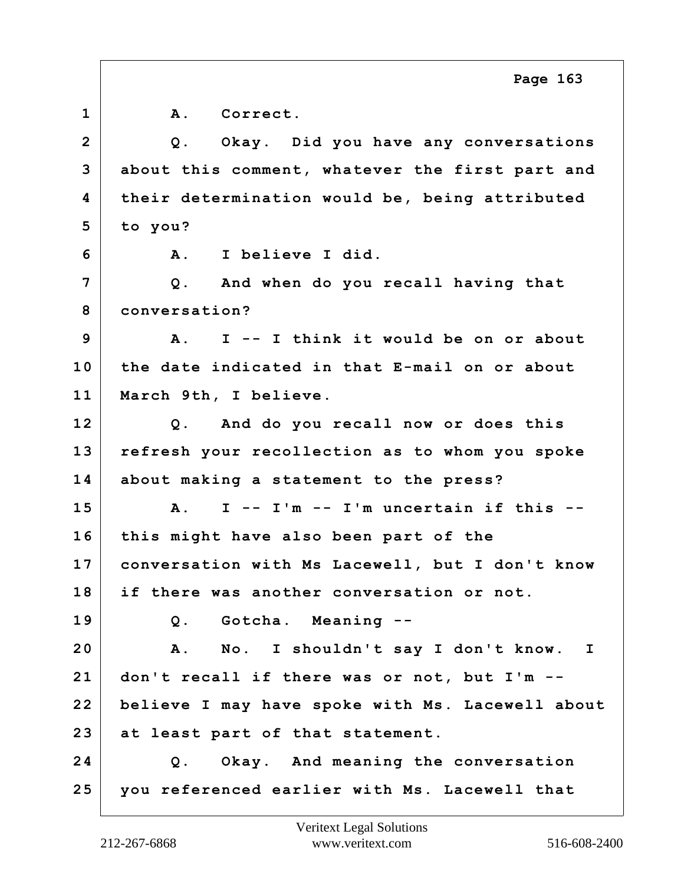1 A. Correct.

2 Q. Okay. Did you have any conversations

3 about this comment, whatever the first part and

4 their determination would be, being attributed

5 to you?

6 A. I believe I did.

7 Q. And when do you recall having that

8 conversation?

9 A. I -- I think it would be on or about

10 the date indicated in that E-mail on or about

11 March 9th, I believe.

12 Q. And do you recall now or does this

13 refresh your recollection as to whom you spoke

14 about making a statement to the press?

15 A. I -- I'm -- I'm uncertain if this --

16 this might have also been part of the

17 conversation with Ms Lacewell, but I don't know

18 if there was another conversation or not.

19 Q. Gotcha. Meaning --

20 A. No. I shouldn't say I don't know. I

21 don't recall if there was or not, but I'm --

22 believe I may have spoke with Ms. Lacewell about

23 at least part of that statement.

24 Q. Okay. And meaning the conversation

25 you referenced earlier with Ms. Lacewell that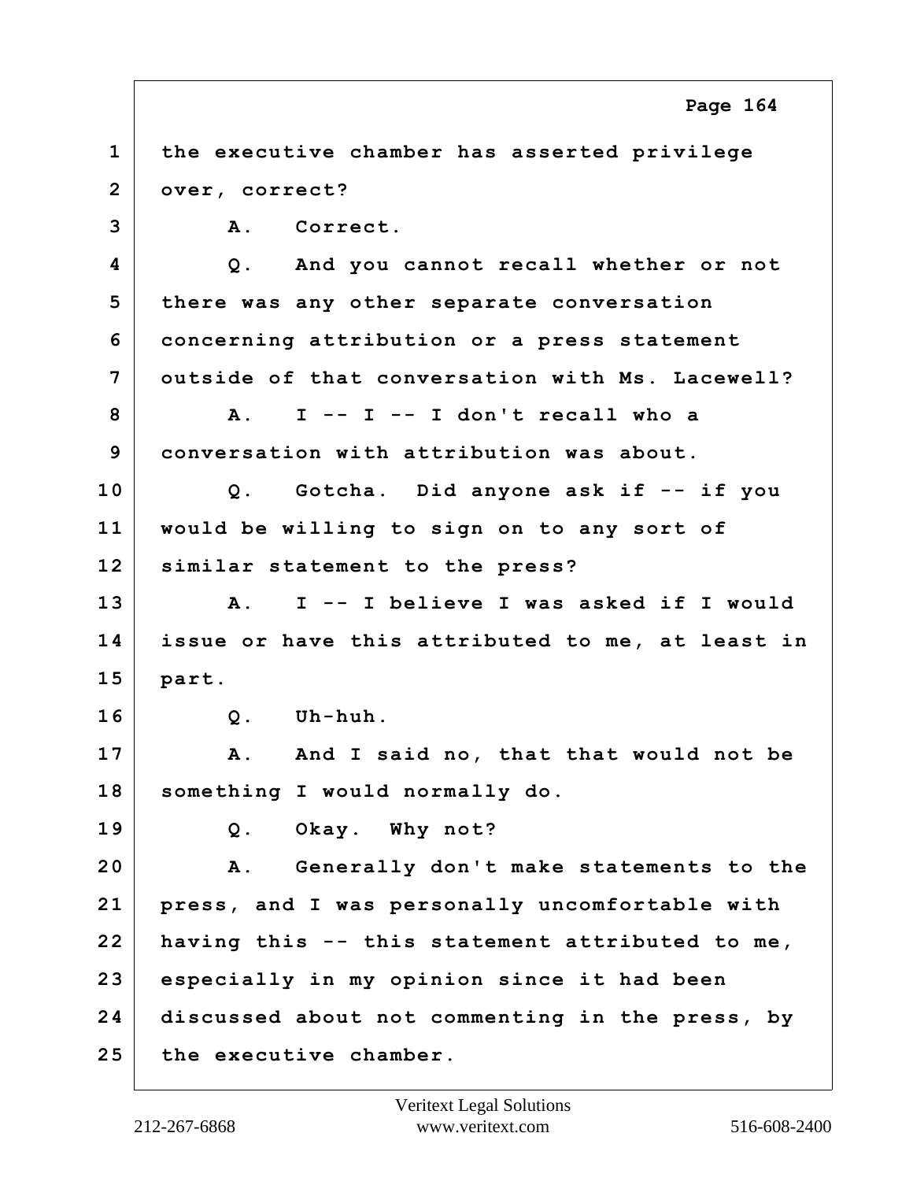1 the executive chamber has asserted privilege
2 over, correct?
3 A. Correct.
4 Q. And you cannot recall whether or not
5 there was any other separate conversation
6 concerning attribution or a press statement
7 outside of that conversation with Ms. Lacewell?
8 A. I -- I -- I don't recall who a
9 conversation with attribution was about.
10 Q. Gotcha. Did anyone ask if -- if you
11 would be willing to sign on to any sort of
12 similar statement to the press?
13 A. I -- I believe I was asked if I would
14 issue or have this attributed to me, at least in
15 part.
16 Q. Uh-huh.
17 A. And I said no, that that would not be
18 something I would normally do.
19 Q. Okay. Why not?
20 A. Generally don't make statements to the
21 press, and I was personally uncomfortable with
22 having this -- this statement attributed to me,
23 especially in my opinion since it had been
24 discussed about not commenting in the press, by
25 the executive chamber.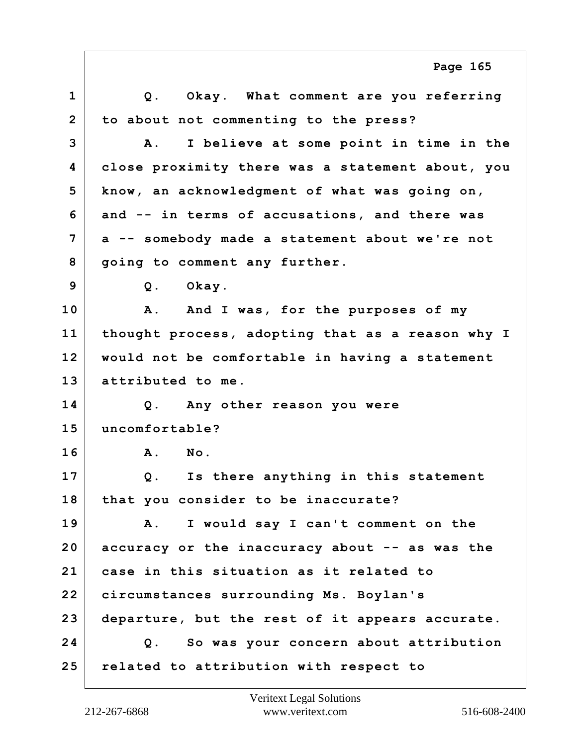1 Q. Okay. What comment are you referring
2 to about not commenting to the press?
3 A. I believe at some point in time in the
4 close proximity there was a statement about, you
5 know, an acknowledgment of what was going on,
6 and -- in terms of accusations, and there was
7 a -- somebody made a statement about we're not
8 going to comment any further.
9 Q. Okay.
10 A. And I was, for the purposes of my
11 thought process, adopting that as a reason why I
12 would not be comfortable in having a statement
13 attributed to me.
14 Q. Any other reason you were
15 uncomfortable?
16 A. No.
17 Q. Is there anything in this statement
18 that you consider to be inaccurate?
19 A. I would say I can't comment on the
20 accuracy or the inaccuracy about -- as was the
21 case in this situation as it related to
22 circumstances surrounding Ms. Boylan's
23 departure, but the rest of it appears accurate.
24 Q. So was your concern about attribution
25 related to attribution with respect to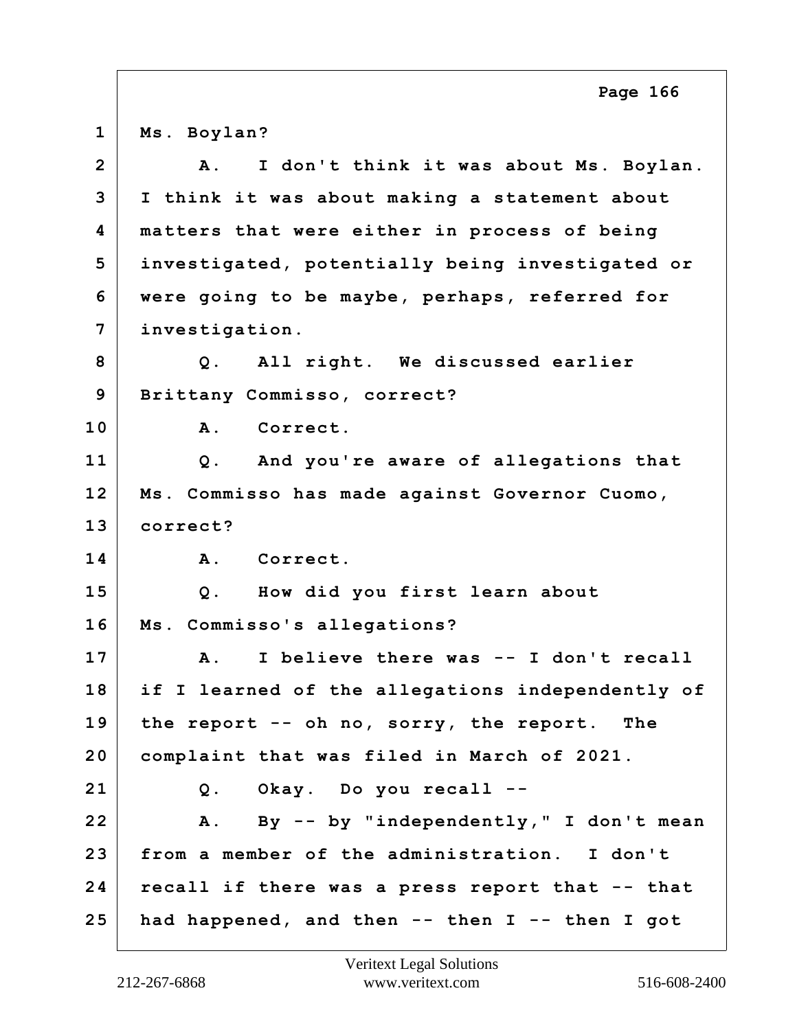1 Ms. Boylan?

2 A. I don't think it was about Ms. Boylan.

3 I think it was about making a statement about

4 matters that were either in process of being

5 investigated, potentially being investigated or

6 were going to be maybe, perhaps, referred for

7 investigation.

8 Q. All right. We discussed earlier

9 Brittany Commisso, correct?

10 A. Correct.

11 Q. And you're aware of allegations that

12 Ms. Commisso has made against Governor Cuomo,

13 correct?

14 A. Correct.

15 Q. How did you first learn about

16 Ms. Commisso's allegations?

17 A. I believe there was -- I don't recall

18 if I learned of the allegations independently of

19 the report -- oh no, sorry, the report. The

20 complaint that was filed in March of 2021.

21 Q. Okay. Do you recall --

22 A. By -- by "independently," I don't mean

23 from a member of the administration. I don't

24 recall if there was a press report that -- that

25 had happened, and then -- then I -- then I got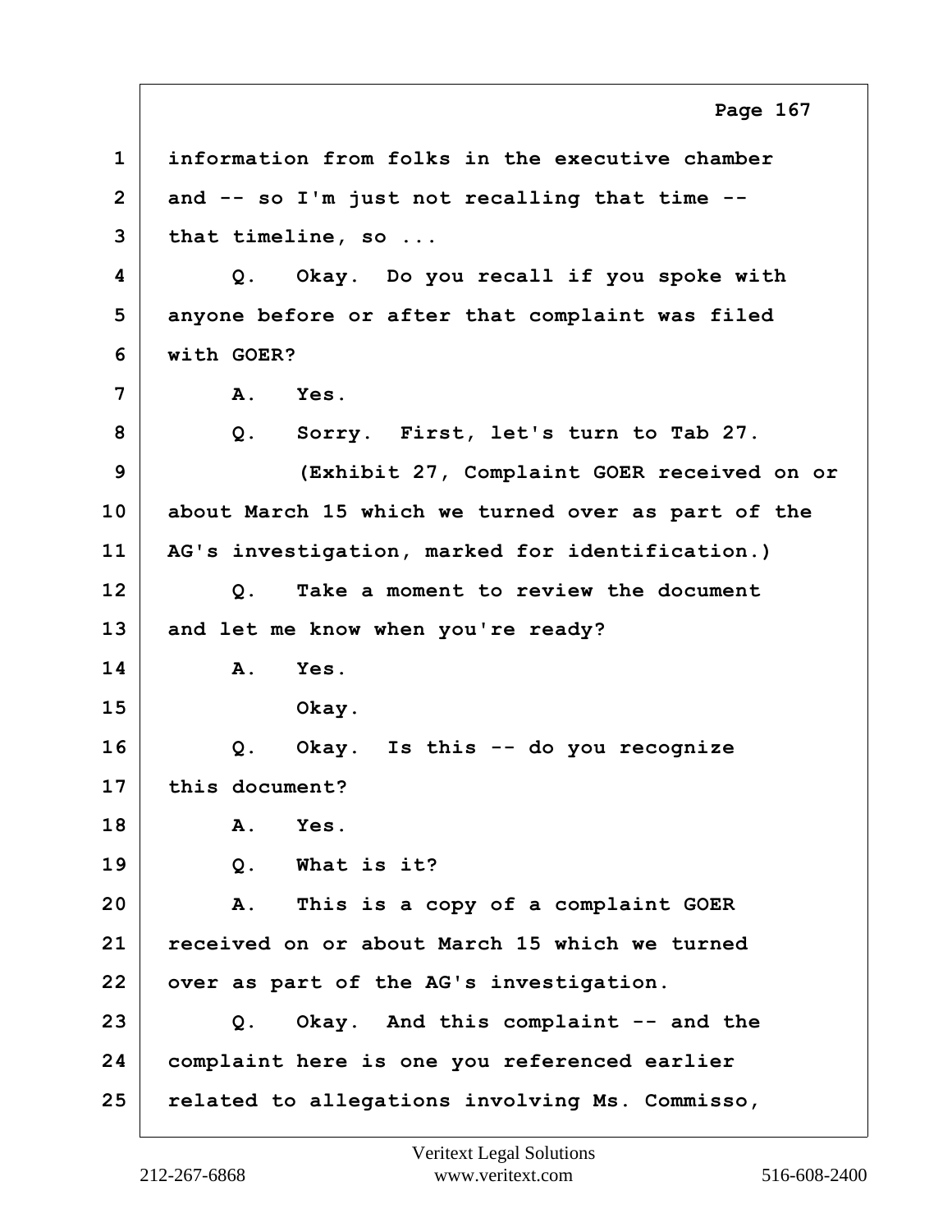1 information from folks in the executive chamber
2 and -- so I'm just not recalling that time --
3 that timeline, so ...
4 Q. Okay. Do you recall if you spoke with
5 anyone before or after that complaint was filed
6 with GOER?
7 A. Yes.
8 Q. Sorry. First, let's turn to Tab 27.
9 (Exhibit 27, Complaint GOER received on or
10 about March 15 which we turned over as part of the
11 AG's investigation, marked for identification.)
12 Q. Take a moment to review the document
13 and let me know when you're ready?
14 A. Yes.
15 Okay.
16 Q. Okay. Is this -- do you recognize
17 this document?
18 A. Yes.
19 Q. What is it?
20 A. This is a copy of a complaint GOER
21 received on or about March 15 which we turned
22 over as part of the AG's investigation.
23 Q. Okay. And this complaint -- and the
24 complaint here is one you referenced earlier
25 related to allegations involving Ms. Commisso,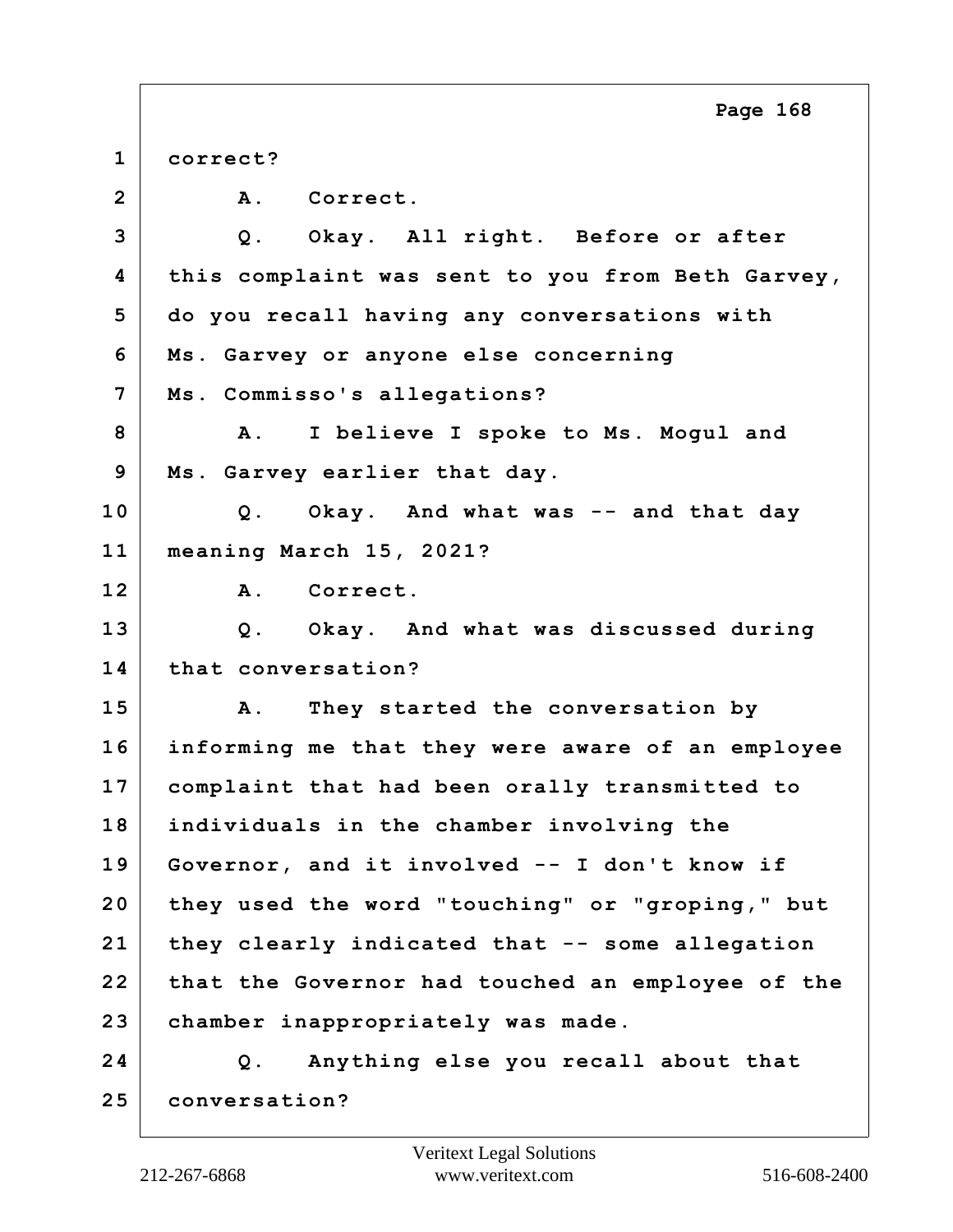1 correct?

2 A. Correct.

3 Q. Okay. All right. Before or after

4 this complaint was sent to you from Beth Garvey,

5 do you recall having any conversations with

6 Ms. Garvey or anyone else concerning

7 Ms. Commisso's allegations?

8 A. I believe I spoke to Ms. Mogul and

9 Ms. Garvey earlier that day.

10 Q. Okay. And what was -- and that day

11 meaning March 15, 2021?

12 A. Correct.

13 Q. Okay. And what was discussed during

14 that conversation?

15 A. They started the conversation by

16 informing me that they were aware of an employee

17 complaint that had been orally transmitted to

18 individuals in the chamber involving the

19 Governor, and it involved -- I don't know if

20 they used the word "touching" or "groping," but

21 they clearly indicated that -- some allegation

22 that the Governor had touched an employee of the

23 chamber inappropriately was made.

24 Q. Anything else you recall about that

25 conversation?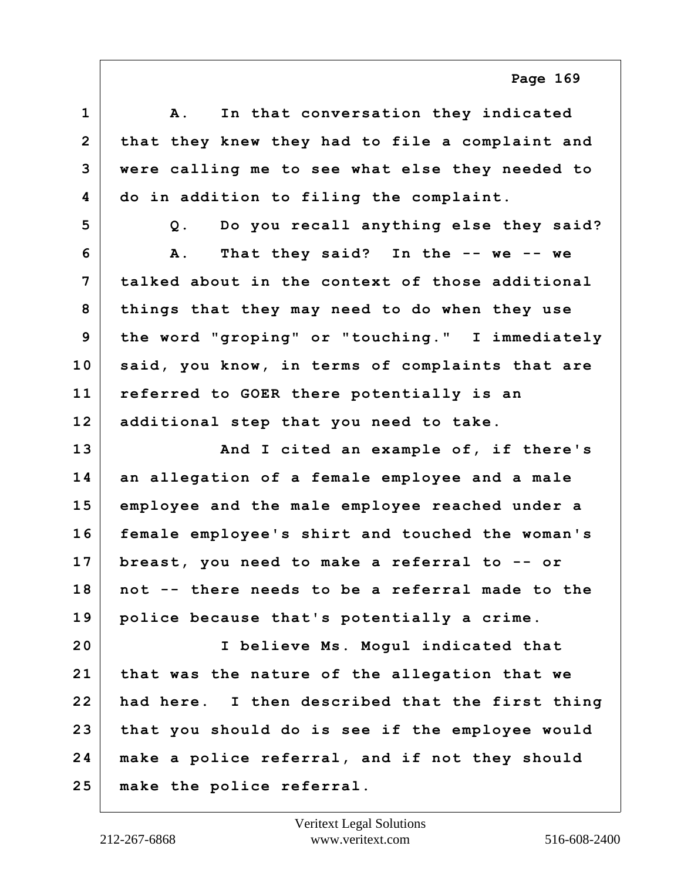A. In that conversation they indicated that they knew they had to file a complaint and were calling me to see what else they needed to do in addition to filing the complaint.

Q. Do you recall anything else they said?

A. That they said? In the -- we -- we talked about in the context of those additional things that they may need to do when they use the word "groping" or "touching." I immediately said, you know, in terms of complaints that are referred to GOER there potentially is an additional step that you need to take.

And I cited an example of, if there's an allegation of a female employee and a male employee and the male employee reached under a female employee's shirt and touched the woman's breast, you need to make a referral to -- or not -- there needs to be a referral made to the police because that's potentially a crime.

I believe Ms. Mogul indicated that that was the nature of the allegation that we had here. I then described that the first thing that you should do is see if the employee would make a police referral, and if not they should make the police referral.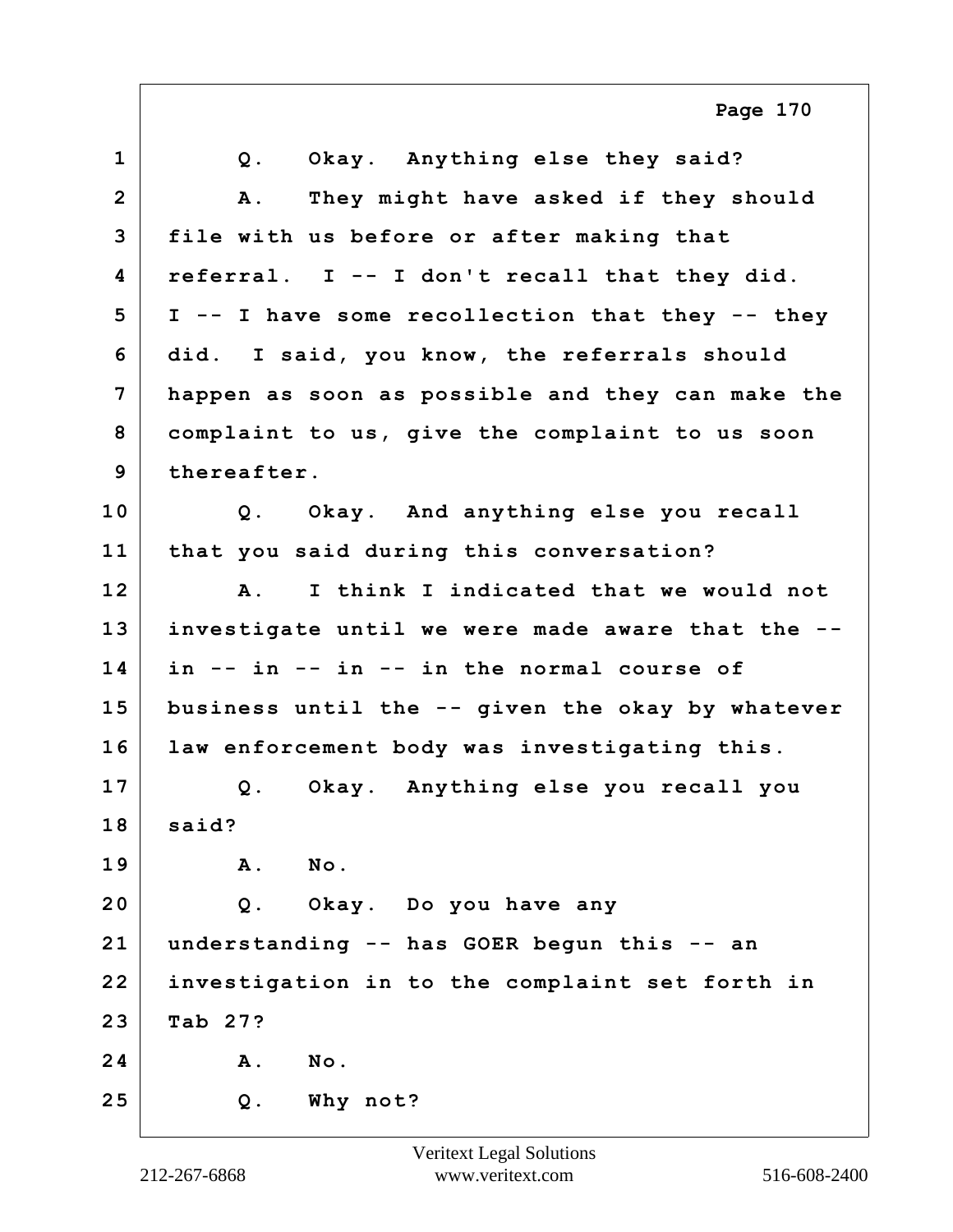1 Q. Okay. Anything else they said?

2 A. They might have asked if they should

3 file with us before or after making that

4 referral. I -- I don't recall that they did.

5 I -- I have some recollection that they -- they

6 did. I said, you know, the referrals should

7 happen as soon as possible and they can make the

8 complaint to us, give the complaint to us soon

9 thereafter.

10 Q. Okay. And anything else you recall

11 that you said during this conversation?

12 A. I think I indicated that we would not

13 investigate until we were made aware that the --

14 in -- in -- in -- in the normal course of

15 business until the -- given the okay by whatever

16 law enforcement body was investigating this.

17 Q. Okay. Anything else you recall you

18 said?

19 A. No.

20 Q. Okay. Do you have any

21 understanding -- has GOER begun this -- an

22 investigation in to the complaint set forth in

23 Tab 27?

24 A. No.

25 Q. Why not?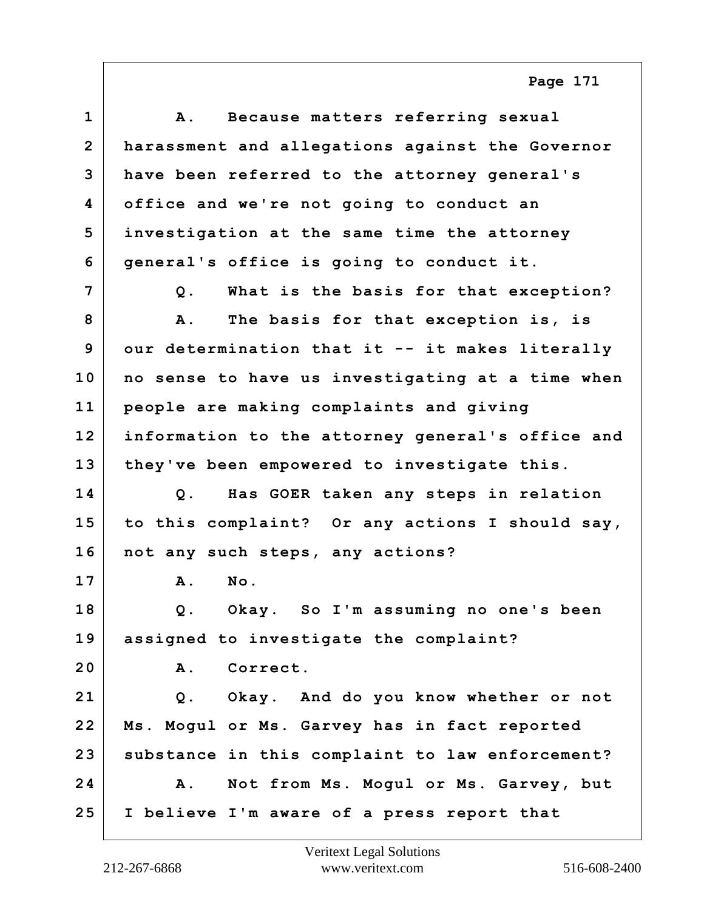1 A. Because matters referring sexual
2 harassment and allegations against the Governor
3 have been referred to the attorney general's
4 office and we're not going to conduct an
5 investigation at the same time the attorney
6 general's office is going to conduct it.
7 Q. What is the basis for that exception?
8 A. The basis for that exception is, is
9 our determination that it -- it makes literally
10 no sense to have us investigating at a time when
11 people are making complaints and giving
12 information to the attorney general's office and
13 they've been empowered to investigate this.
14 Q. Has GOER taken any steps in relation
15 to this complaint? Or any actions I should say,
16 not any such steps, any actions?
17 A. No.
18 Q. Okay. So I'm assuming no one's been
19 assigned to investigate the complaint?
20 A. Correct.
21 Q. Okay. And do you know whether or not
22 Ms. Mogul or Ms. Garvey has in fact reported
23 substance in this complaint to law enforcement?
24 A. Not from Ms. Mogul or Ms. Garvey, but
25 I believe I'm aware of a press report that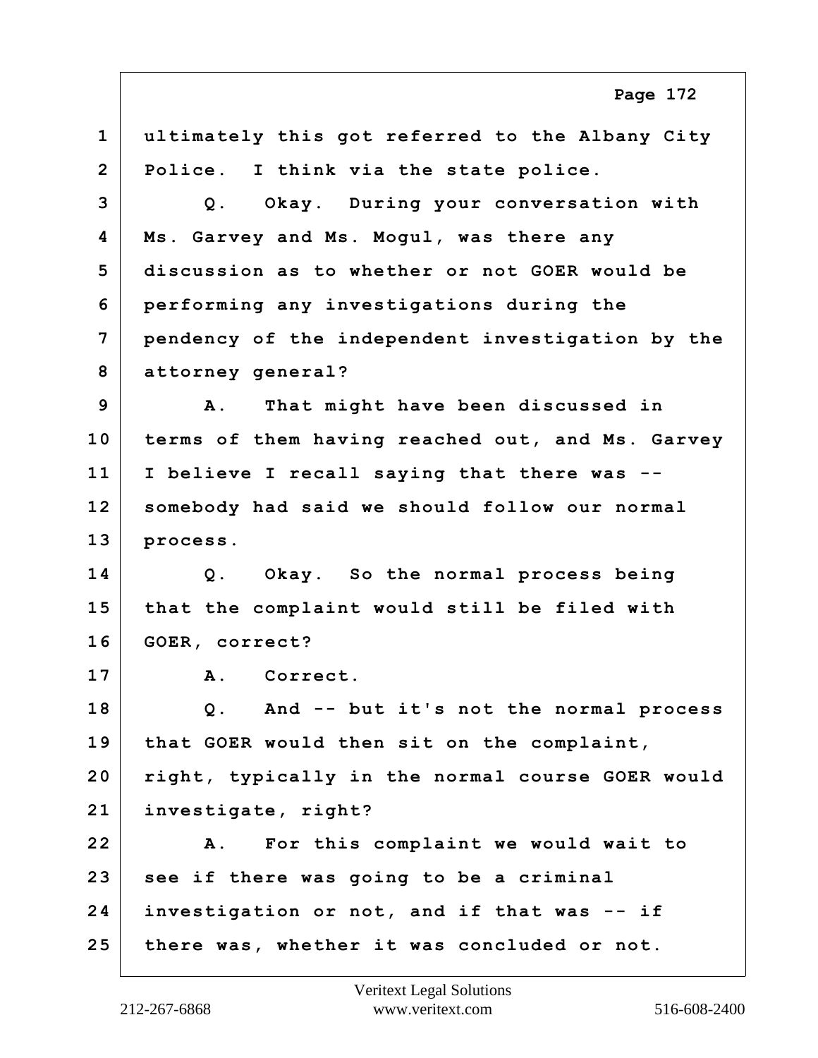1 ultimately this got referred to the Albany City
2 Police. I think via the state police.
3 Q. Okay. During your conversation with
4 Ms. Garvey and Ms. Mogul, was there any
5 discussion as to whether or not GOER would be
6 performing any investigations during the
7 pendency of the independent investigation by the
8 attorney general?
9 A. That might have been discussed in
10 terms of them having reached out, and Ms. Garvey
11 I believe I recall saying that there was --
12 somebody had said we should follow our normal
13 process.
14 Q. Okay. So the normal process being
15 that the complaint would still be filed with
16 GOER, correct?
17 A. Correct.
18 Q. And -- but it's not the normal process
19 that GOER would then sit on the complaint,
20 right, typically in the normal course GOER would
21 investigate, right?
22 A. For this complaint we would wait to
23 see if there was going to be a criminal
24 investigation or not, and if that was -- if
25 there was, whether it was concluded or not.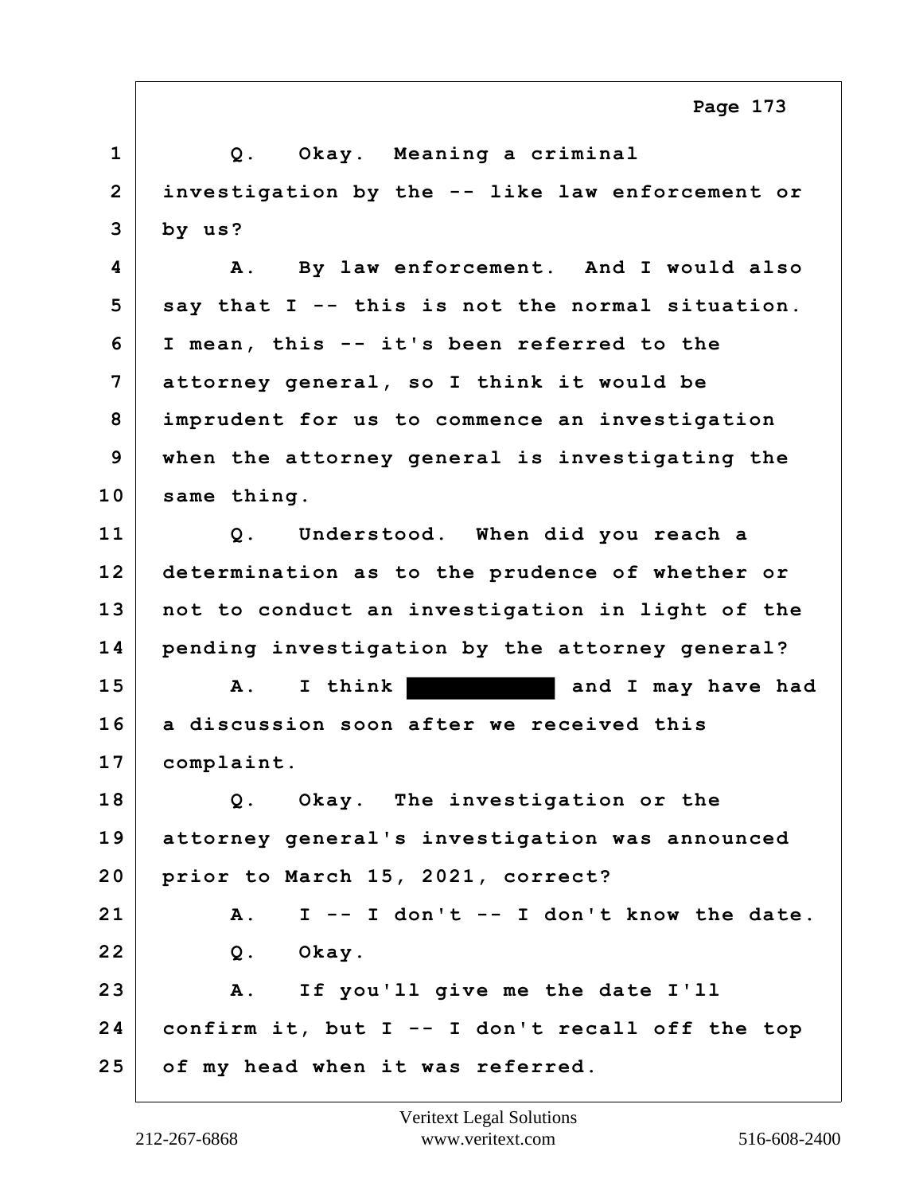1 Q. Okay. Meaning a criminal
2 investigation by the -- like law enforcement or
3 by us?
4 A. By law enforcement. And I would also
5 say that I -- this is not the normal situation.
6 I mean, this -- it's been referred to the
7 attorney general, so I think it would be
8 imprudent for us to commence an investigation
9 when the attorney general is investigating the
10 same thing.
11 Q. Understood. When did you reach a
12 determination as to the prudence of whether or
13 not to conduct an investigation in light of the
14 pending investigation by the attorney general?
15 A. I think ██████████ and I may have had
16 a discussion soon after we received this
17 complaint.
18 Q. Okay. The investigation or the
19 attorney general's investigation was announced
20 prior to March 15, 2021, correct?
21 A. I -- I don't -- I don't know the date.
22 Q. Okay.
23 A. If you'll give me the date I'll
24 confirm it, but I -- I don't recall off the top
25 of my head when it was referred.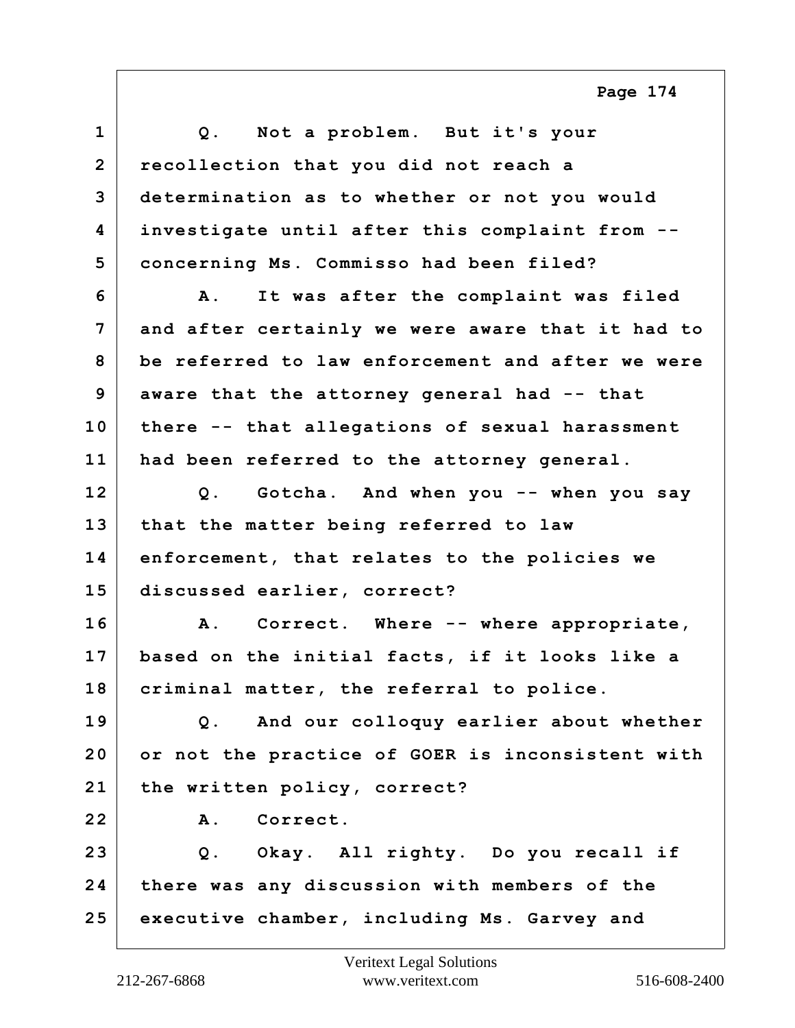1 Q. Not a problem. But it's your
2 recollection that you did not reach a
3 determination as to whether or not you would
4 investigate until after this complaint from --
5 concerning Ms. Commisso had been filed?
6 A. It was after the complaint was filed
7 and after certainly we were aware that it had to
8 be referred to law enforcement and after we were
9 aware that the attorney general had -- that
10 there -- that allegations of sexual harassment
11 had been referred to the attorney general.
12 Q. Gotcha. And when you -- when you say
13 that the matter being referred to law
14 enforcement, that relates to the policies we
15 discussed earlier, correct?
16 A. Correct. Where -- where appropriate,
17 based on the initial facts, if it looks like a
18 criminal matter, the referral to police.
19 Q. And our colloquy earlier about whether
20 or not the practice of GOER is inconsistent with
21 the written policy, correct?
22 A. Correct.
23 Q. Okay. All righty. Do you recall if
24 there was any discussion with members of the
25 executive chamber, including Ms. Garvey and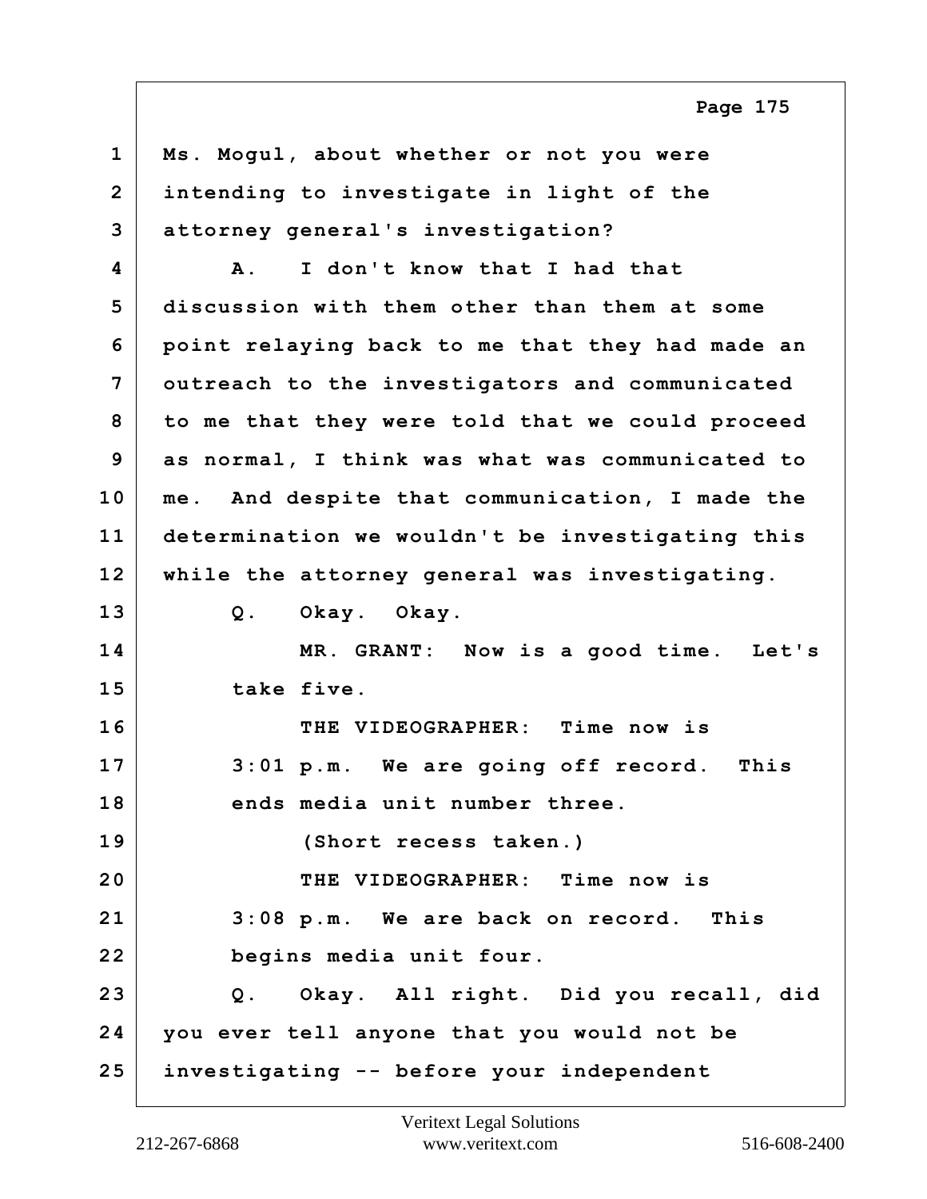1 Ms. Mogul, about whether or not you were
2 intending to investigate in light of the
3 attorney general's investigation?
4 A. I don't know that I had that
5 discussion with them other than them at some
6 point relaying back to me that they had made an
7 outreach to the investigators and communicated
8 to me that they were told that we could proceed
9 as normal, I think was what was communicated to
10 me. And despite that communication, I made the
11 determination we wouldn't be investigating this
12 while the attorney general was investigating.
13 Q. Okay. Okay.
14 MR. GRANT: Now is a good time. Let's
15 take five.
16 THE VIDEOGRAPHER: Time now is
17 3:01 p.m. We are going off record. This
18 ends media unit number three.
19 (Short recess taken.)
20 THE VIDEOGRAPHER: Time now is
21 3:08 p.m. We are back on record. This
22 begins media unit four.
23 Q. Okay. All right. Did you recall, did
24 you ever tell anyone that you would not be
25 investigating -- before your independent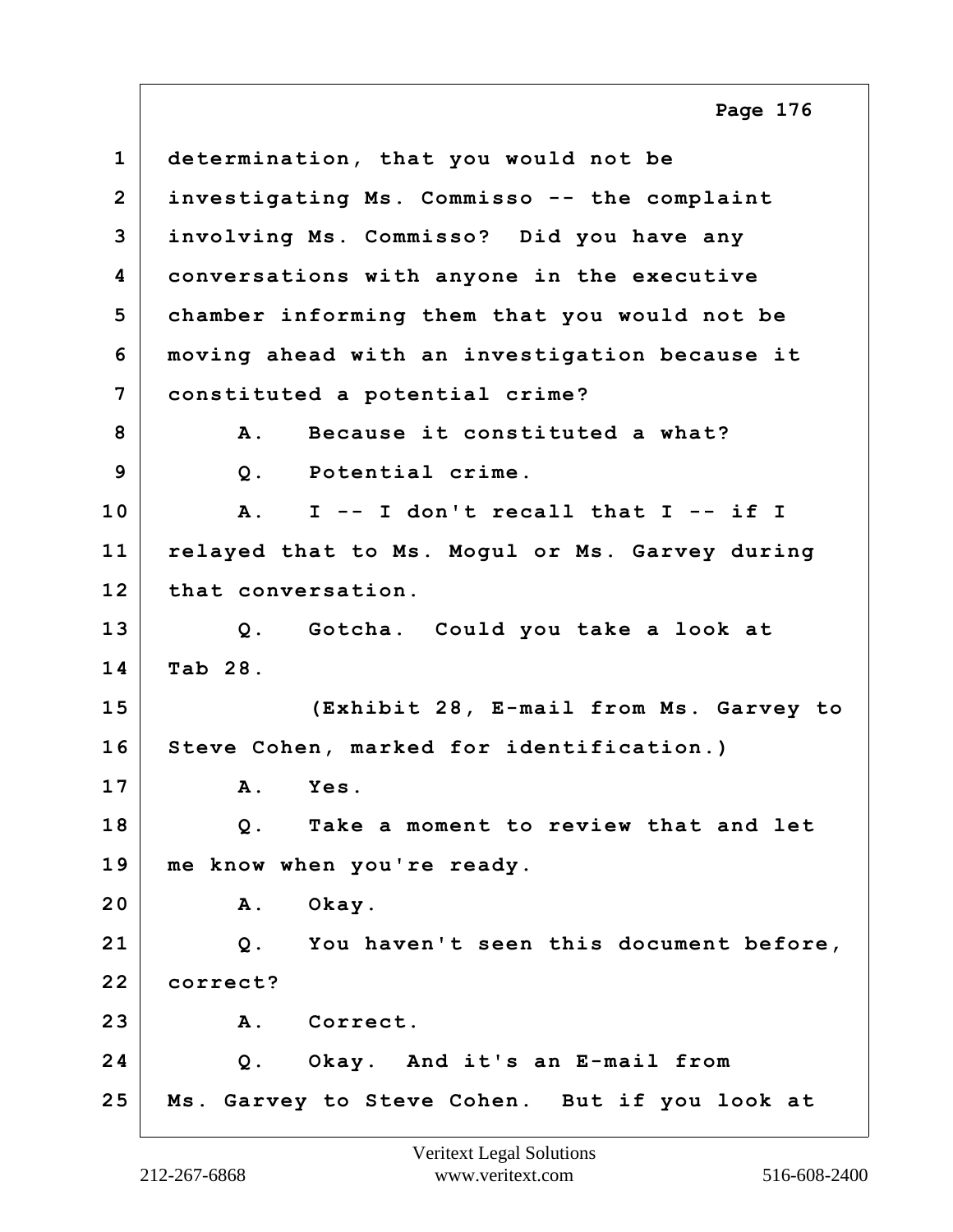1 determination, that you would not be
2 investigating Ms. Commisso -- the complaint
3 involving Ms. Commisso? Did you have any
4 conversations with anyone in the executive
5 chamber informing them that you would not be
6 moving ahead with an investigation because it
7 constituted a potential crime?
8 A. Because it constituted a what?
9 Q. Potential crime.
10 A. I -- I don't recall that I -- if I
11 relayed that to Ms. Mogul or Ms. Garvey during
12 that conversation.
13 Q. Gotcha. Could you take a look at
14 Tab 28.
15 (Exhibit 28, E-mail from Ms. Garvey to
16 Steve Cohen, marked for identification.)
17 A. Yes.
18 Q. Take a moment to review that and let
19 me know when you're ready.
20 A. Okay.
21 Q. You haven't seen this document before,
22 correct?
23 A. Correct.
24 Q. Okay. And it's an E-mail from
25 Ms. Garvey to Steve Cohen. But if you look at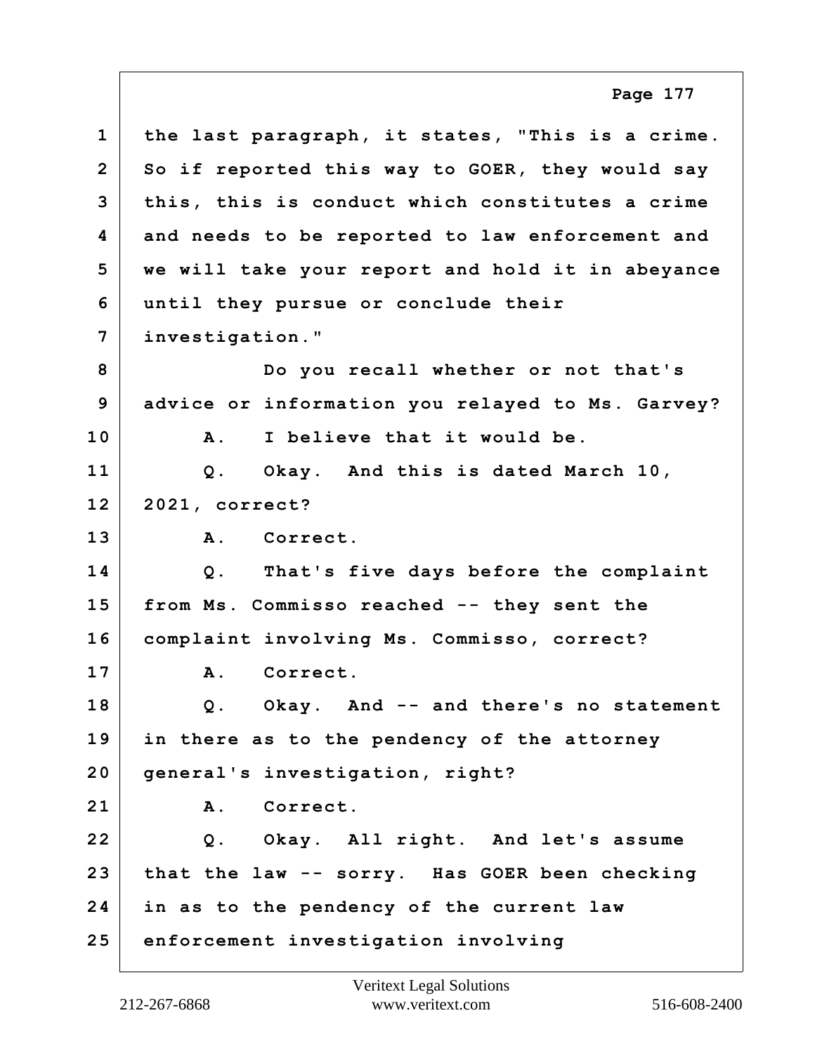1 the last paragraph, it states, "This is a crime.
2 So if reported this way to GOER, they would say
3 this, this is conduct which constitutes a crime
4 and needs to be reported to law enforcement and
5 we will take your report and hold it in abeyance
6 until they pursue or conclude their
7 investigation."
8 Do you recall whether or not that's
9 advice or information you relayed to Ms. Garvey?
10 A. I believe that it would be.
11 Q. Okay. And this is dated March 10,
12 2021, correct?
13 A. Correct.
14 Q. That's five days before the complaint
15 from Ms. Commisso reached -- they sent the
16 complaint involving Ms. Commisso, correct?
17 A. Correct.
18 Q. Okay. And -- and there's no statement
19 in there as to the pendency of the attorney
20 general's investigation, right?
21 A. Correct.
22 Q. Okay. All right. And let's assume
23 that the law -- sorry. Has GOER been checking
24 in as to the pendency of the current law
25 enforcement investigation involving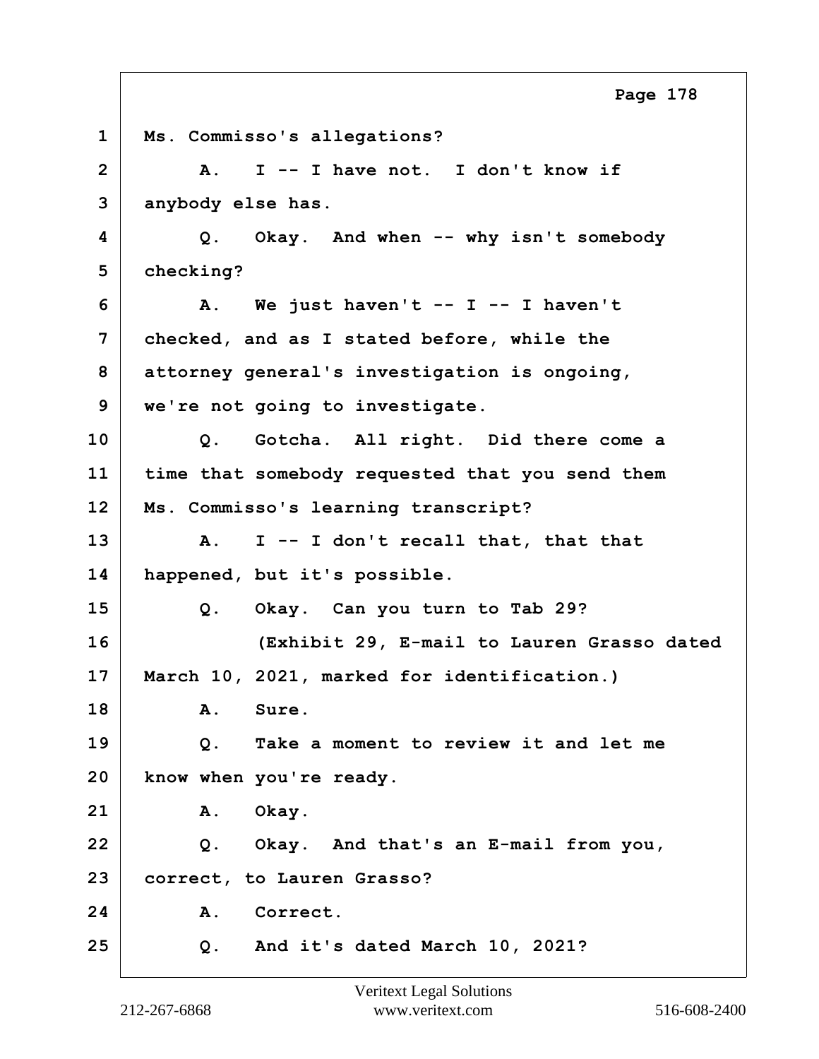1 Ms. Commisso's allegations?

2 A. I -- I have not. I don't know if

3 anybody else has.

4 Q. Okay. And when -- why isn't somebody

5 checking?

6 A. We just haven't -- I -- I haven't

7 checked, and as I stated before, while the

8 attorney general's investigation is ongoing,

9 we're not going to investigate.

10 Q. Gotcha. All right. Did there come a

11 time that somebody requested that you send them

12 Ms. Commisso's learning transcript?

13 A. I -- I don't recall that, that that

14 happened, but it's possible.

15 Q. Okay. Can you turn to Tab 29?

16 (Exhibit 29, E-mail to Lauren Grasso dated

17 March 10, 2021, marked for identification.)

18 A. Sure.

19 Q. Take a moment to review it and let me

20 know when you're ready.

21 A. Okay.

22 Q. Okay. And that's an E-mail from you,

23 correct, to Lauren Grasso?

24 A. Correct.

25 Q. And it's dated March 10, 2021?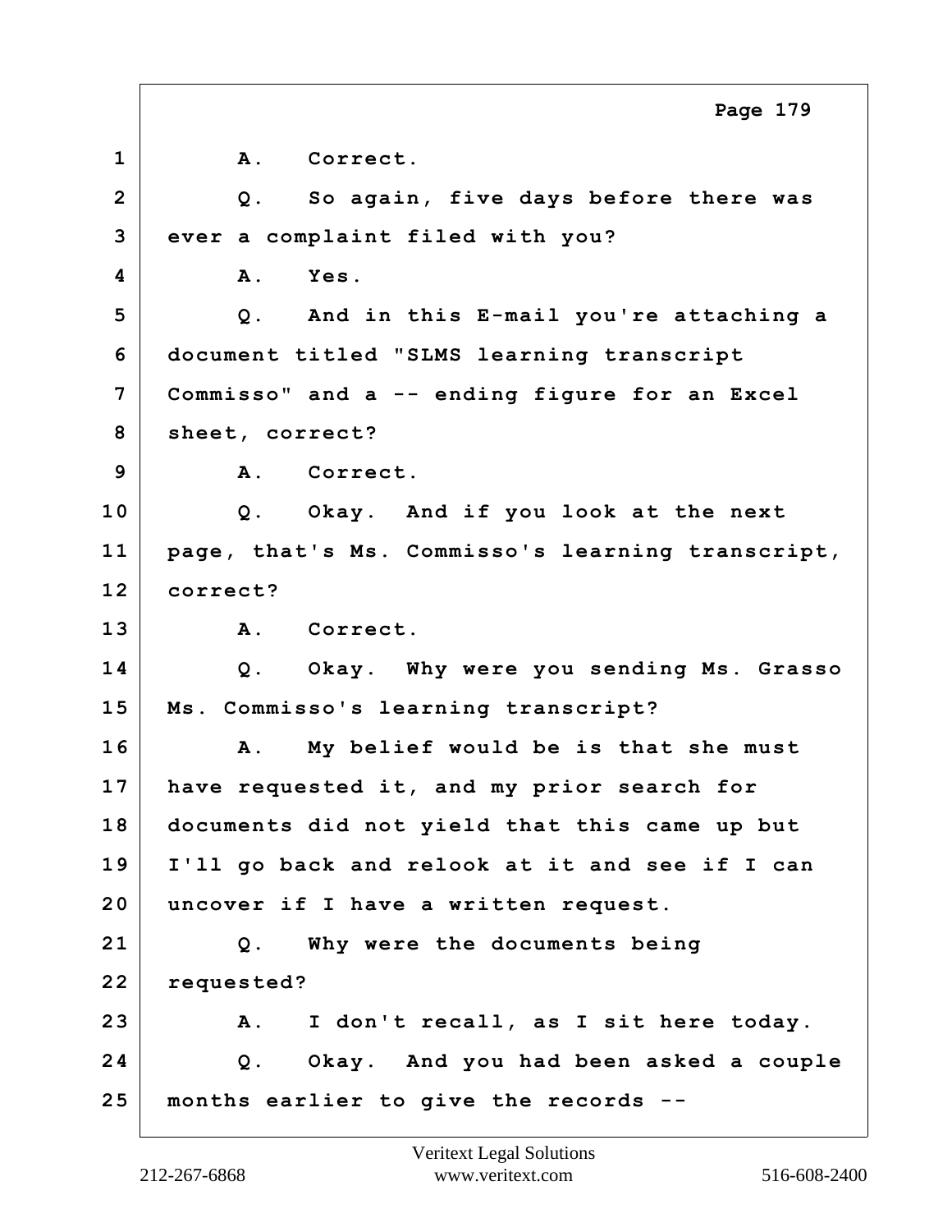1 A. Correct.

2 Q. So again, five days before there was

3 ever a complaint filed with you?

4 A. Yes.

5 Q. And in this E-mail you're attaching a

6 document titled "SLMS learning transcript

7 Commisso" and a -- ending figure for an Excel

8 sheet, correct?

9 A. Correct.

10 Q. Okay. And if you look at the next

11 page, that's Ms. Commisso's learning transcript,

12 correct?

13 A. Correct.

14 Q. Okay. Why were you sending Ms. Grasso

15 Ms. Commisso's learning transcript?

16 A. My belief would be is that she must

17 have requested it, and my prior search for

18 documents did not yield that this came up but

19 I'll go back and relook at it and see if I can

20 uncover if I have a written request.

21 Q. Why were the documents being

22 requested?

23 A. I don't recall, as I sit here today.

24 Q. Okay. And you had been asked a couple

25 months earlier to give the records --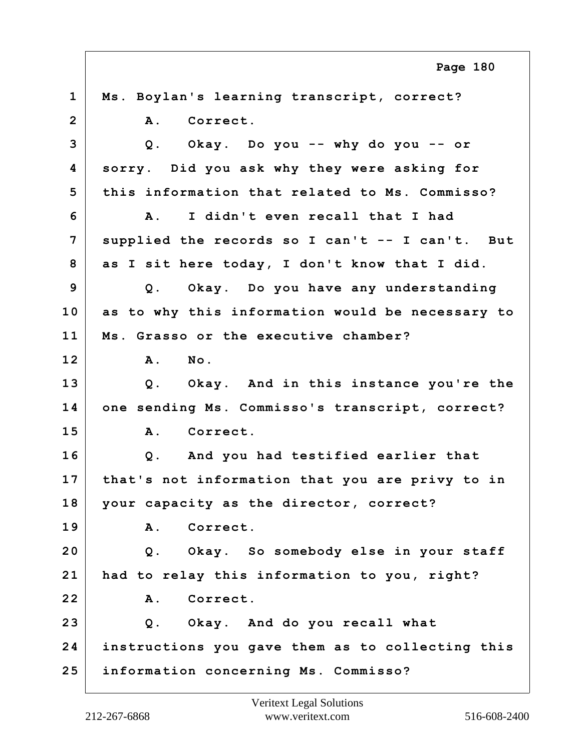1 Ms. Boylan's learning transcript, correct?

2 A. Correct.

3 Q. Okay. Do you -- why do you -- or

4 sorry. Did you ask why they were asking for

5 this information that related to Ms. Commisso?

6 A. I didn't even recall that I had

7 supplied the records so I can't -- I can't. But

8 as I sit here today, I don't know that I did.

9 Q. Okay. Do you have any understanding

10 as to why this information would be necessary to

11 Ms. Grasso or the executive chamber?

12 A. No.

13 Q. Okay. And in this instance you're the

14 one sending Ms. Commisso's transcript, correct?

15 A. Correct.

16 Q. And you had testified earlier that

17 that's not information that you are privy to in

18 your capacity as the director, correct?

19 A. Correct.

20 Q. Okay. So somebody else in your staff

21 had to relay this information to you, right?

22 A. Correct.

23 Q. Okay. And do you recall what

24 instructions you gave them as to collecting this

25 information concerning Ms. Commisso?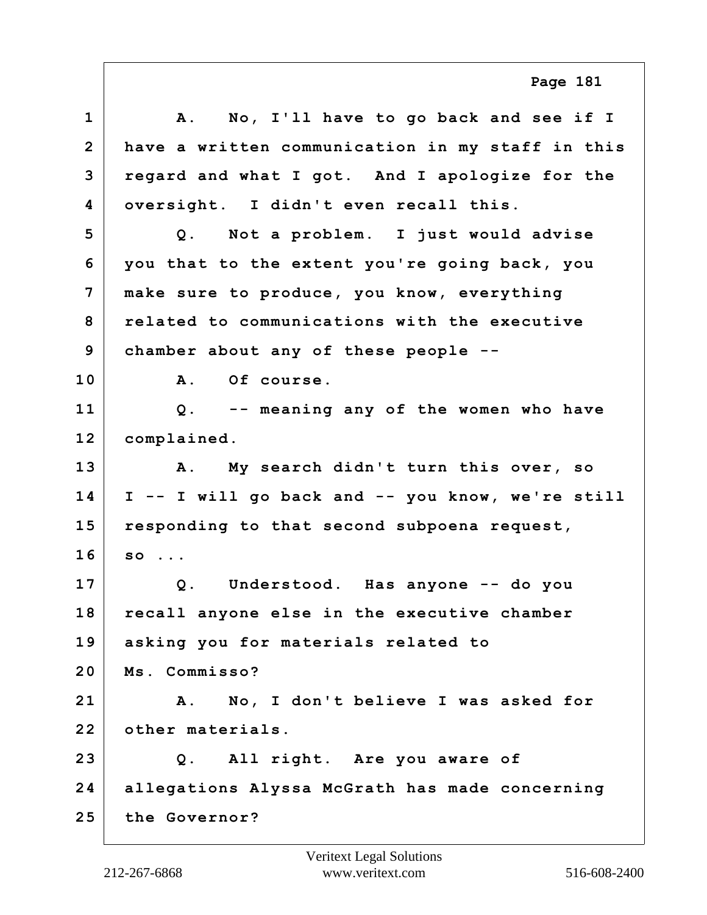1 A. No, I'll have to go back and see if I
2 have a written communication in my staff in this
3 regard and what I got. And I apologize for the
4 oversight. I didn't even recall this.
5 Q. Not a problem. I just would advise
6 you that to the extent you're going back, you
7 make sure to produce, you know, everything
8 related to communications with the executive
9 chamber about any of these people --
10 A. Of course.
11 Q. -- meaning any of the women who have
12 complained.
13 A. My search didn't turn this over, so
14 I -- I will go back and -- you know, we're still
15 responding to that second subpoena request,
16 so ...
17 Q. Understood. Has anyone -- do you
18 recall anyone else in the executive chamber
19 asking you for materials related to
20 Ms. Commisso?
21 A. No, I don't believe I was asked for
22 other materials.
23 Q. All right. Are you aware of
24 allegations Alyssa McGrath has made concerning
25 the Governor?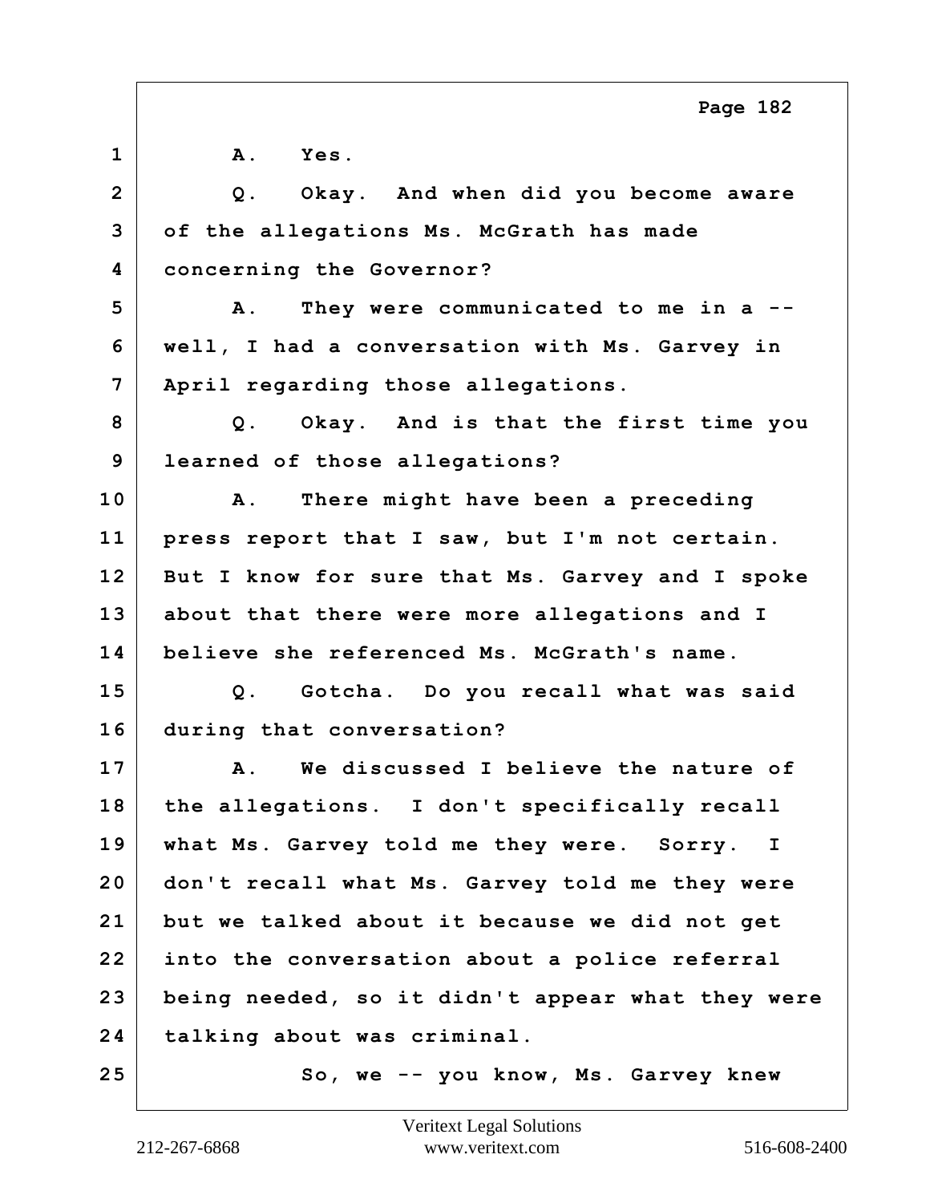1 A. Yes.

2 Q. Okay. And when did you become aware

3 of the allegations Ms. McGrath has made

4 concerning the Governor?

5 A. They were communicated to me in a --

6 well, I had a conversation with Ms. Garvey in

7 April regarding those allegations.

8 Q. Okay. And is that the first time you

9 learned of those allegations?

10 A. There might have been a preceding

11 press report that I saw, but I'm not certain.

12 But I know for sure that Ms. Garvey and I spoke

13 about that there were more allegations and I

14 believe she referenced Ms. McGrath's name.

15 Q. Gotcha. Do you recall what was said

16 during that conversation?

17 A. We discussed I believe the nature of

18 the allegations. I don't specifically recall

19 what Ms. Garvey told me they were. Sorry. I

20 don't recall what Ms. Garvey told me they were

21 but we talked about it because we did not get

22 into the conversation about a police referral

23 being needed, so it didn't appear what they were

24 talking about was criminal.

25 So, we -- you know, Ms. Garvey knew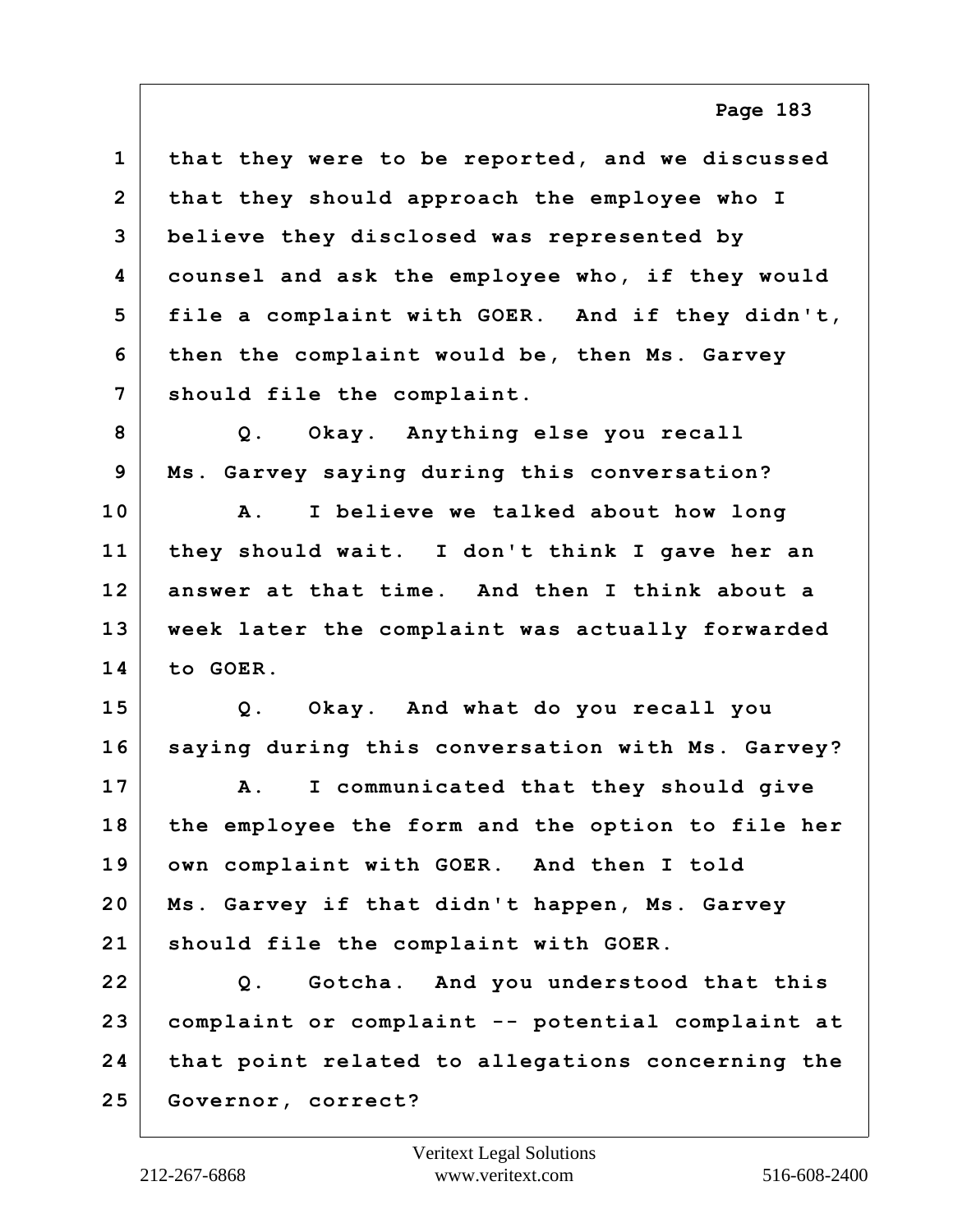1 that they were to be reported, and we discussed
2 that they should approach the employee who I
3 believe they disclosed was represented by
4 counsel and ask the employee who, if they would
5 file a complaint with GOER. And if they didn't,
6 then the complaint would be, then Ms. Garvey
7 should file the complaint.

8 Q. Okay. Anything else you recall
9 Ms. Garvey saying during this conversation?

10 A. I believe we talked about how long
11 they should wait. I don't think I gave her an
12 answer at that time. And then I think about a
13 week later the complaint was actually forwarded
14 to GOER.

15 Q. Okay. And what do you recall you
16 saying during this conversation with Ms. Garvey?

17 A. I communicated that they should give
18 the employee the form and the option to file her
19 own complaint with GOER. And then I told
20 Ms. Garvey if that didn't happen, Ms. Garvey
21 should file the complaint with GOER.

22 Q. Gotcha. And you understood that this
23 complaint or complaint -- potential complaint at
24 that point related to allegations concerning the
25 Governor, correct?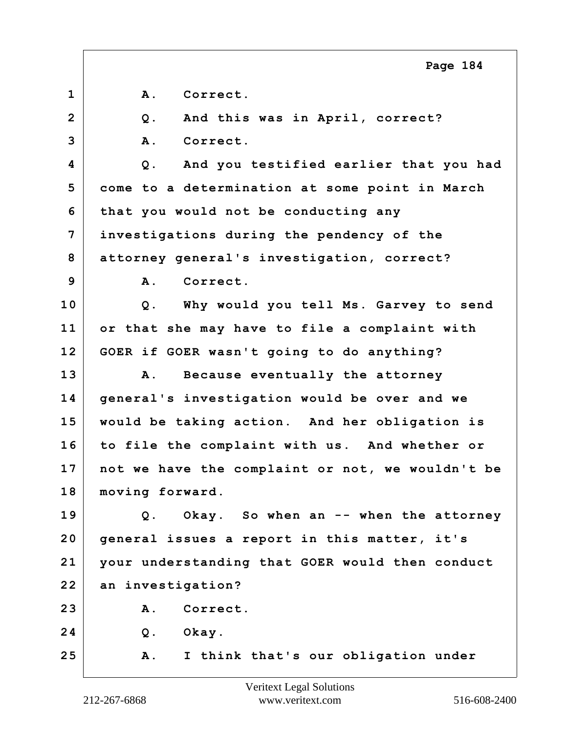1 A. Correct.

2 Q. And this was in April, correct?

3 A. Correct.

4 Q. And you testified earlier that you had
5 come to a determination at some point in March
6 that you would not be conducting any
7 investigations during the pendency of the
8 attorney general's investigation, correct?

9 A. Correct.

10 Q. Why would you tell Ms. Garvey to send
11 or that she may have to file a complaint with
12 GOER if GOER wasn't going to do anything?

13 A. Because eventually the attorney
14 general's investigation would be over and we
15 would be taking action. And her obligation is
16 to file the complaint with us. And whether or
17 not we have the complaint or not, we wouldn't be
18 moving forward.

19 Q. Okay. So when an -- when the attorney
20 general issues a report in this matter, it's
21 your understanding that GOER would then conduct
22 an investigation?

23 A. Correct.

24 Q. Okay.

25 A. I think that's our obligation under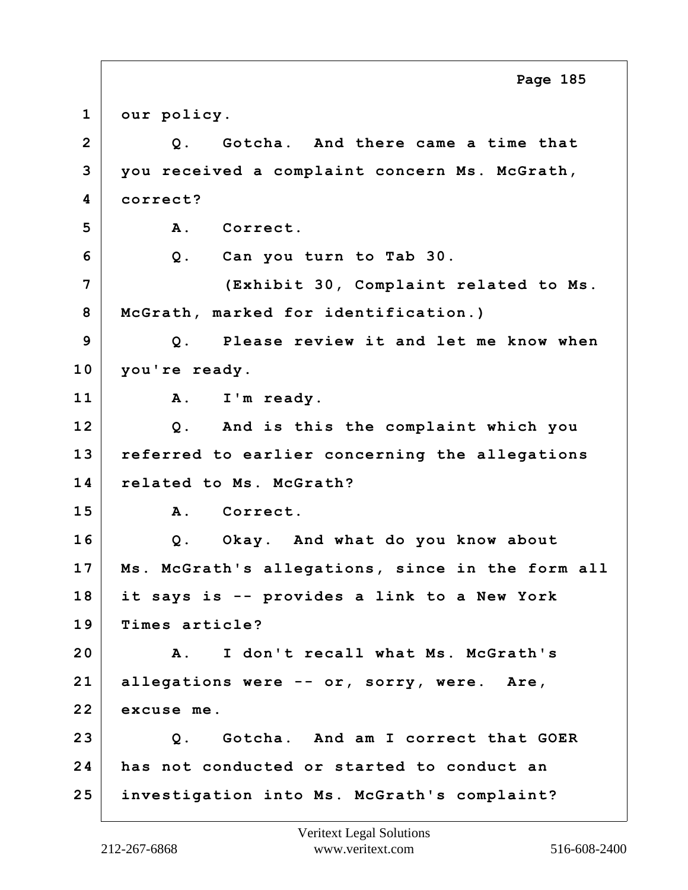1 our policy.

2 Q. Gotcha. And there came a time that

3 you received a complaint concern Ms. McGrath,

4 correct?

5 A. Correct.

6 Q. Can you turn to Tab 30.

7 (Exhibit 30, Complaint related to Ms.

8 McGrath, marked for identification.)

9 Q. Please review it and let me know when

10 you're ready.

11 A. I'm ready.

12 Q. And is this the complaint which you

13 referred to earlier concerning the allegations

14 related to Ms. McGrath?

15 A. Correct.

16 Q. Okay. And what do you know about

17 Ms. McGrath's allegations, since in the form all

18 it says is -- provides a link to a New York

19 Times article?

20 A. I don't recall what Ms. McGrath's

21 allegations were -- or, sorry, were. Are,

22 excuse me.

23 Q. Gotcha. And am I correct that GOER

24 has not conducted or started to conduct an

25 investigation into Ms. McGrath's complaint?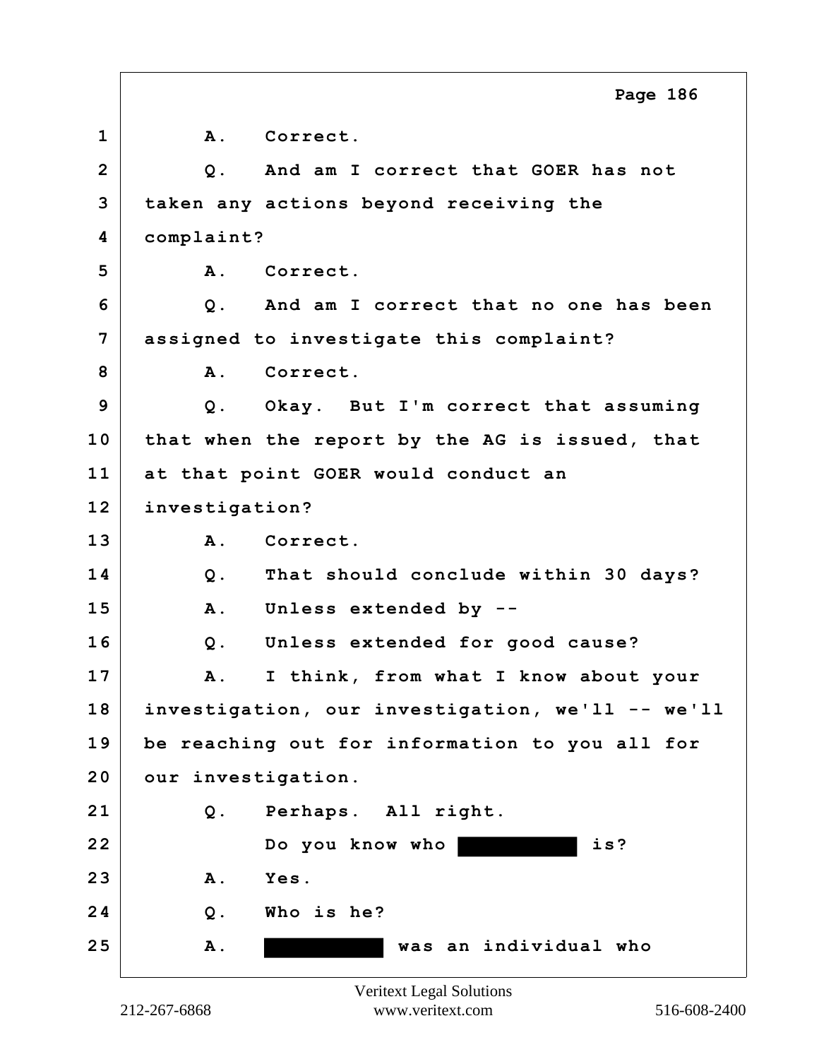1 A. Correct.

2 Q. And am I correct that GOER has not

3 taken any actions beyond receiving the

4 complaint?

5 A. Correct.

6 Q. And am I correct that no one has been

7 assigned to investigate this complaint?

8 A. Correct.

9 Q. Okay. But I'm correct that assuming

10 that when the report by the AG is issued, that

11 at that point GOER would conduct an

12 investigation?

13 A. Correct.

14 Q. That should conclude within 30 days?

15 A. Unless extended by --

16 Q. Unless extended for good cause?

17 A. I think, from what I know about your

18 investigation, our investigation, we'll -- we'll

19 be reaching out for information to you all for

20 our investigation.

21 Q. Perhaps. All right.

22 Do you know who ██████████ is?

23 A. Yes.

24 Q. Who is he?

25 A. ██████████ was an individual who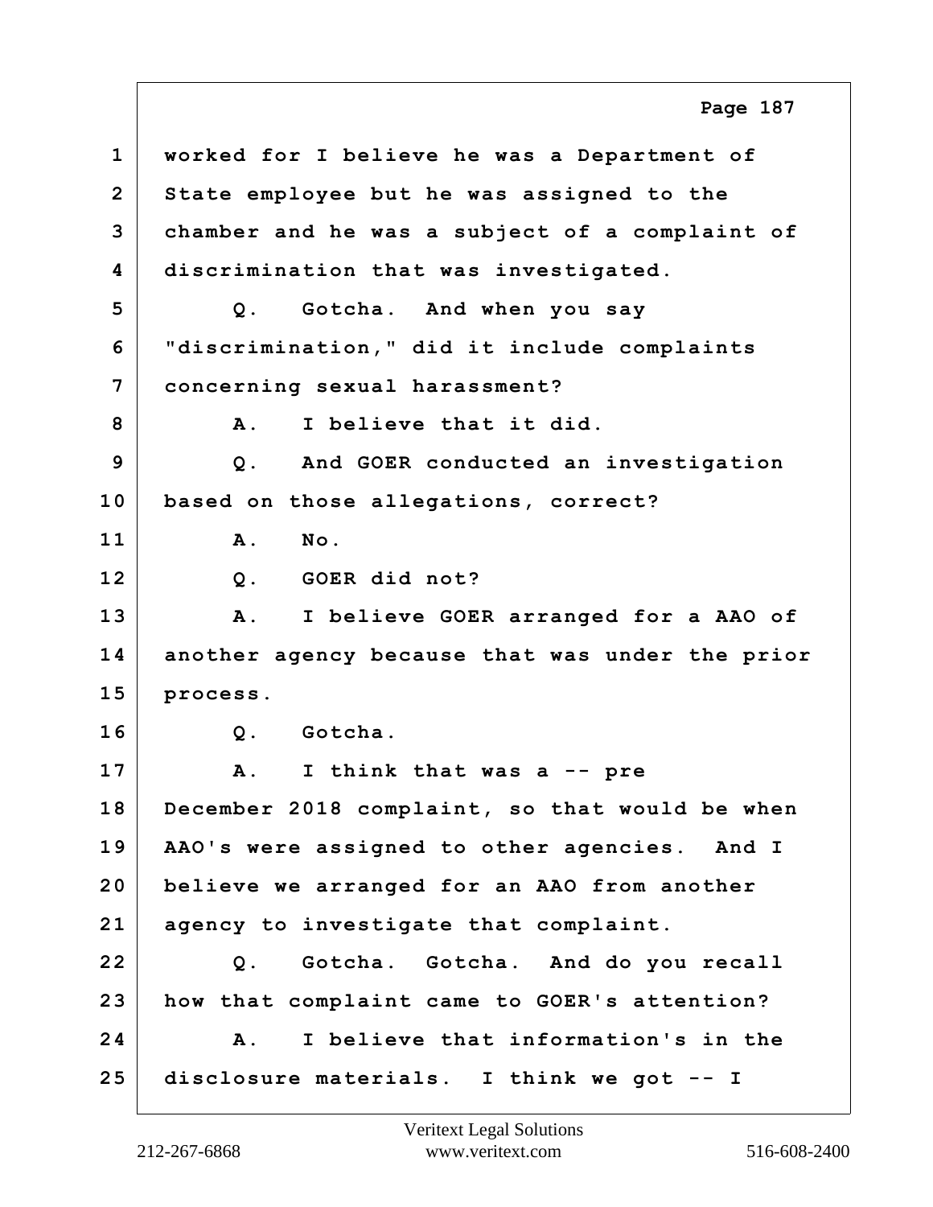1 worked for I believe he was a Department of
2 State employee but he was assigned to the
3 chamber and he was a subject of a complaint of
4 discrimination that was investigated.
5 Q. Gotcha. And when you say
6 "discrimination," did it include complaints
7 concerning sexual harassment?
8 A. I believe that it did.
9 Q. And GOER conducted an investigation
10 based on those allegations, correct?
11 A. No.
12 Q. GOER did not?
13 A. I believe GOER arranged for a AAO of
14 another agency because that was under the prior
15 process.
16 Q. Gotcha.
17 A. I think that was a -- pre
18 December 2018 complaint, so that would be when
19 AAO's were assigned to other agencies. And I
20 believe we arranged for an AAO from another
21 agency to investigate that complaint.
22 Q. Gotcha. Gotcha. And do you recall
23 how that complaint came to GOER's attention?
24 A. I believe that information's in the
25 disclosure materials. I think we got -- I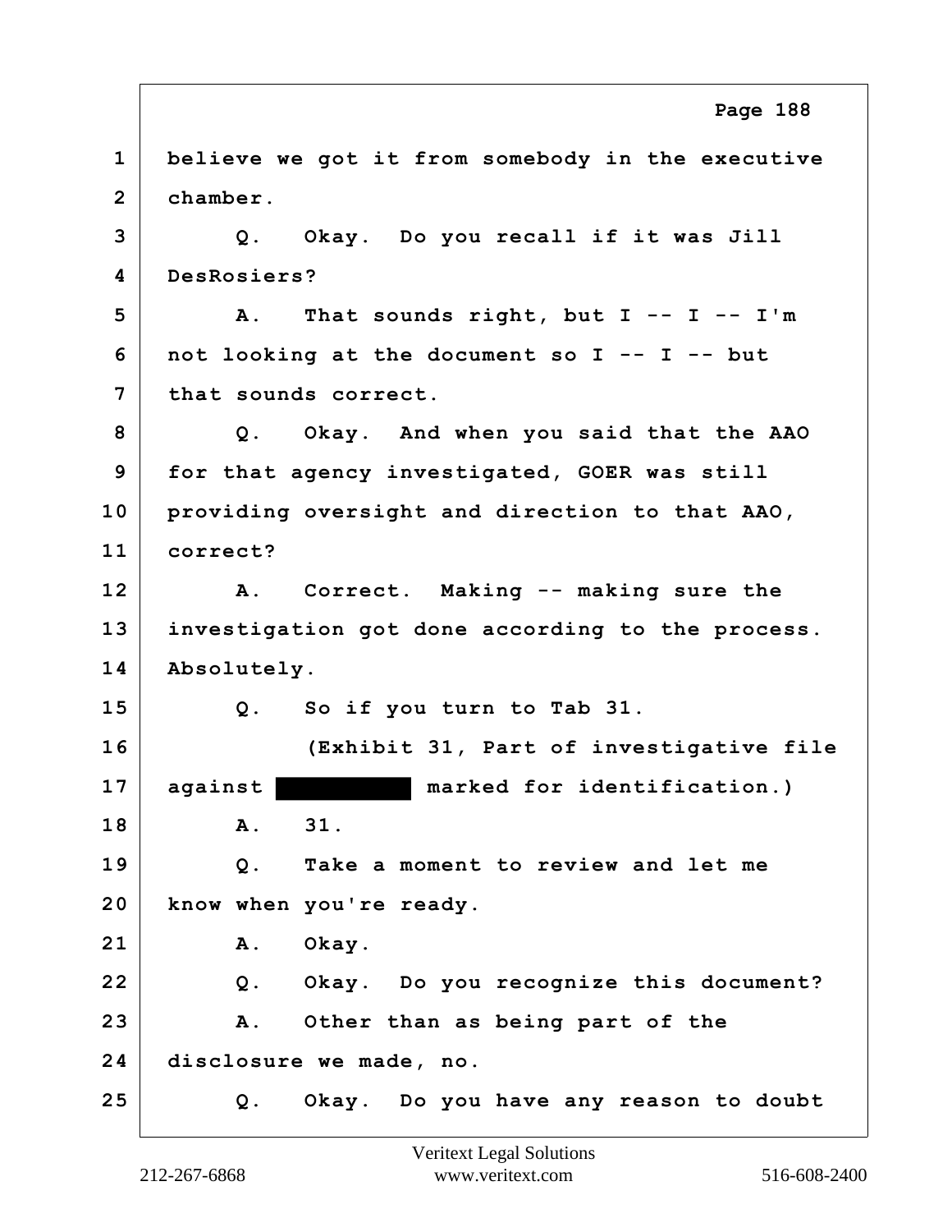1 believe we got it from somebody in the executive
2 chamber.
3 Q. Okay. Do you recall if it was Jill
4 DesRosiers?
5 A. That sounds right, but I -- I -- I'm
6 not looking at the document so I -- I -- but
7 that sounds correct.
8 Q. Okay. And when you said that the AAO
9 for that agency investigated, GOER was still
10 providing oversight and direction to that AAO,
11 correct?
12 A. Correct. Making -- making sure the
13 investigation got done according to the process.
14 Absolutely.
15 Q. So if you turn to Tab 31.
16 (Exhibit 31, Part of investigative file
17 against ██████████ marked for identification.)
18 A. 31.
19 Q. Take a moment to review and let me
20 know when you're ready.
21 A. Okay.
22 Q. Okay. Do you recognize this document?
23 A. Other than as being part of the
24 disclosure we made, no.
25 Q. Okay. Do you have any reason to doubt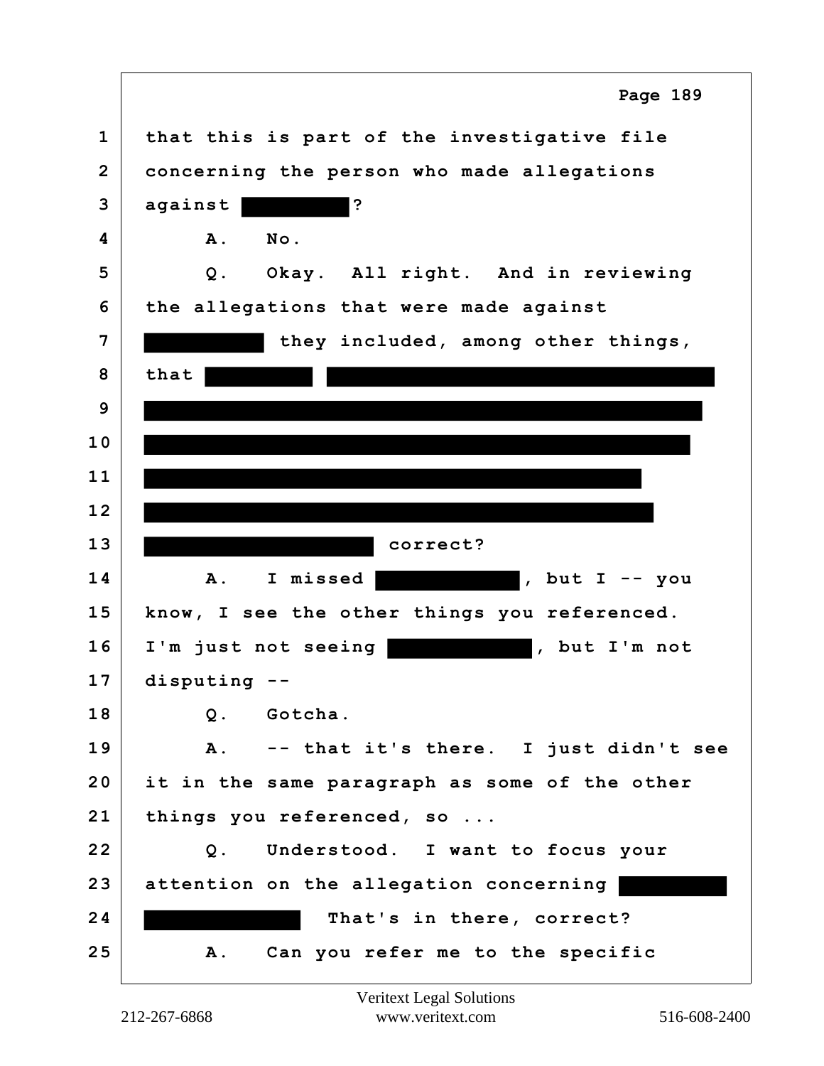1 that this is part of the investigative file
2 concerning the person who made allegations
3 against ██████████?
4 A. No.
5 Q. Okay. All right. And in reviewing
6 the allegations that were made against
7 ██████████ they included, among other things,
8 that ██████████ ████████████████████████████████
9 ████████████████████████████████████████████████
10 ████████████████████████████████████████████████
11 ████████████████████████████████████████████
12 █████████████████████████████████████████████
13 ████████████████████ correct?
14 A. I missed ████████████, but I -- you
15 know, I see the other things you referenced.
16 I'm just not seeing ████████████, but I'm not
17 disputing --
18 Q. Gotcha.
19 A. -- that it's there. I just didn't see
20 it in the same paragraph as some of the other
21 things you referenced, so ...
22 Q. Understood. I want to focus your
23 attention on the allegation concerning ██████████
24 ████████████. That's in there, correct?
25 A. Can you refer me to the specific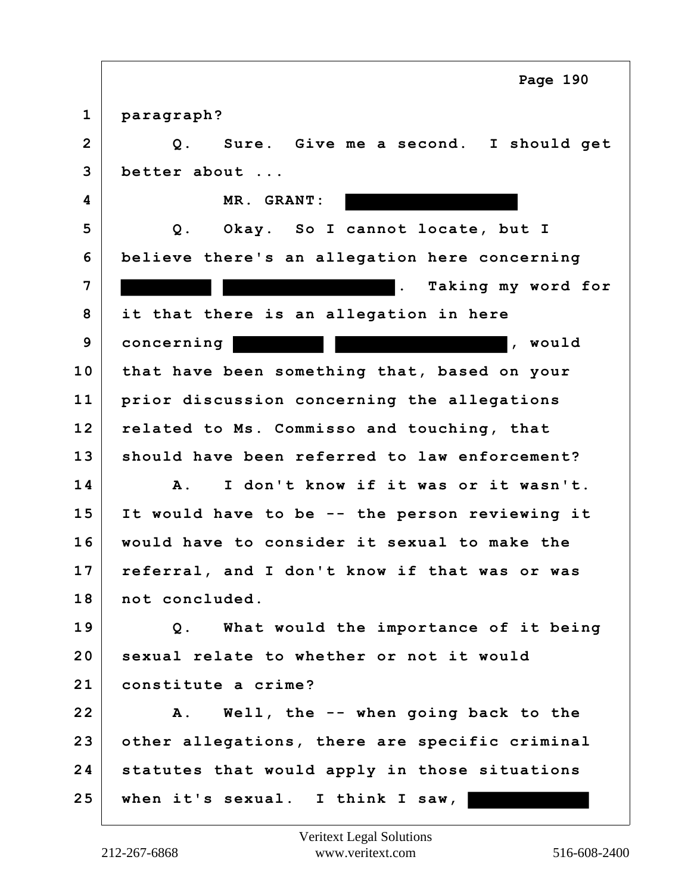1 paragraph?

2 Q. Sure. Give me a second. I should get

3 better about ...

4 MR. GRANT: [REDACTED]

5 Q. Okay. So I cannot locate, but I

6 believe there's an allegation here concerning

7 [REDACTED] [REDACTED]. Taking my word for

8 it that there is an allegation in here

9 concerning [REDACTED] [REDACTED], would

10 that have been something that, based on your

11 prior discussion concerning the allegations

12 related to Ms. Commisso and touching, that

13 should have been referred to law enforcement?

14 A. I don't know if it was or it wasn't.

15 It would have to be -- the person reviewing it

16 would have to consider it sexual to make the

17 referral, and I don't know if that was or was

18 not concluded.

19 Q. What would the importance of it being

20 sexual relate to whether or not it would

21 constitute a crime?

22 A. Well, the -- when going back to the

23 other allegations, there are specific criminal

24 statutes that would apply in those situations

25 when it's sexual. I think I saw, [REDACTED]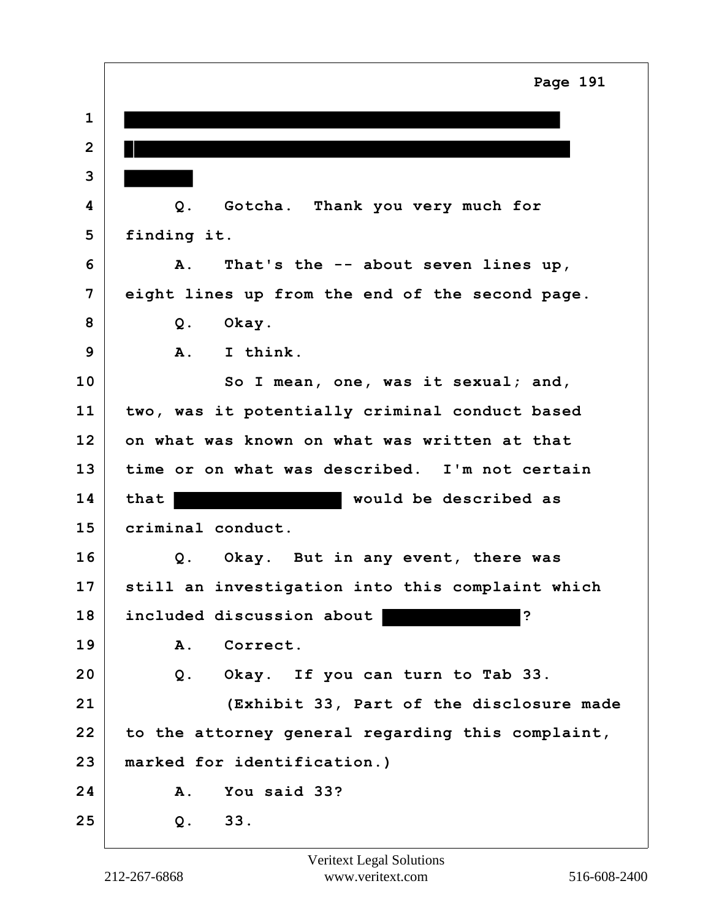Q. Gotcha. Thank you very much for finding it.

A. That's the -- about seven lines up, eight lines up from the end of the second page.

Q. Okay.

A. I think.

So I mean, one, was it sexual; and, two, was it potentially criminal conduct based on what was known on what was written at that time or on what was described. I'm not certain that [REDACTED] would be described as criminal conduct.

Q. Okay. But in any event, there was still an investigation into this complaint which included discussion about [REDACTED]?

A. Correct.

Q. Okay. If you can turn to Tab 33.

(Exhibit 33, Part of the disclosure made to the attorney general regarding this complaint, marked for identification.)

A. You said 33?

Q. 33.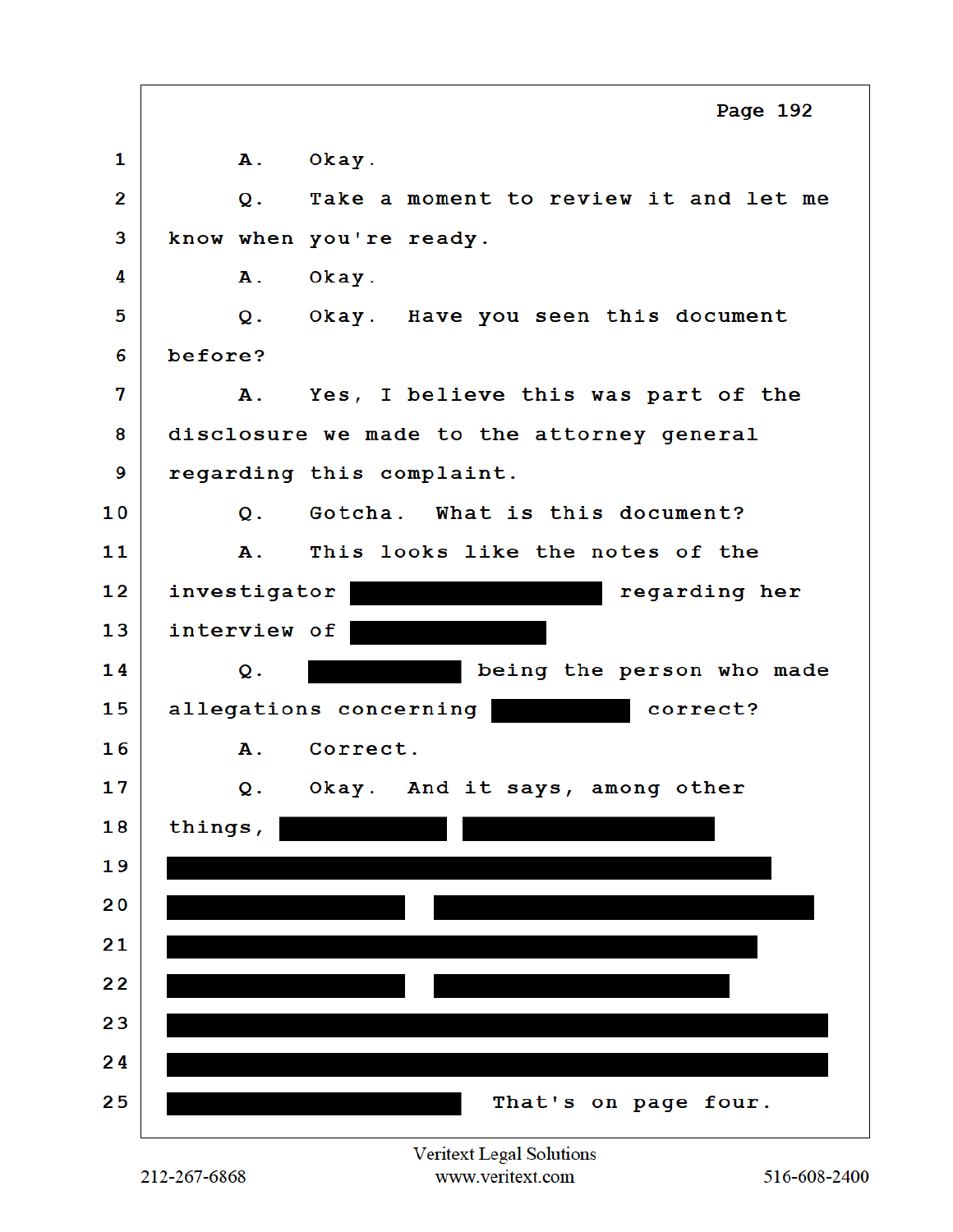1 A. Okay.

2 Q. Take a moment to review it and let me

3 know when you're ready.

4 A. Okay.

5 Q. Okay. Have you seen this document

6 before?

7 A. Yes, I believe this was part of the

8 disclosure we made to the attorney general

9 regarding this complaint.

10 Q. Gotcha. What is this document?

11 A. This looks like the notes of the

12 investigator ████████ regarding her

13 interview of ████████

14 Q. ████████ being the person who made

15 allegations concerning ████████ correct?

16 A. Correct.

17 Q. Okay. And it says, among other

18 things, ████████ ████████

19 ████████

20 ████████ ████████

21 ████████

22 ████████ ████████

23 ████████

24 ████████

25 ████████ That's on page four.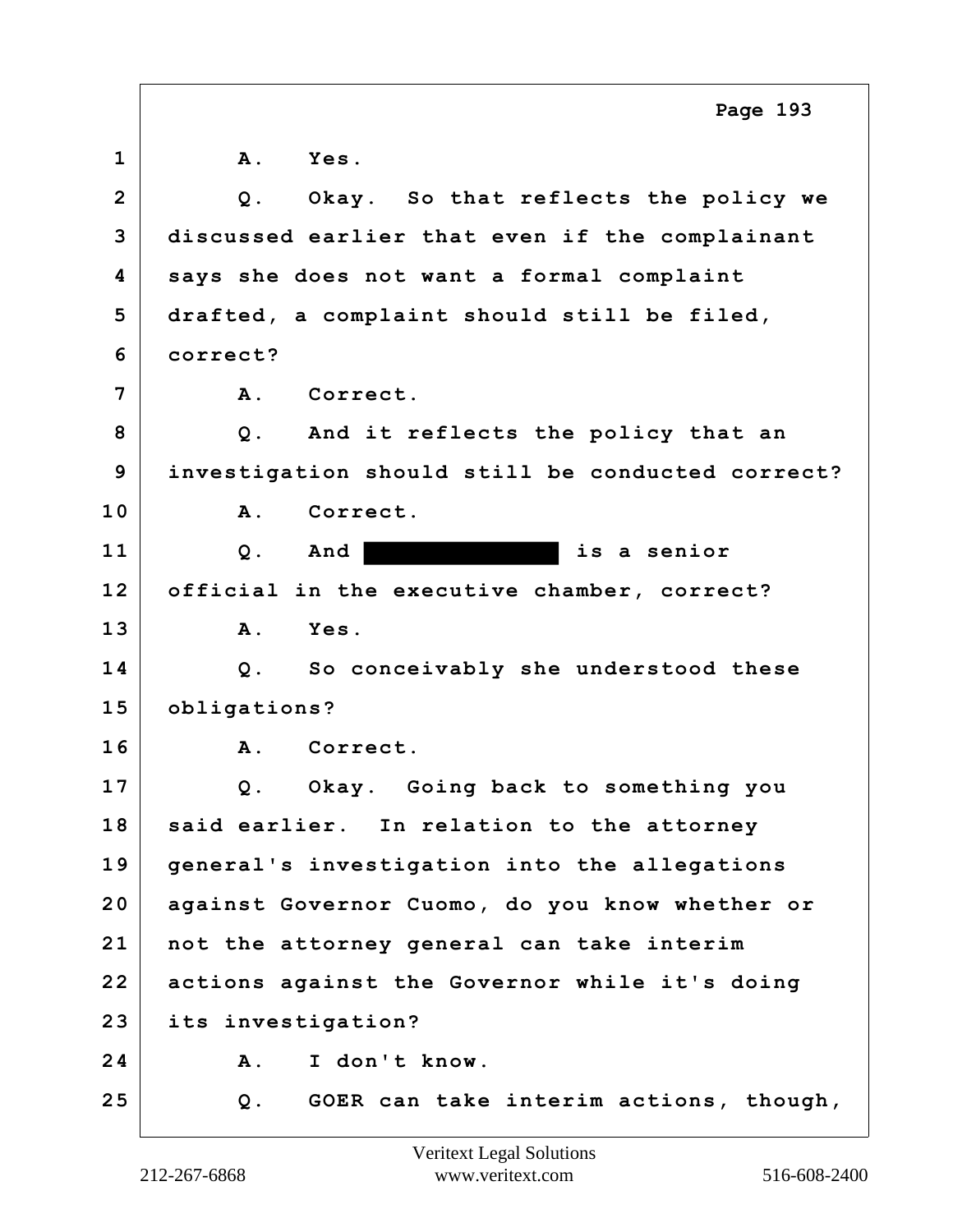1 A. Yes.

2 Q. Okay. So that reflects the policy we

3 discussed earlier that even if the complainant

4 says she does not want a formal complaint

5 drafted, a complaint should still be filed,

6 correct?

7 A. Correct.

8 Q. And it reflects the policy that an

9 investigation should still be conducted correct?

10 A. Correct.

11 Q. And [REDACTED] is a senior

12 official in the executive chamber, correct?

13 A. Yes.

14 Q. So conceivably she understood these

15 obligations?

16 A. Correct.

17 Q. Okay. Going back to something you

18 said earlier. In relation to the attorney

19 general's investigation into the allegations

20 against Governor Cuomo, do you know whether or

21 not the attorney general can take interim

22 actions against the Governor while it's doing

23 its investigation?

24 A. I don't know.

25 Q. GOER can take interim actions, though,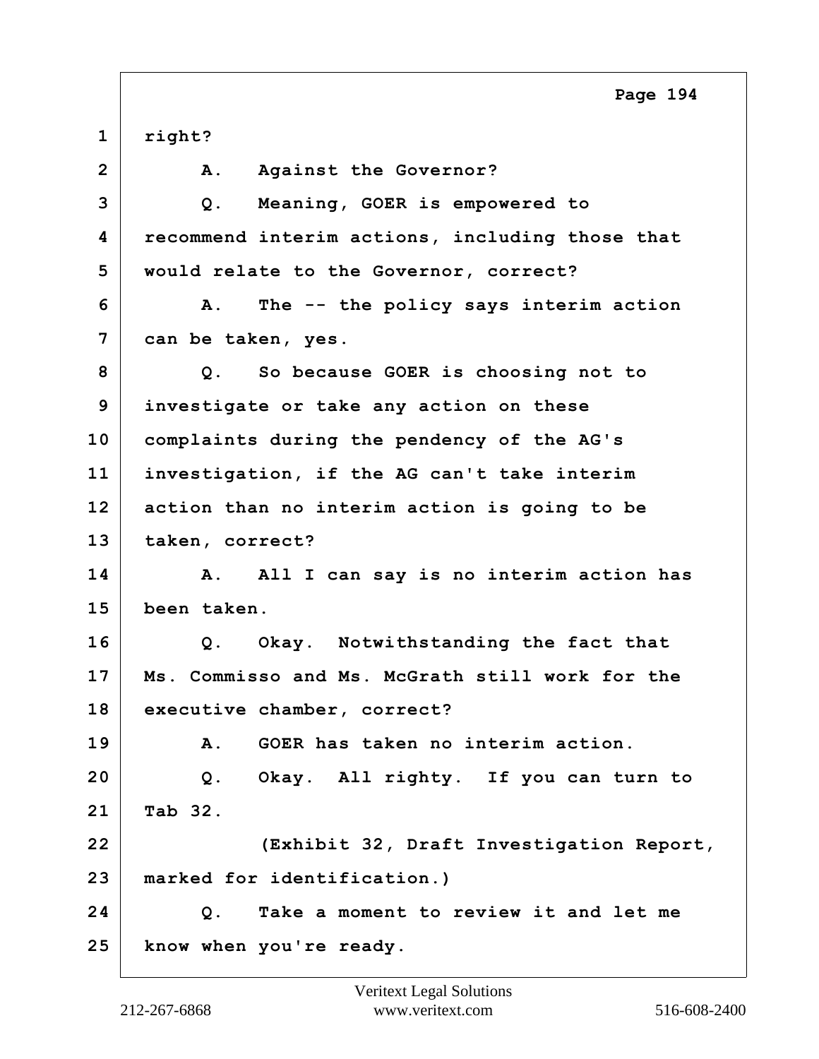1 right?

2 A. Against the Governor?

3 Q. Meaning, GOER is empowered to

4 recommend interim actions, including those that

5 would relate to the Governor, correct?

6 A. The -- the policy says interim action

7 can be taken, yes.

8 Q. So because GOER is choosing not to

9 investigate or take any action on these

10 complaints during the pendency of the AG's

11 investigation, if the AG can't take interim

12 action than no interim action is going to be

13 taken, correct?

14 A. All I can say is no interim action has

15 been taken.

16 Q. Okay. Notwithstanding the fact that

17 Ms. Commisso and Ms. McGrath still work for the

18 executive chamber, correct?

19 A. GOER has taken no interim action.

20 Q. Okay. All righty. If you can turn to

21 Tab 32.

22 (Exhibit 32, Draft Investigation Report,

23 marked for identification.)

24 Q. Take a moment to review it and let me

25 know when you're ready.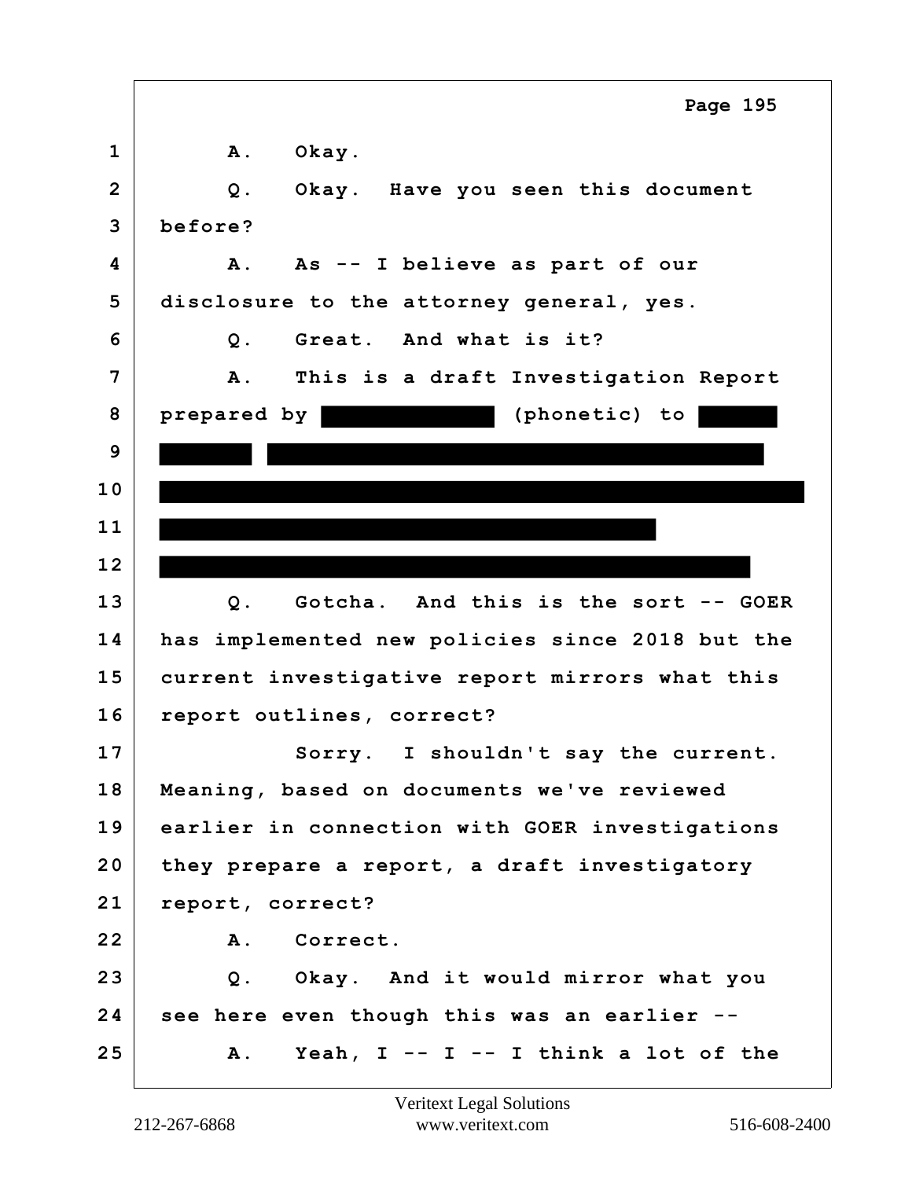1 A. Okay.

2 Q. Okay. Have you seen this document

3 before?

4 A. As -- I believe as part of our

5 disclosure to the attorney general, yes.

6 Q. Great. And what is it?

7 A. This is a draft Investigation Report

8 prepared by ██████████ (phonetic) to █████

9 █████ ████████████████████████████

10 ████████████████████████████████████

11 ████████████████████████████

12 █████████████████████████████████

13 Q. Gotcha. And this is the sort -- GOER

14 has implemented new policies since 2018 but the

15 current investigative report mirrors what this

16 report outlines, correct?

17 Sorry. I shouldn't say the current.

18 Meaning, based on documents we've reviewed

19 earlier in connection with GOER investigations

20 they prepare a report, a draft investigatory

21 report, correct?

22 A. Correct.

23 Q. Okay. And it would mirror what you

24 see here even though this was an earlier --

25 A. Yeah, I -- I -- I think a lot of the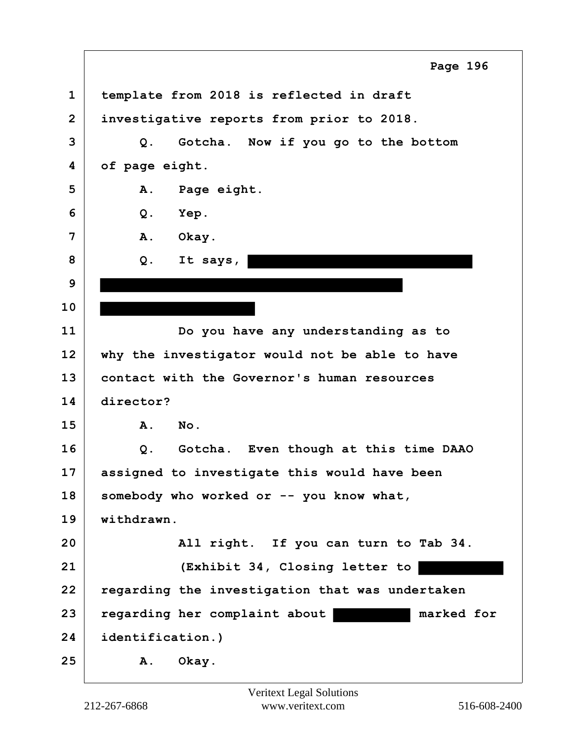1 template from 2018 is reflected in draft
2 investigative reports from prior to 2018.

3 Q. Gotcha. Now if you go to the bottom
4 of page eight.

5 A. Page eight.

6 Q. Yep.

7 A. Okay.

8 Q. It says, [REDACTED]
9 [REDACTED]
10 [REDACTED]

11 Do you have any understanding as to
12 why the investigator would not be able to have
13 contact with the Governor's human resources
14 director?

15 A. No.

16 Q. Gotcha. Even though at this time DAAO
17 assigned to investigate this would have been
18 somebody who worked or -- you know what,
19 withdrawn.

20 All right. If you can turn to Tab 34.

21 (Exhibit 34, Closing letter to [REDACTED]
22 regarding the investigation that was undertaken
23 regarding her complaint about [REDACTED] marked for
24 identification.)

25 A. Okay.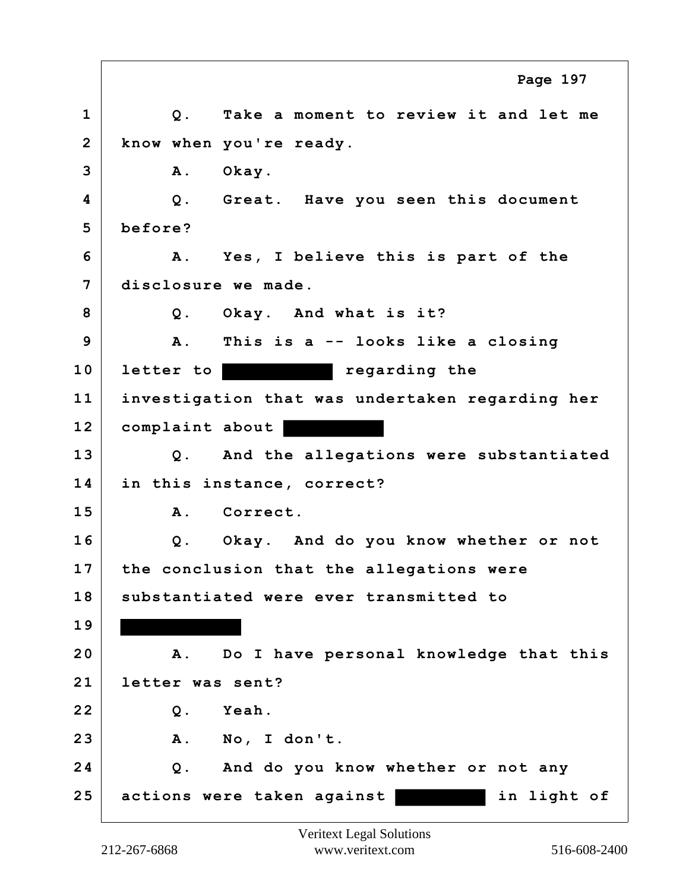1 Q. Take a moment to review it and let me
2 know when you're ready.
3 A. Okay.
4 Q. Great. Have you seen this document
5 before?
6 A. Yes, I believe this is part of the
7 disclosure we made.
8 Q. Okay. And what is it?
9 A. This is a -- looks like a closing
10 letter to [REDACTED] regarding the
11 investigation that was undertaken regarding her
12 complaint about [REDACTED]
13 Q. And the allegations were substantiated
14 in this instance, correct?
15 A. Correct.
16 Q. Okay. And do you know whether or not
17 the conclusion that the allegations were
18 substantiated were ever transmitted to
19 [REDACTED]
20 A. Do I have personal knowledge that this
21 letter was sent?
22 Q. Yeah.
23 A. No, I don't.
24 Q. And do you know whether or not any
25 actions were taken against [REDACTED] in light of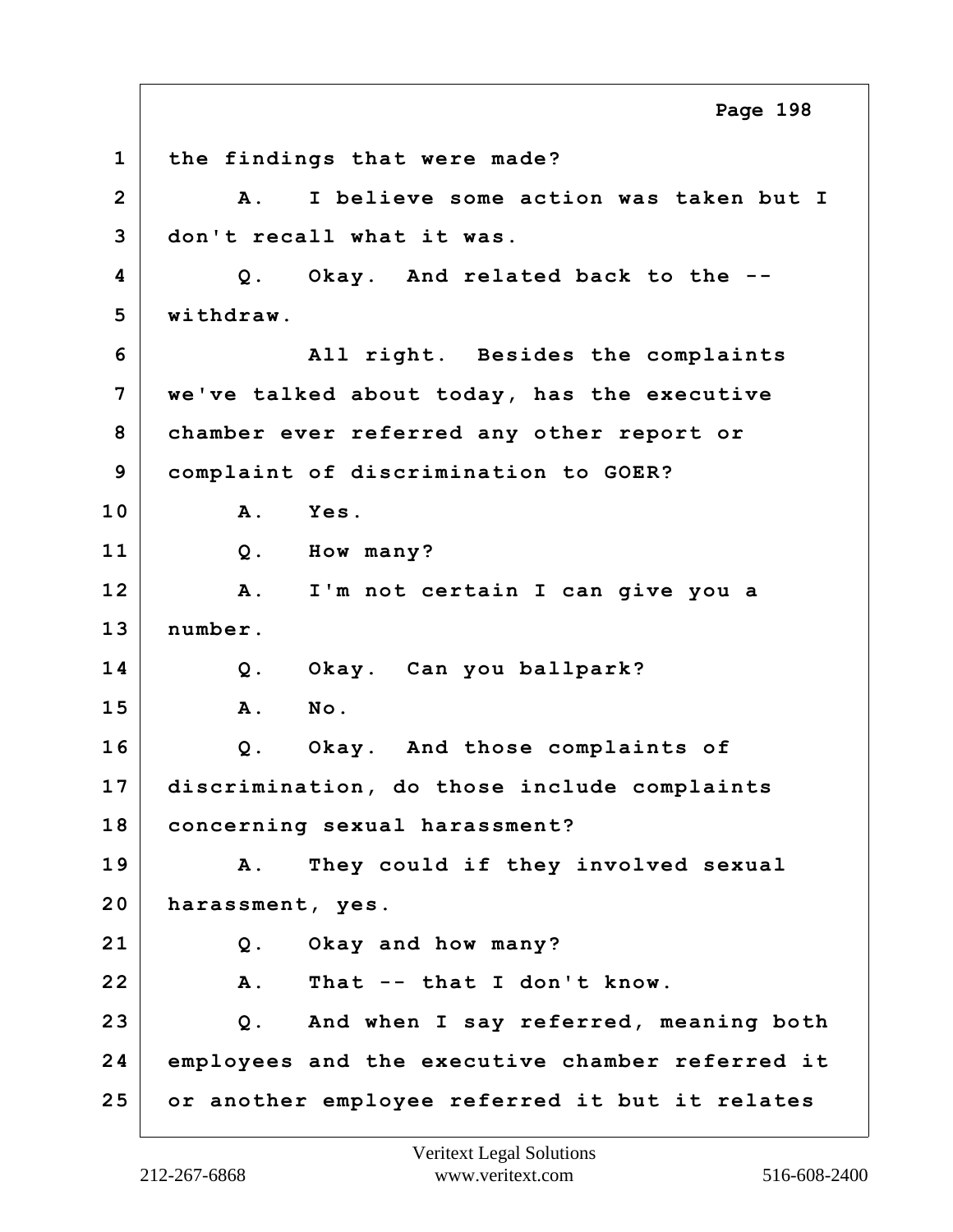1 the findings that were made?

2 A. I believe some action was taken but I

3 don't recall what it was.

4 Q. Okay. And related back to the --

5 withdraw.

6 All right. Besides the complaints

7 we've talked about today, has the executive

8 chamber ever referred any other report or

9 complaint of discrimination to GOER?

10 A. Yes.

11 Q. How many?

12 A. I'm not certain I can give you a

13 number.

14 Q. Okay. Can you ballpark?

15 A. No.

16 Q. Okay. And those complaints of

17 discrimination, do those include complaints

18 concerning sexual harassment?

19 A. They could if they involved sexual

20 harassment, yes.

21 Q. Okay and how many?

22 A. That -- that I don't know.

23 Q. And when I say referred, meaning both

24 employees and the executive chamber referred it

25 or another employee referred it but it relates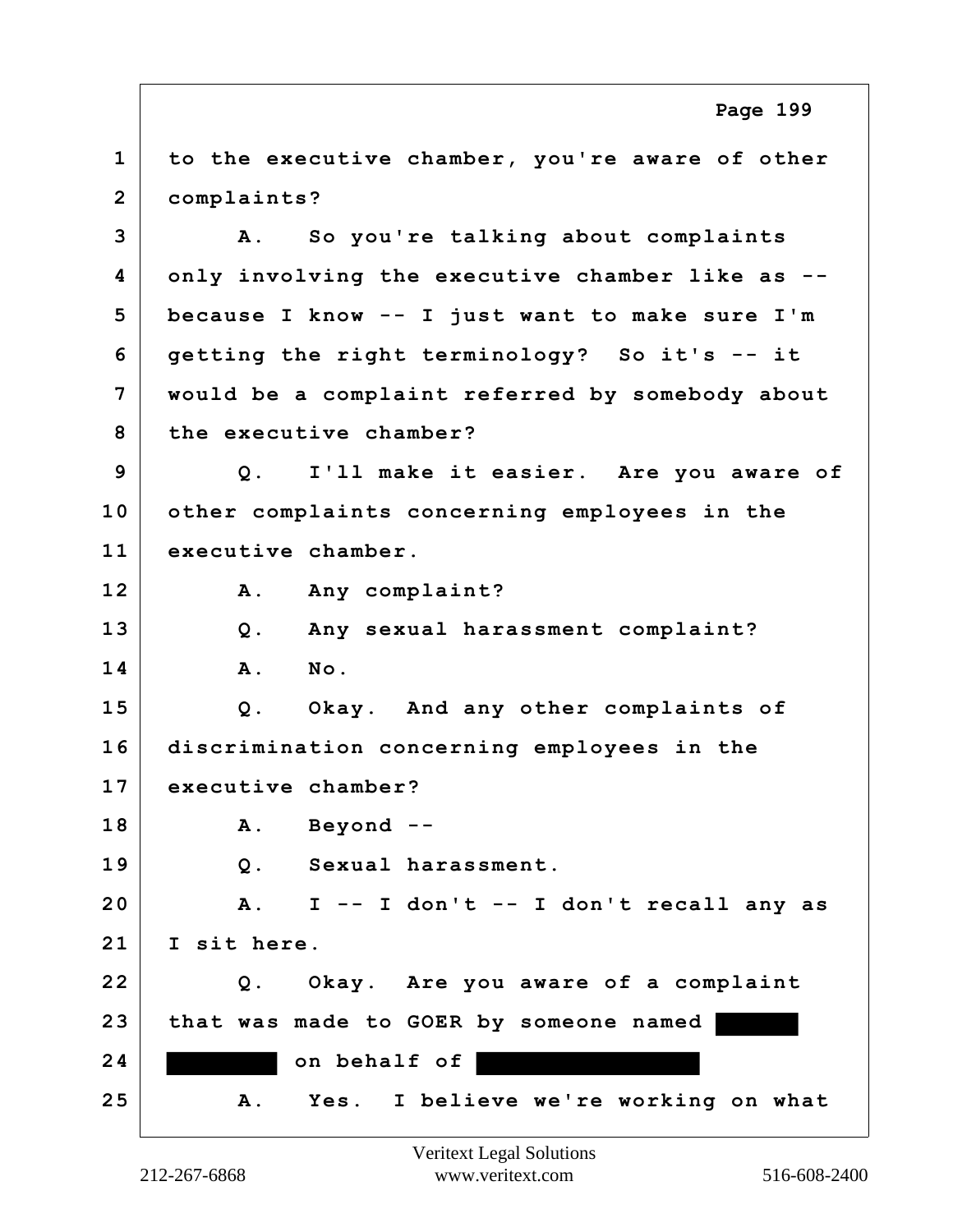1 to the executive chamber, you're aware of other
2 complaints?
3 A. So you're talking about complaints
4 only involving the executive chamber like as --
5 because I know -- I just want to make sure I'm
6 getting the right terminology? So it's -- it
7 would be a complaint referred by somebody about
8 the executive chamber?
9 Q. I'll make it easier. Are you aware of
10 other complaints concerning employees in the
11 executive chamber.
12 A. Any complaint?
13 Q. Any sexual harassment complaint?
14 A. No.
15 Q. Okay. And any other complaints of
16 discrimination concerning employees in the
17 executive chamber?
18 A. Beyond --
19 Q. Sexual harassment.
20 A. I -- I don't -- I don't recall any as
21 I sit here.
22 Q. Okay. Are you aware of a complaint
23 that was made to GOER by someone named [REDACTED]
24 [REDACTED] on behalf of [REDACTED]
25 A. Yes. I believe we're working on what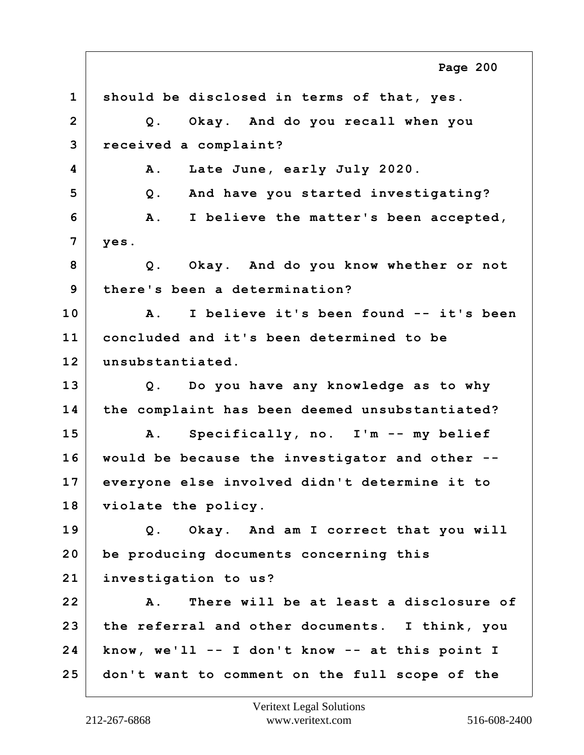1 should be disclosed in terms of that, yes.

2 Q. Okay. And do you recall when you

3 received a complaint?

4 A. Late June, early July 2020.

5 Q. And have you started investigating?

6 A. I believe the matter's been accepted,

7 yes.

8 Q. Okay. And do you know whether or not

9 there's been a determination?

10 A. I believe it's been found -- it's been

11 concluded and it's been determined to be

12 unsubstantiated.

13 Q. Do you have any knowledge as to why

14 the complaint has been deemed unsubstantiated?

15 A. Specifically, no. I'm -- my belief

16 would be because the investigator and other --

17 everyone else involved didn't determine it to

18 violate the policy.

19 Q. Okay. And am I correct that you will

20 be producing documents concerning this

21 investigation to us?

22 A. There will be at least a disclosure of

23 the referral and other documents. I think, you

24 know, we'll -- I don't know -- at this point I

25 don't want to comment on the full scope of the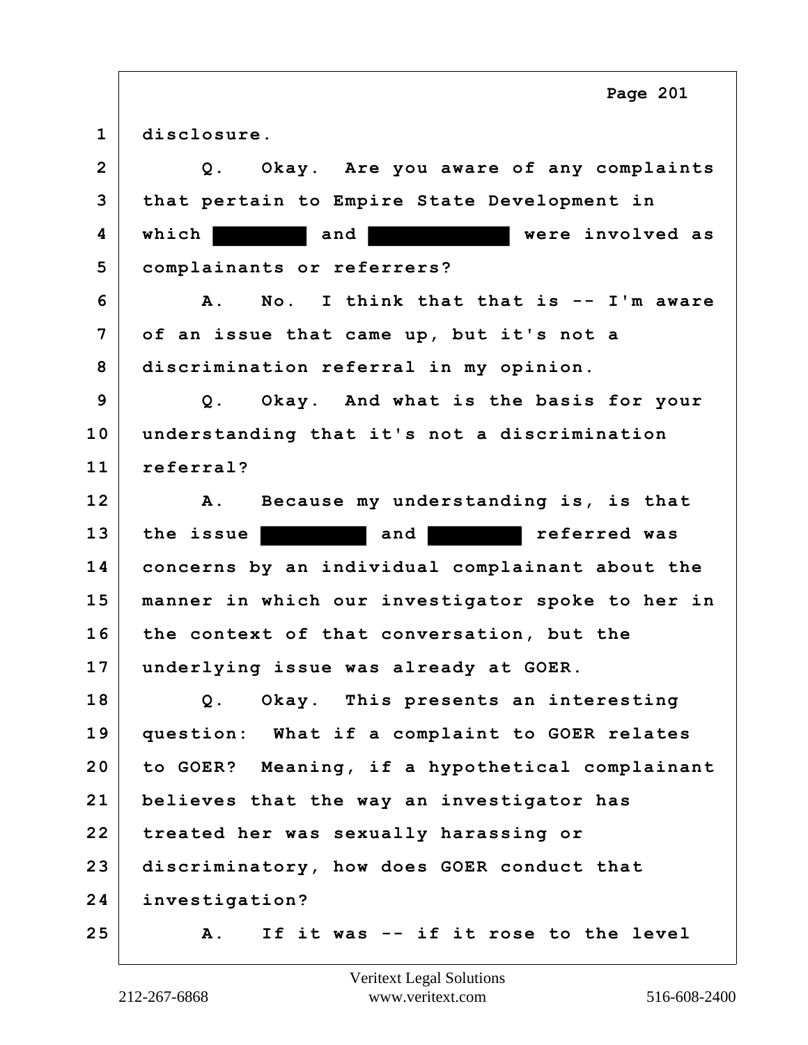1 disclosure.

2 Q. Okay. Are you aware of any complaints

3 that pertain to Empire State Development in

4 which [REDACTED] and [REDACTED] were involved as

5 complainants or referrers?

6 A. No. I think that that is -- I'm aware

7 of an issue that came up, but it's not a

8 discrimination referral in my opinion.

9 Q. Okay. And what is the basis for your

10 understanding that it's not a discrimination

11 referral?

12 A. Because my understanding is, is that

13 the issue [REDACTED] and [REDACTED] referred was

14 concerns by an individual complainant about the

15 manner in which our investigator spoke to her in

16 the context of that conversation, but the

17 underlying issue was already at GOER.

18 Q. Okay. This presents an interesting

19 question: What if a complaint to GOER relates

20 to GOER? Meaning, if a hypothetical complainant

21 believes that the way an investigator has

22 treated her was sexually harassing or

23 discriminatory, how does GOER conduct that

24 investigation?

25 A. If it was -- if it rose to the level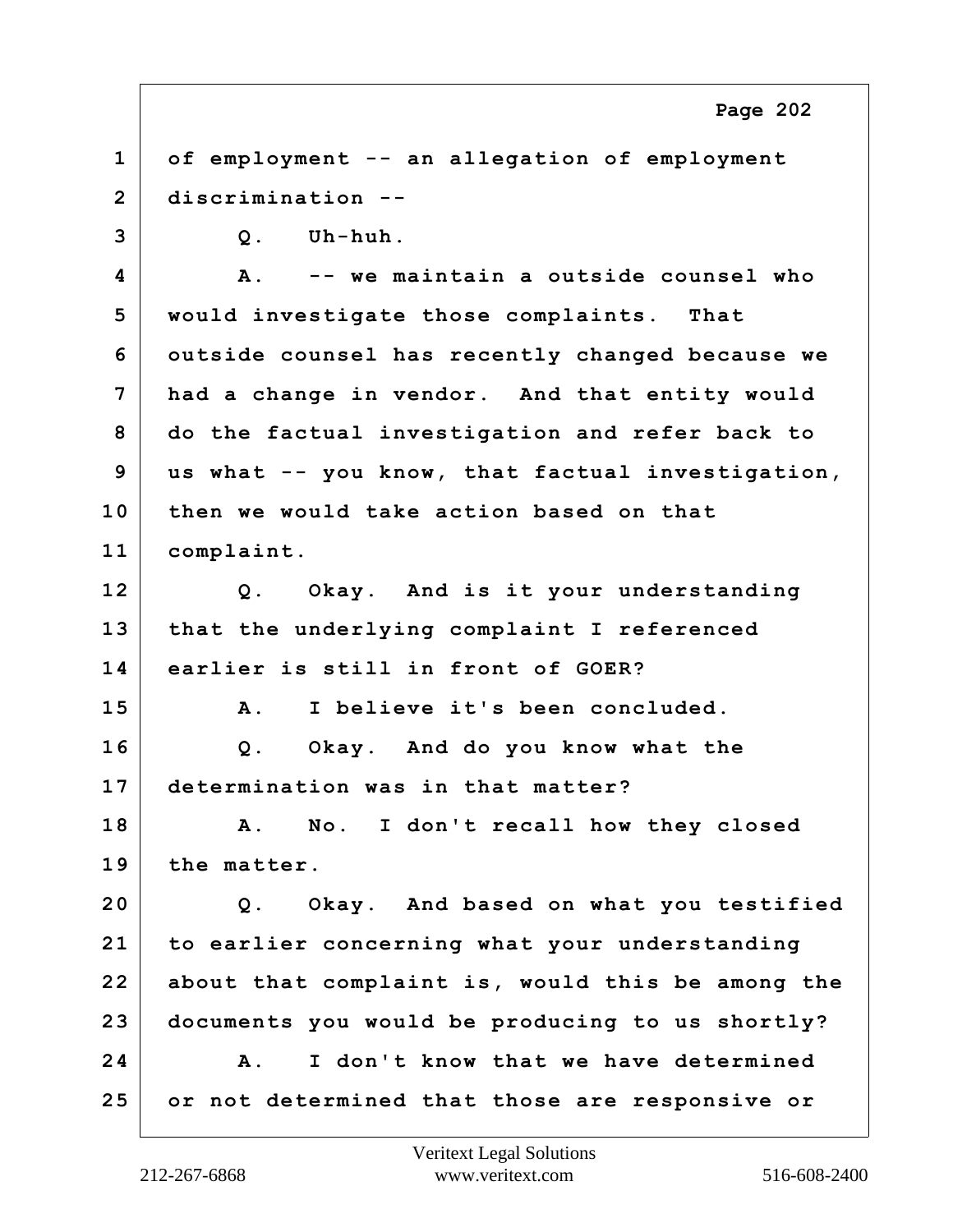1 of employment -- an allegation of employment
2 discrimination --
3 Q. Uh-huh.
4 A. -- we maintain a outside counsel who
5 would investigate those complaints. That
6 outside counsel has recently changed because we
7 had a change in vendor. And that entity would
8 do the factual investigation and refer back to
9 us what -- you know, that factual investigation,
10 then we would take action based on that
11 complaint.
12 Q. Okay. And is it your understanding
13 that the underlying complaint I referenced
14 earlier is still in front of GOER?
15 A. I believe it's been concluded.
16 Q. Okay. And do you know what the
17 determination was in that matter?
18 A. No. I don't recall how they closed
19 the matter.
20 Q. Okay. And based on what you testified
21 to earlier concerning what your understanding
22 about that complaint is, would this be among the
23 documents you would be producing to us shortly?
24 A. I don't know that we have determined
25 or not determined that those are responsive or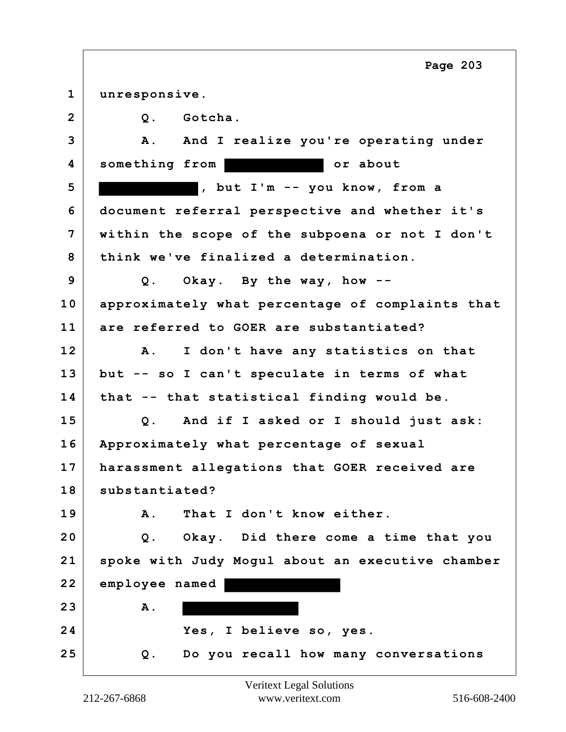1 unresponsive.

2 Q. Gotcha.

3 A. And I realize you're operating under

4 something from [REDACTED] or about

5 [REDACTED], but I'm -- you know, from a

6 document referral perspective and whether it's

7 within the scope of the subpoena or not I don't

8 think we've finalized a determination.

9 Q. Okay. By the way, how --

10 approximately what percentage of complaints that

11 are referred to GOER are substantiated?

12 A. I don't have any statistics on that

13 but -- so I can't speculate in terms of what

14 that -- that statistical finding would be.

15 Q. And if I asked or I should just ask:

16 Approximately what percentage of sexual

17 harassment allegations that GOER received are

18 substantiated?

19 A. That I don't know either.

20 Q. Okay. Did there come a time that you

21 spoke with Judy Mogul about an executive chamber

22 employee named [REDACTED]

23 A. [REDACTED]

24 Yes, I believe so, yes.

25 Q. Do you recall how many conversations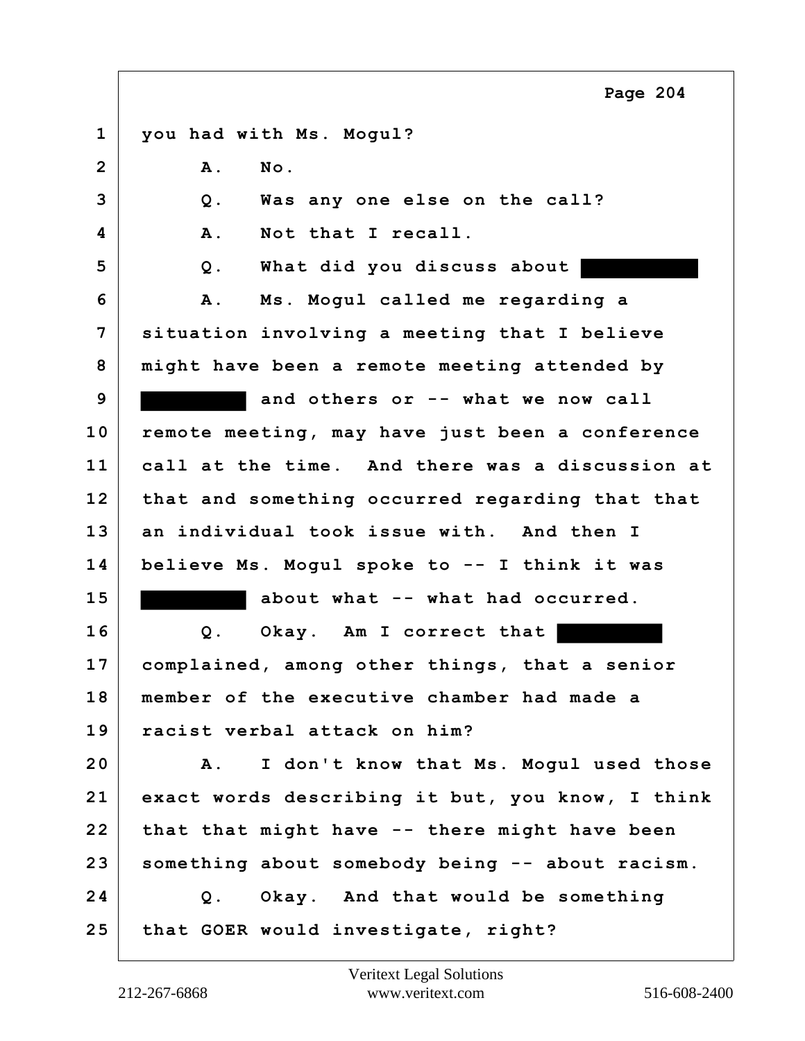1 you had with Ms. Mogul?

2 A. No.

3 Q. Was any one else on the call?

4 A. Not that I recall.

5 Q. What did you discuss about ██████████

6 A. Ms. Mogul called me regarding a

7 situation involving a meeting that I believe

8 might have been a remote meeting attended by

9 ██████████ and others or -- what we now call

10 remote meeting, may have just been a conference

11 call at the time. And there was a discussion at

12 that and something occurred regarding that that

13 an individual took issue with. And then I

14 believe Ms. Mogul spoke to -- I think it was

15 ██████████ about what -- what had occurred.

16 Q. Okay. Am I correct that ██████████

17 complained, among other things, that a senior

18 member of the executive chamber had made a

19 racist verbal attack on him?

20 A. I don't know that Ms. Mogul used those

21 exact words describing it but, you know, I think

22 that that might have -- there might have been

23 something about somebody being -- about racism.

24 Q. Okay. And that would be something

25 that GOER would investigate, right?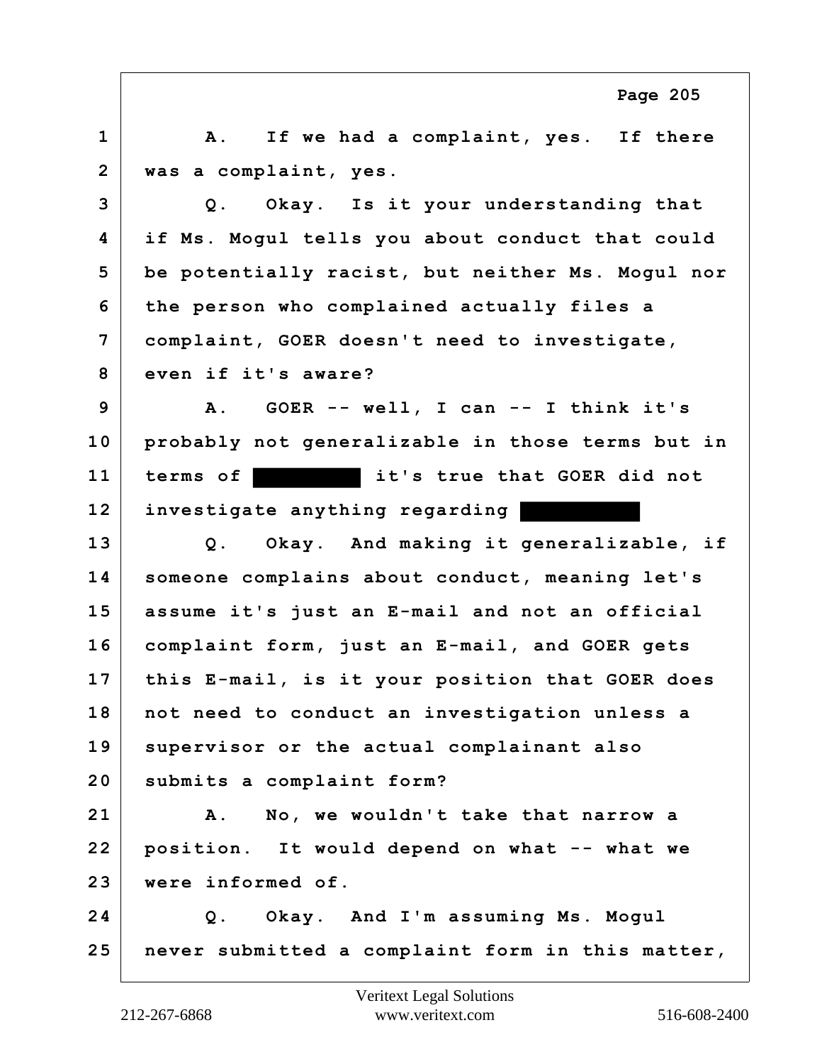1 A. If we had a complaint, yes. If there
2 was a complaint, yes.
3 Q. Okay. Is it your understanding that
4 if Ms. Mogul tells you about conduct that could
5 be potentially racist, but neither Ms. Mogul nor
6 the person who complained actually files a
7 complaint, GOER doesn't need to investigate,
8 even if it's aware?
9 A. GOER -- well, I can -- I think it's
10 probably not generalizable in those terms but in
11 terms of ███████ it's true that GOER did not
12 investigate anything regarding ████████
13 Q. Okay. And making it generalizable, if
14 someone complains about conduct, meaning let's
15 assume it's just an E-mail and not an official
16 complaint form, just an E-mail, and GOER gets
17 this E-mail, is it your position that GOER does
18 not need to conduct an investigation unless a
19 supervisor or the actual complainant also
20 submits a complaint form?
21 A. No, we wouldn't take that narrow a
22 position. It would depend on what -- what we
23 were informed of.
24 Q. Okay. And I'm assuming Ms. Mogul
25 never submitted a complaint form in this matter,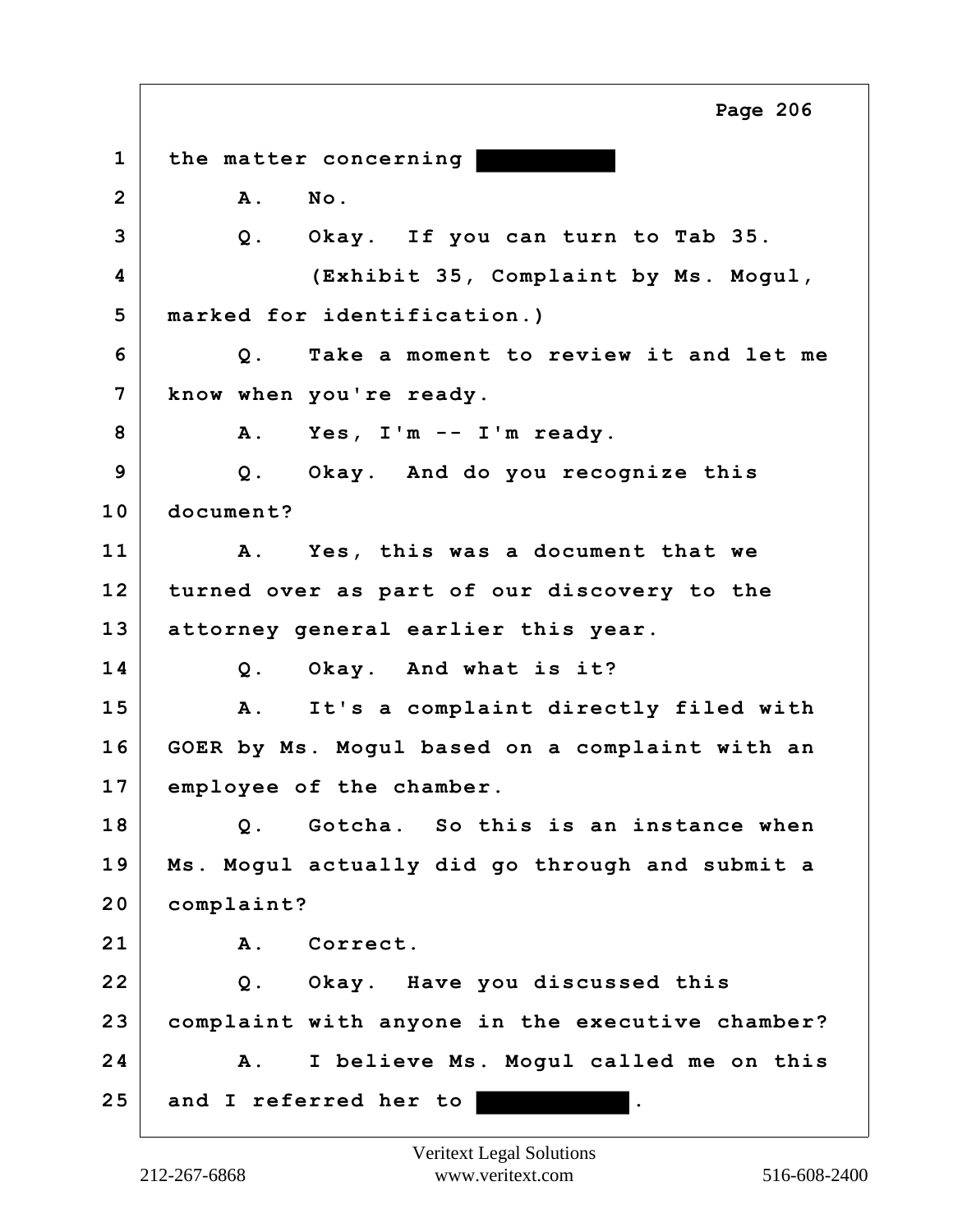1 the matter concerning ██████████

2 A. No.

3 Q. Okay. If you can turn to Tab 35.

4 (Exhibit 35, Complaint by Ms. Mogul,

5 marked for identification.)

6 Q. Take a moment to review it and let me

7 know when you're ready.

8 A. Yes, I'm -- I'm ready.

9 Q. Okay. And do you recognize this

10 document?

11 A. Yes, this was a document that we

12 turned over as part of our discovery to the

13 attorney general earlier this year.

14 Q. Okay. And what is it?

15 A. It's a complaint directly filed with

16 GOER by Ms. Mogul based on a complaint with an

17 employee of the chamber.

18 Q. Gotcha. So this is an instance when

19 Ms. Mogul actually did go through and submit a

20 complaint?

21 A. Correct.

22 Q. Okay. Have you discussed this

23 complaint with anyone in the executive chamber?

24 A. I believe Ms. Mogul called me on this

25 and I referred her to ██████████.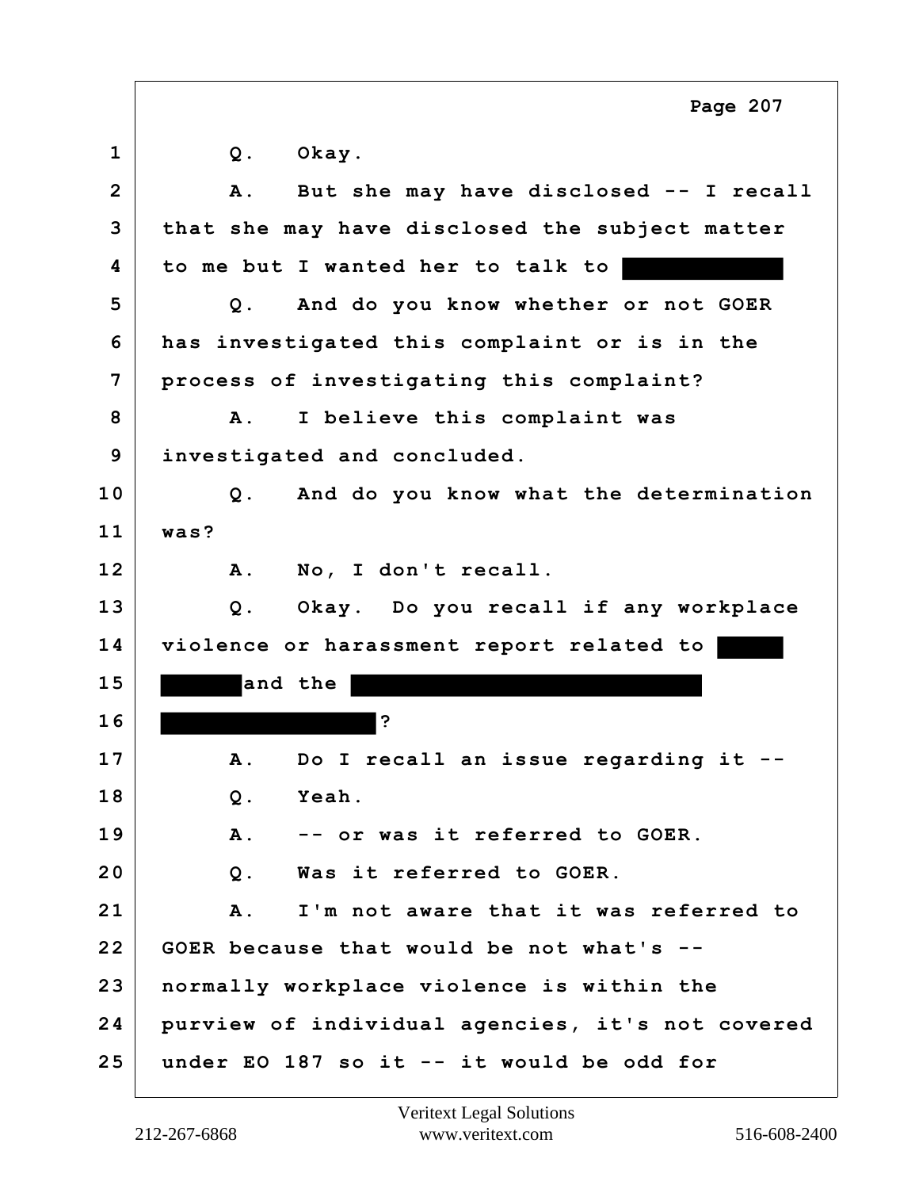1 Q. Okay.

2 A. But she may have disclosed -- I recall

3 that she may have disclosed the subject matter

4 to me but I wanted her to talk to [REDACTED]

5 Q. And do you know whether or not GOER

6 has investigated this complaint or is in the

7 process of investigating this complaint?

8 A. I believe this complaint was

9 investigated and concluded.

10 Q. And do you know what the determination

11 was?

12 A. No, I don't recall.

13 Q. Okay. Do you recall if any workplace

14 violence or harassment report related to [REDACTED]

15 [REDACTED] and the [REDACTED]

16 [REDACTED]?

17 A. Do I recall an issue regarding it --

18 Q. Yeah.

19 A. -- or was it referred to GOER.

20 Q. Was it referred to GOER.

21 A. I'm not aware that it was referred to

22 GOER because that would be not what's --

23 normally workplace violence is within the

24 purview of individual agencies, it's not covered

25 under EO 187 so it -- it would be odd for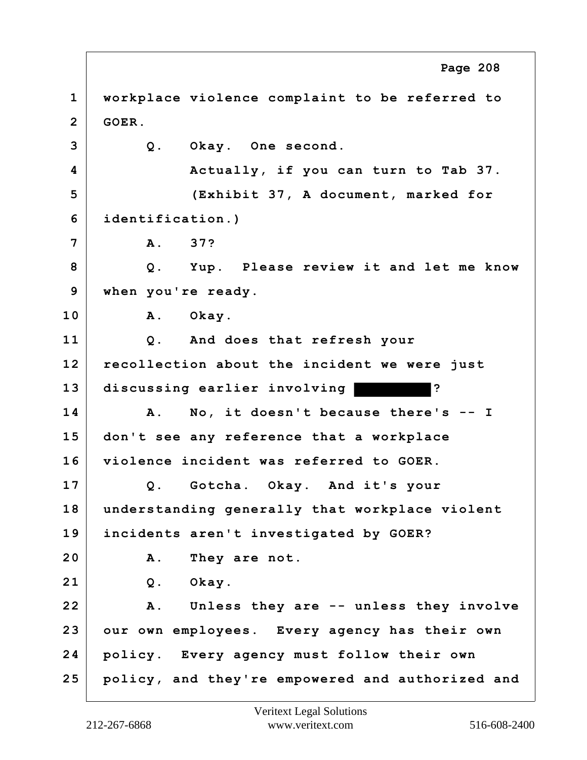1 workplace violence complaint to be referred to
2 GOER.
3 Q. Okay. One second.
4 Actually, if you can turn to Tab 37.
5 (Exhibit 37, A document, marked for
6 identification.)
7 A. 37?
8 Q. Yup. Please review it and let me know
9 when you're ready.
10 A. Okay.
11 Q. And does that refresh your
12 recollection about the incident we were just
13 discussing earlier involving ██████████?
14 A. No, it doesn't because there's -- I
15 don't see any reference that a workplace
16 violence incident was referred to GOER.
17 Q. Gotcha. Okay. And it's your
18 understanding generally that workplace violent
19 incidents aren't investigated by GOER?
20 A. They are not.
21 Q. Okay.
22 A. Unless they are -- unless they involve
23 our own employees. Every agency has their own
24 policy. Every agency must follow their own
25 policy, and they're empowered and authorized and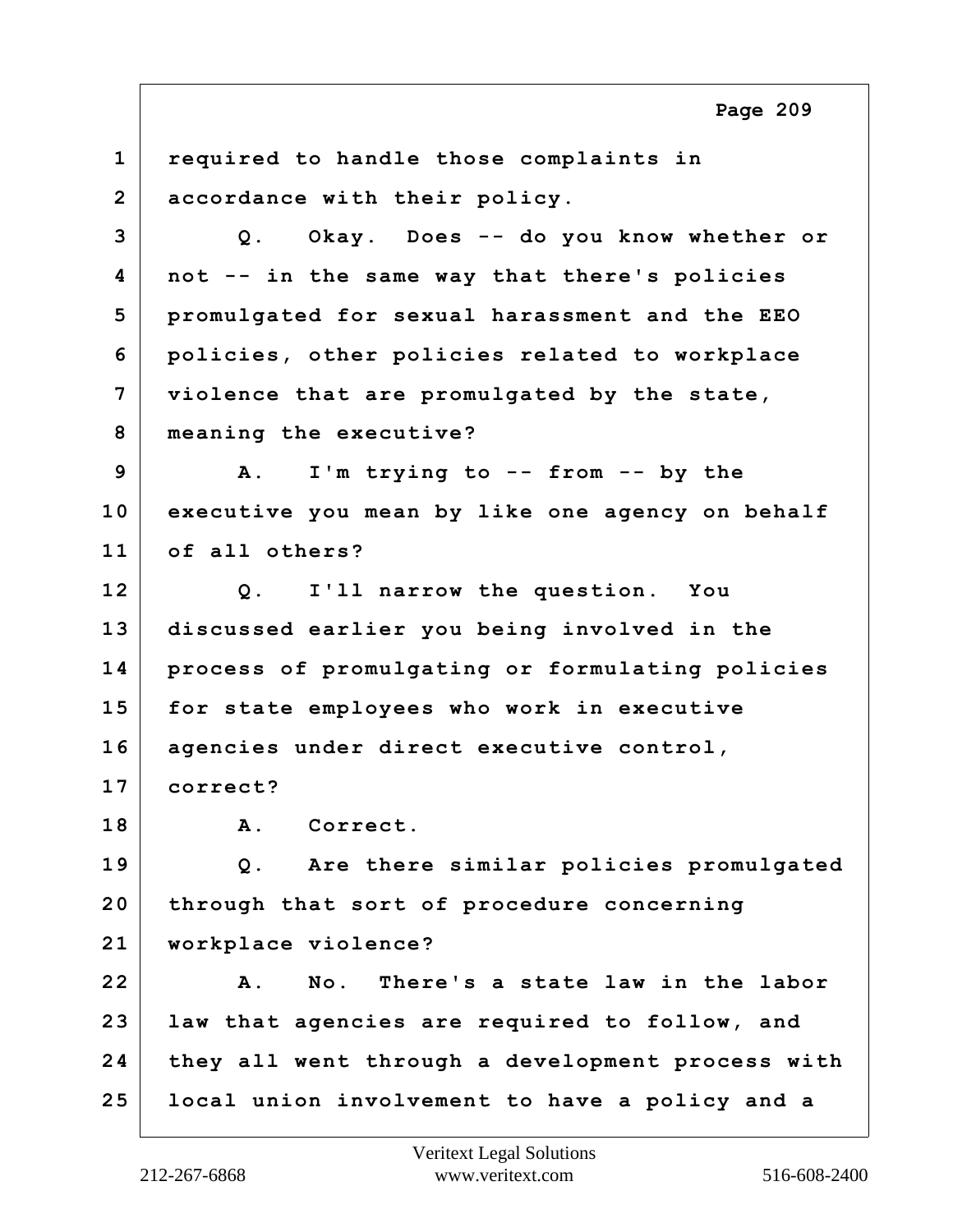1 required to handle those complaints in
2 accordance with their policy.
3 Q. Okay. Does -- do you know whether or
4 not -- in the same way that there's policies
5 promulgated for sexual harassment and the EEO
6 policies, other policies related to workplace
7 violence that are promulgated by the state,
8 meaning the executive?
9 A. I'm trying to -- from -- by the
10 executive you mean by like one agency on behalf
11 of all others?
12 Q. I'll narrow the question. You
13 discussed earlier you being involved in the
14 process of promulgating or formulating policies
15 for state employees who work in executive
16 agencies under direct executive control,
17 correct?
18 A. Correct.
19 Q. Are there similar policies promulgated
20 through that sort of procedure concerning
21 workplace violence?
22 A. No. There's a state law in the labor
23 law that agencies are required to follow, and
24 they all went through a development process with
25 local union involvement to have a policy and a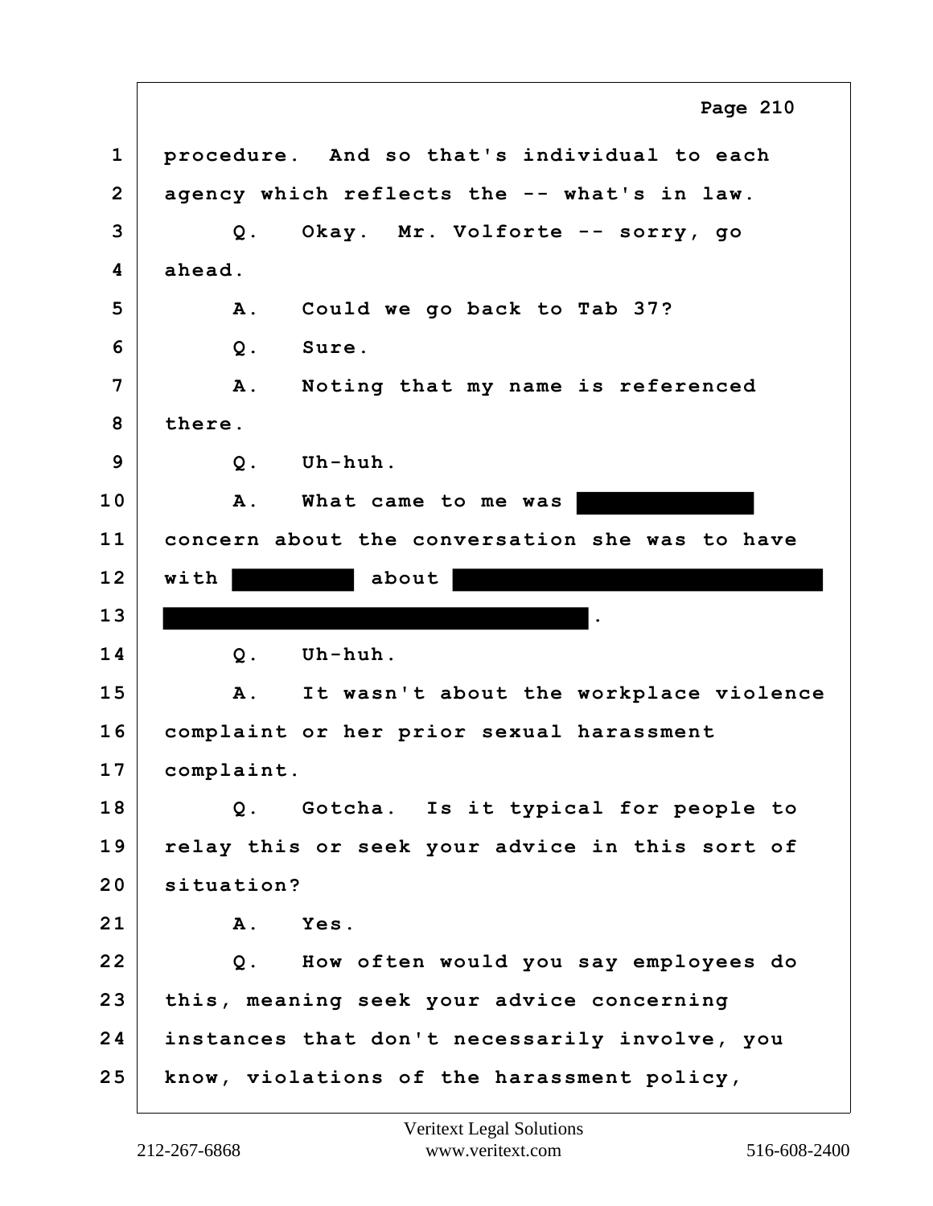1 procedure. And so that's individual to each
2 agency which reflects the -- what's in law.
3 Q. Okay. Mr. Volforte -- sorry, go
4 ahead.
5 A. Could we go back to Tab 37?
6 Q. Sure.
7 A. Noting that my name is referenced
8 there.
9 Q. Uh-huh.
10 A. What came to me was [REDACTED]
11 concern about the conversation she was to have
12 with [REDACTED] about [REDACTED]
13 [REDACTED].
14 Q. Uh-huh.
15 A. It wasn't about the workplace violence
16 complaint or her prior sexual harassment
17 complaint.
18 Q. Gotcha. Is it typical for people to
19 relay this or seek your advice in this sort of
20 situation?
21 A. Yes.
22 Q. How often would you say employees do
23 this, meaning seek your advice concerning
24 instances that don't necessarily involve, you
25 know, violations of the harassment policy,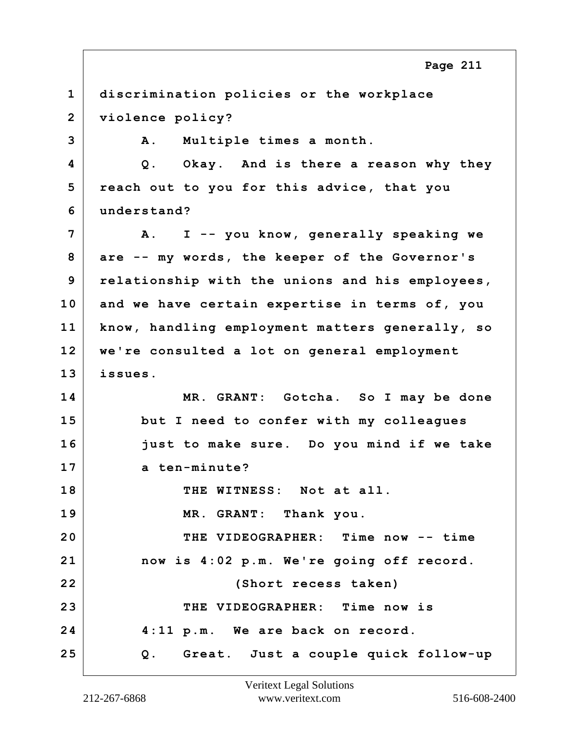1 discrimination policies or the workplace
2 violence policy?
3 A. Multiple times a month.
4 Q. Okay. And is there a reason why they
5 reach out to you for this advice, that you
6 understand?
7 A. I -- you know, generally speaking we
8 are -- my words, the keeper of the Governor's
9 relationship with the unions and his employees,
10 and we have certain expertise in terms of, you
11 know, handling employment matters generally, so
12 we're consulted a lot on general employment
13 issues.
14 MR. GRANT: Gotcha. So I may be done
15 but I need to confer with my colleagues
16 just to make sure. Do you mind if we take
17 a ten-minute?
18 THE WITNESS: Not at all.
19 MR. GRANT: Thank you.
20 THE VIDEOGRAPHER: Time now -- time
21 now is 4:02 p.m. We're going off record.
22 (Short recess taken)
23 THE VIDEOGRAPHER: Time now is
24 4:11 p.m. We are back on record.
25 Q. Great. Just a couple quick follow-up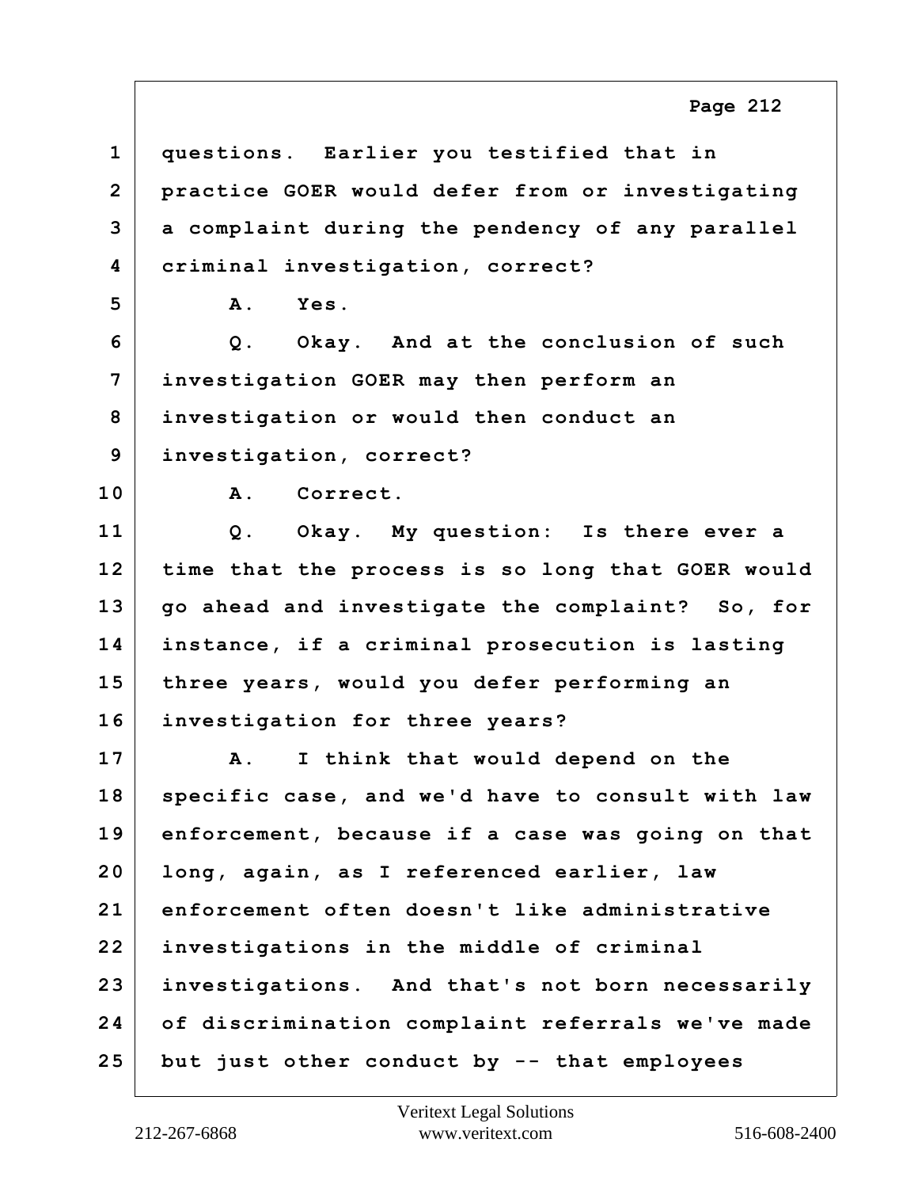1 questions. Earlier you testified that in
2 practice GOER would defer from or investigating
3 a complaint during the pendency of any parallel
4 criminal investigation, correct?
5 A. Yes.
6 Q. Okay. And at the conclusion of such
7 investigation GOER may then perform an
8 investigation or would then conduct an
9 investigation, correct?
10 A. Correct.
11 Q. Okay. My question: Is there ever a
12 time that the process is so long that GOER would
13 go ahead and investigate the complaint? So, for
14 instance, if a criminal prosecution is lasting
15 three years, would you defer performing an
16 investigation for three years?
17 A. I think that would depend on the
18 specific case, and we'd have to consult with law
19 enforcement, because if a case was going on that
20 long, again, as I referenced earlier, law
21 enforcement often doesn't like administrative
22 investigations in the middle of criminal
23 investigations. And that's not born necessarily
24 of discrimination complaint referrals we've made
25 but just other conduct by -- that employees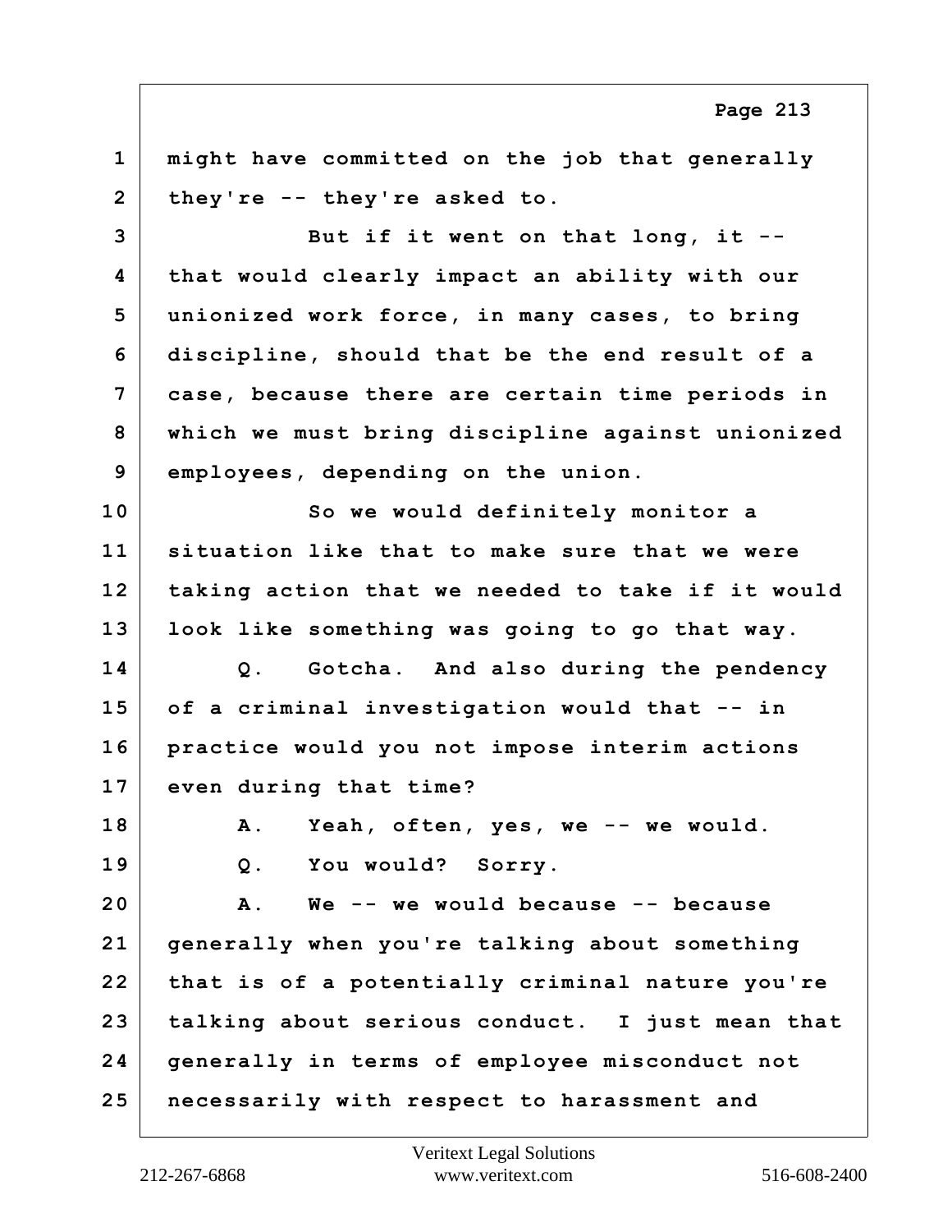1 might have committed on the job that generally
2 they're -- they're asked to.
3 But if it went on that long, it --
4 that would clearly impact an ability with our
5 unionized work force, in many cases, to bring
6 discipline, should that be the end result of a
7 case, because there are certain time periods in
8 which we must bring discipline against unionized
9 employees, depending on the union.
10 So we would definitely monitor a
11 situation like that to make sure that we were
12 taking action that we needed to take if it would
13 look like something was going to go that way.
14 Q. Gotcha. And also during the pendency
15 of a criminal investigation would that -- in
16 practice would you not impose interim actions
17 even during that time?
18 A. Yeah, often, yes, we -- we would.
19 Q. You would? Sorry.
20 A. We -- we would because -- because
21 generally when you're talking about something
22 that is of a potentially criminal nature you're
23 talking about serious conduct. I just mean that
24 generally in terms of employee misconduct not
25 necessarily with respect to harassment and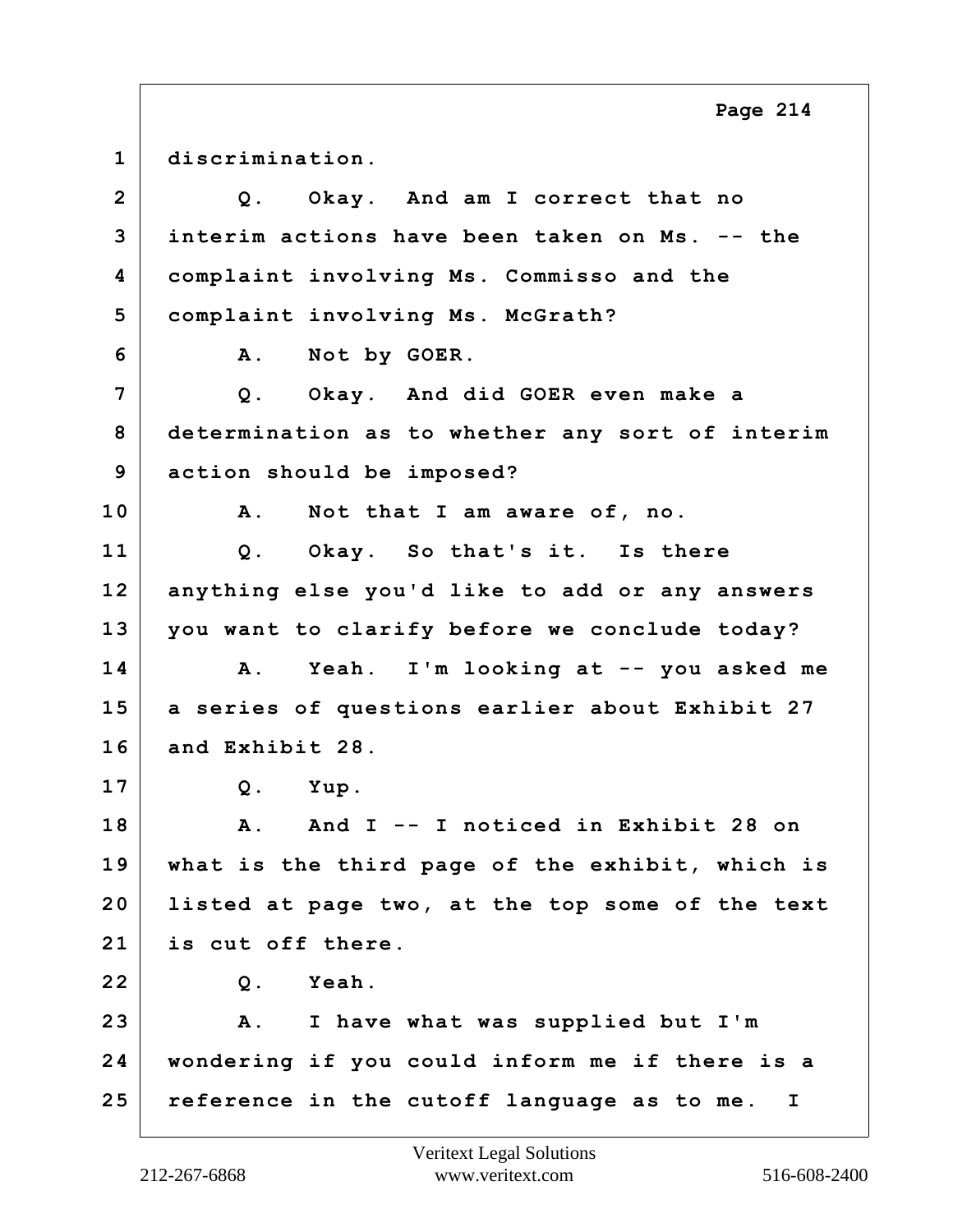1 discrimination.

2 Q. Okay. And am I correct that no
3 interim actions have been taken on Ms. -- the
4 complaint involving Ms. Commisso and the
5 complaint involving Ms. McGrath?

6 A. Not by GOER.

7 Q. Okay. And did GOER even make a
8 determination as to whether any sort of interim
9 action should be imposed?

10 A. Not that I am aware of, no.

11 Q. Okay. So that's it. Is there
12 anything else you'd like to add or any answers
13 you want to clarify before we conclude today?

14 A. Yeah. I'm looking at -- you asked me
15 a series of questions earlier about Exhibit 27
16 and Exhibit 28.

17 Q. Yup.

18 A. And I -- I noticed in Exhibit 28 on
19 what is the third page of the exhibit, which is
20 listed at page two, at the top some of the text
21 is cut off there.

22 Q. Yeah.

23 A. I have what was supplied but I'm
24 wondering if you could inform me if there is a
25 reference in the cutoff language as to me. I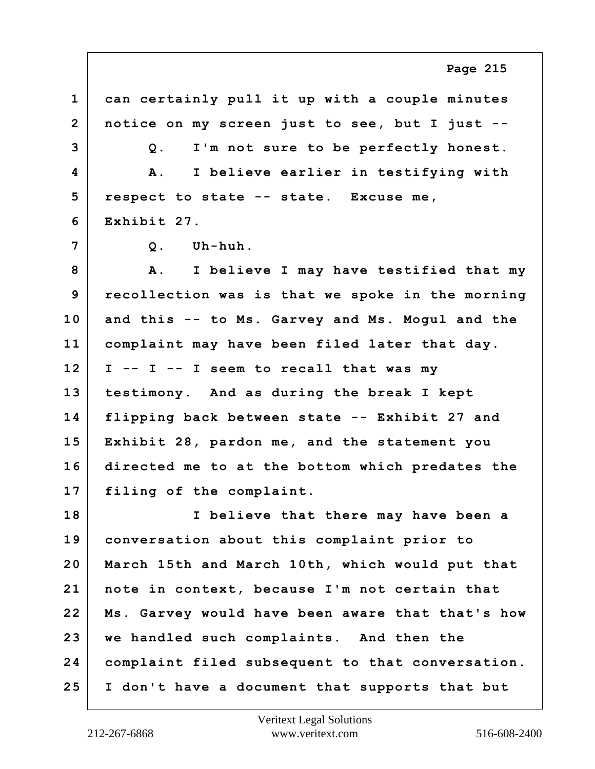1 can certainly pull it up with a couple minutes
2 notice on my screen just to see, but I just --
3 Q. I'm not sure to be perfectly honest.
4 A. I believe earlier in testifying with
5 respect to state -- state. Excuse me,
6 Exhibit 27.
7 Q. Uh-huh.
8 A. I believe I may have testified that my
9 recollection was is that we spoke in the morning
10 and this -- to Ms. Garvey and Ms. Mogul and the
11 complaint may have been filed later that day.
12 I -- I -- I seem to recall that was my
13 testimony. And as during the break I kept
14 flipping back between state -- Exhibit 27 and
15 Exhibit 28, pardon me, and the statement you
16 directed me to at the bottom which predates the
17 filing of the complaint.
18 I believe that there may have been a
19 conversation about this complaint prior to
20 March 15th and March 10th, which would put that
21 note in context, because I'm not certain that
22 Ms. Garvey would have been aware that that's how
23 we handled such complaints. And then the
24 complaint filed subsequent to that conversation.
25 I don't have a document that supports that but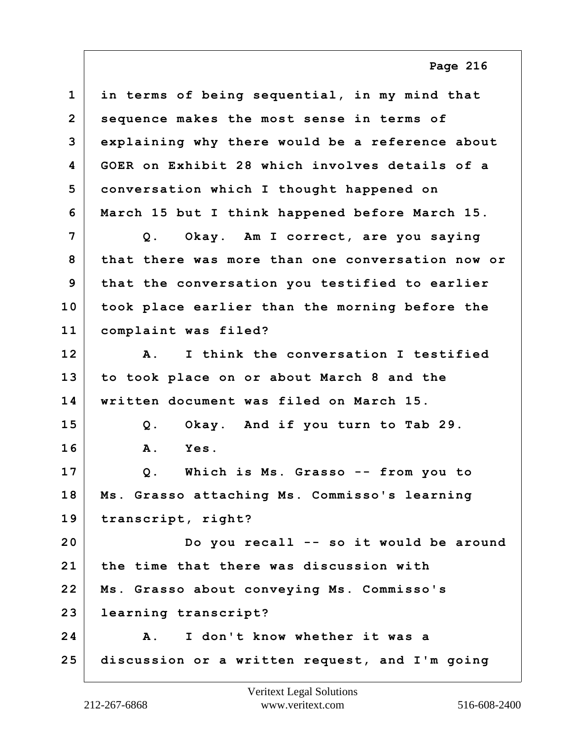1 in terms of being sequential, in my mind that
2 sequence makes the most sense in terms of
3 explaining why there would be a reference about
4 GOER on Exhibit 28 which involves details of a
5 conversation which I thought happened on
6 March 15 but I think happened before March 15.
7 Q. Okay. Am I correct, are you saying
8 that there was more than one conversation now or
9 that the conversation you testified to earlier
10 took place earlier than the morning before the
11 complaint was filed?
12 A. I think the conversation I testified
13 to took place on or about March 8 and the
14 written document was filed on March 15.
15 Q. Okay. And if you turn to Tab 29.
16 A. Yes.
17 Q. Which is Ms. Grasso -- from you to
18 Ms. Grasso attaching Ms. Commisso's learning
19 transcript, right?
20 Do you recall -- so it would be around
21 the time that there was discussion with
22 Ms. Grasso about conveying Ms. Commisso's
23 learning transcript?
24 A. I don't know whether it was a
25 discussion or a written request, and I'm going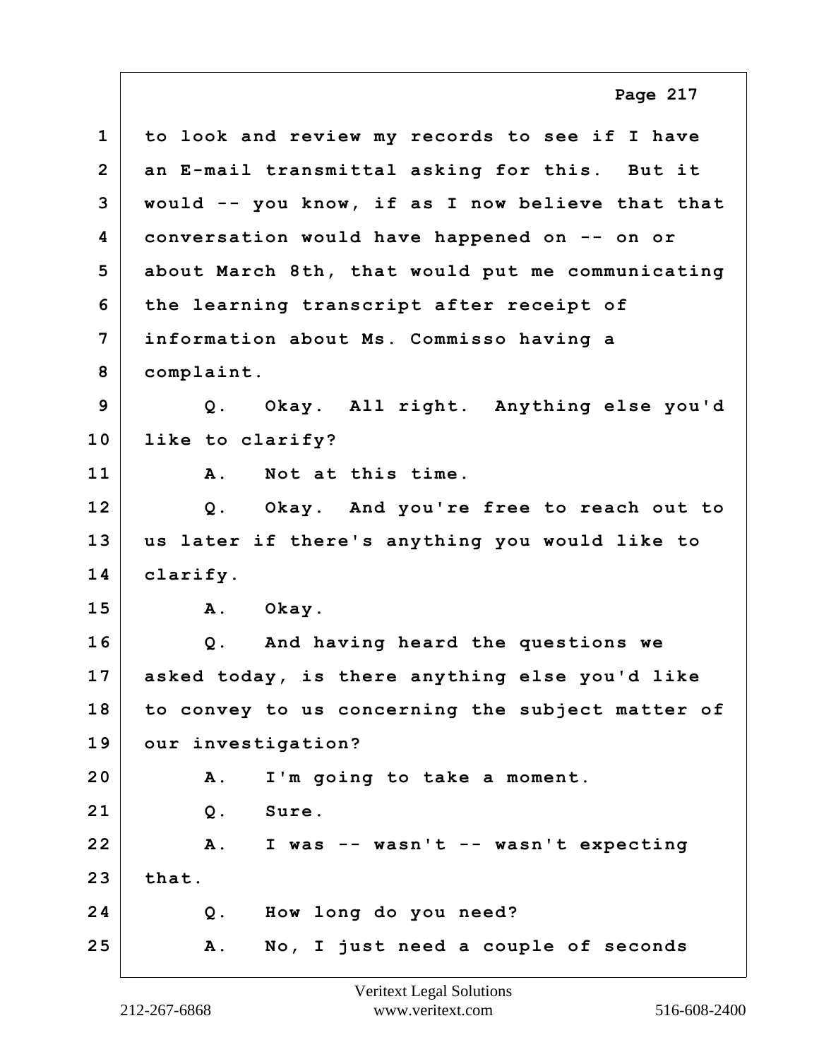1 to look and review my records to see if I have
2 an E-mail transmittal asking for this. But it
3 would -- you know, if as I now believe that that
4 conversation would have happened on -- on or
5 about March 8th, that would put me communicating
6 the learning transcript after receipt of
7 information about Ms. Commisso having a
8 complaint.
9 Q. Okay. All right. Anything else you'd
10 like to clarify?
11 A. Not at this time.
12 Q. Okay. And you're free to reach out to
13 us later if there's anything you would like to
14 clarify.
15 A. Okay.
16 Q. And having heard the questions we
17 asked today, is there anything else you'd like
18 to convey to us concerning the subject matter of
19 our investigation?
20 A. I'm going to take a moment.
21 Q. Sure.
22 A. I was -- wasn't -- wasn't expecting
23 that.
24 Q. How long do you need?
25 A. No, I just need a couple of seconds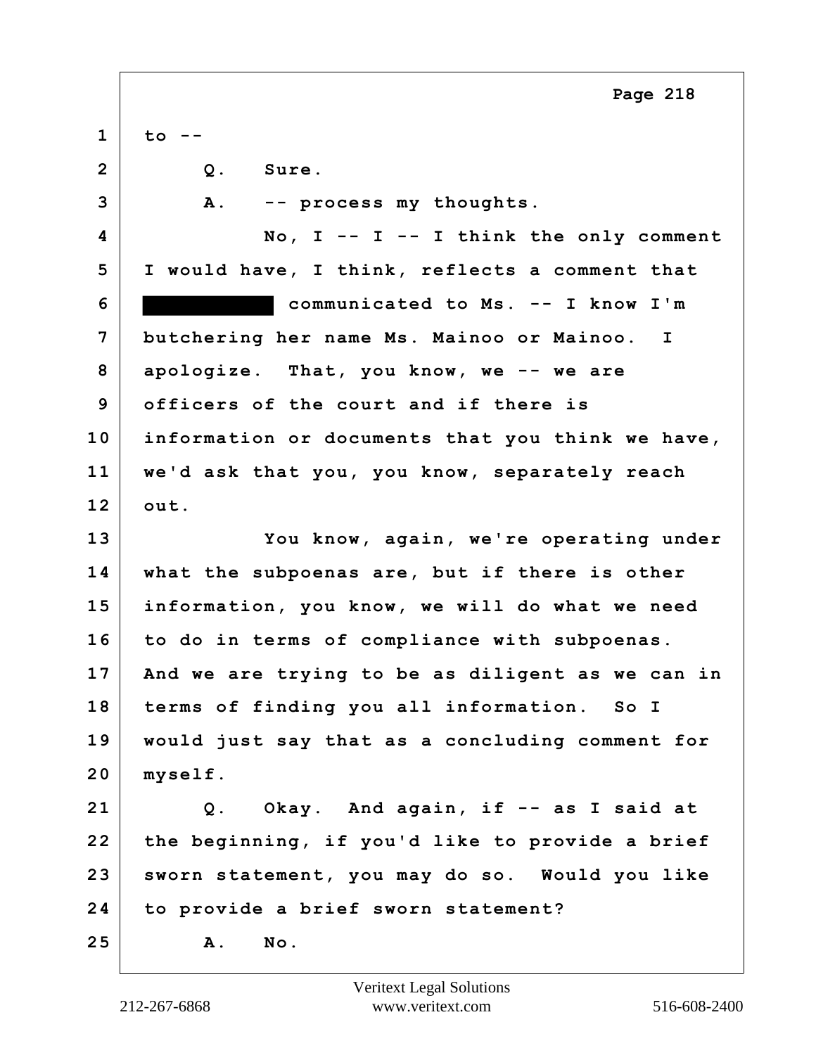1 to --

2 Q. Sure.

3 A. -- process my thoughts.

4 No, I -- I -- I think the only comment

5 I would have, I think, reflects a comment that

6 ██████████ communicated to Ms. -- I know I'm

7 butchering her name Ms. Mainoo or Mainoo. I

8 apologize. That, you know, we -- we are

9 officers of the court and if there is

10 information or documents that you think we have,

11 we'd ask that you, you know, separately reach

12 out.

13 You know, again, we're operating under

14 what the subpoenas are, but if there is other

15 information, you know, we will do what we need

16 to do in terms of compliance with subpoenas.

17 And we are trying to be as diligent as we can in

18 terms of finding you all information. So I

19 would just say that as a concluding comment for

20 myself.

21 Q. Okay. And again, if -- as I said at

22 the beginning, if you'd like to provide a brief

23 sworn statement, you may do so. Would you like

24 to provide a brief sworn statement?

25 A. No.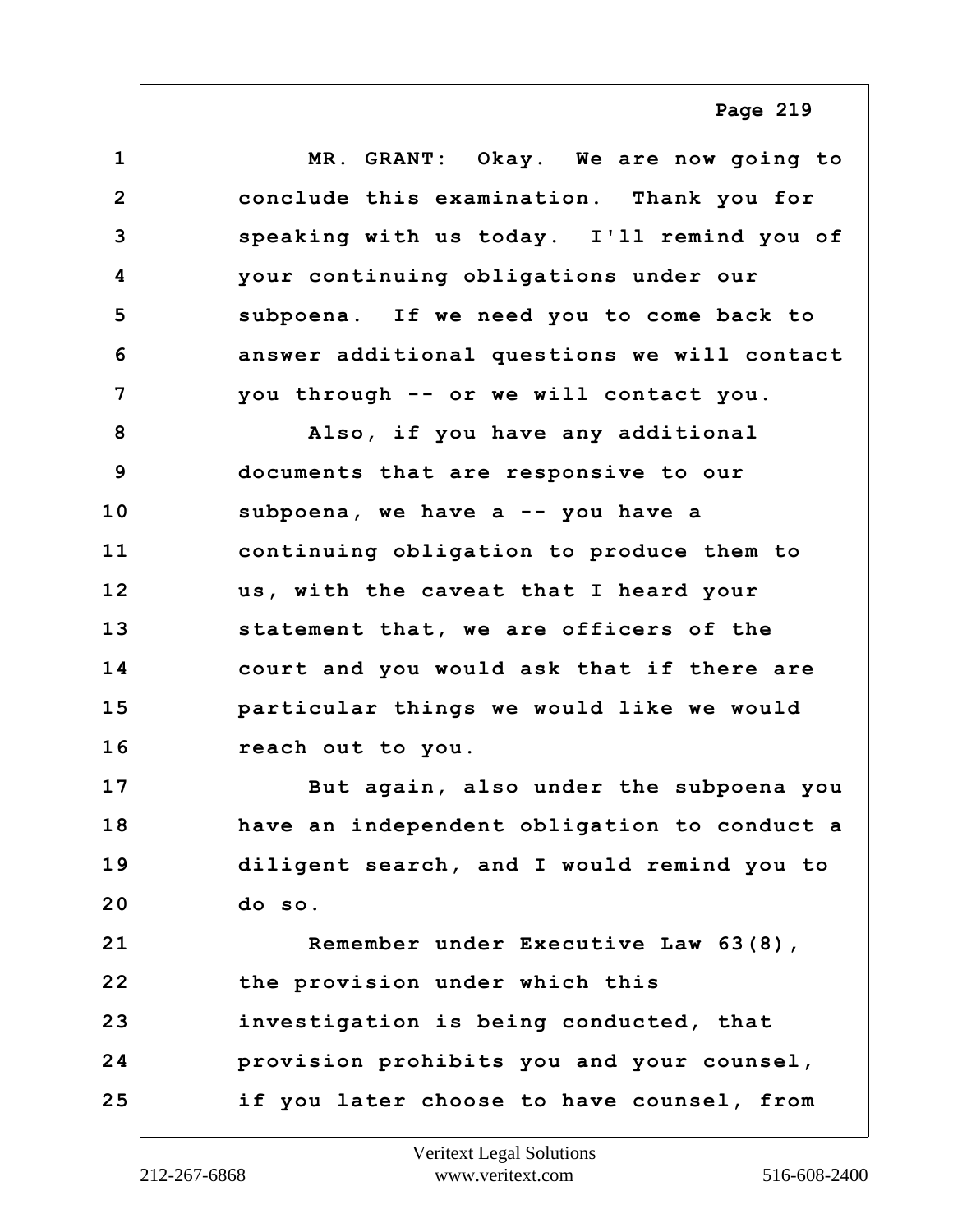1 MR. GRANT: Okay. We are now going to
2 conclude this examination. Thank you for
3 speaking with us today. I'll remind you of
4 your continuing obligations under our
5 subpoena. If we need you to come back to
6 answer additional questions we will contact
7 you through -- or we will contact you.
8 Also, if you have any additional
9 documents that are responsive to our
10 subpoena, we have a -- you have a
11 continuing obligation to produce them to
12 us, with the caveat that I heard your
13 statement that, we are officers of the
14 court and you would ask that if there are
15 particular things we would like we would
16 reach out to you.
17 But again, also under the subpoena you
18 have an independent obligation to conduct a
19 diligent search, and I would remind you to
20 do so.
21 Remember under Executive Law 63(8),
22 the provision under which this
23 investigation is being conducted, that
24 provision prohibits you and your counsel,
25 if you later choose to have counsel, from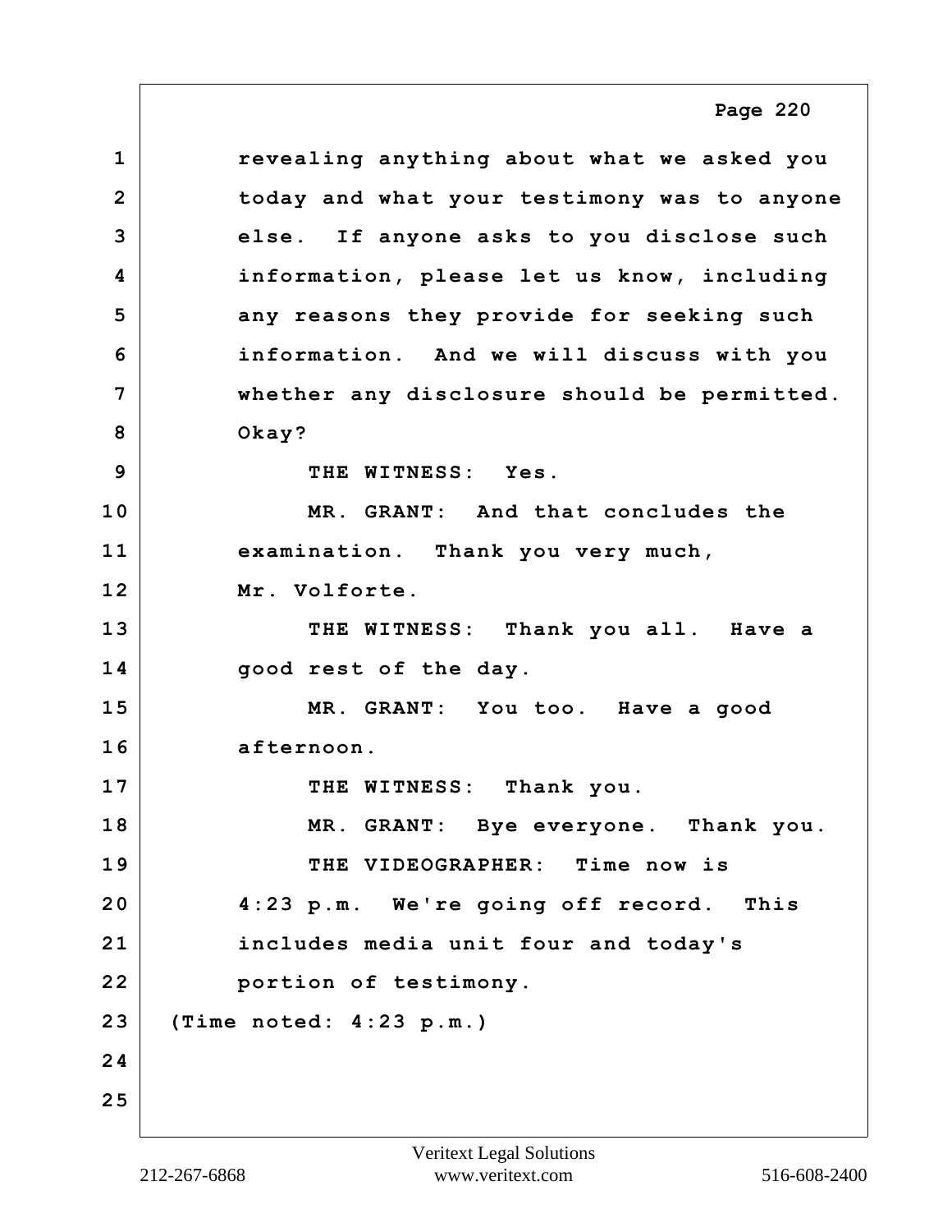1 revealing anything about what we asked you
2 today and what your testimony was to anyone
3 else. If anyone asks to you disclose such
4 information, please let us know, including
5 any reasons they provide for seeking such
6 information. And we will discuss with you
7 whether any disclosure should be permitted.
8 Okay?
9 THE WITNESS: Yes.
10 MR. GRANT: And that concludes the
11 examination. Thank you very much,
12 Mr. Volforte.
13 THE WITNESS: Thank you all. Have a
14 good rest of the day.
15 MR. GRANT: You too. Have a good
16 afternoon.
17 THE WITNESS: Thank you.
18 MR. GRANT: Bye everyone. Thank you.
19 THE VIDEOGRAPHER: Time now is
20 4:23 p.m. We're going off record. This
21 includes media unit four and today's
22 portion of testimony.
23 (Time noted: 4:23 p.m.)
24
25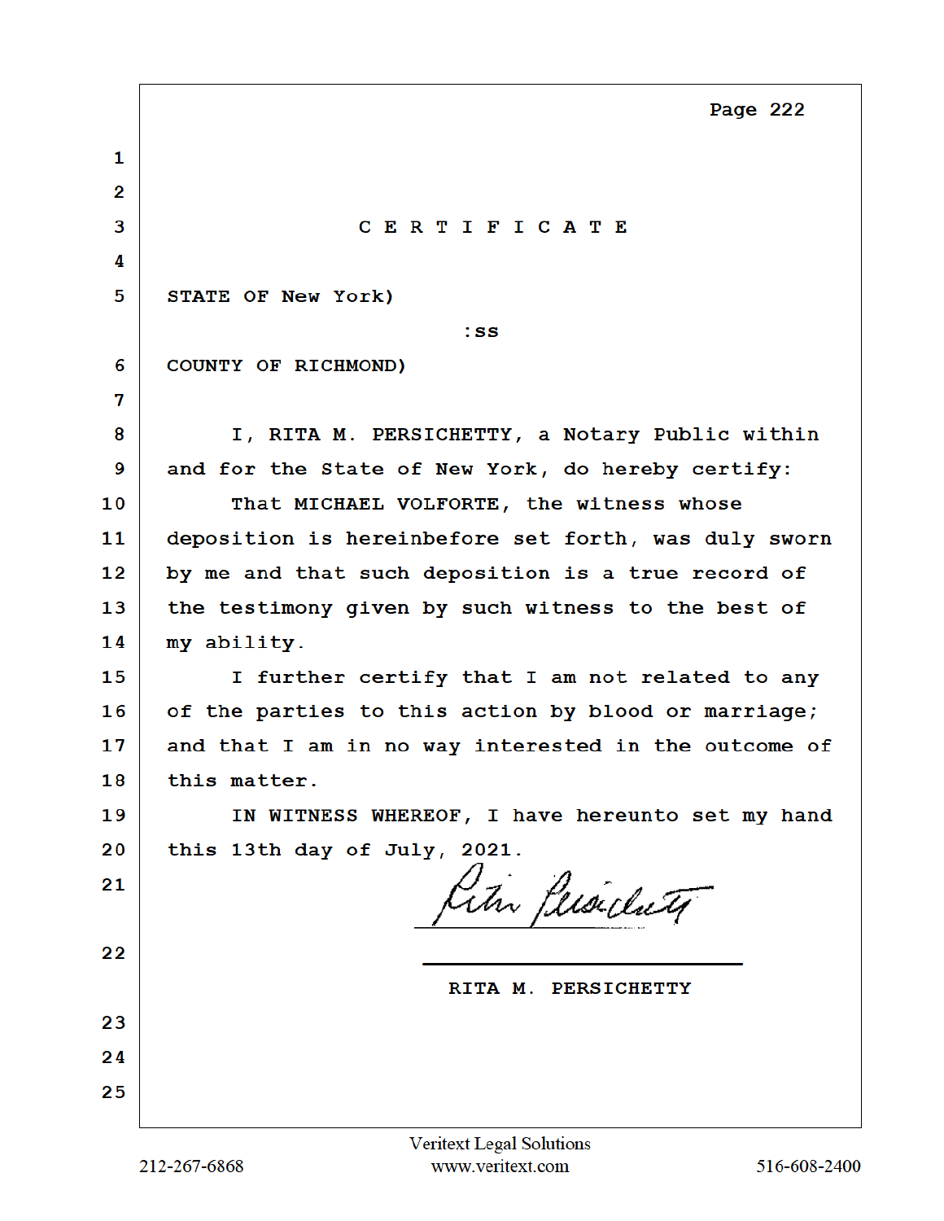# C E R T I F I C A T E

STATE OF New York)

:ss

COUNTY OF RICHMOND)

I, RITA M. PERSICHETTY, a Notary Public within and for the State of New York, do hereby certify:

That MICHAEL VOLFORTE, the witness whose deposition is hereinbefore set forth, was duly sworn by me and that such deposition is a true record of the testimony given by such witness to the best of my ability.

I further certify that I am not related to any of the parties to this action by blood or marriage; and that I am in no way interested in the outcome of this matter.

IN WITNESS WHEREOF, I have hereunto set my hand this 13th day of July, 2021.

RITA M. PERSICHETTY